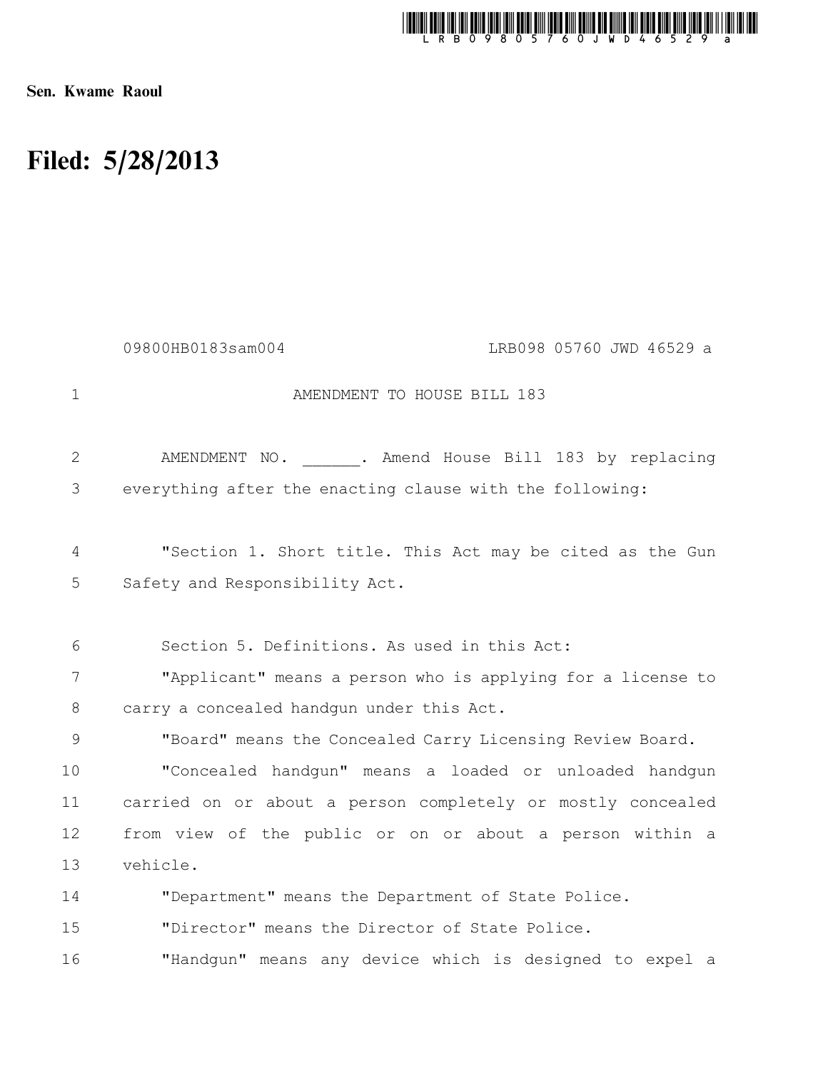Sen. Kwame Raoul

# Filed: 5/28/2013

09800HB0183sam004 LRB098 05760 JWD 46529 a

AMENDMENT TO HOUSE BILL 183

AMENDMENT NO. ______. Amend House Bill 183 by replacing everything after the enacting clause with the following:

"Section 1. Short title. This Act may be cited as the Gun Safety and Responsibility Act.

Section 5. Definitions. As used in this Act:

"Applicant" means a person who is applying for a license to carry a concealed handgun under this Act.

"Board" means the Concealed Carry Licensing Review Board.

"Concealed handgun" means a loaded or unloaded handgun carried on or about a person completely or mostly concealed from view of the public or on or about a person within a vehicle.

"Department" means the Department of State Police.

"Director" means the Director of State Police.

"Handgun" means any device which is designed to expel a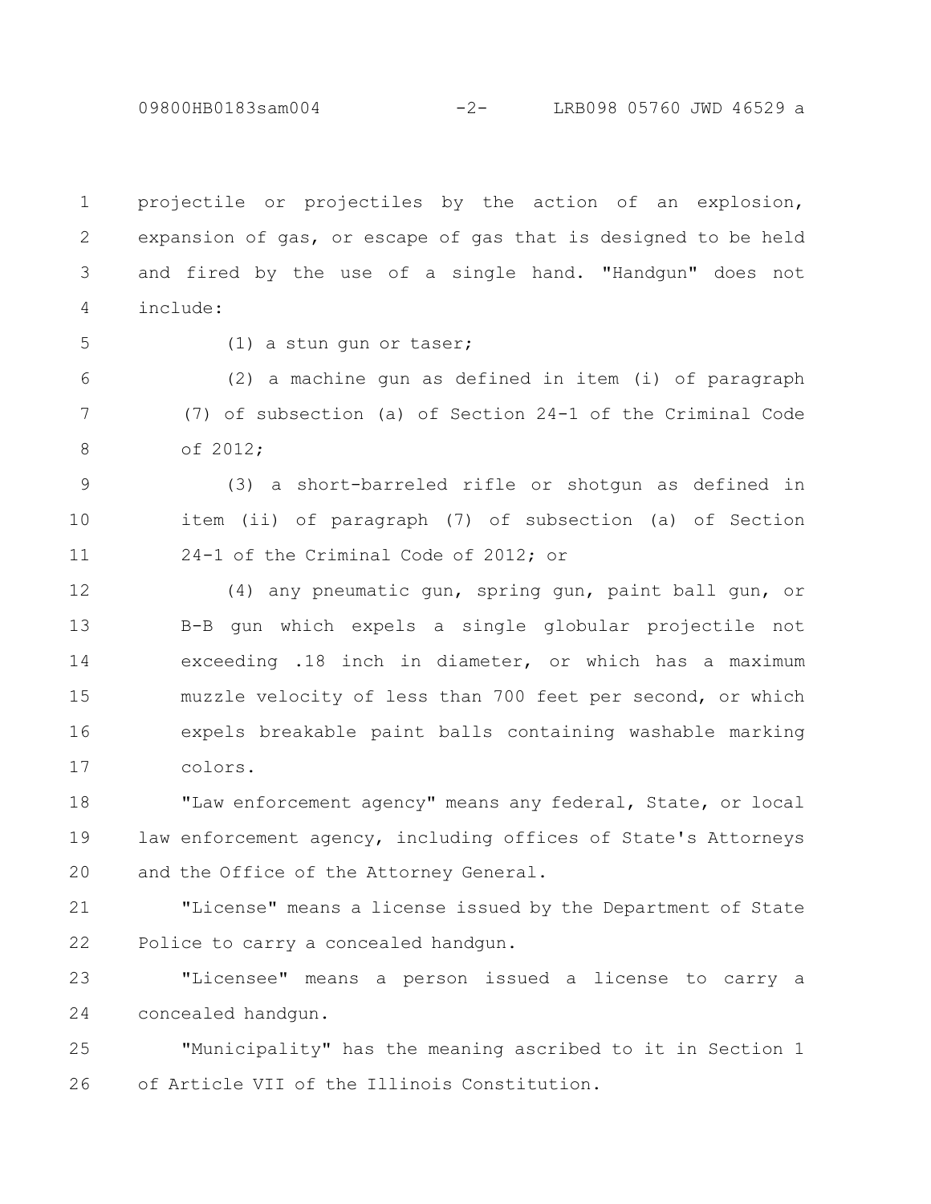projectile or projectiles by the action of an explosion, expansion of gas, or escape of gas that is designed to be held and fired by the use of a single hand. "Handgun" does not include:

(1) a stun gun or taser;

(2) a machine gun as defined in item (i) of paragraph (7) of subsection (a) of Section 24-1 of the Criminal Code of 2012;

(3) a short-barreled rifle or shotgun as defined in item (ii) of paragraph (7) of subsection (a) of Section 24-1 of the Criminal Code of 2012; or

(4) any pneumatic gun, spring gun, paint ball gun, or B-B gun which expels a single globular projectile not exceeding .18 inch in diameter, or which has a maximum muzzle velocity of less than 700 feet per second, or which expels breakable paint balls containing washable marking colors.

"Law enforcement agency" means any federal, State, or local law enforcement agency, including offices of State's Attorneys and the Office of the Attorney General.

"License" means a license issued by the Department of State Police to carry a concealed handgun.

"Licensee" means a person issued a license to carry a concealed handgun.

"Municipality" has the meaning ascribed to it in Section 1 of Article VII of the Illinois Constitution.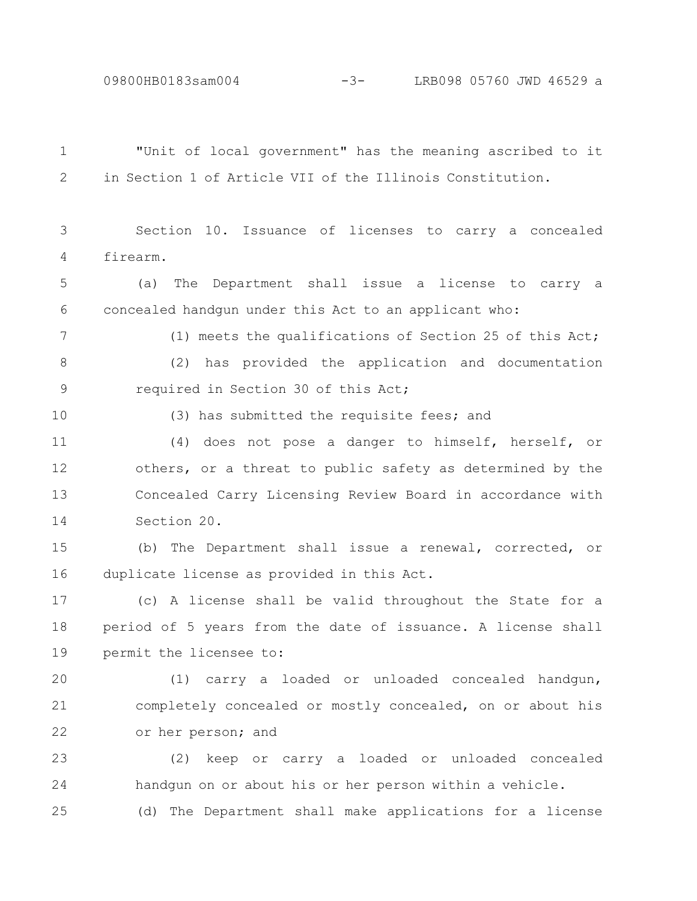"Unit of local government" has the meaning ascribed to it in Section 1 of Article VII of the Illinois Constitution.

Section 10. Issuance of licenses to carry a concealed firearm.

(a) The Department shall issue a license to carry a concealed handgun under this Act to an applicant who:

(1) meets the qualifications of Section 25 of this Act;

(2) has provided the application and documentation required in Section 30 of this Act;

(3) has submitted the requisite fees; and

(4) does not pose a danger to himself, herself, or others, or a threat to public safety as determined by the Concealed Carry Licensing Review Board in accordance with Section 20.

(b) The Department shall issue a renewal, corrected, or duplicate license as provided in this Act.

(c) A license shall be valid throughout the State for a period of 5 years from the date of issuance. A license shall permit the licensee to:

(1) carry a loaded or unloaded concealed handgun, completely concealed or mostly concealed, on or about his or her person; and

(2) keep or carry a loaded or unloaded concealed handgun on or about his or her person within a vehicle.

(d) The Department shall make applications for a license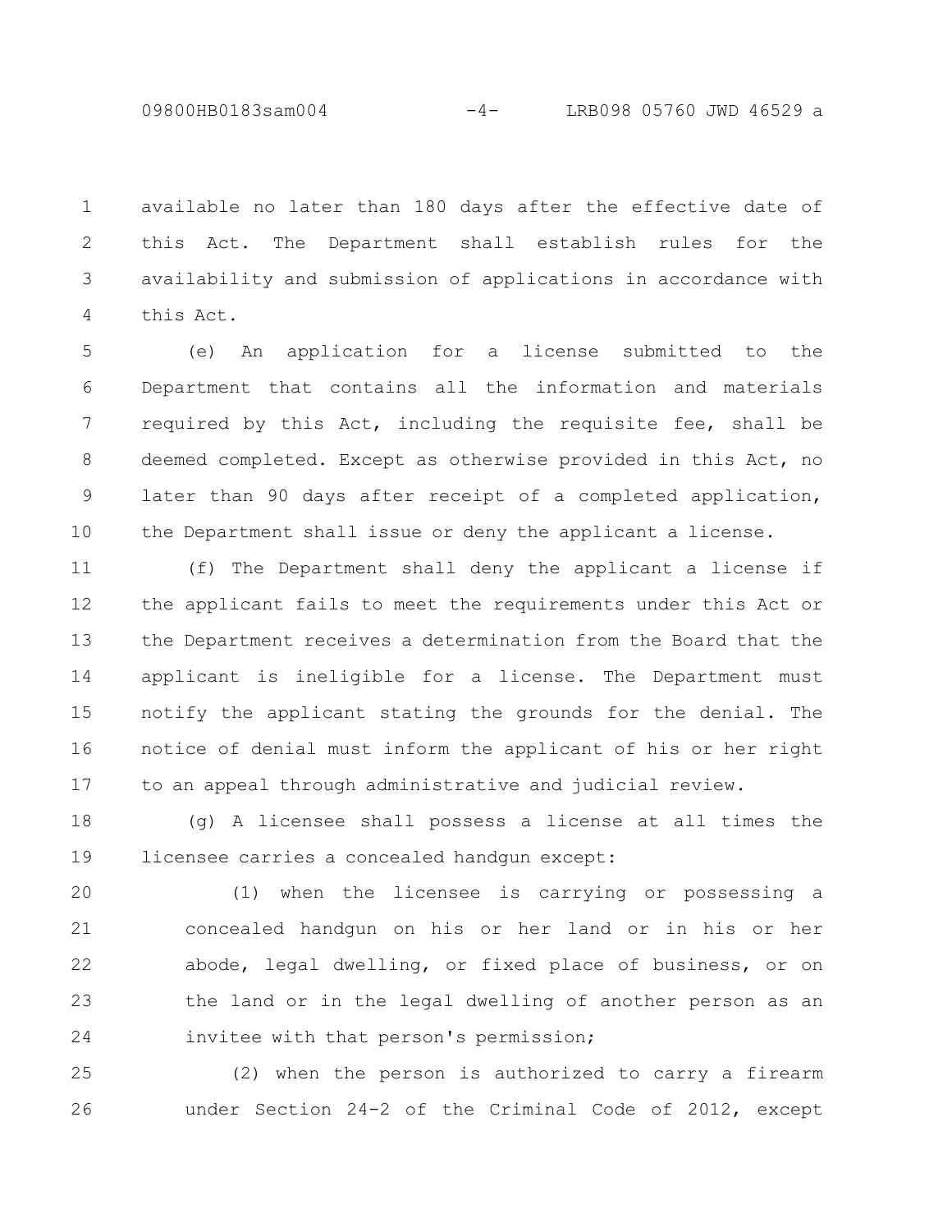available no later than 180 days after the effective date of this Act. The Department shall establish rules for the availability and submission of applications in accordance with this Act.

(e) An application for a license submitted to the Department that contains all the information and materials required by this Act, including the requisite fee, shall be deemed completed. Except as otherwise provided in this Act, no later than 90 days after receipt of a completed application, the Department shall issue or deny the applicant a license.

(f) The Department shall deny the applicant a license if the applicant fails to meet the requirements under this Act or the Department receives a determination from the Board that the applicant is ineligible for a license. The Department must notify the applicant stating the grounds for the denial. The notice of denial must inform the applicant of his or her right to an appeal through administrative and judicial review.

(g) A licensee shall possess a license at all times the licensee carries a concealed handgun except:

(1) when the licensee is carrying or possessing a concealed handgun on his or her land or in his or her abode, legal dwelling, or fixed place of business, or on the land or in the legal dwelling of another person as an invitee with that person's permission;

(2) when the person is authorized to carry a firearm under Section 24-2 of the Criminal Code of 2012, except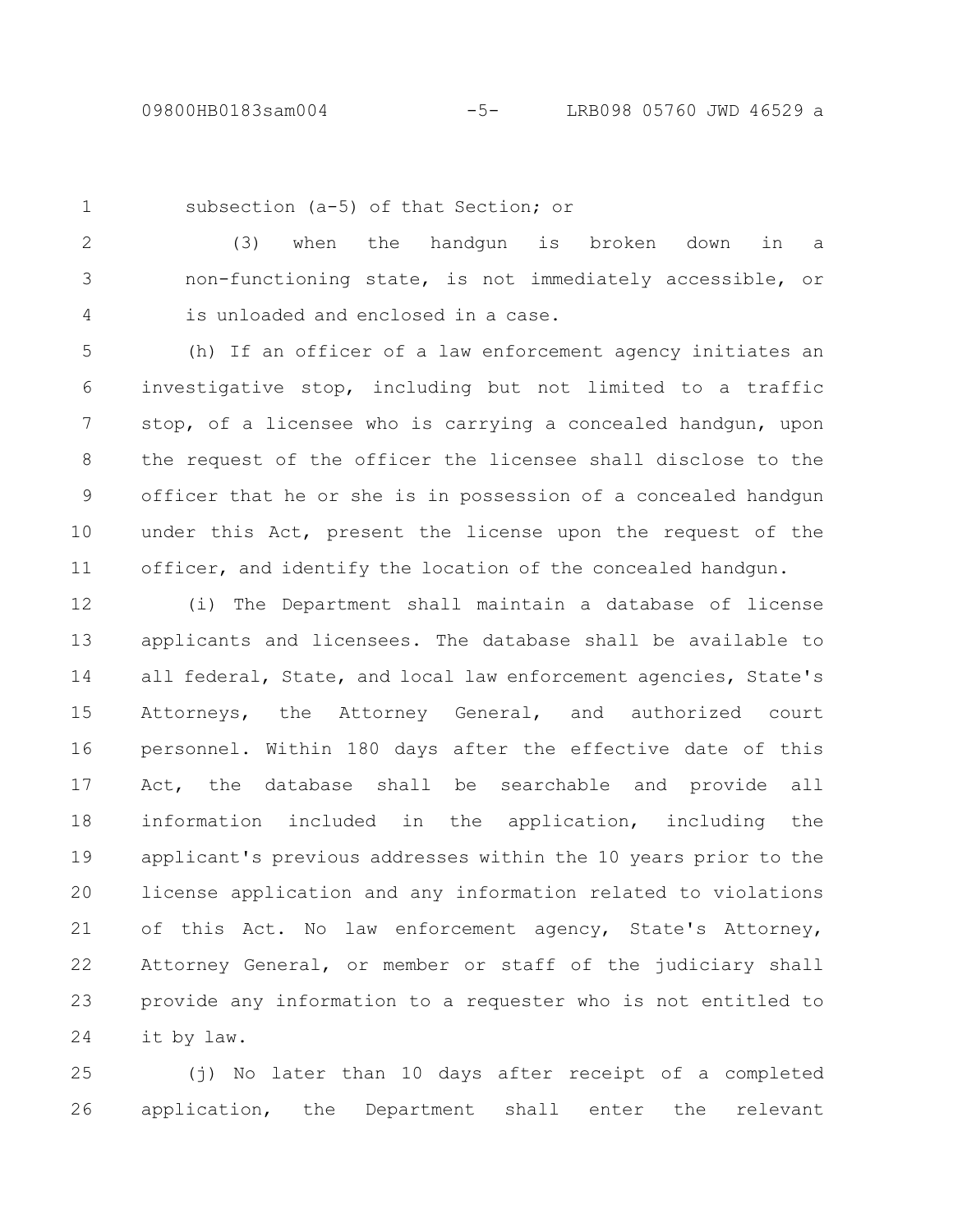subsection (a-5) of that Section; or

(3) when the handgun is broken down in a non-functioning state, is not immediately accessible, or is unloaded and enclosed in a case.

(h) If an officer of a law enforcement agency initiates an investigative stop, including but not limited to a traffic stop, of a licensee who is carrying a concealed handgun, upon the request of the officer the licensee shall disclose to the officer that he or she is in possession of a concealed handgun under this Act, present the license upon the request of the officer, and identify the location of the concealed handgun.

(i) The Department shall maintain a database of license applicants and licensees. The database shall be available to all federal, State, and local law enforcement agencies, State's Attorneys, the Attorney General, and authorized court personnel. Within 180 days after the effective date of this Act, the database shall be searchable and provide all information included in the application, including the applicant's previous addresses within the 10 years prior to the license application and any information related to violations of this Act. No law enforcement agency, State's Attorney, Attorney General, or member or staff of the judiciary shall provide any information to a requester who is not entitled to it by law.

(j) No later than 10 days after receipt of a completed application, the Department shall enter the relevant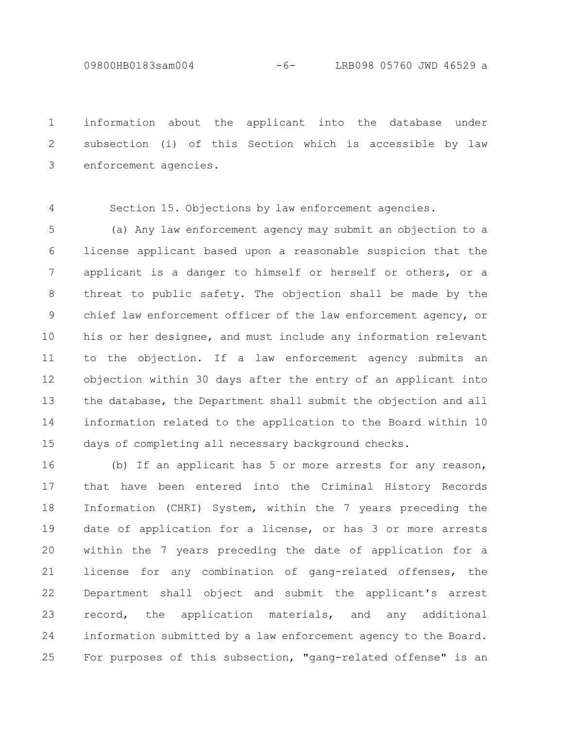information about the applicant into the database under subsection (i) of this Section which is accessible by law enforcement agencies.

Section 15. Objections by law enforcement agencies.

(a) Any law enforcement agency may submit an objection to a license applicant based upon a reasonable suspicion that the applicant is a danger to himself or herself or others, or a threat to public safety. The objection shall be made by the chief law enforcement officer of the law enforcement agency, or his or her designee, and must include any information relevant to the objection. If a law enforcement agency submits an objection within 30 days after the entry of an applicant into the database, the Department shall submit the objection and all information related to the application to the Board within 10 days of completing all necessary background checks.

(b) If an applicant has 5 or more arrests for any reason, that have been entered into the Criminal History Records Information (CHRI) System, within the 7 years preceding the date of application for a license, or has 3 or more arrests within the 7 years preceding the date of application for a license for any combination of gang-related offenses, the Department shall object and submit the applicant's arrest record, the application materials, and any additional information submitted by a law enforcement agency to the Board. For purposes of this subsection, "gang-related offense" is an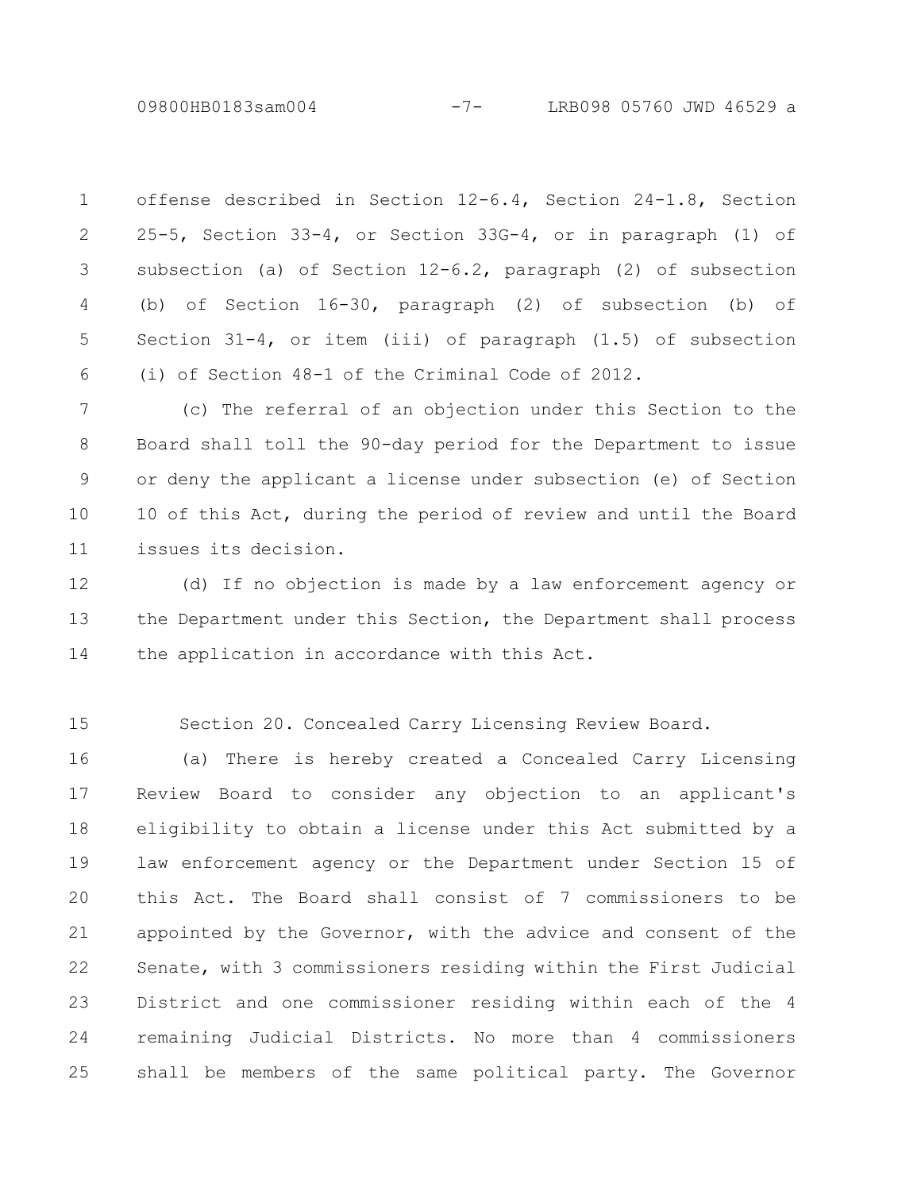offense described in Section 12-6.4, Section 24-1.8, Section 25-5, Section 33-4, or Section 33G-4, or in paragraph (1) of subsection (a) of Section 12-6.2, paragraph (2) of subsection (b) of Section 16-30, paragraph (2) of subsection (b) of Section 31-4, or item (iii) of paragraph (1.5) of subsection (i) of Section 48-1 of the Criminal Code of 2012.

(c) The referral of an objection under this Section to the Board shall toll the 90-day period for the Department to issue or deny the applicant a license under subsection (e) of Section 10 of this Act, during the period of review and until the Board issues its decision.

(d) If no objection is made by a law enforcement agency or the Department under this Section, the Department shall process the application in accordance with this Act.

Section 20. Concealed Carry Licensing Review Board.

(a) There is hereby created a Concealed Carry Licensing Review Board to consider any objection to an applicant's eligibility to obtain a license under this Act submitted by a law enforcement agency or the Department under Section 15 of this Act. The Board shall consist of 7 commissioners to be appointed by the Governor, with the advice and consent of the Senate, with 3 commissioners residing within the First Judicial District and one commissioner residing within each of the 4 remaining Judicial Districts. No more than 4 commissioners shall be members of the same political party. The Governor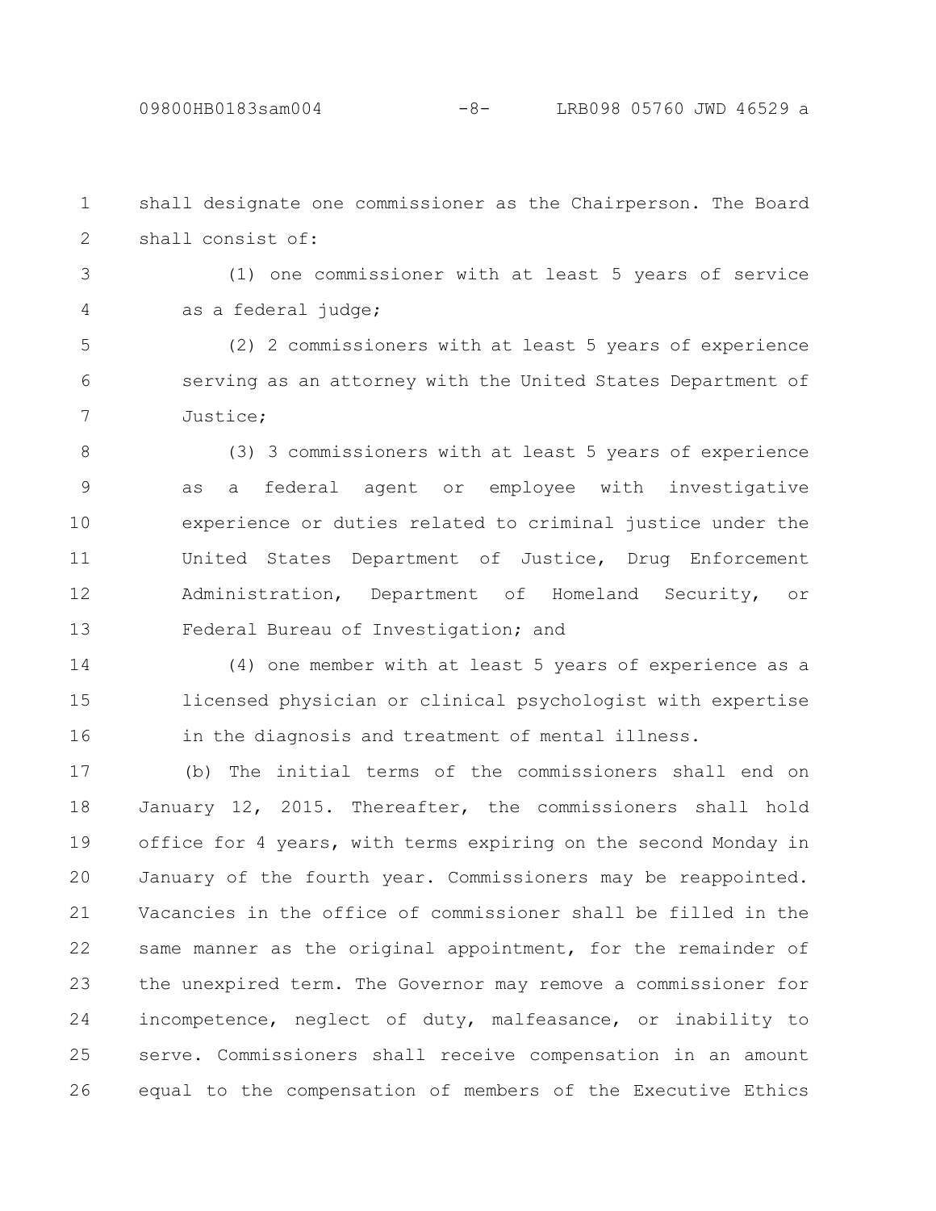shall designate one commissioner as the Chairperson. The Board shall consist of:

(1) one commissioner with at least 5 years of service as a federal judge;

(2) 2 commissioners with at least 5 years of experience serving as an attorney with the United States Department of Justice;

(3) 3 commissioners with at least 5 years of experience as a federal agent or employee with investigative experience or duties related to criminal justice under the United States Department of Justice, Drug Enforcement Administration, Department of Homeland Security, or Federal Bureau of Investigation; and

(4) one member with at least 5 years of experience as a licensed physician or clinical psychologist with expertise in the diagnosis and treatment of mental illness.

(b) The initial terms of the commissioners shall end on January 12, 2015. Thereafter, the commissioners shall hold office for 4 years, with terms expiring on the second Monday in January of the fourth year. Commissioners may be reappointed. Vacancies in the office of commissioner shall be filled in the same manner as the original appointment, for the remainder of the unexpired term. The Governor may remove a commissioner for incompetence, neglect of duty, malfeasance, or inability to serve. Commissioners shall receive compensation in an amount equal to the compensation of members of the Executive Ethics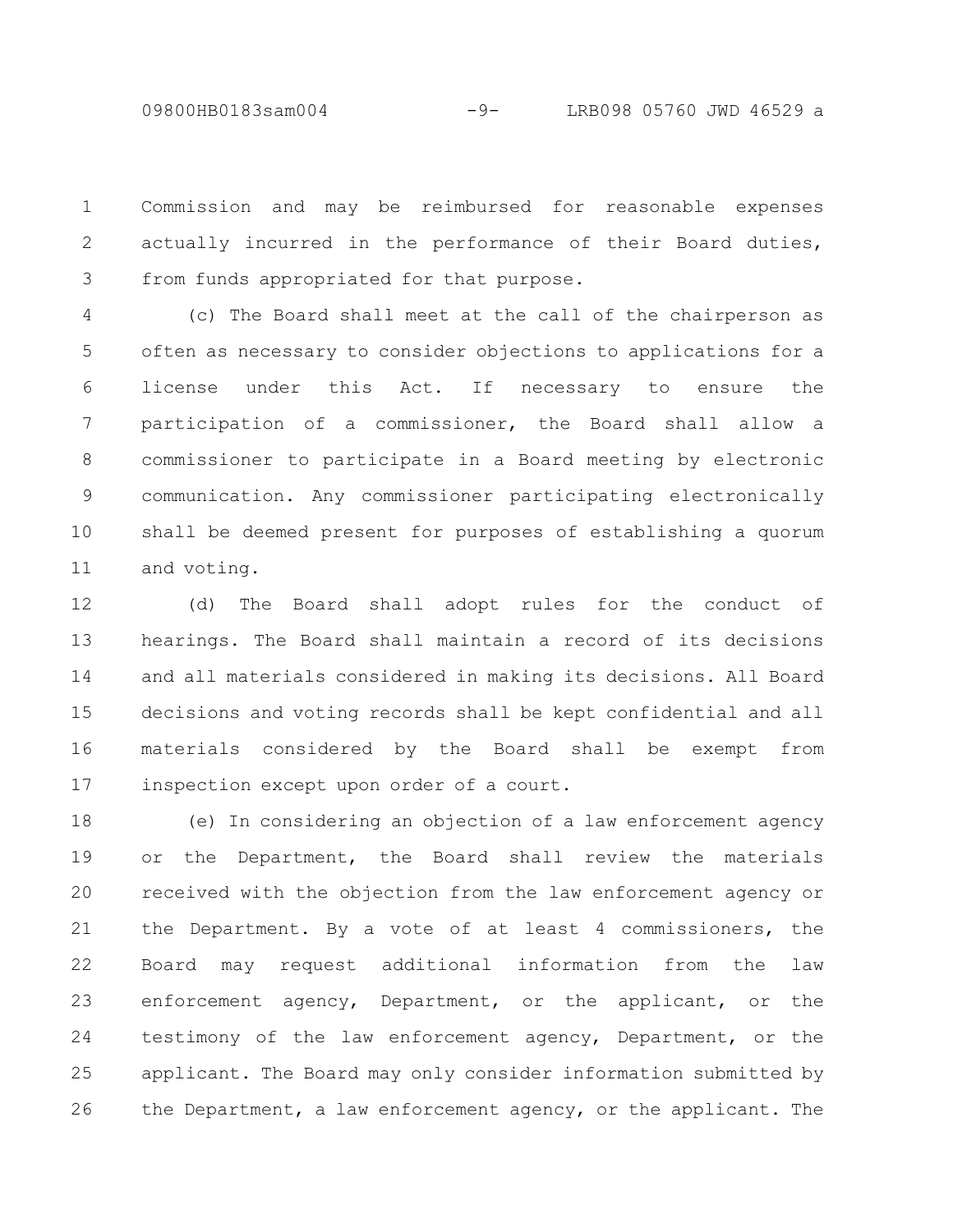Commission and may be reimbursed for reasonable expenses actually incurred in the performance of their Board duties, from funds appropriated for that purpose.

(c) The Board shall meet at the call of the chairperson as often as necessary to consider objections to applications for a license under this Act. If necessary to ensure the participation of a commissioner, the Board shall allow a commissioner to participate in a Board meeting by electronic communication. Any commissioner participating electronically shall be deemed present for purposes of establishing a quorum and voting.

(d) The Board shall adopt rules for the conduct of hearings. The Board shall maintain a record of its decisions and all materials considered in making its decisions. All Board decisions and voting records shall be kept confidential and all materials considered by the Board shall be exempt from inspection except upon order of a court.

(e) In considering an objection of a law enforcement agency or the Department, the Board shall review the materials received with the objection from the law enforcement agency or the Department. By a vote of at least 4 commissioners, the Board may request additional information from the law enforcement agency, Department, or the applicant, or the testimony of the law enforcement agency, Department, or the applicant. The Board may only consider information submitted by the Department, a law enforcement agency, or the applicant. The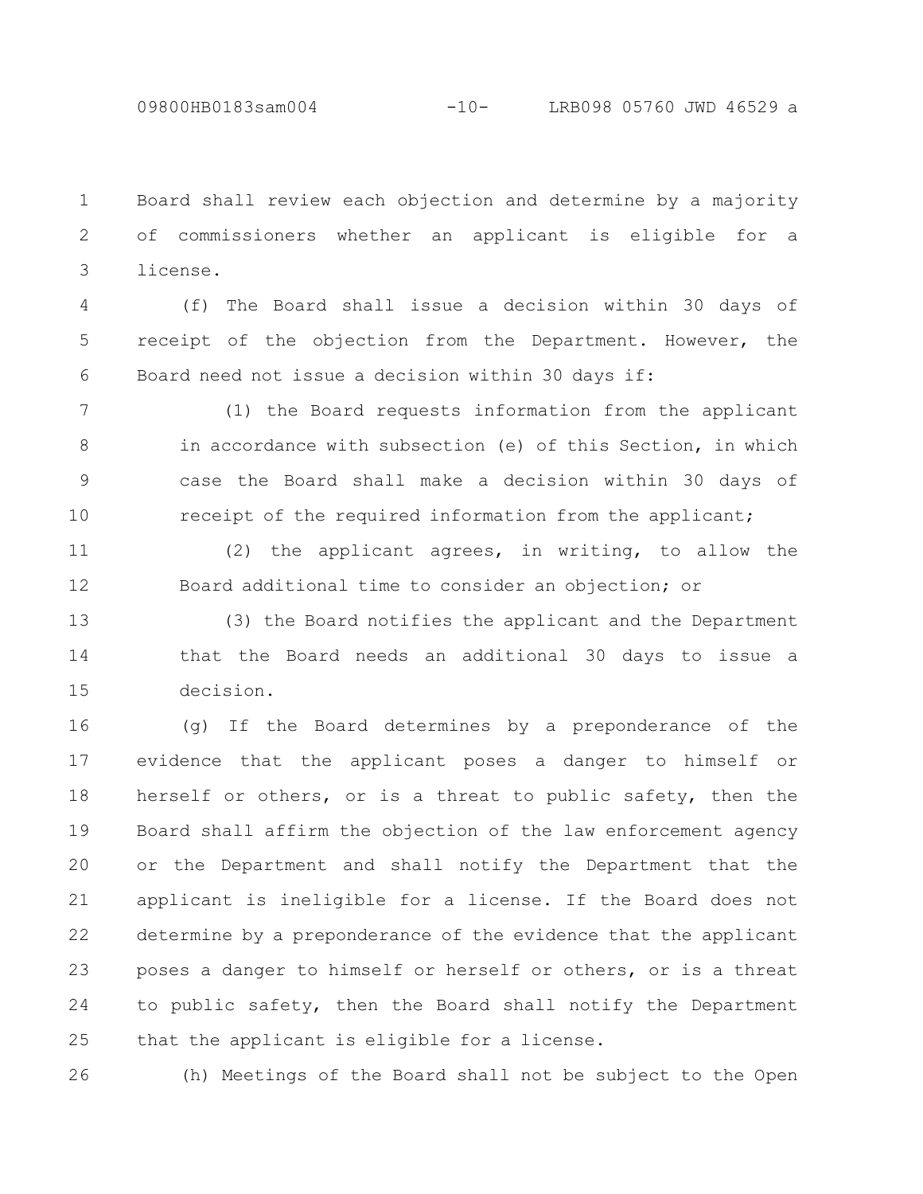Board shall review each objection and determine by a majority of commissioners whether an applicant is eligible for a license.

(f) The Board shall issue a decision within 30 days of receipt of the objection from the Department. However, the Board need not issue a decision within 30 days if:

(1) the Board requests information from the applicant in accordance with subsection (e) of this Section, in which case the Board shall make a decision within 30 days of receipt of the required information from the applicant;

(2) the applicant agrees, in writing, to allow the Board additional time to consider an objection; or

(3) the Board notifies the applicant and the Department that the Board needs an additional 30 days to issue a decision.

(g) If the Board determines by a preponderance of the evidence that the applicant poses a danger to himself or herself or others, or is a threat to public safety, then the Board shall affirm the objection of the law enforcement agency or the Department and shall notify the Department that the applicant is ineligible for a license. If the Board does not determine by a preponderance of the evidence that the applicant poses a danger to himself or herself or others, or is a threat to public safety, then the Board shall notify the Department that the applicant is eligible for a license.

(h) Meetings of the Board shall not be subject to the Open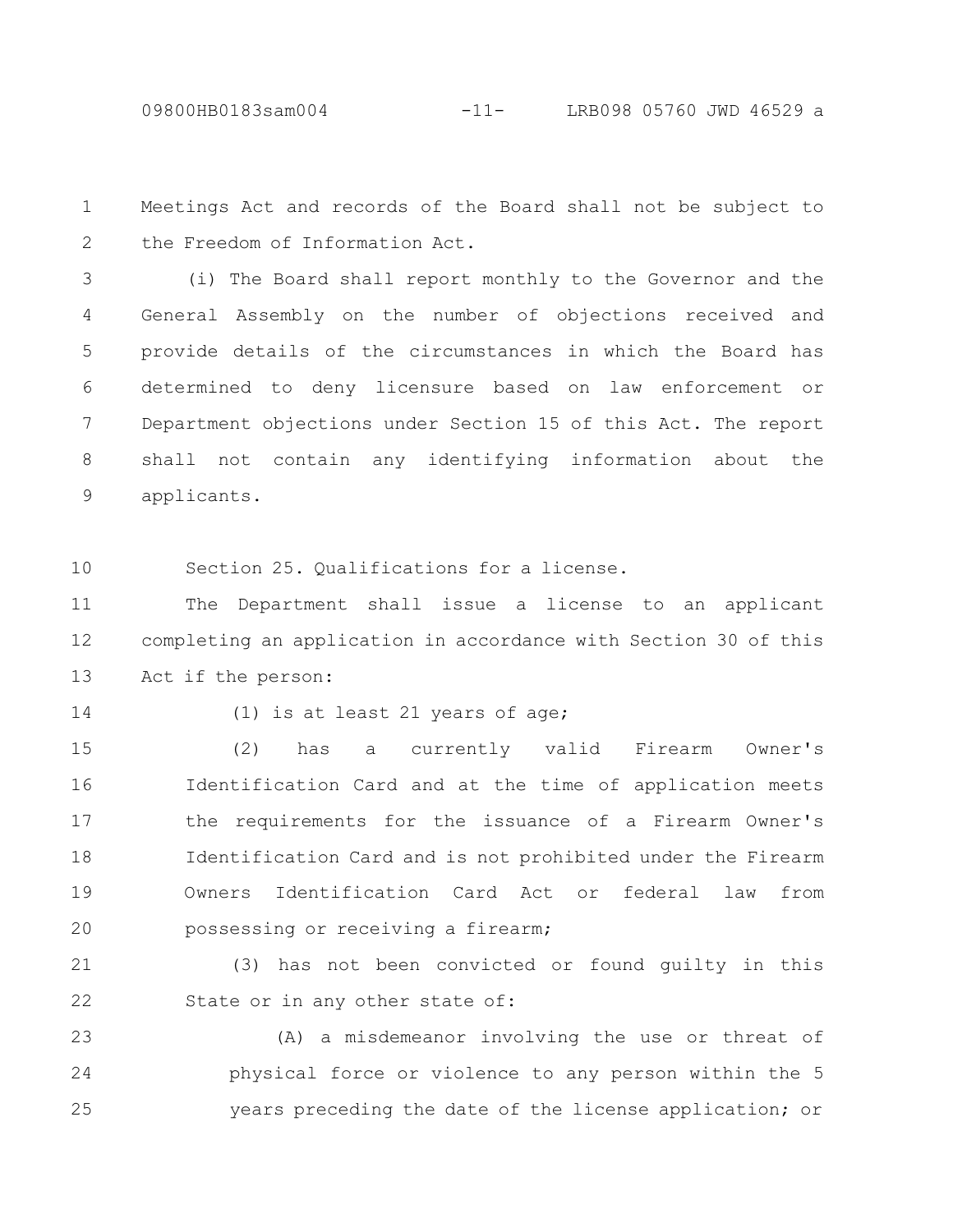Meetings Act and records of the Board shall not be subject to the Freedom of Information Act.

(i) The Board shall report monthly to the Governor and the General Assembly on the number of objections received and provide details of the circumstances in which the Board has determined to deny licensure based on law enforcement or Department objections under Section 15 of this Act. The report shall not contain any identifying information about the applicants.

Section 25. Qualifications for a license.

The Department shall issue a license to an applicant completing an application in accordance with Section 30 of this Act if the person:

(1) is at least 21 years of age;

(2) has a currently valid Firearm Owner's Identification Card and at the time of application meets the requirements for the issuance of a Firearm Owner's Identification Card and is not prohibited under the Firearm Owners Identification Card Act or federal law from possessing or receiving a firearm;

(3) has not been convicted or found guilty in this State or in any other state of:

(A) a misdemeanor involving the use or threat of physical force or violence to any person within the 5 years preceding the date of the license application; or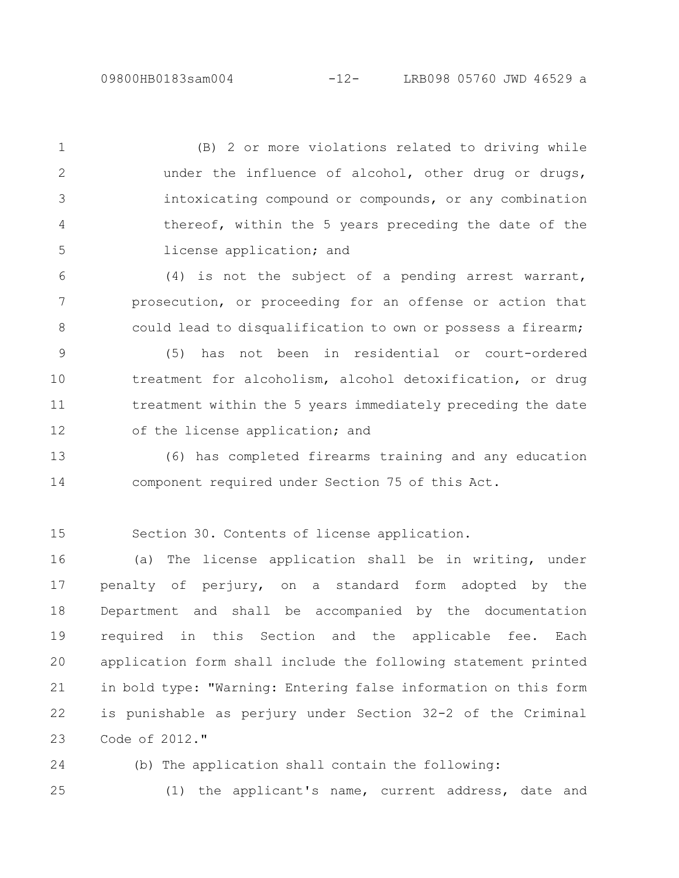(B) 2 or more violations related to driving while under the influence of alcohol, other drug or drugs, intoxicating compound or compounds, or any combination thereof, within the 5 years preceding the date of the license application; and

(4) is not the subject of a pending arrest warrant, prosecution, or proceeding for an offense or action that could lead to disqualification to own or possess a firearm;

(5) has not been in residential or court-ordered treatment for alcoholism, alcohol detoxification, or drug treatment within the 5 years immediately preceding the date of the license application; and

(6) has completed firearms training and any education component required under Section 75 of this Act.

Section 30. Contents of license application.

(a) The license application shall be in writing, under penalty of perjury, on a standard form adopted by the Department and shall be accompanied by the documentation required in this Section and the applicable fee. Each application form shall include the following statement printed in bold type: "Warning: Entering false information on this form is punishable as perjury under Section 32-2 of the Criminal Code of 2012."

(b) The application shall contain the following:

(1) the applicant's name, current address, date and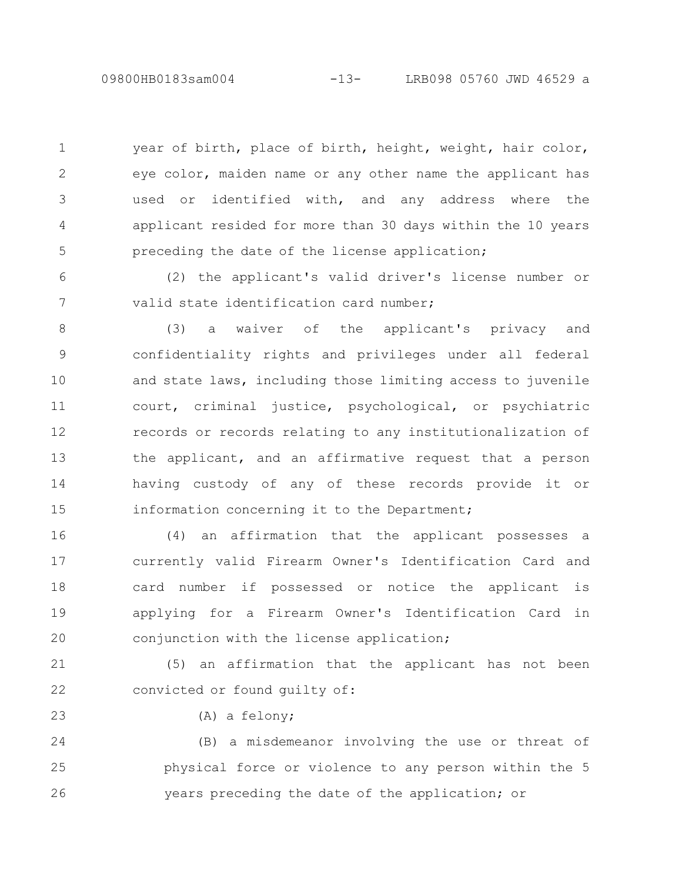year of birth, place of birth, height, weight, hair color, eye color, maiden name or any other name the applicant has used or identified with, and any address where the applicant resided for more than 30 days within the 10 years preceding the date of the license application;

(2) the applicant's valid driver's license number or valid state identification card number;

(3) a waiver of the applicant's privacy and confidentiality rights and privileges under all federal and state laws, including those limiting access to juvenile court, criminal justice, psychological, or psychiatric records or records relating to any institutionalization of the applicant, and an affirmative request that a person having custody of any of these records provide it or information concerning it to the Department;

(4) an affirmation that the applicant possesses a currently valid Firearm Owner's Identification Card and card number if possessed or notice the applicant is applying for a Firearm Owner's Identification Card in conjunction with the license application;

(5) an affirmation that the applicant has not been convicted or found guilty of:

(A) a felony;

(B) a misdemeanor involving the use or threat of physical force or violence to any person within the 5 years preceding the date of the application; or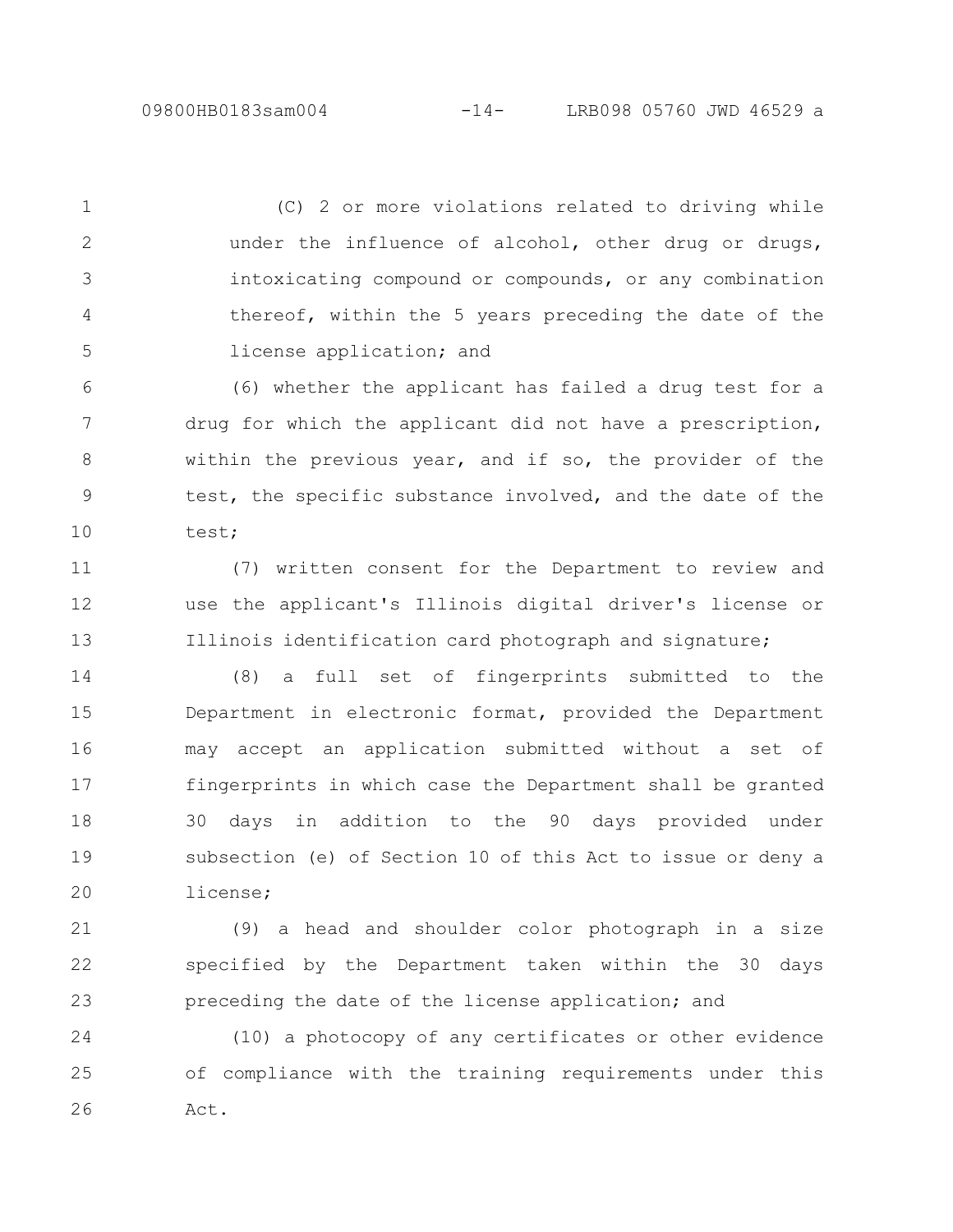(C) 2 or more violations related to driving while under the influence of alcohol, other drug or drugs, intoxicating compound or compounds, or any combination thereof, within the 5 years preceding the date of the license application; and

(6) whether the applicant has failed a drug test for a drug for which the applicant did not have a prescription, within the previous year, and if so, the provider of the test, the specific substance involved, and the date of the test;

(7) written consent for the Department to review and use the applicant's Illinois digital driver's license or Illinois identification card photograph and signature;

(8) a full set of fingerprints submitted to the Department in electronic format, provided the Department may accept an application submitted without a set of fingerprints in which case the Department shall be granted 30 days in addition to the 90 days provided under subsection (e) of Section 10 of this Act to issue or deny a license;

(9) a head and shoulder color photograph in a size specified by the Department taken within the 30 days preceding the date of the license application; and

(10) a photocopy of any certificates or other evidence of compliance with the training requirements under this Act.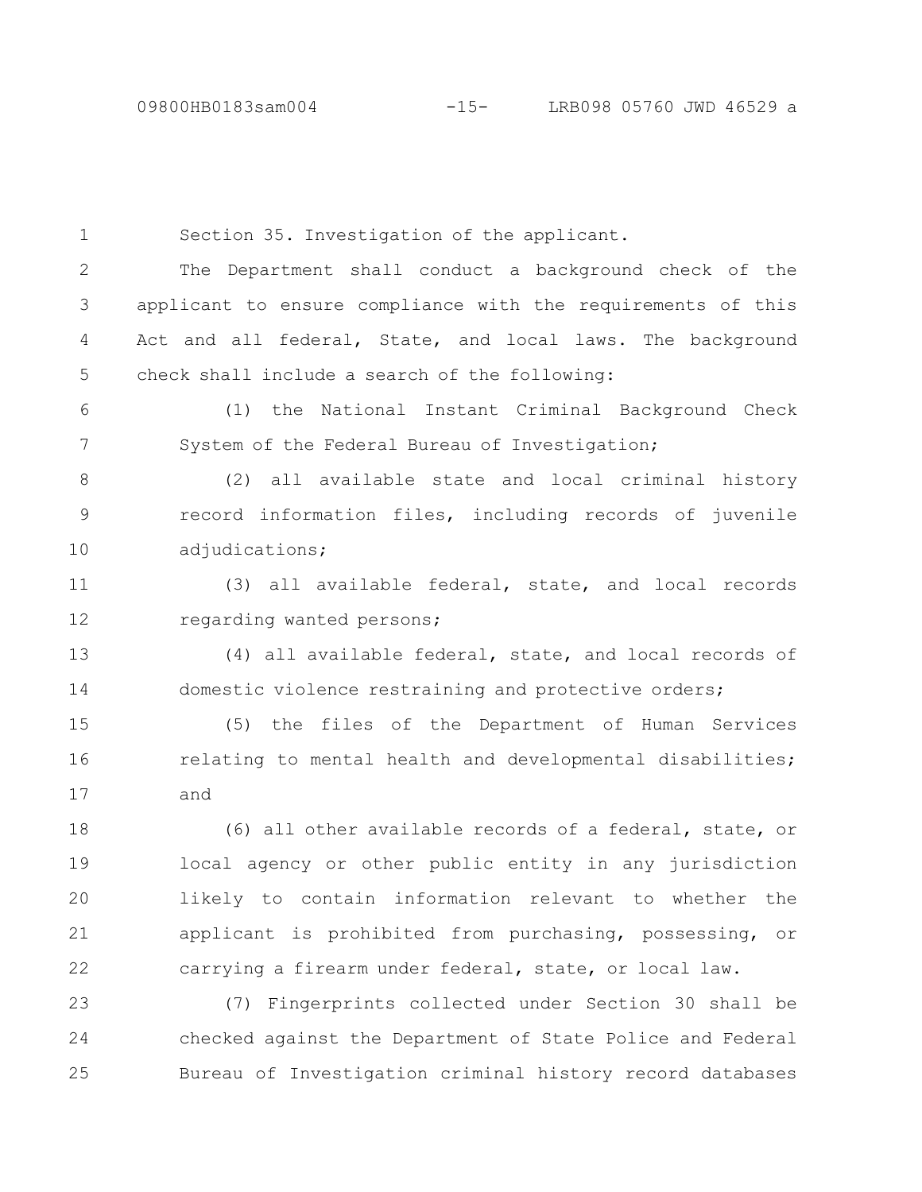Section 35. Investigation of the applicant.

The Department shall conduct a background check of the applicant to ensure compliance with the requirements of this Act and all federal, State, and local laws. The background check shall include a search of the following:

(1) the National Instant Criminal Background Check System of the Federal Bureau of Investigation;

(2) all available state and local criminal history record information files, including records of juvenile adjudications;

(3) all available federal, state, and local records regarding wanted persons;

(4) all available federal, state, and local records of domestic violence restraining and protective orders;

(5) the files of the Department of Human Services relating to mental health and developmental disabilities; and

(6) all other available records of a federal, state, or local agency or other public entity in any jurisdiction likely to contain information relevant to whether the applicant is prohibited from purchasing, possessing, or carrying a firearm under federal, state, or local law.

(7) Fingerprints collected under Section 30 shall be checked against the Department of State Police and Federal Bureau of Investigation criminal history record databases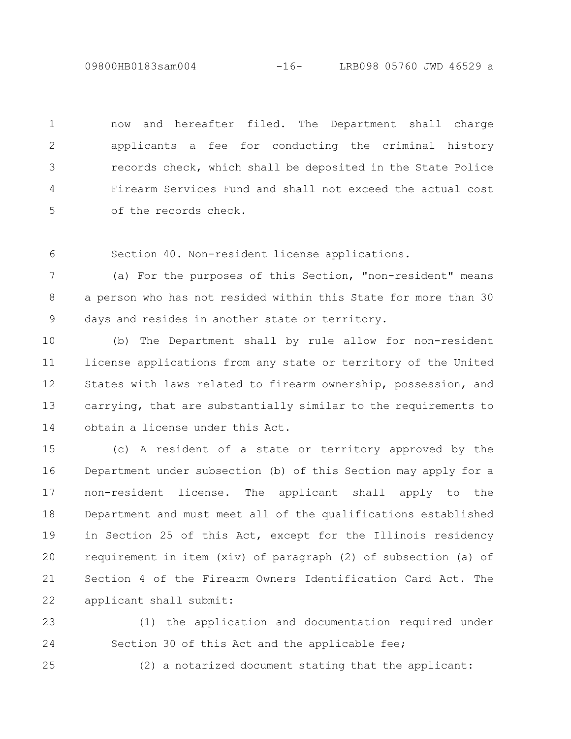now and hereafter filed. The Department shall charge applicants a fee for conducting the criminal history records check, which shall be deposited in the State Police Firearm Services Fund and shall not exceed the actual cost of the records check.

Section 40. Non-resident license applications.

(a) For the purposes of this Section, "non-resident" means a person who has not resided within this State for more than 30 days and resides in another state or territory.

(b) The Department shall by rule allow for non-resident license applications from any state or territory of the United States with laws related to firearm ownership, possession, and carrying, that are substantially similar to the requirements to obtain a license under this Act.

(c) A resident of a state or territory approved by the Department under subsection (b) of this Section may apply for a non-resident license. The applicant shall apply to the Department and must meet all of the qualifications established in Section 25 of this Act, except for the Illinois residency requirement in item (xiv) of paragraph (2) of subsection (a) of Section 4 of the Firearm Owners Identification Card Act. The applicant shall submit:

(1) the application and documentation required under Section 30 of this Act and the applicable fee;

(2) a notarized document stating that the applicant: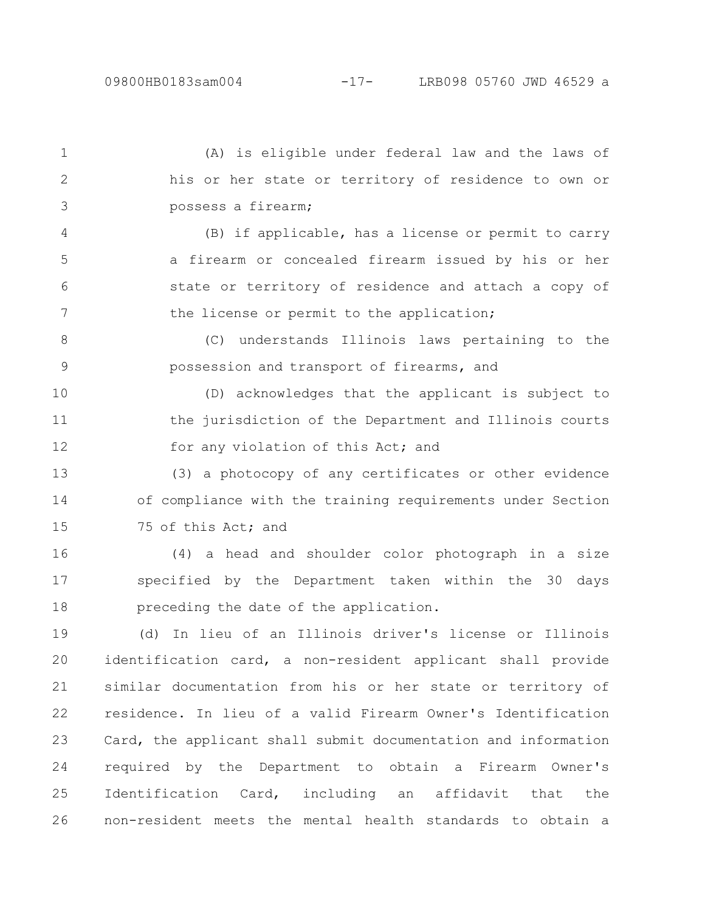(A) is eligible under federal law and the laws of his or her state or territory of residence to own or possess a firearm;

(B) if applicable, has a license or permit to carry a firearm or concealed firearm issued by his or her state or territory of residence and attach a copy of the license or permit to the application;

(C) understands Illinois laws pertaining to the possession and transport of firearms, and

(D) acknowledges that the applicant is subject to the jurisdiction of the Department and Illinois courts for any violation of this Act; and

(3) a photocopy of any certificates or other evidence of compliance with the training requirements under Section 75 of this Act; and

(4) a head and shoulder color photograph in a size specified by the Department taken within the 30 days preceding the date of the application.

(d) In lieu of an Illinois driver's license or Illinois identification card, a non-resident applicant shall provide similar documentation from his or her state or territory of residence. In lieu of a valid Firearm Owner's Identification Card, the applicant shall submit documentation and information required by the Department to obtain a Firearm Owner's Identification Card, including an affidavit that the non-resident meets the mental health standards to obtain a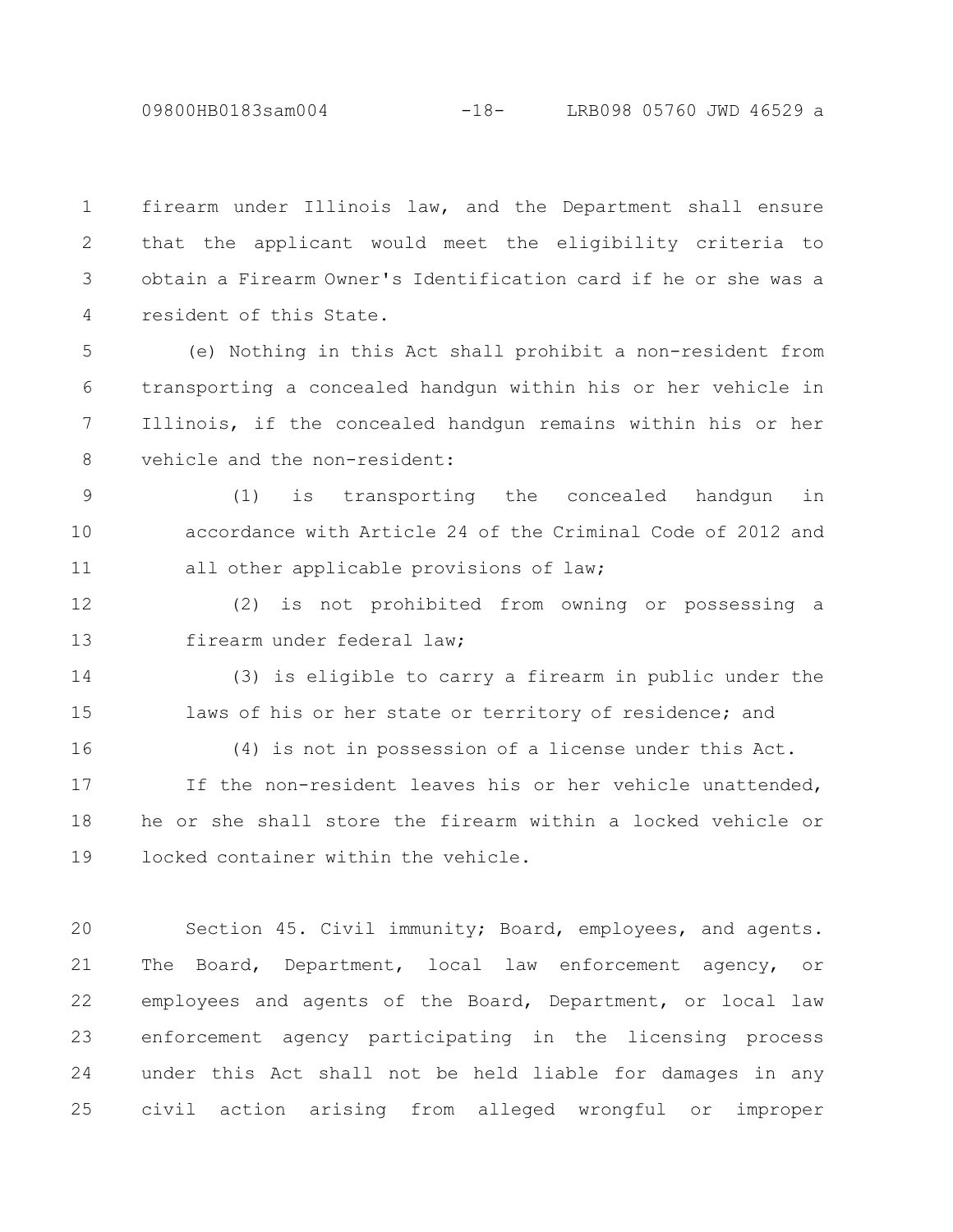firearm under Illinois law, and the Department shall ensure that the applicant would meet the eligibility criteria to obtain a Firearm Owner's Identification card if he or she was a resident of this State.

(e) Nothing in this Act shall prohibit a non-resident from transporting a concealed handgun within his or her vehicle in Illinois, if the concealed handgun remains within his or her vehicle and the non-resident:

(1) is transporting the concealed handgun in accordance with Article 24 of the Criminal Code of 2012 and all other applicable provisions of law;

(2) is not prohibited from owning or possessing a firearm under federal law;

(3) is eligible to carry a firearm in public under the laws of his or her state or territory of residence; and

(4) is not in possession of a license under this Act.

If the non-resident leaves his or her vehicle unattended, he or she shall store the firearm within a locked vehicle or locked container within the vehicle.

Section 45. Civil immunity; Board, employees, and agents. The Board, Department, local law enforcement agency, or employees and agents of the Board, Department, or local law enforcement agency participating in the licensing process under this Act shall not be held liable for damages in any civil action arising from alleged wrongful or improper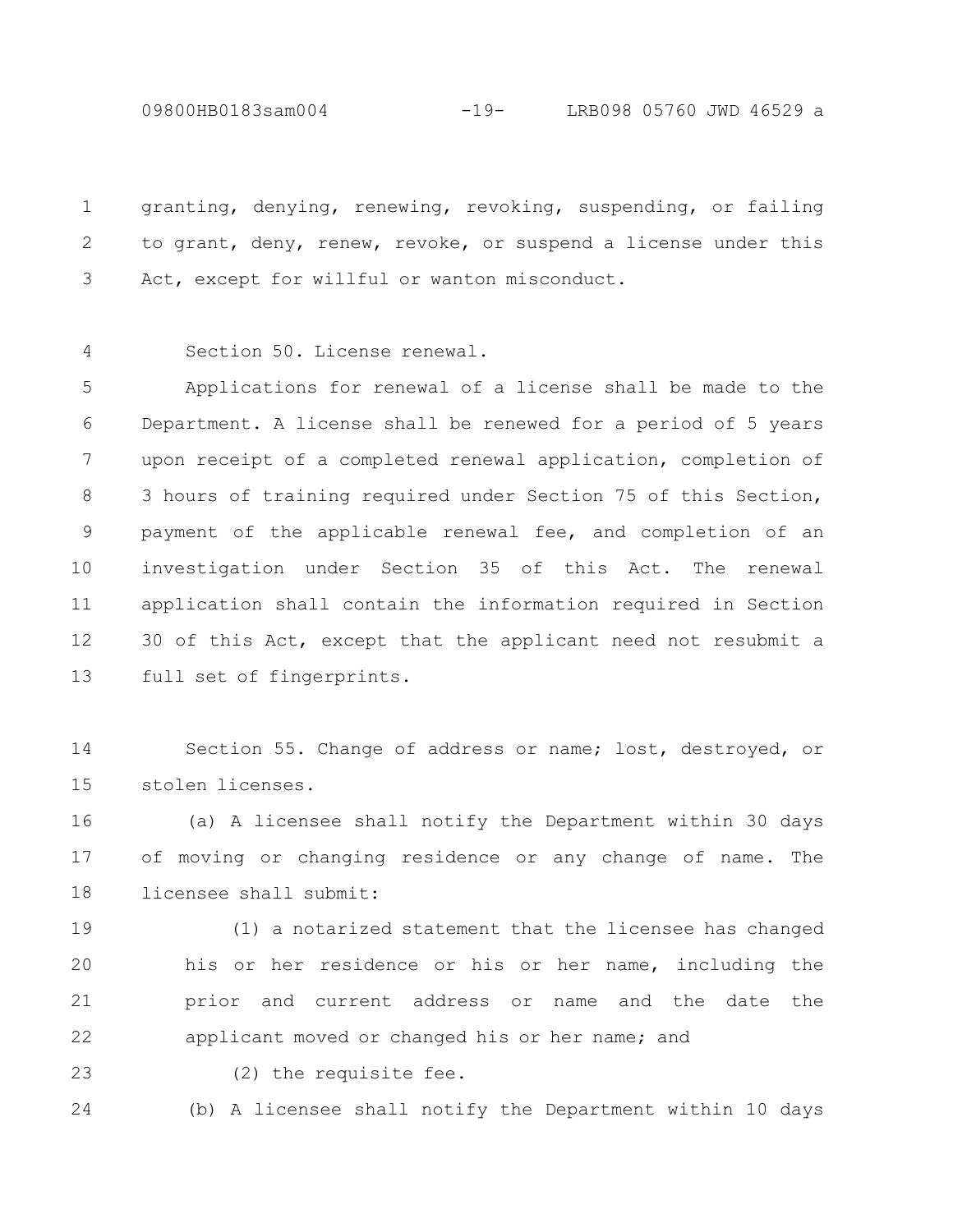granting, denying, renewing, revoking, suspending, or failing to grant, deny, renew, revoke, or suspend a license under this Act, except for willful or wanton misconduct.

Section 50. License renewal.

Applications for renewal of a license shall be made to the Department. A license shall be renewed for a period of 5 years upon receipt of a completed renewal application, completion of 3 hours of training required under Section 75 of this Section, payment of the applicable renewal fee, and completion of an investigation under Section 35 of this Act. The renewal application shall contain the information required in Section 30 of this Act, except that the applicant need not resubmit a full set of fingerprints.

Section 55. Change of address or name; lost, destroyed, or stolen licenses.

(a) A licensee shall notify the Department within 30 days of moving or changing residence or any change of name. The licensee shall submit:

(1) a notarized statement that the licensee has changed his or her residence or his or her name, including the prior and current address or name and the date the applicant moved or changed his or her name; and

(2) the requisite fee.

(b) A licensee shall notify the Department within 10 days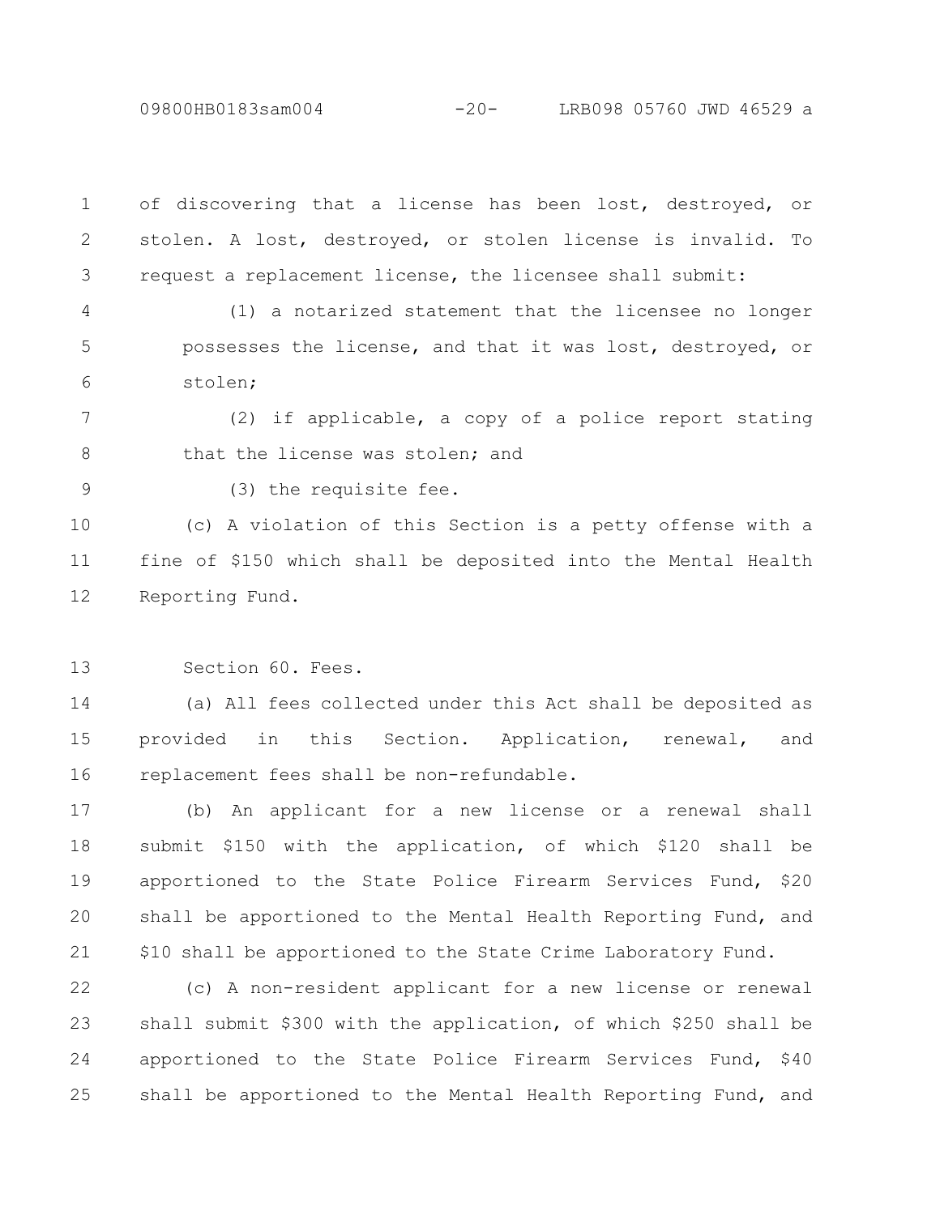of discovering that a license has been lost, destroyed, or stolen. A lost, destroyed, or stolen license is invalid. To request a replacement license, the licensee shall submit:

(1) a notarized statement that the licensee no longer possesses the license, and that it was lost, destroyed, or stolen;

(2) if applicable, a copy of a police report stating that the license was stolen; and

(3) the requisite fee.

(c) A violation of this Section is a petty offense with a fine of $150 which shall be deposited into the Mental Health Reporting Fund.

Section 60. Fees.

(a) All fees collected under this Act shall be deposited as provided in this Section. Application, renewal, and replacement fees shall be non-refundable.

(b) An applicant for a new license or a renewal shall submit $150 with the application, of which $120 shall be apportioned to the State Police Firearm Services Fund, $20 shall be apportioned to the Mental Health Reporting Fund, and $10 shall be apportioned to the State Crime Laboratory Fund.

(c) A non-resident applicant for a new license or renewal shall submit $300 with the application, of which $250 shall be apportioned to the State Police Firearm Services Fund, $40 shall be apportioned to the Mental Health Reporting Fund, and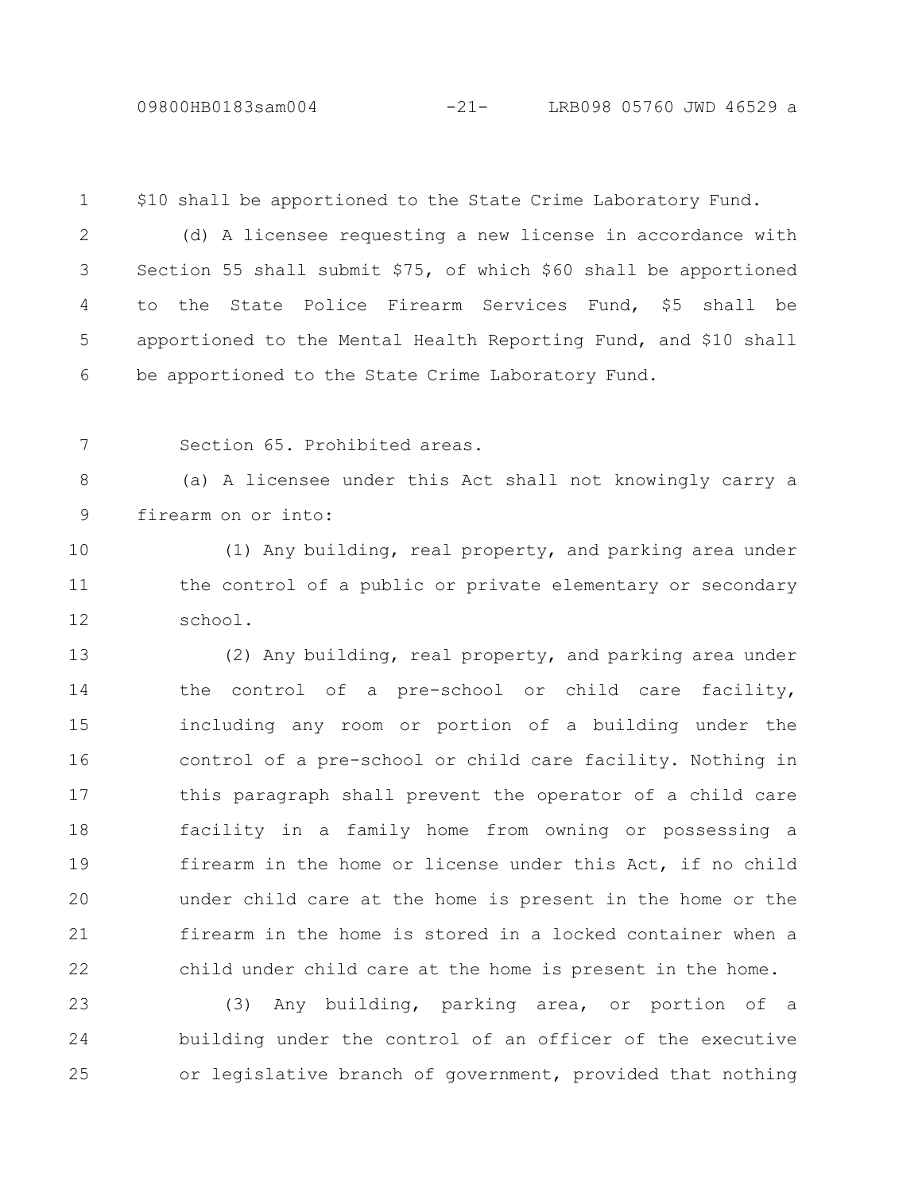$10 shall be apportioned to the State Crime Laboratory Fund.

(d) A licensee requesting a new license in accordance with Section 55 shall submit $75, of which $60 shall be apportioned to the State Police Firearm Services Fund, $5 shall be apportioned to the Mental Health Reporting Fund, and $10 shall be apportioned to the State Crime Laboratory Fund.

Section 65. Prohibited areas.

(a) A licensee under this Act shall not knowingly carry a firearm on or into:

(1) Any building, real property, and parking area under the control of a public or private elementary or secondary school.

(2) Any building, real property, and parking area under the control of a pre-school or child care facility, including any room or portion of a building under the control of a pre-school or child care facility. Nothing in this paragraph shall prevent the operator of a child care facility in a family home from owning or possessing a firearm in the home or license under this Act, if no child under child care at the home is present in the home or the firearm in the home is stored in a locked container when a child under child care at the home is present in the home.

(3) Any building, parking area, or portion of a building under the control of an officer of the executive or legislative branch of government, provided that nothing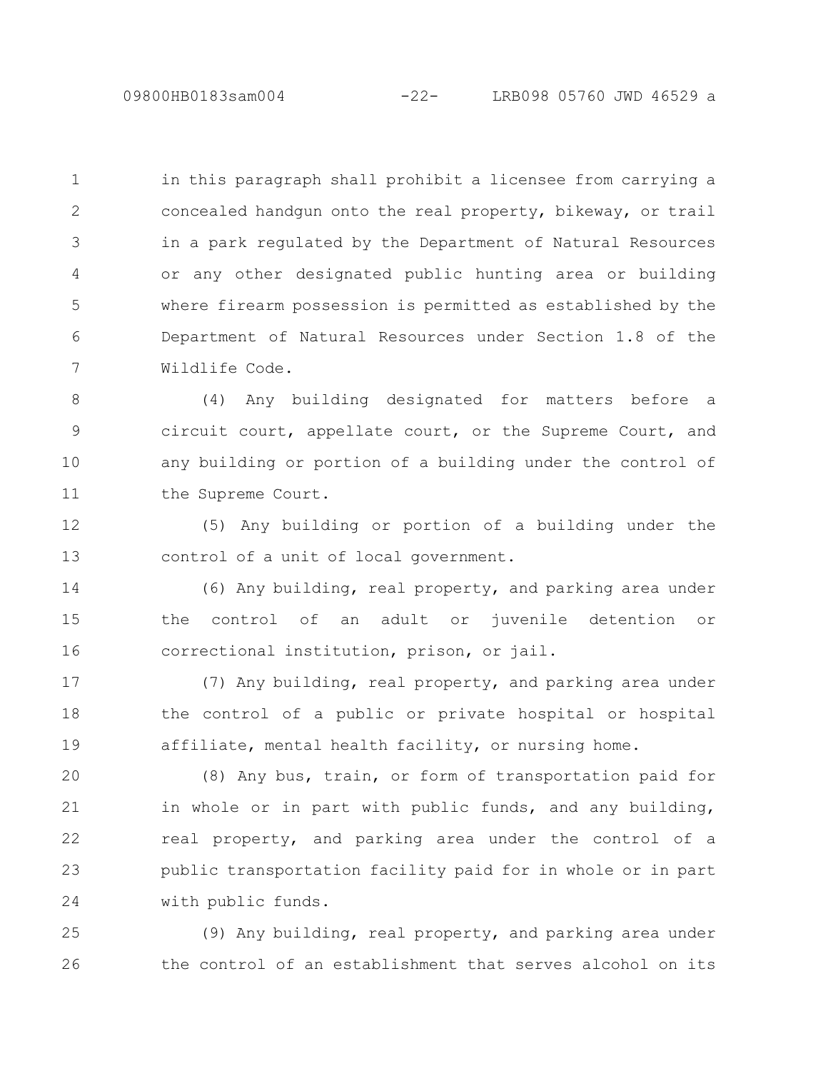in this paragraph shall prohibit a licensee from carrying a concealed handgun onto the real property, bikeway, or trail in a park regulated by the Department of Natural Resources or any other designated public hunting area or building where firearm possession is permitted as established by the Department of Natural Resources under Section 1.8 of the Wildlife Code.

(4) Any building designated for matters before a circuit court, appellate court, or the Supreme Court, and any building or portion of a building under the control of the Supreme Court.

(5) Any building or portion of a building under the control of a unit of local government.

(6) Any building, real property, and parking area under the control of an adult or juvenile detention or correctional institution, prison, or jail.

(7) Any building, real property, and parking area under the control of a public or private hospital or hospital affiliate, mental health facility, or nursing home.

(8) Any bus, train, or form of transportation paid for in whole or in part with public funds, and any building, real property, and parking area under the control of a public transportation facility paid for in whole or in part with public funds.

(9) Any building, real property, and parking area under the control of an establishment that serves alcohol on its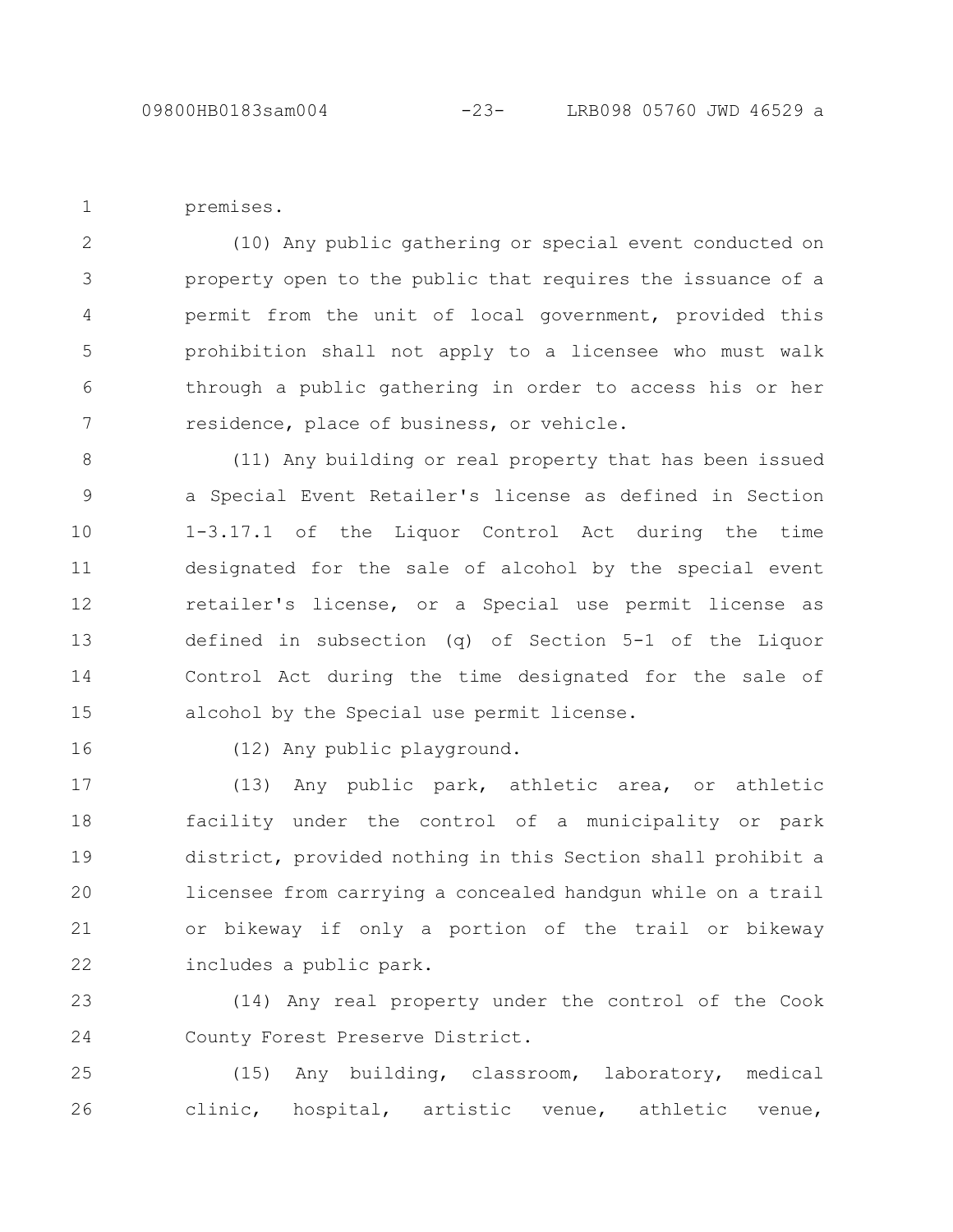premises.

(10) Any public gathering or special event conducted on property open to the public that requires the issuance of a permit from the unit of local government, provided this prohibition shall not apply to a licensee who must walk through a public gathering in order to access his or her residence, place of business, or vehicle.

(11) Any building or real property that has been issued a Special Event Retailer's license as defined in Section 1-3.17.1 of the Liquor Control Act during the time designated for the sale of alcohol by the special event retailer's license, or a Special use permit license as defined in subsection (q) of Section 5-1 of the Liquor Control Act during the time designated for the sale of alcohol by the Special use permit license.

(12) Any public playground.

(13) Any public park, athletic area, or athletic facility under the control of a municipality or park district, provided nothing in this Section shall prohibit a licensee from carrying a concealed handgun while on a trail or bikeway if only a portion of the trail or bikeway includes a public park.

(14) Any real property under the control of the Cook County Forest Preserve District.

(15) Any building, classroom, laboratory, medical clinic, hospital, artistic venue, athletic venue,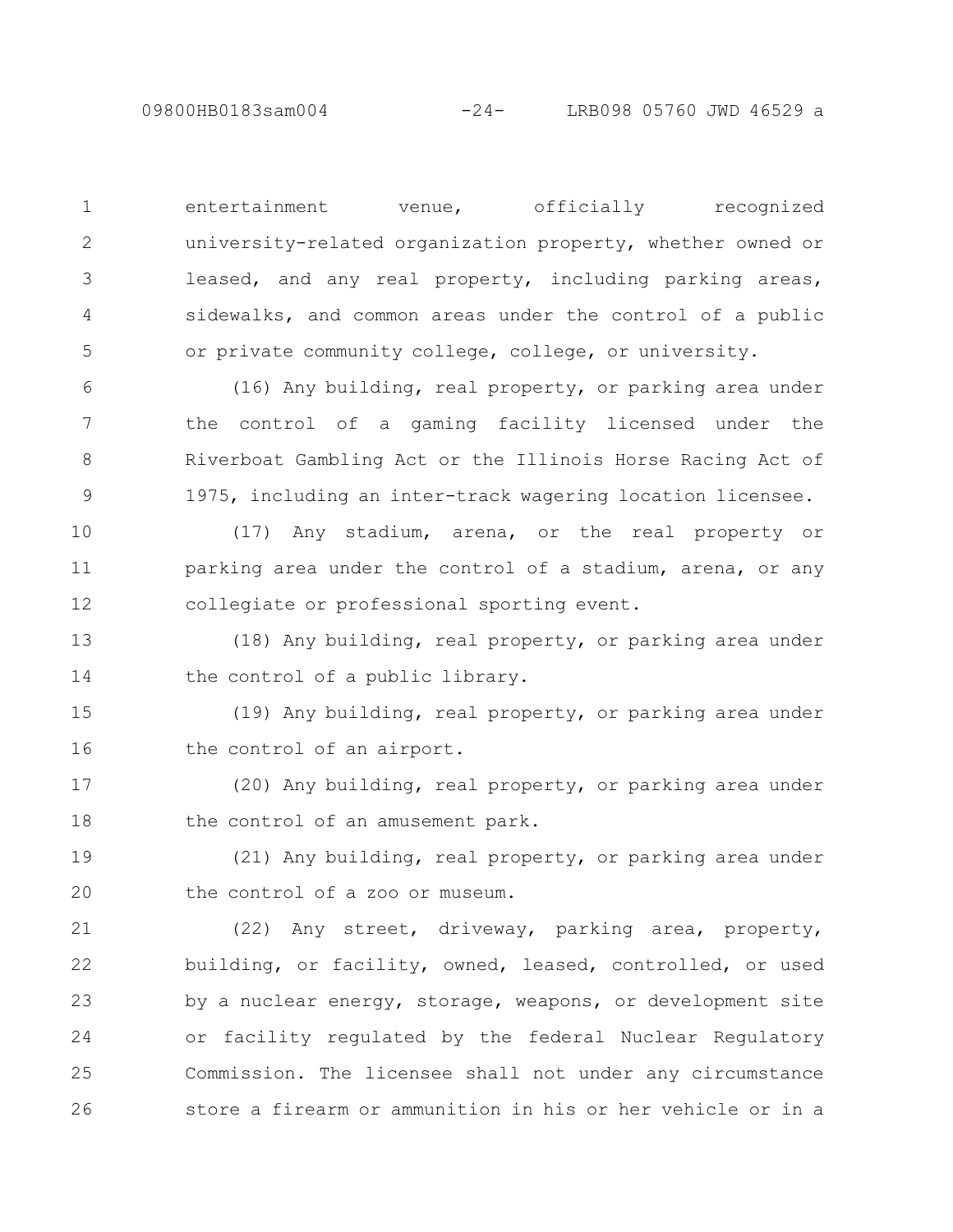entertainment venue, officially recognized university-related organization property, whether owned or leased, and any real property, including parking areas, sidewalks, and common areas under the control of a public or private community college, college, or university.

(16) Any building, real property, or parking area under the control of a gaming facility licensed under the Riverboat Gambling Act or the Illinois Horse Racing Act of 1975, including an inter-track wagering location licensee.

(17) Any stadium, arena, or the real property or parking area under the control of a stadium, arena, or any collegiate or professional sporting event.

(18) Any building, real property, or parking area under the control of a public library.

(19) Any building, real property, or parking area under the control of an airport.

(20) Any building, real property, or parking area under the control of an amusement park.

(21) Any building, real property, or parking area under the control of a zoo or museum.

(22) Any street, driveway, parking area, property, building, or facility, owned, leased, controlled, or used by a nuclear energy, storage, weapons, or development site or facility regulated by the federal Nuclear Regulatory Commission. The licensee shall not under any circumstance store a firearm or ammunition in his or her vehicle or in a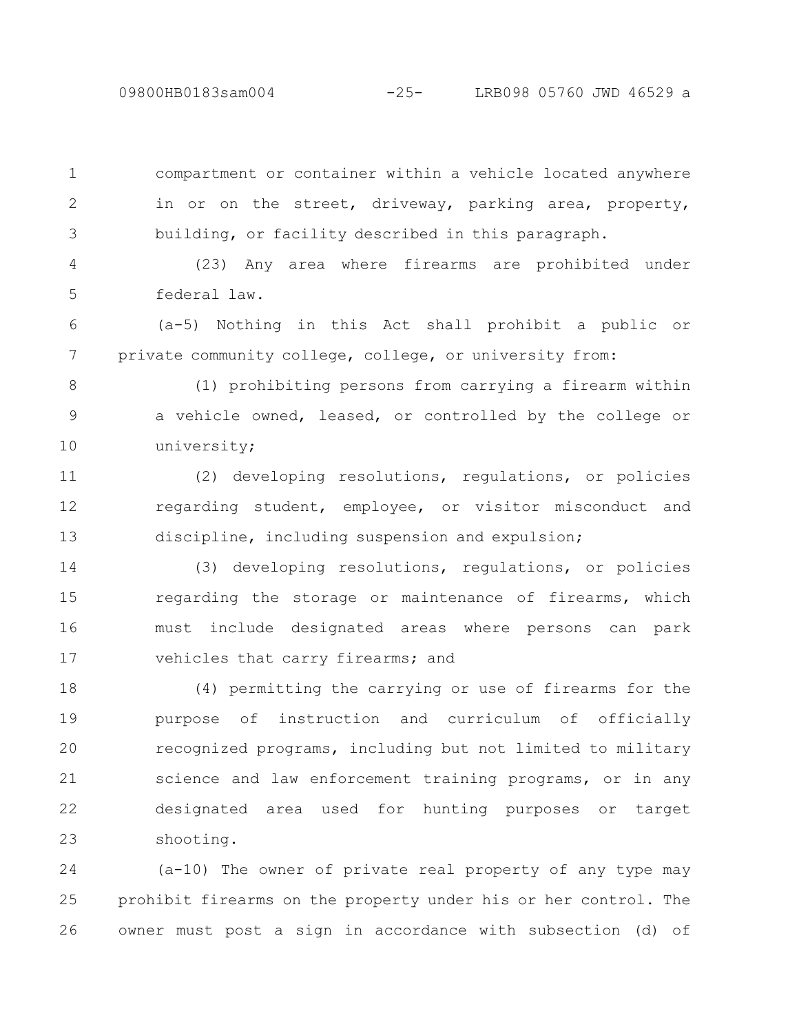compartment or container within a vehicle located anywhere in or on the street, driveway, parking area, property, building, or facility described in this paragraph.

(23) Any area where firearms are prohibited under federal law.

(a-5) Nothing in this Act shall prohibit a public or private community college, college, or university from:

(1) prohibiting persons from carrying a firearm within a vehicle owned, leased, or controlled by the college or university;

(2) developing resolutions, regulations, or policies regarding student, employee, or visitor misconduct and discipline, including suspension and expulsion;

(3) developing resolutions, regulations, or policies regarding the storage or maintenance of firearms, which must include designated areas where persons can park vehicles that carry firearms; and

(4) permitting the carrying or use of firearms for the purpose of instruction and curriculum of officially recognized programs, including but not limited to military science and law enforcement training programs, or in any designated area used for hunting purposes or target shooting.

(a-10) The owner of private real property of any type may prohibit firearms on the property under his or her control. The owner must post a sign in accordance with subsection (d) of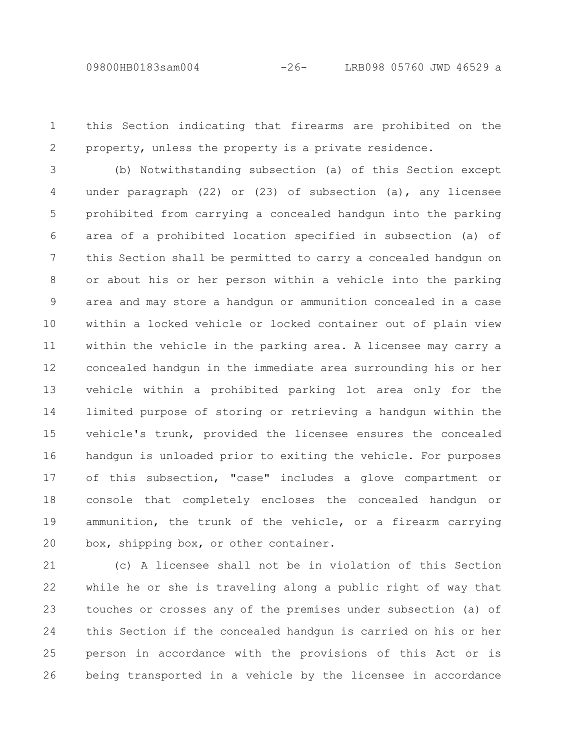this Section indicating that firearms are prohibited on the property, unless the property is a private residence.

(b) Notwithstanding subsection (a) of this Section except under paragraph (22) or (23) of subsection (a), any licensee prohibited from carrying a concealed handgun into the parking area of a prohibited location specified in subsection (a) of this Section shall be permitted to carry a concealed handgun on or about his or her person within a vehicle into the parking area and may store a handgun or ammunition concealed in a case within a locked vehicle or locked container out of plain view within the vehicle in the parking area. A licensee may carry a concealed handgun in the immediate area surrounding his or her vehicle within a prohibited parking lot area only for the limited purpose of storing or retrieving a handgun within the vehicle's trunk, provided the licensee ensures the concealed handgun is unloaded prior to exiting the vehicle. For purposes of this subsection, "case" includes a glove compartment or console that completely encloses the concealed handgun or ammunition, the trunk of the vehicle, or a firearm carrying box, shipping box, or other container.

(c) A licensee shall not be in violation of this Section while he or she is traveling along a public right of way that touches or crosses any of the premises under subsection (a) of this Section if the concealed handgun is carried on his or her person in accordance with the provisions of this Act or is being transported in a vehicle by the licensee in accordance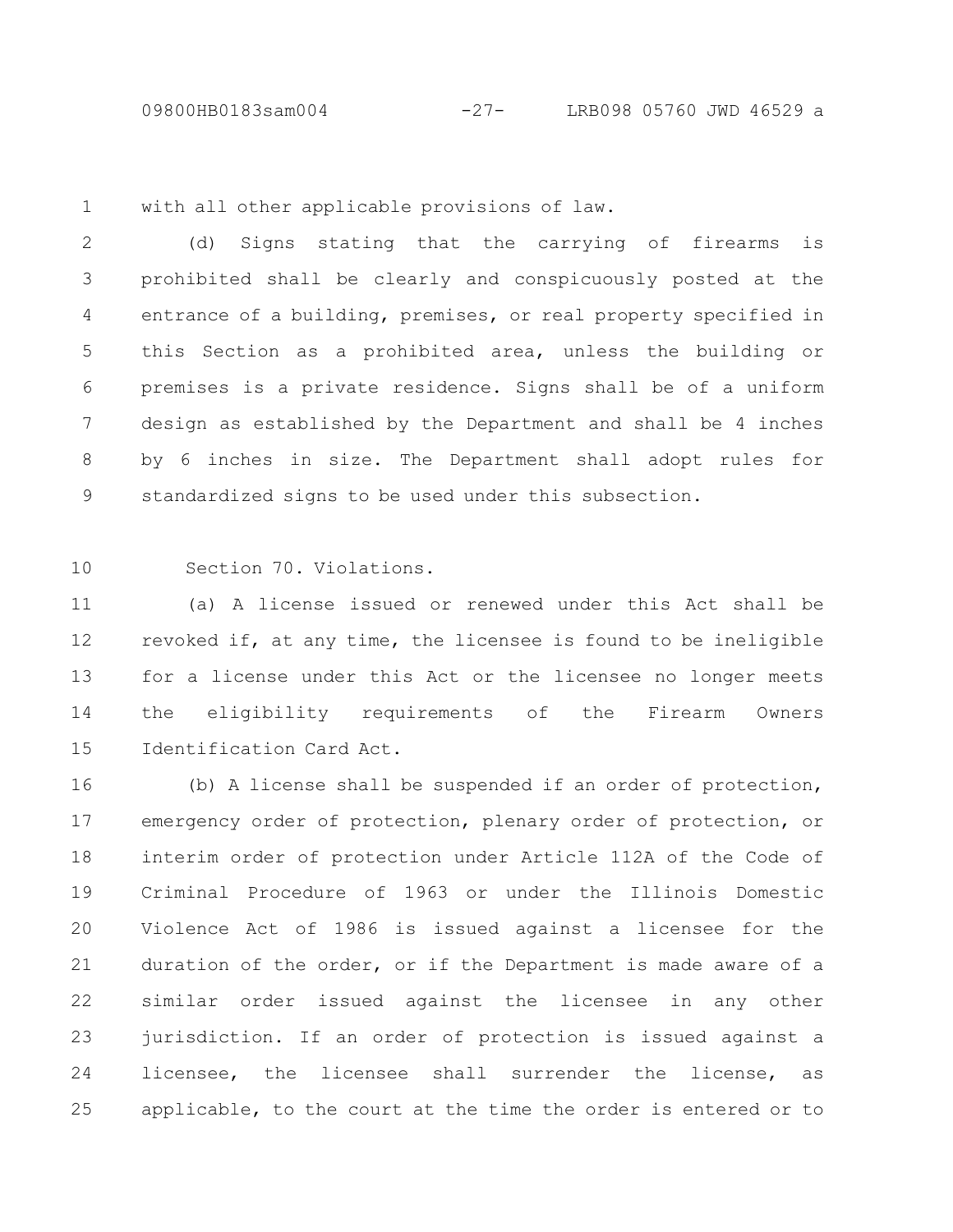with all other applicable provisions of law.

(d) Signs stating that the carrying of firearms is prohibited shall be clearly and conspicuously posted at the entrance of a building, premises, or real property specified in this Section as a prohibited area, unless the building or premises is a private residence. Signs shall be of a uniform design as established by the Department and shall be 4 inches by 6 inches in size. The Department shall adopt rules for standardized signs to be used under this subsection.

Section 70. Violations.

(a) A license issued or renewed under this Act shall be revoked if, at any time, the licensee is found to be ineligible for a license under this Act or the licensee no longer meets the eligibility requirements of the Firearm Owners Identification Card Act.

(b) A license shall be suspended if an order of protection, emergency order of protection, plenary order of protection, or interim order of protection under Article 112A of the Code of Criminal Procedure of 1963 or under the Illinois Domestic Violence Act of 1986 is issued against a licensee for the duration of the order, or if the Department is made aware of a similar order issued against the licensee in any other jurisdiction. If an order of protection is issued against a licensee, the licensee shall surrender the license, as applicable, to the court at the time the order is entered or to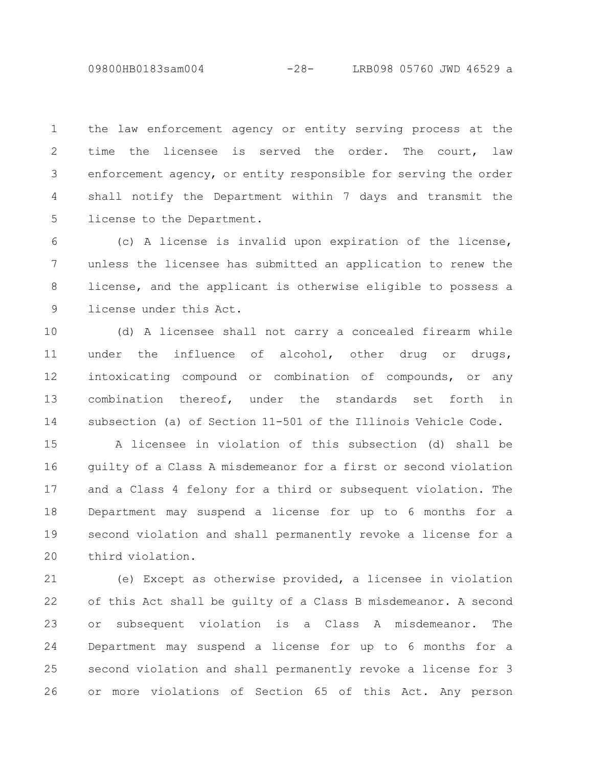the law enforcement agency or entity serving process at the time the licensee is served the order. The court, law enforcement agency, or entity responsible for serving the order shall notify the Department within 7 days and transmit the license to the Department.

(c) A license is invalid upon expiration of the license, unless the licensee has submitted an application to renew the license, and the applicant is otherwise eligible to possess a license under this Act.

(d) A licensee shall not carry a concealed firearm while under the influence of alcohol, other drug or drugs, intoxicating compound or combination of compounds, or any combination thereof, under the standards set forth in subsection (a) of Section 11-501 of the Illinois Vehicle Code.

A licensee in violation of this subsection (d) shall be guilty of a Class A misdemeanor for a first or second violation and a Class 4 felony for a third or subsequent violation. The Department may suspend a license for up to 6 months for a second violation and shall permanently revoke a license for a third violation.

(e) Except as otherwise provided, a licensee in violation of this Act shall be guilty of a Class B misdemeanor. A second or subsequent violation is a Class A misdemeanor. The Department may suspend a license for up to 6 months for a second violation and shall permanently revoke a license for 3 or more violations of Section 65 of this Act. Any person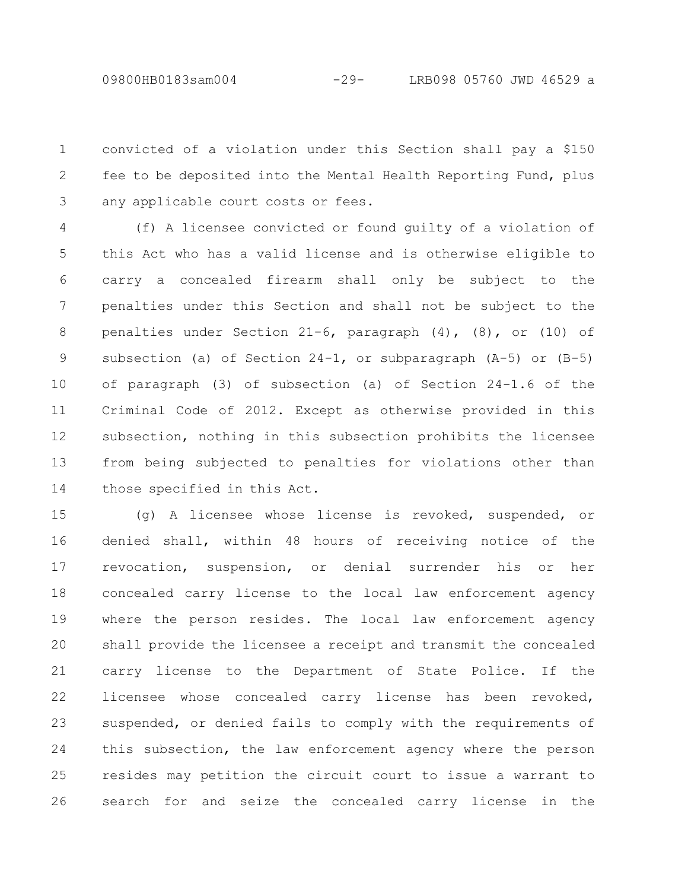convicted of a violation under this Section shall pay a $150 fee to be deposited into the Mental Health Reporting Fund, plus any applicable court costs or fees.

(f) A licensee convicted or found guilty of a violation of this Act who has a valid license and is otherwise eligible to carry a concealed firearm shall only be subject to the penalties under this Section and shall not be subject to the penalties under Section 21-6, paragraph (4), (8), or (10) of subsection (a) of Section 24-1, or subparagraph (A-5) or (B-5) of paragraph (3) of subsection (a) of Section 24-1.6 of the Criminal Code of 2012. Except as otherwise provided in this subsection, nothing in this subsection prohibits the licensee from being subjected to penalties for violations other than those specified in this Act.

(g) A licensee whose license is revoked, suspended, or denied shall, within 48 hours of receiving notice of the revocation, suspension, or denial surrender his or her concealed carry license to the local law enforcement agency where the person resides. The local law enforcement agency shall provide the licensee a receipt and transmit the concealed carry license to the Department of State Police. If the licensee whose concealed carry license has been revoked, suspended, or denied fails to comply with the requirements of this subsection, the law enforcement agency where the person resides may petition the circuit court to issue a warrant to search for and seize the concealed carry license in the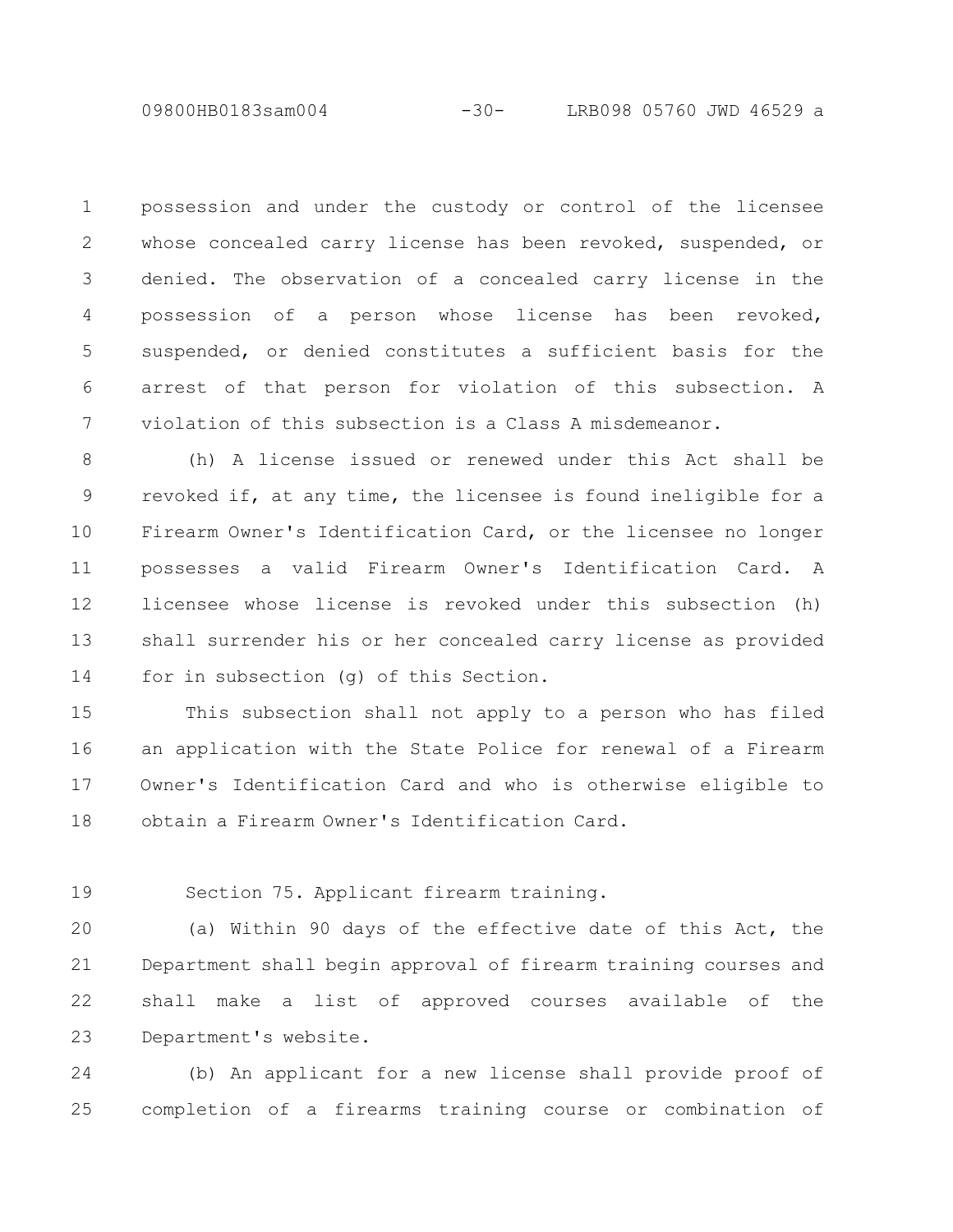possession and under the custody or control of the licensee whose concealed carry license has been revoked, suspended, or denied. The observation of a concealed carry license in the possession of a person whose license has been revoked, suspended, or denied constitutes a sufficient basis for the arrest of that person for violation of this subsection. A violation of this subsection is a Class A misdemeanor.

(h) A license issued or renewed under this Act shall be revoked if, at any time, the licensee is found ineligible for a Firearm Owner's Identification Card, or the licensee no longer possesses a valid Firearm Owner's Identification Card. A licensee whose license is revoked under this subsection (h) shall surrender his or her concealed carry license as provided for in subsection (g) of this Section.

This subsection shall not apply to a person who has filed an application with the State Police for renewal of a Firearm Owner's Identification Card and who is otherwise eligible to obtain a Firearm Owner's Identification Card.

Section 75. Applicant firearm training.

(a) Within 90 days of the effective date of this Act, the Department shall begin approval of firearm training courses and shall make a list of approved courses available of the Department's website.

(b) An applicant for a new license shall provide proof of completion of a firearms training course or combination of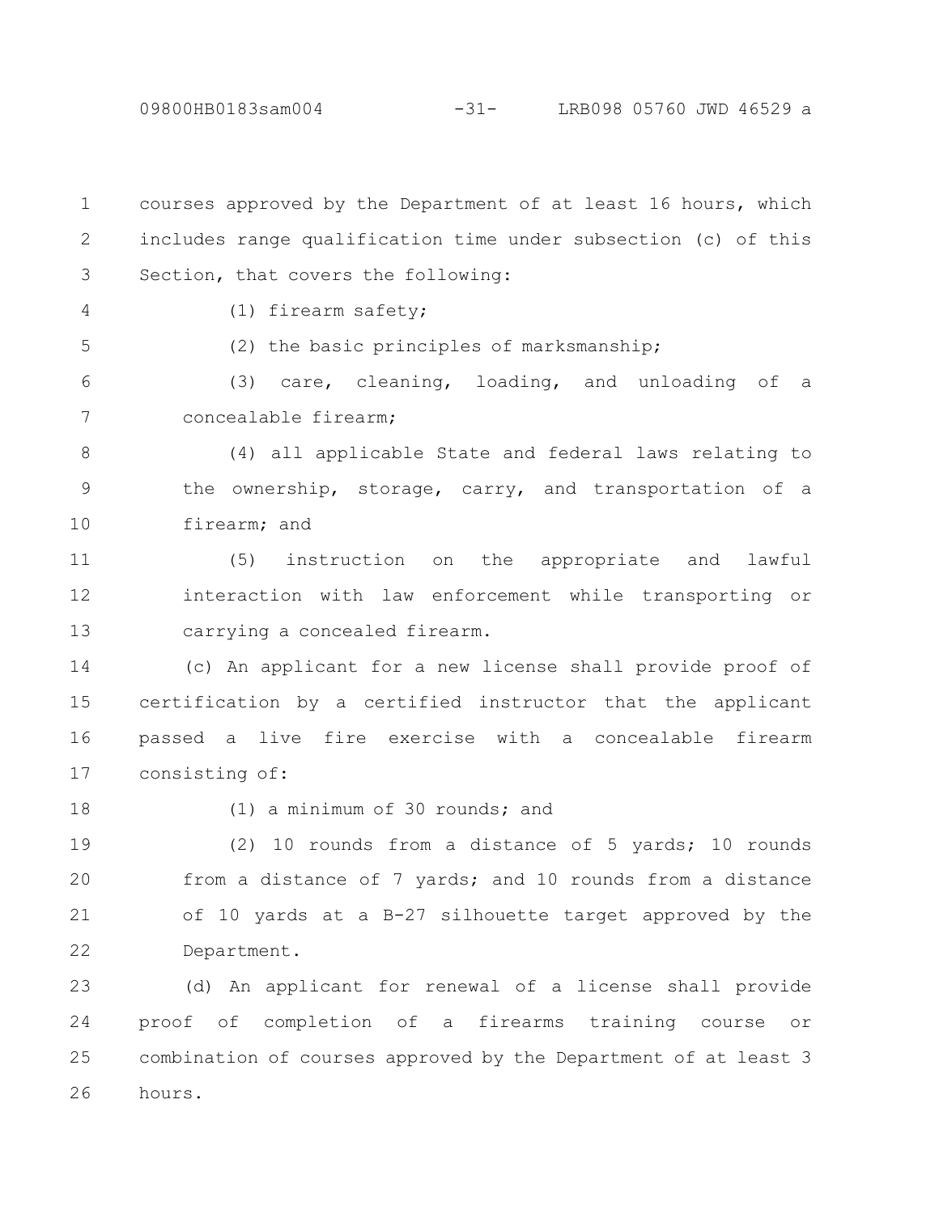courses approved by the Department of at least 16 hours, which includes range qualification time under subsection (c) of this Section, that covers the following:

(1) firearm safety;

(2) the basic principles of marksmanship;

(3) care, cleaning, loading, and unloading of a concealable firearm;

(4) all applicable State and federal laws relating to the ownership, storage, carry, and transportation of a firearm; and

(5) instruction on the appropriate and lawful interaction with law enforcement while transporting or carrying a concealed firearm.

(c) An applicant for a new license shall provide proof of certification by a certified instructor that the applicant passed a live fire exercise with a concealable firearm consisting of:

(1) a minimum of 30 rounds; and

(2) 10 rounds from a distance of 5 yards; 10 rounds from a distance of 7 yards; and 10 rounds from a distance of 10 yards at a B-27 silhouette target approved by the Department.

(d) An applicant for renewal of a license shall provide proof of completion of a firearms training course or combination of courses approved by the Department of at least 3 hours.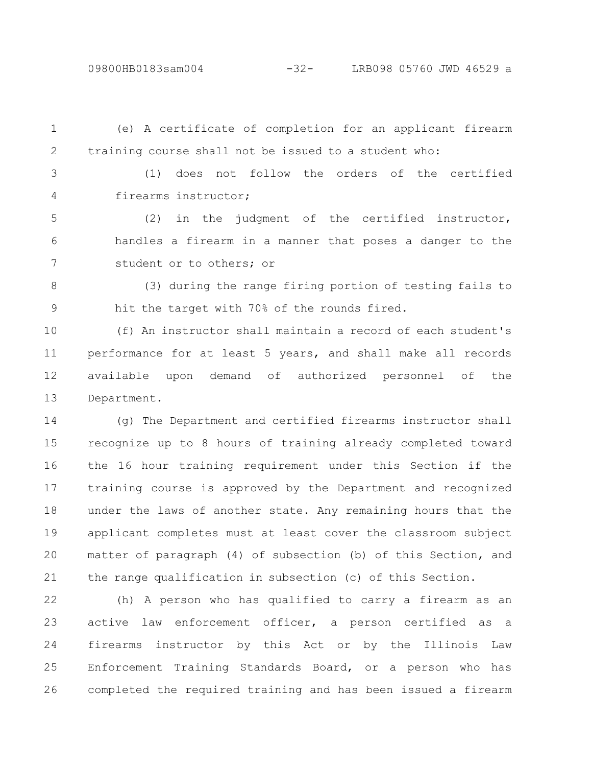(e) A certificate of completion for an applicant firearm training course shall not be issued to a student who:

(1) does not follow the orders of the certified firearms instructor;

(2) in the judgment of the certified instructor, handles a firearm in a manner that poses a danger to the student or to others; or

(3) during the range firing portion of testing fails to hit the target with 70% of the rounds fired.

(f) An instructor shall maintain a record of each student's performance for at least 5 years, and shall make all records available upon demand of authorized personnel of the Department.

(g) The Department and certified firearms instructor shall recognize up to 8 hours of training already completed toward the 16 hour training requirement under this Section if the training course is approved by the Department and recognized under the laws of another state. Any remaining hours that the applicant completes must at least cover the classroom subject matter of paragraph (4) of subsection (b) of this Section, and the range qualification in subsection (c) of this Section.

(h) A person who has qualified to carry a firearm as an active law enforcement officer, a person certified as a firearms instructor by this Act or by the Illinois Law Enforcement Training Standards Board, or a person who has completed the required training and has been issued a firearm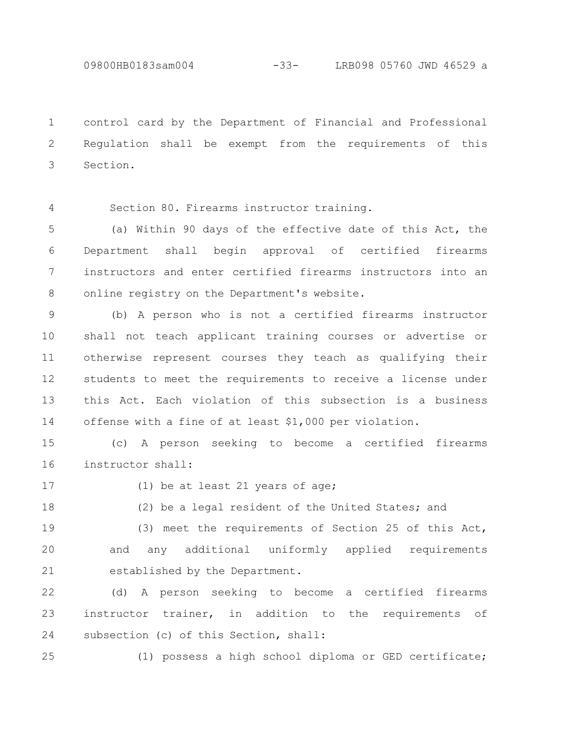control card by the Department of Financial and Professional Regulation shall be exempt from the requirements of this Section.

Section 80. Firearms instructor training.

(a) Within 90 days of the effective date of this Act, the Department shall begin approval of certified firearms instructors and enter certified firearms instructors into an online registry on the Department's website.

(b) A person who is not a certified firearms instructor shall not teach applicant training courses or advertise or otherwise represent courses they teach as qualifying their students to meet the requirements to receive a license under this Act. Each violation of this subsection is a business offense with a fine of at least $1,000 per violation.

(c) A person seeking to become a certified firearms instructor shall:

(1) be at least 21 years of age;

(2) be a legal resident of the United States; and

(3) meet the requirements of Section 25 of this Act, and any additional uniformly applied requirements established by the Department.

(d) A person seeking to become a certified firearms instructor trainer, in addition to the requirements of subsection (c) of this Section, shall:

(1) possess a high school diploma or GED certificate;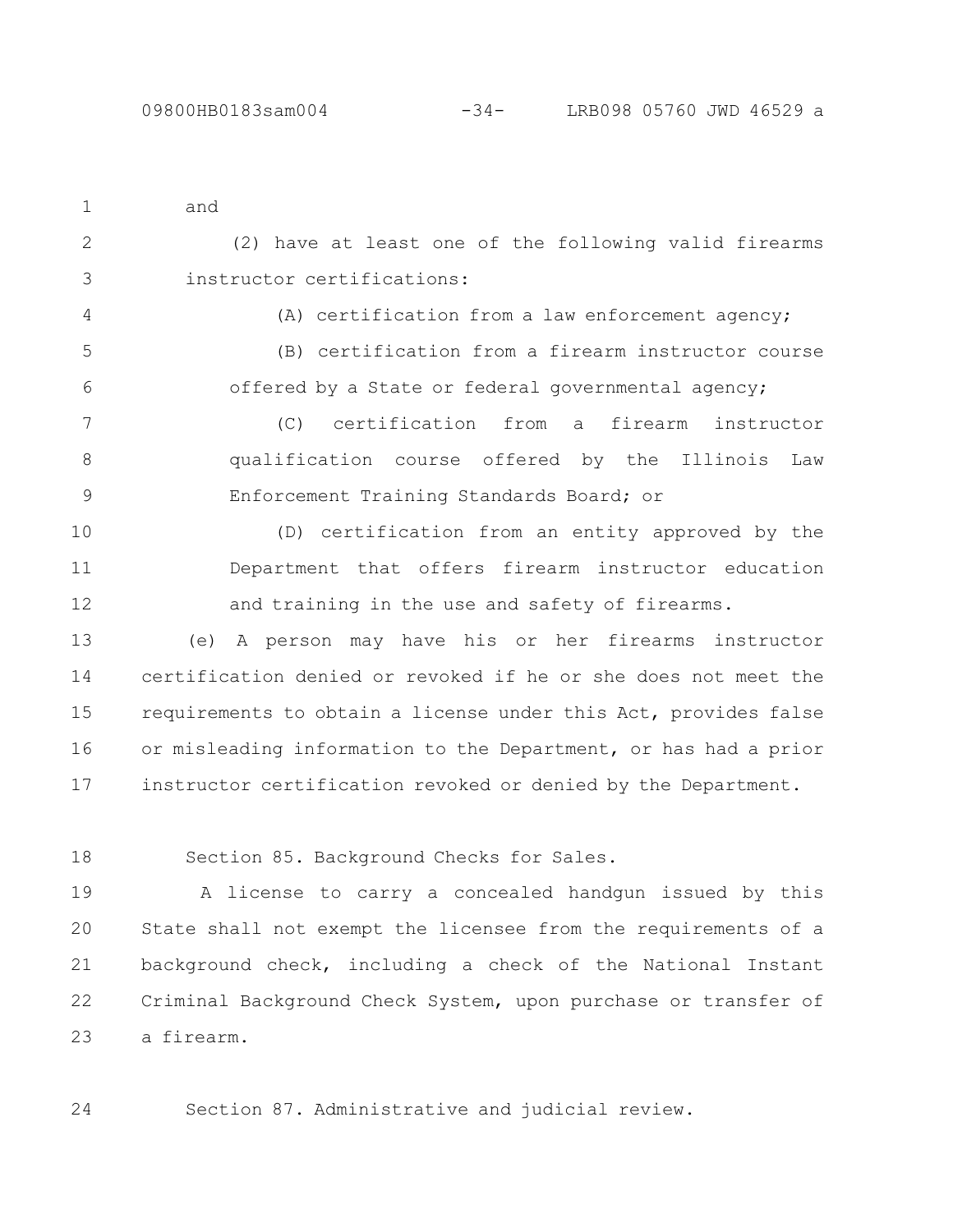and

(2) have at least one of the following valid firearms instructor certifications:

(A) certification from a law enforcement agency;

(B) certification from a firearm instructor course offered by a State or federal governmental agency;

(C) certification from a firearm instructor qualification course offered by the Illinois Law Enforcement Training Standards Board; or

(D) certification from an entity approved by the Department that offers firearm instructor education and training in the use and safety of firearms.

(e) A person may have his or her firearms instructor certification denied or revoked if he or she does not meet the requirements to obtain a license under this Act, provides false or misleading information to the Department, or has had a prior instructor certification revoked or denied by the Department.

Section 85. Background Checks for Sales.

A license to carry a concealed handgun issued by this State shall not exempt the licensee from the requirements of a background check, including a check of the National Instant Criminal Background Check System, upon purchase or transfer of a firearm.

Section 87. Administrative and judicial review.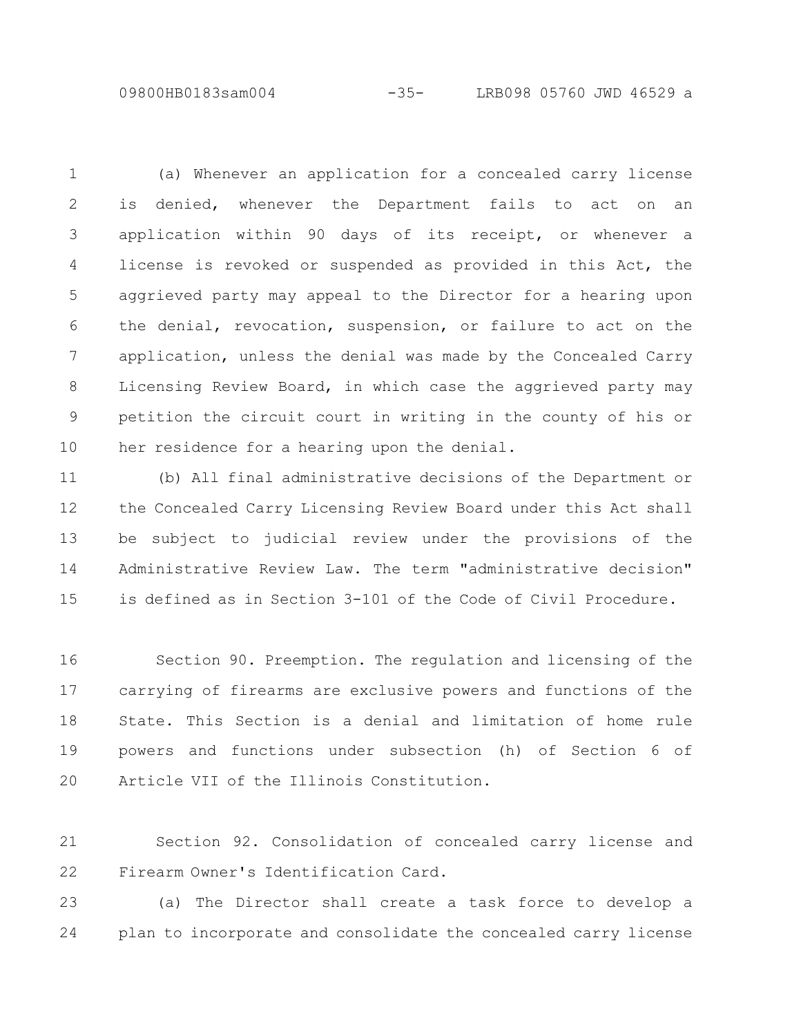(a) Whenever an application for a concealed carry license is denied, whenever the Department fails to act on an application within 90 days of its receipt, or whenever a license is revoked or suspended as provided in this Act, the aggrieved party may appeal to the Director for a hearing upon the denial, revocation, suspension, or failure to act on the application, unless the denial was made by the Concealed Carry Licensing Review Board, in which case the aggrieved party may petition the circuit court in writing in the county of his or her residence for a hearing upon the denial.

(b) All final administrative decisions of the Department or the Concealed Carry Licensing Review Board under this Act shall be subject to judicial review under the provisions of the Administrative Review Law. The term "administrative decision" is defined as in Section 3-101 of the Code of Civil Procedure.

Section 90. Preemption. The regulation and licensing of the carrying of firearms are exclusive powers and functions of the State. This Section is a denial and limitation of home rule powers and functions under subsection (h) of Section 6 of Article VII of the Illinois Constitution.

Section 92. Consolidation of concealed carry license and Firearm Owner's Identification Card.

(a) The Director shall create a task force to develop a plan to incorporate and consolidate the concealed carry license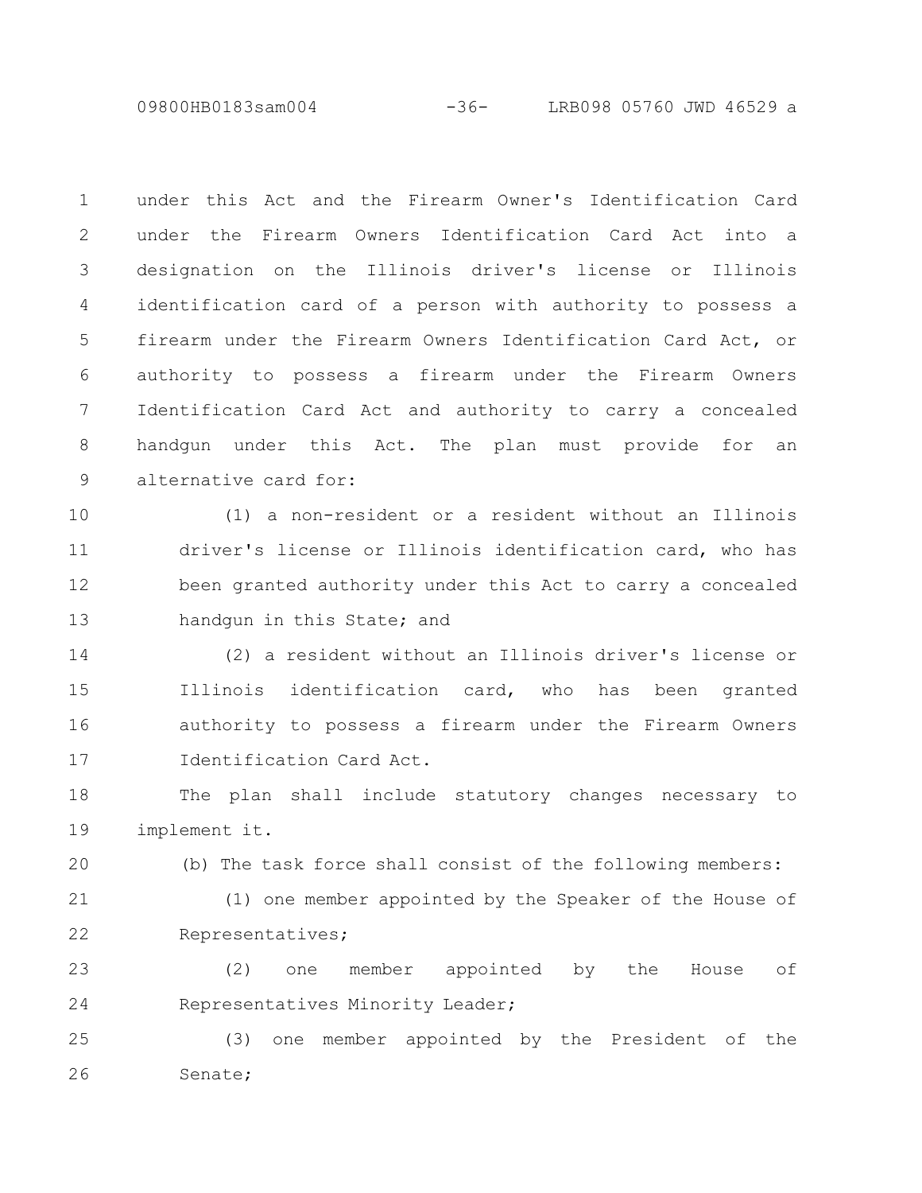under this Act and the Firearm Owner's Identification Card under the Firearm Owners Identification Card Act into a designation on the Illinois driver's license or Illinois identification card of a person with authority to possess a firearm under the Firearm Owners Identification Card Act, or authority to possess a firearm under the Firearm Owners Identification Card Act and authority to carry a concealed handgun under this Act. The plan must provide for an alternative card for:

(1) a non-resident or a resident without an Illinois driver's license or Illinois identification card, who has been granted authority under this Act to carry a concealed handgun in this State; and

(2) a resident without an Illinois driver's license or Illinois identification card, who has been granted authority to possess a firearm under the Firearm Owners Identification Card Act.

The plan shall include statutory changes necessary to implement it.

(b) The task force shall consist of the following members:

(1) one member appointed by the Speaker of the House of Representatives;

(2) one member appointed by the House of Representatives Minority Leader;

(3) one member appointed by the President of the Senate;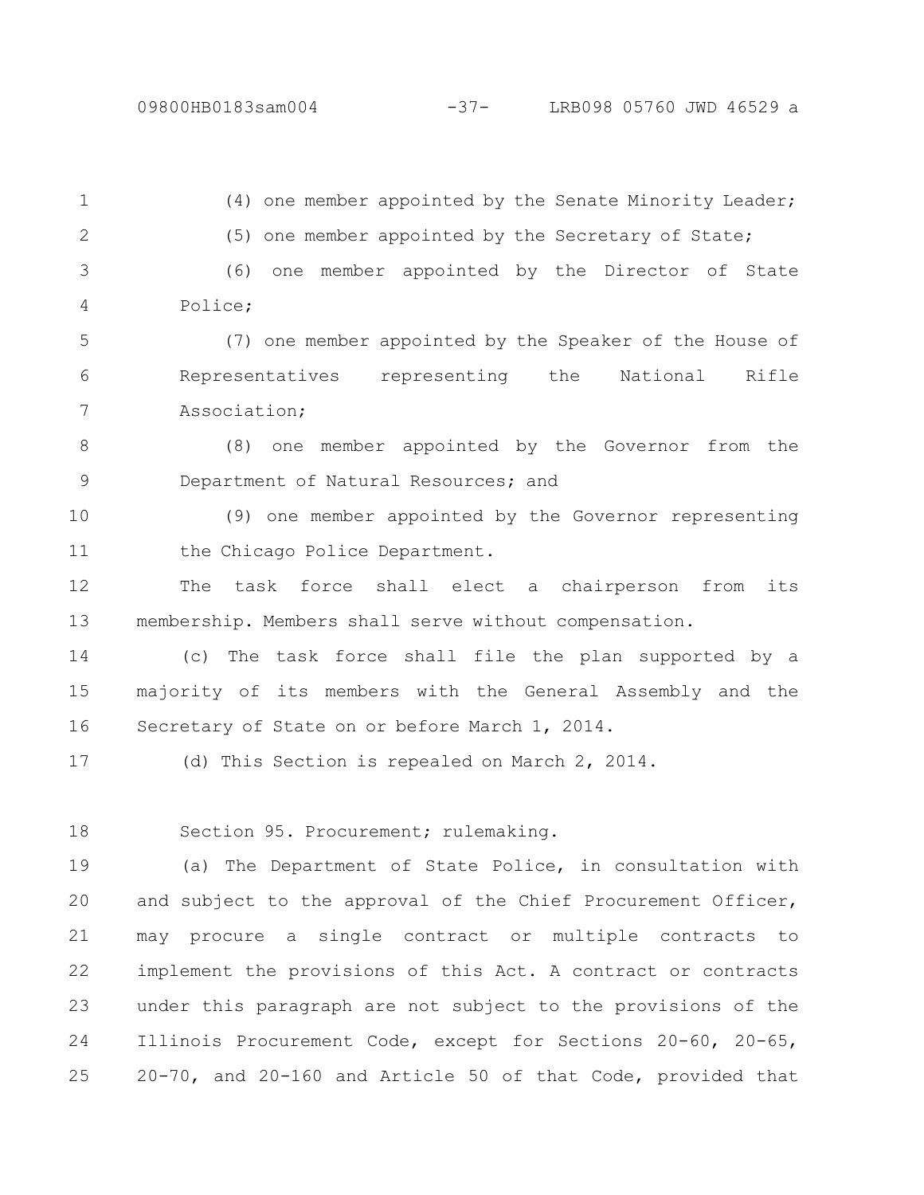(4) one member appointed by the Senate Minority Leader;

(5) one member appointed by the Secretary of State;

(6) one member appointed by the Director of State Police;

(7) one member appointed by the Speaker of the House of Representatives representing the National Rifle Association;

(8) one member appointed by the Governor from the Department of Natural Resources; and

(9) one member appointed by the Governor representing the Chicago Police Department.

The task force shall elect a chairperson from its membership. Members shall serve without compensation.

(c) The task force shall file the plan supported by a majority of its members with the General Assembly and the Secretary of State on or before March 1, 2014.

(d) This Section is repealed on March 2, 2014.

Section 95. Procurement; rulemaking.

(a) The Department of State Police, in consultation with and subject to the approval of the Chief Procurement Officer, may procure a single contract or multiple contracts to implement the provisions of this Act. A contract or contracts under this paragraph are not subject to the provisions of the Illinois Procurement Code, except for Sections 20-60, 20-65, 20-70, and 20-160 and Article 50 of that Code, provided that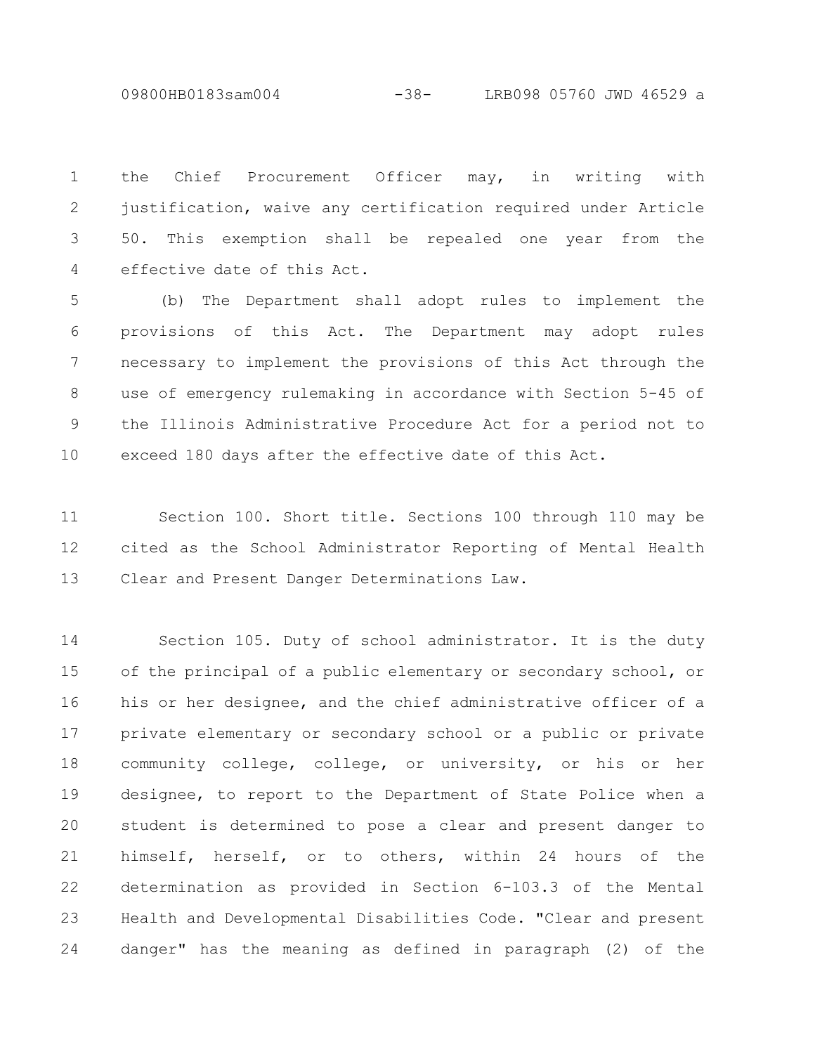the Chief Procurement Officer may, in writing with justification, waive any certification required under Article 50. This exemption shall be repealed one year from the effective date of this Act.

(b) The Department shall adopt rules to implement the provisions of this Act. The Department may adopt rules necessary to implement the provisions of this Act through the use of emergency rulemaking in accordance with Section 5-45 of the Illinois Administrative Procedure Act for a period not to exceed 180 days after the effective date of this Act.

Section 100. Short title. Sections 100 through 110 may be cited as the School Administrator Reporting of Mental Health Clear and Present Danger Determinations Law.

Section 105. Duty of school administrator. It is the duty of the principal of a public elementary or secondary school, or his or her designee, and the chief administrative officer of a private elementary or secondary school or a public or private community college, college, or university, or his or her designee, to report to the Department of State Police when a student is determined to pose a clear and present danger to himself, herself, or to others, within 24 hours of the determination as provided in Section 6-103.3 of the Mental Health and Developmental Disabilities Code. "Clear and present danger" has the meaning as defined in paragraph (2) of the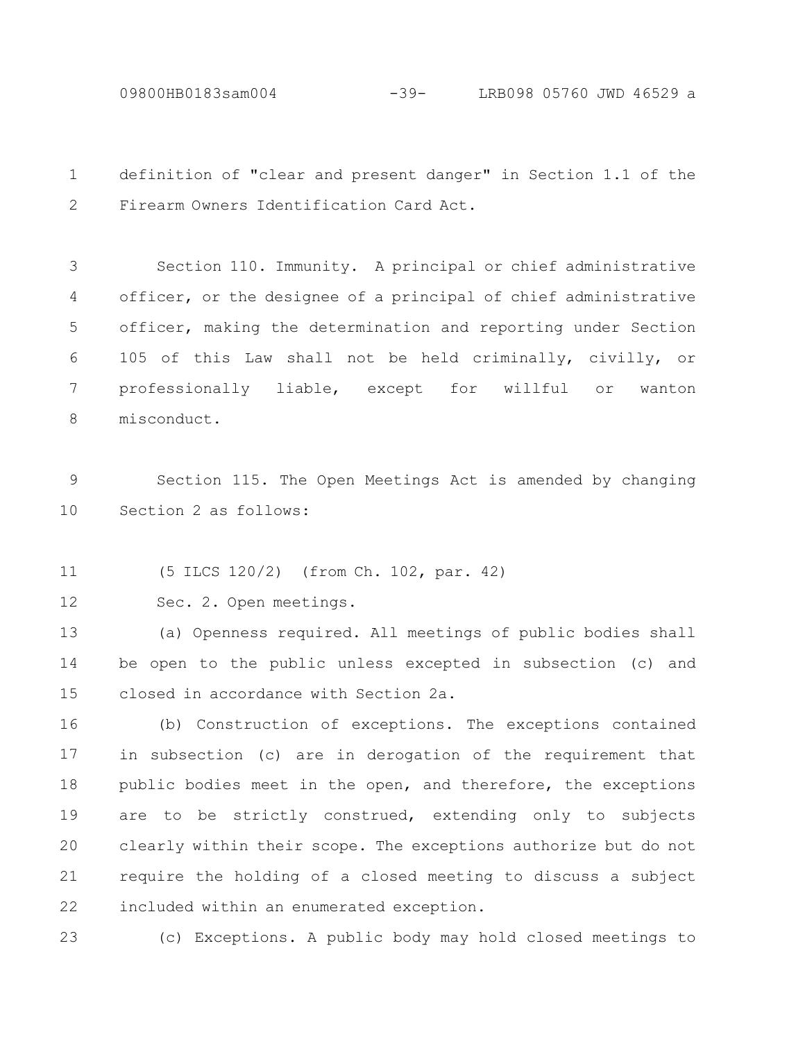definition of "clear and present danger" in Section 1.1 of the Firearm Owners Identification Card Act.

Section 110. Immunity. A principal or chief administrative officer, or the designee of a principal of chief administrative officer, making the determination and reporting under Section 105 of this Law shall not be held criminally, civilly, or professionally liable, except for willful or wanton misconduct.

Section 115. The Open Meetings Act is amended by changing Section 2 as follows:

(5 ILCS 120/2) (from Ch. 102, par. 42)

Sec. 2. Open meetings.

(a) Openness required. All meetings of public bodies shall be open to the public unless excepted in subsection (c) and closed in accordance with Section 2a.

(b) Construction of exceptions. The exceptions contained in subsection (c) are in derogation of the requirement that public bodies meet in the open, and therefore, the exceptions are to be strictly construed, extending only to subjects clearly within their scope. The exceptions authorize but do not require the holding of a closed meeting to discuss a subject included within an enumerated exception.

(c) Exceptions. A public body may hold closed meetings to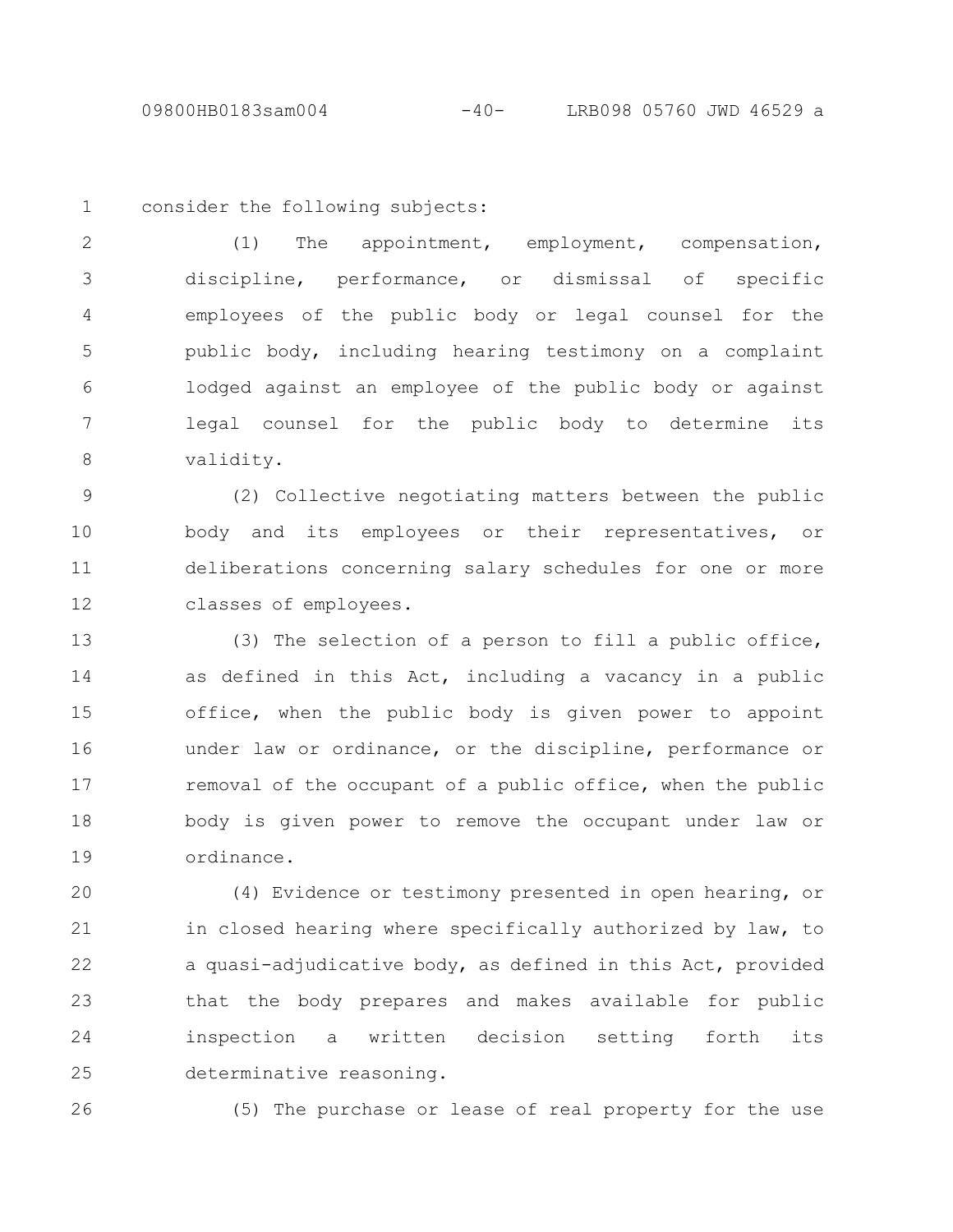consider the following subjects:

(1) The appointment, employment, compensation, discipline, performance, or dismissal of specific employees of the public body or legal counsel for the public body, including hearing testimony on a complaint lodged against an employee of the public body or against legal counsel for the public body to determine its validity.

(2) Collective negotiating matters between the public body and its employees or their representatives, or deliberations concerning salary schedules for one or more classes of employees.

(3) The selection of a person to fill a public office, as defined in this Act, including a vacancy in a public office, when the public body is given power to appoint under law or ordinance, or the discipline, performance or removal of the occupant of a public office, when the public body is given power to remove the occupant under law or ordinance.

(4) Evidence or testimony presented in open hearing, or in closed hearing where specifically authorized by law, to a quasi-adjudicative body, as defined in this Act, provided that the body prepares and makes available for public inspection a written decision setting forth its determinative reasoning.

(5) The purchase or lease of real property for the use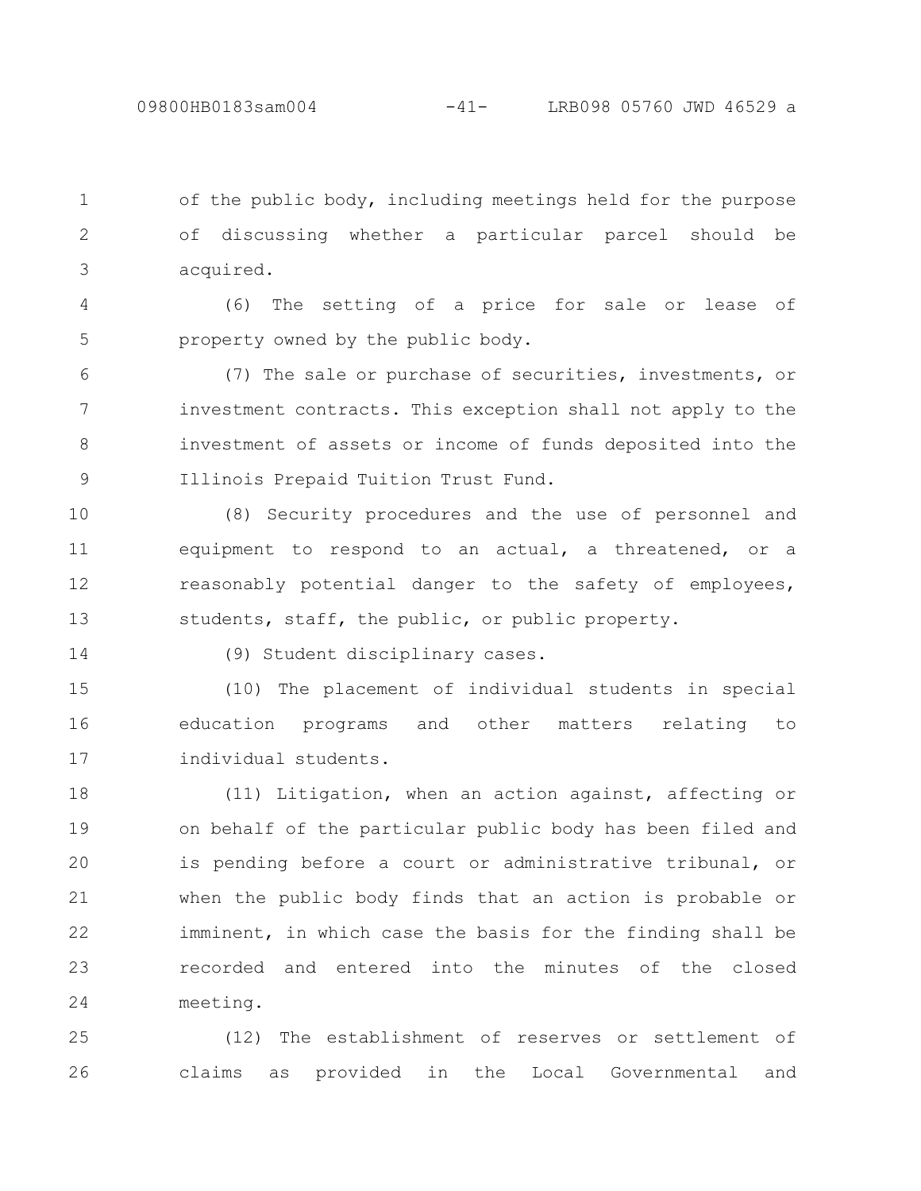of the public body, including meetings held for the purpose of discussing whether a particular parcel should be acquired.

(6) The setting of a price for sale or lease of property owned by the public body.

(7) The sale or purchase of securities, investments, or investment contracts. This exception shall not apply to the investment of assets or income of funds deposited into the Illinois Prepaid Tuition Trust Fund.

(8) Security procedures and the use of personnel and equipment to respond to an actual, a threatened, or a reasonably potential danger to the safety of employees, students, staff, the public, or public property.

(9) Student disciplinary cases.

(10) The placement of individual students in special education programs and other matters relating to individual students.

(11) Litigation, when an action against, affecting or on behalf of the particular public body has been filed and is pending before a court or administrative tribunal, or when the public body finds that an action is probable or imminent, in which case the basis for the finding shall be recorded and entered into the minutes of the closed meeting.

(12) The establishment of reserves or settlement of claims as provided in the Local Governmental and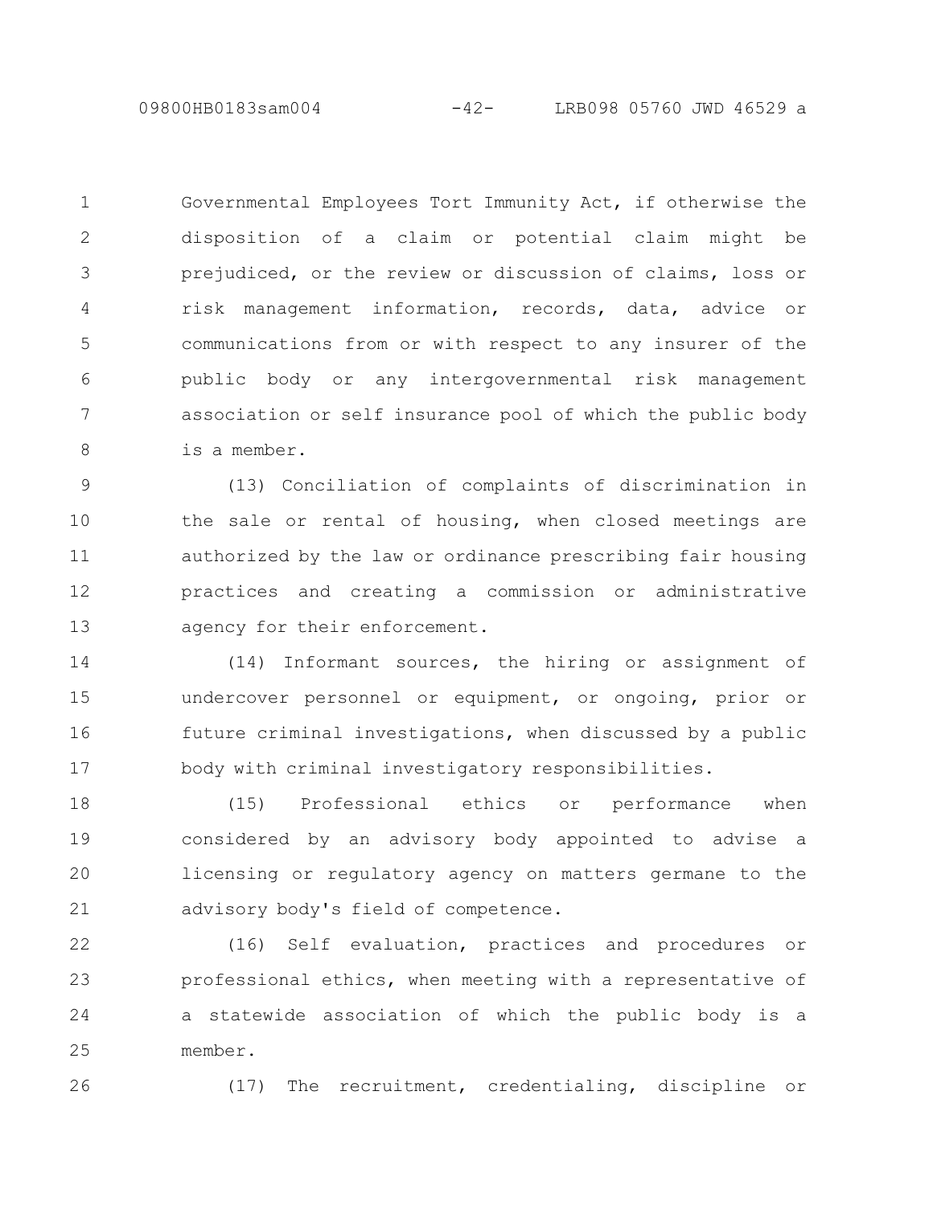Governmental Employees Tort Immunity Act, if otherwise the disposition of a claim or potential claim might be prejudiced, or the review or discussion of claims, loss or risk management information, records, data, advice or communications from or with respect to any insurer of the public body or any intergovernmental risk management association or self insurance pool of which the public body is a member.

(13) Conciliation of complaints of discrimination in the sale or rental of housing, when closed meetings are authorized by the law or ordinance prescribing fair housing practices and creating a commission or administrative agency for their enforcement.

(14) Informant sources, the hiring or assignment of undercover personnel or equipment, or ongoing, prior or future criminal investigations, when discussed by a public body with criminal investigatory responsibilities.

(15) Professional ethics or performance when considered by an advisory body appointed to advise a licensing or regulatory agency on matters germane to the advisory body's field of competence.

(16) Self evaluation, practices and procedures or professional ethics, when meeting with a representative of a statewide association of which the public body is a member.

(17) The recruitment, credentialing, discipline or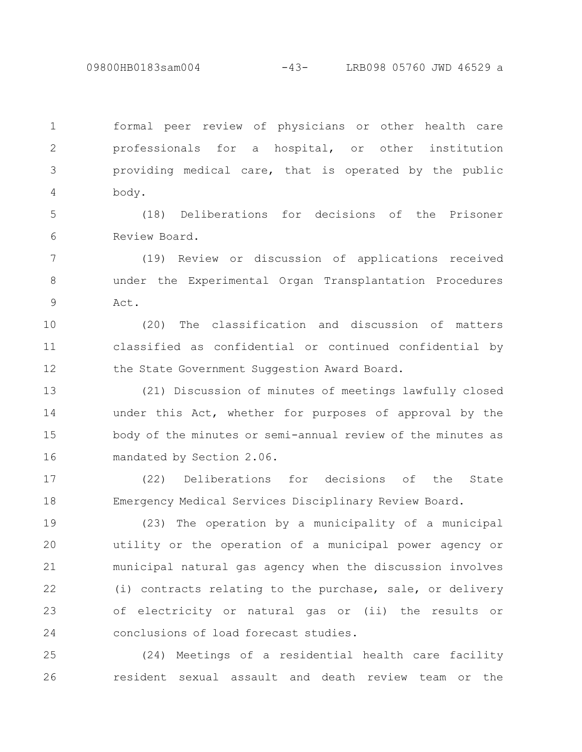formal peer review of physicians or other health care professionals for a hospital, or other institution providing medical care, that is operated by the public body.

(18) Deliberations for decisions of the Prisoner Review Board.

(19) Review or discussion of applications received under the Experimental Organ Transplantation Procedures Act.

(20) The classification and discussion of matters classified as confidential or continued confidential by the State Government Suggestion Award Board.

(21) Discussion of minutes of meetings lawfully closed under this Act, whether for purposes of approval by the body of the minutes or semi-annual review of the minutes as mandated by Section 2.06.

(22) Deliberations for decisions of the State Emergency Medical Services Disciplinary Review Board.

(23) The operation by a municipality of a municipal utility or the operation of a municipal power agency or municipal natural gas agency when the discussion involves (i) contracts relating to the purchase, sale, or delivery of electricity or natural gas or (ii) the results or conclusions of load forecast studies.

(24) Meetings of a residential health care facility resident sexual assault and death review team or the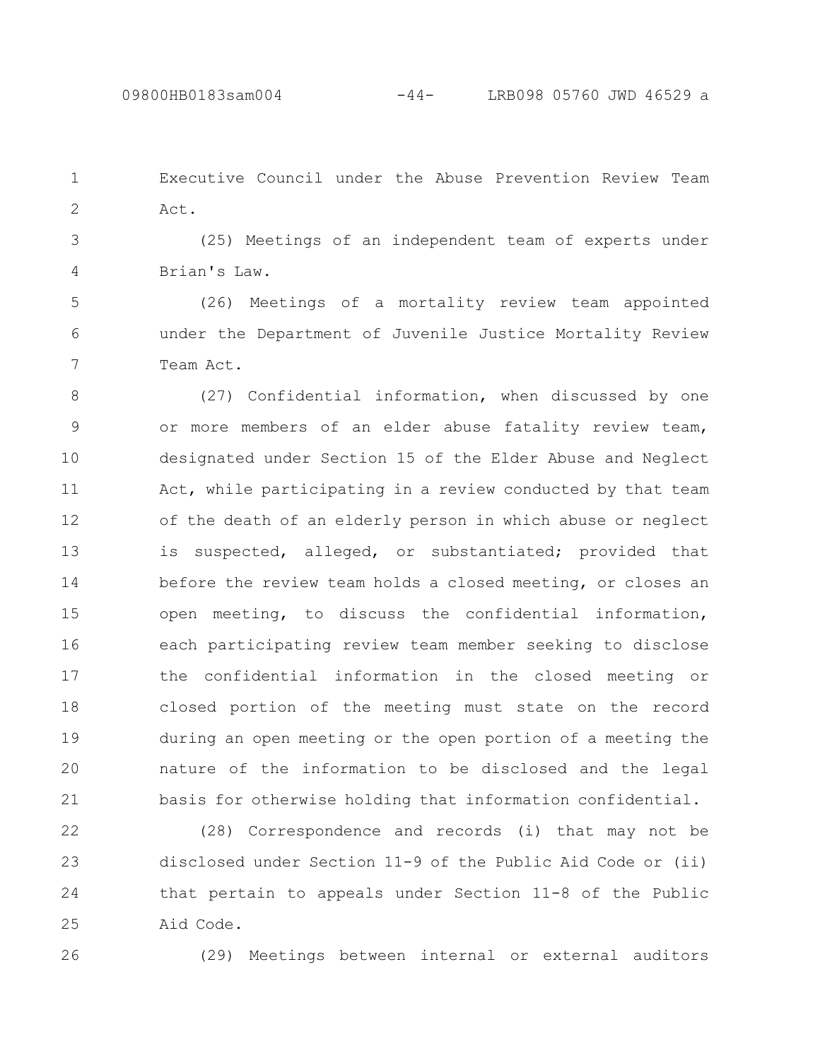Executive Council under the Abuse Prevention Review Team Act.

(25) Meetings of an independent team of experts under Brian's Law.

(26) Meetings of a mortality review team appointed under the Department of Juvenile Justice Mortality Review Team Act.

(27) Confidential information, when discussed by one or more members of an elder abuse fatality review team, designated under Section 15 of the Elder Abuse and Neglect Act, while participating in a review conducted by that team of the death of an elderly person in which abuse or neglect is suspected, alleged, or substantiated; provided that before the review team holds a closed meeting, or closes an open meeting, to discuss the confidential information, each participating review team member seeking to disclose the confidential information in the closed meeting or closed portion of the meeting must state on the record during an open meeting or the open portion of a meeting the nature of the information to be disclosed and the legal basis for otherwise holding that information confidential.

(28) Correspondence and records (i) that may not be disclosed under Section 11-9 of the Public Aid Code or (ii) that pertain to appeals under Section 11-8 of the Public Aid Code.

(29) Meetings between internal or external auditors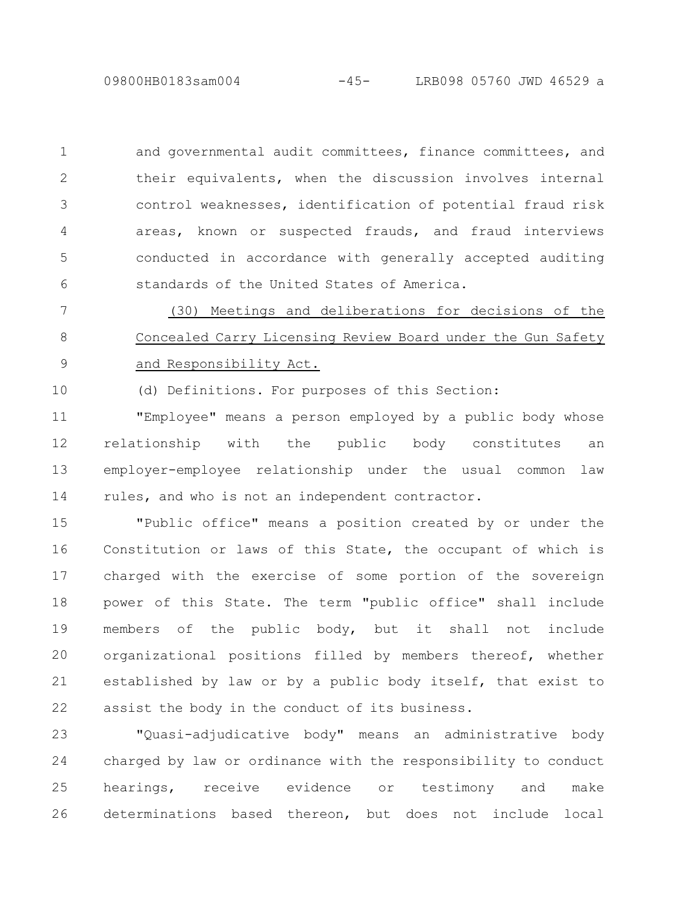and governmental audit committees, finance committees, and their equivalents, when the discussion involves internal control weaknesses, identification of potential fraud risk areas, known or suspected frauds, and fraud interviews conducted in accordance with generally accepted auditing standards of the United States of America.

(30) Meetings and deliberations for decisions of the Concealed Carry Licensing Review Board under the Gun Safety and Responsibility Act.

(d) Definitions. For purposes of this Section:

"Employee" means a person employed by a public body whose relationship with the public body constitutes an employer-employee relationship under the usual common law rules, and who is not an independent contractor.

"Public office" means a position created by or under the Constitution or laws of this State, the occupant of which is charged with the exercise of some portion of the sovereign power of this State. The term "public office" shall include members of the public body, but it shall not include organizational positions filled by members thereof, whether established by law or by a public body itself, that exist to assist the body in the conduct of its business.

"Quasi-adjudicative body" means an administrative body charged by law or ordinance with the responsibility to conduct hearings, receive evidence or testimony and make determinations based thereon, but does not include local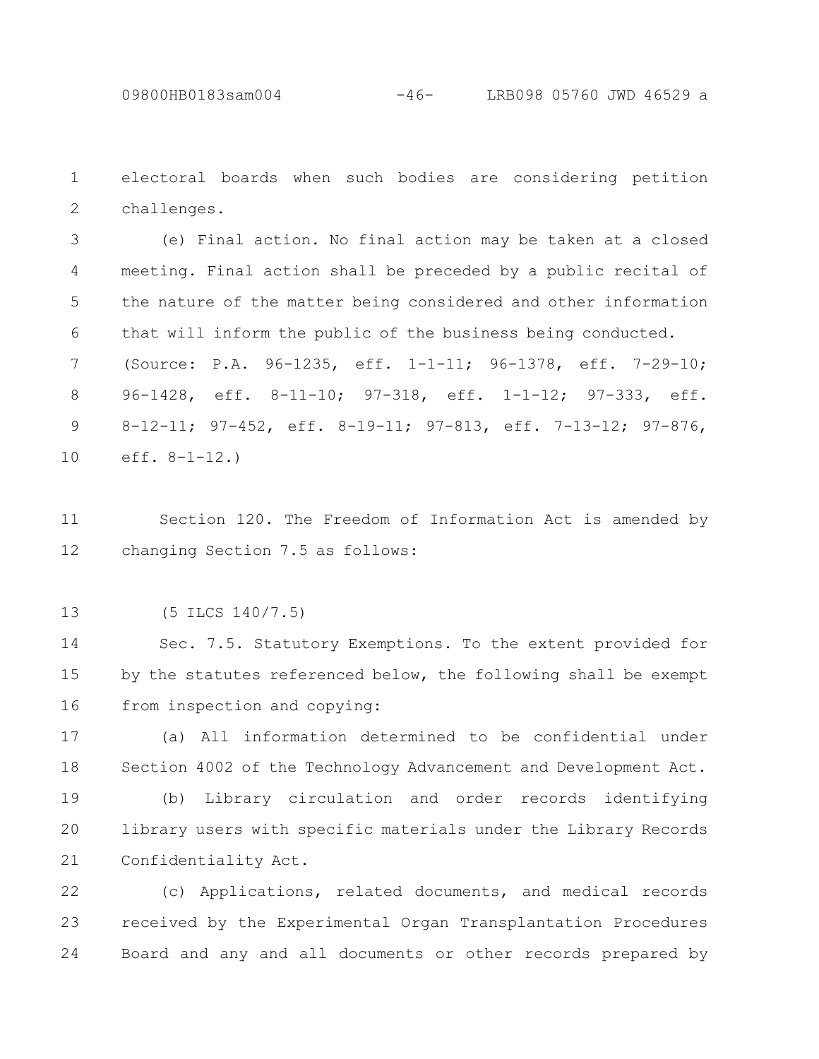electoral boards when such bodies are considering petition challenges.

(e) Final action. No final action may be taken at a closed meeting. Final action shall be preceded by a public recital of the nature of the matter being considered and other information that will inform the public of the business being conducted.

(Source: P.A. 96-1235, eff. 1-1-11; 96-1378, eff. 7-29-10; 96-1428, eff. 8-11-10; 97-318, eff. 1-1-12; 97-333, eff. 8-12-11; 97-452, eff. 8-19-11; 97-813, eff. 7-13-12; 97-876, eff. 8-1-12.)

Section 120. The Freedom of Information Act is amended by changing Section 7.5 as follows:

(5 ILCS 140/7.5)

Sec. 7.5. Statutory Exemptions. To the extent provided for by the statutes referenced below, the following shall be exempt from inspection and copying:

(a) All information determined to be confidential under Section 4002 of the Technology Advancement and Development Act.

(b) Library circulation and order records identifying library users with specific materials under the Library Records Confidentiality Act.

(c) Applications, related documents, and medical records received by the Experimental Organ Transplantation Procedures Board and any and all documents or other records prepared by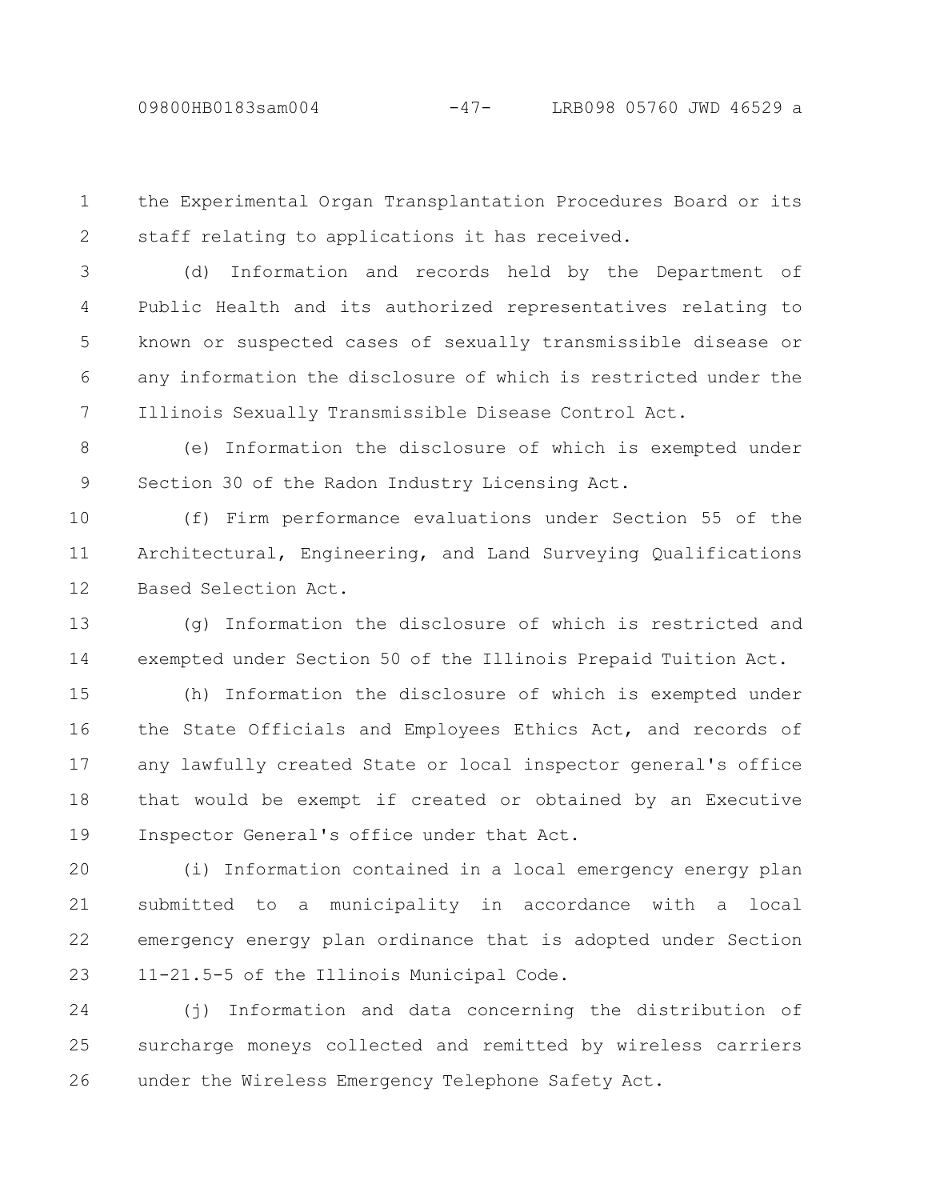the Experimental Organ Transplantation Procedures Board or its staff relating to applications it has received.

(d) Information and records held by the Department of Public Health and its authorized representatives relating to known or suspected cases of sexually transmissible disease or any information the disclosure of which is restricted under the Illinois Sexually Transmissible Disease Control Act.

(e) Information the disclosure of which is exempted under Section 30 of the Radon Industry Licensing Act.

(f) Firm performance evaluations under Section 55 of the Architectural, Engineering, and Land Surveying Qualifications Based Selection Act.

(g) Information the disclosure of which is restricted and exempted under Section 50 of the Illinois Prepaid Tuition Act.

(h) Information the disclosure of which is exempted under the State Officials and Employees Ethics Act, and records of any lawfully created State or local inspector general's office that would be exempt if created or obtained by an Executive Inspector General's office under that Act.

(i) Information contained in a local emergency energy plan submitted to a municipality in accordance with a local emergency energy plan ordinance that is adopted under Section 11-21.5-5 of the Illinois Municipal Code.

(j) Information and data concerning the distribution of surcharge moneys collected and remitted by wireless carriers under the Wireless Emergency Telephone Safety Act.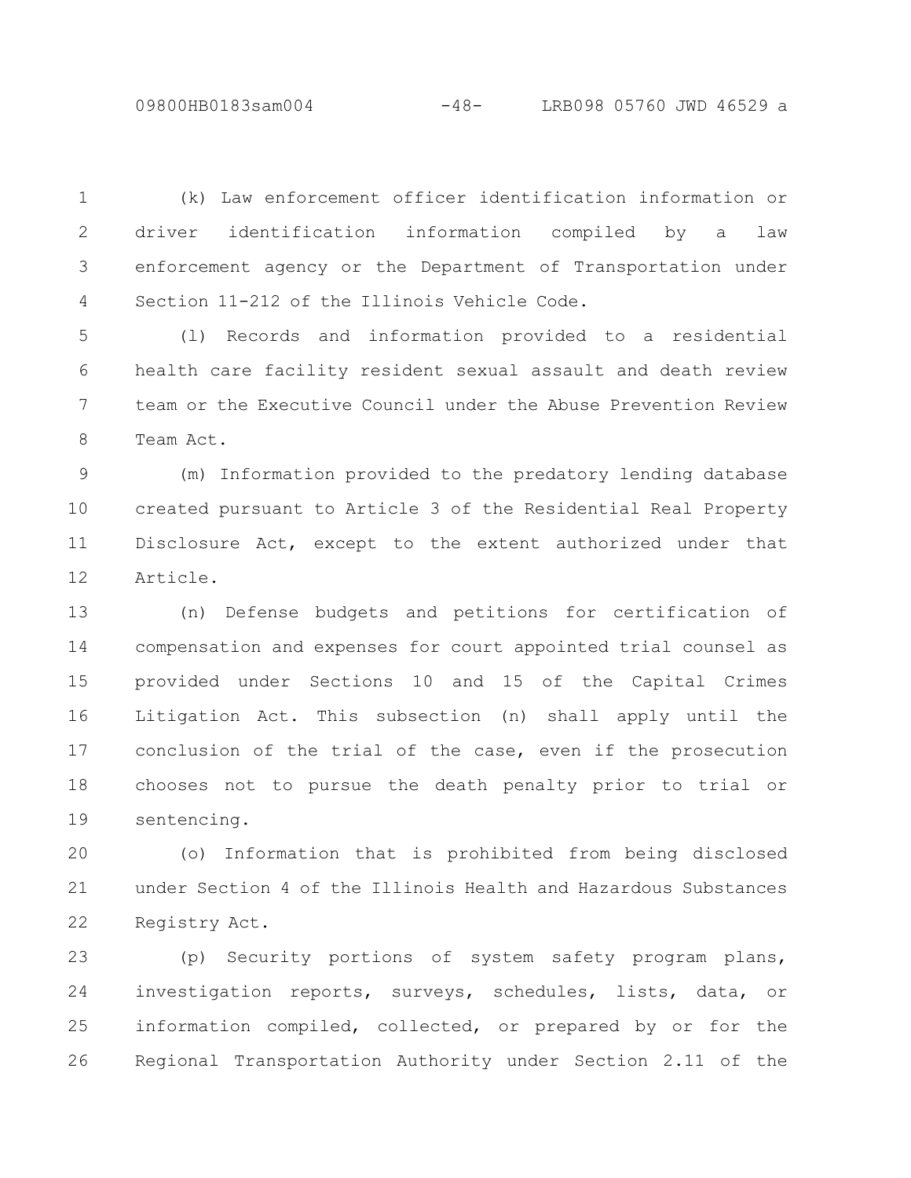(k) Law enforcement officer identification information or driver identification information compiled by a law enforcement agency or the Department of Transportation under Section 11-212 of the Illinois Vehicle Code.

(l) Records and information provided to a residential health care facility resident sexual assault and death review team or the Executive Council under the Abuse Prevention Review Team Act.

(m) Information provided to the predatory lending database created pursuant to Article 3 of the Residential Real Property Disclosure Act, except to the extent authorized under that Article.

(n) Defense budgets and petitions for certification of compensation and expenses for court appointed trial counsel as provided under Sections 10 and 15 of the Capital Crimes Litigation Act. This subsection (n) shall apply until the conclusion of the trial of the case, even if the prosecution chooses not to pursue the death penalty prior to trial or sentencing.

(o) Information that is prohibited from being disclosed under Section 4 of the Illinois Health and Hazardous Substances Registry Act.

(p) Security portions of system safety program plans, investigation reports, surveys, schedules, lists, data, or information compiled, collected, or prepared by or for the Regional Transportation Authority under Section 2.11 of the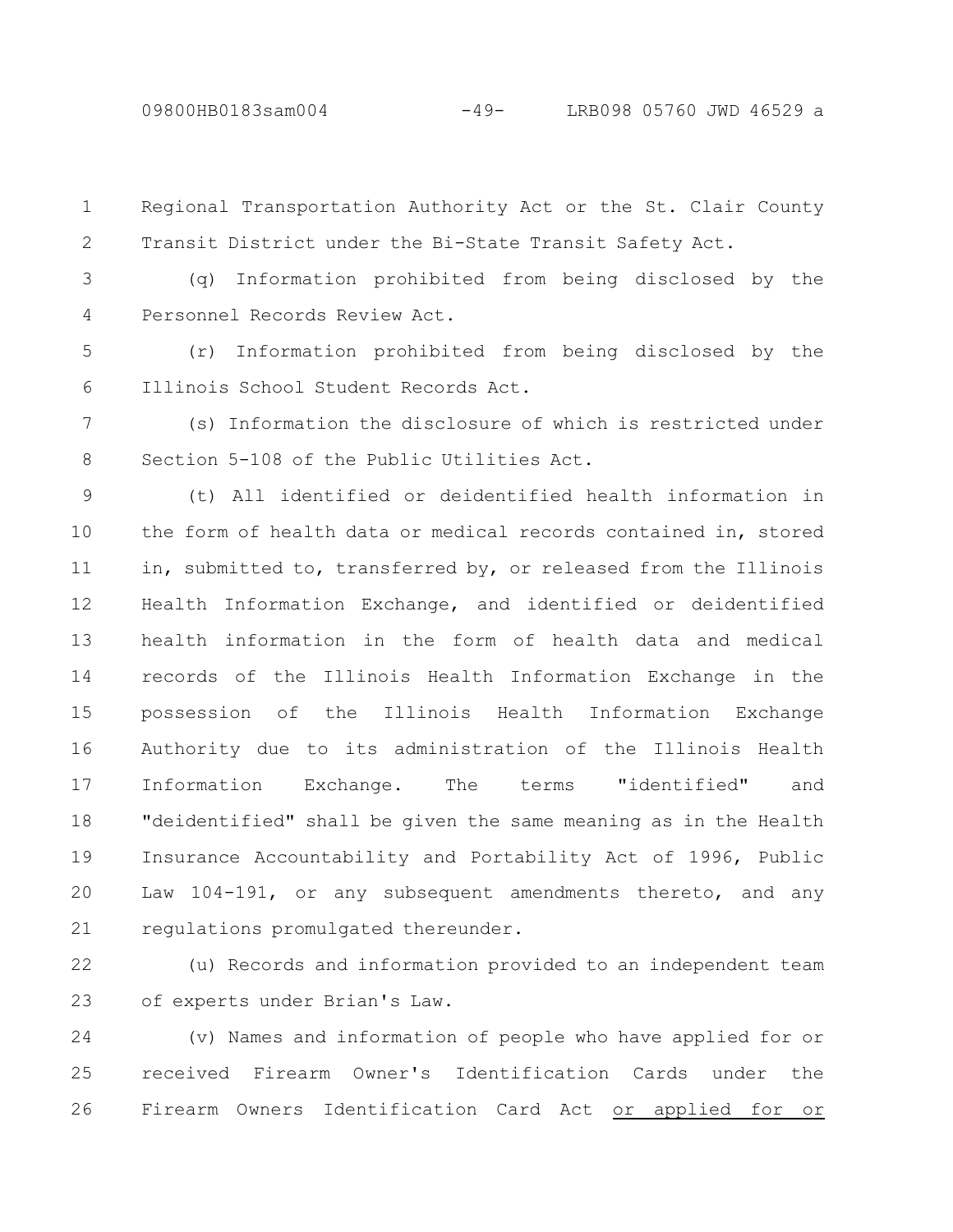Regional Transportation Authority Act or the St. Clair County Transit District under the Bi-State Transit Safety Act.

(q) Information prohibited from being disclosed by the Personnel Records Review Act.

(r) Information prohibited from being disclosed by the Illinois School Student Records Act.

(s) Information the disclosure of which is restricted under Section 5-108 of the Public Utilities Act.

(t) All identified or deidentified health information in the form of health data or medical records contained in, stored in, submitted to, transferred by, or released from the Illinois Health Information Exchange, and identified or deidentified health information in the form of health data and medical records of the Illinois Health Information Exchange in the possession of the Illinois Health Information Exchange Authority due to its administration of the Illinois Health Information Exchange. The terms "identified" and "deidentified" shall be given the same meaning as in the Health Insurance Accountability and Portability Act of 1996, Public Law 104-191, or any subsequent amendments thereto, and any regulations promulgated thereunder.

(u) Records and information provided to an independent team of experts under Brian's Law.

(v) Names and information of people who have applied for or received Firearm Owner's Identification Cards under the Firearm Owners Identification Card Act <u>or applied for or</u>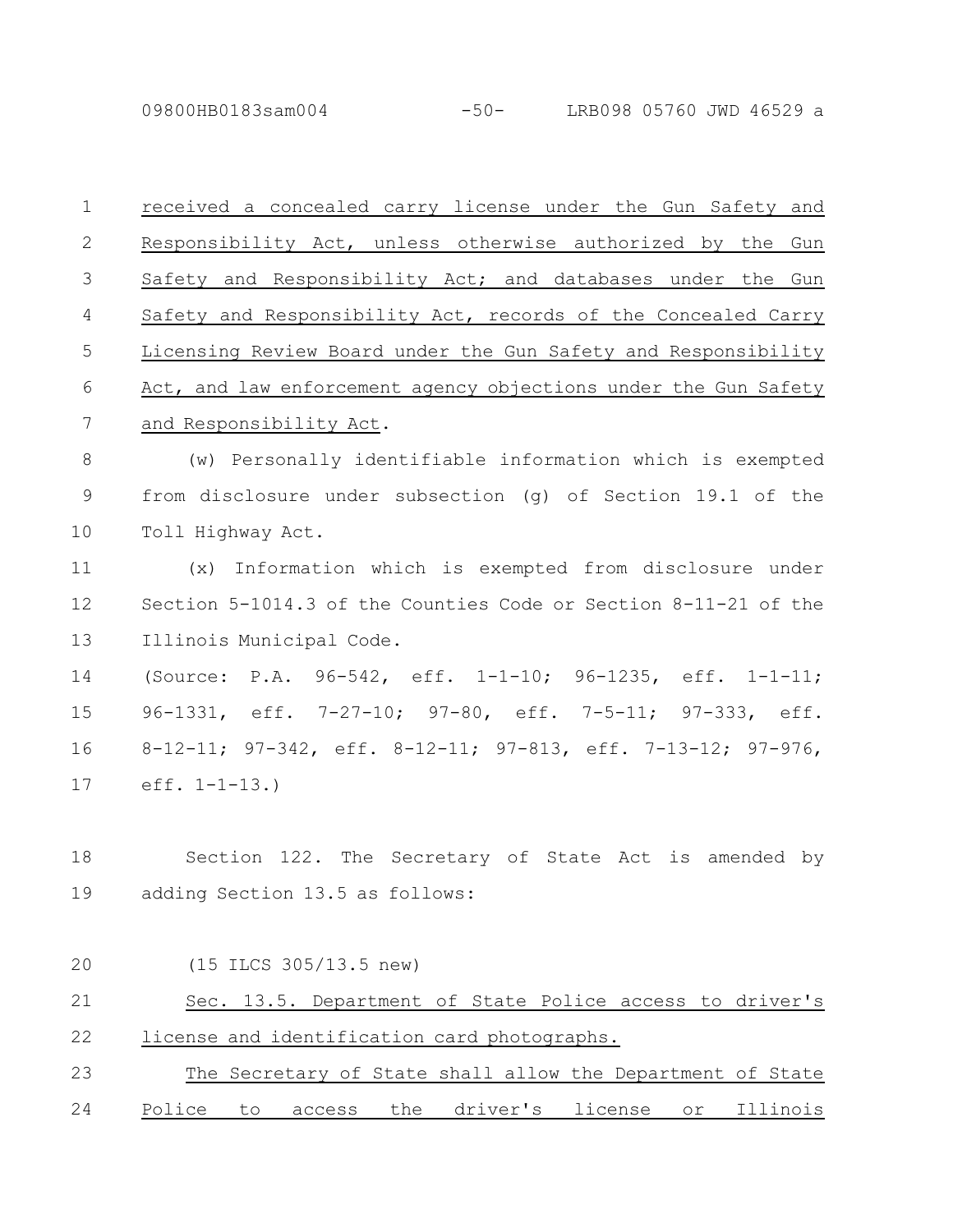received a concealed carry license under the Gun Safety and Responsibility Act, unless otherwise authorized by the Gun Safety and Responsibility Act; and databases under the Gun Safety and Responsibility Act, records of the Concealed Carry Licensing Review Board under the Gun Safety and Responsibility Act, and law enforcement agency objections under the Gun Safety and Responsibility Act.

(w) Personally identifiable information which is exempted from disclosure under subsection (g) of Section 19.1 of the Toll Highway Act.

(x) Information which is exempted from disclosure under Section 5-1014.3 of the Counties Code or Section 8-11-21 of the Illinois Municipal Code.

(Source: P.A. 96-542, eff. 1-1-10; 96-1235, eff. 1-1-11; 96-1331, eff. 7-27-10; 97-80, eff. 7-5-11; 97-333, eff. 8-12-11; 97-342, eff. 8-12-11; 97-813, eff. 7-13-12; 97-976, eff. 1-1-13.)

Section 122. The Secretary of State Act is amended by adding Section 13.5 as follows:

(15 ILCS 305/13.5 new)

Sec. 13.5. Department of State Police access to driver's license and identification card photographs.

The Secretary of State shall allow the Department of State Police to access the driver's license or Illinois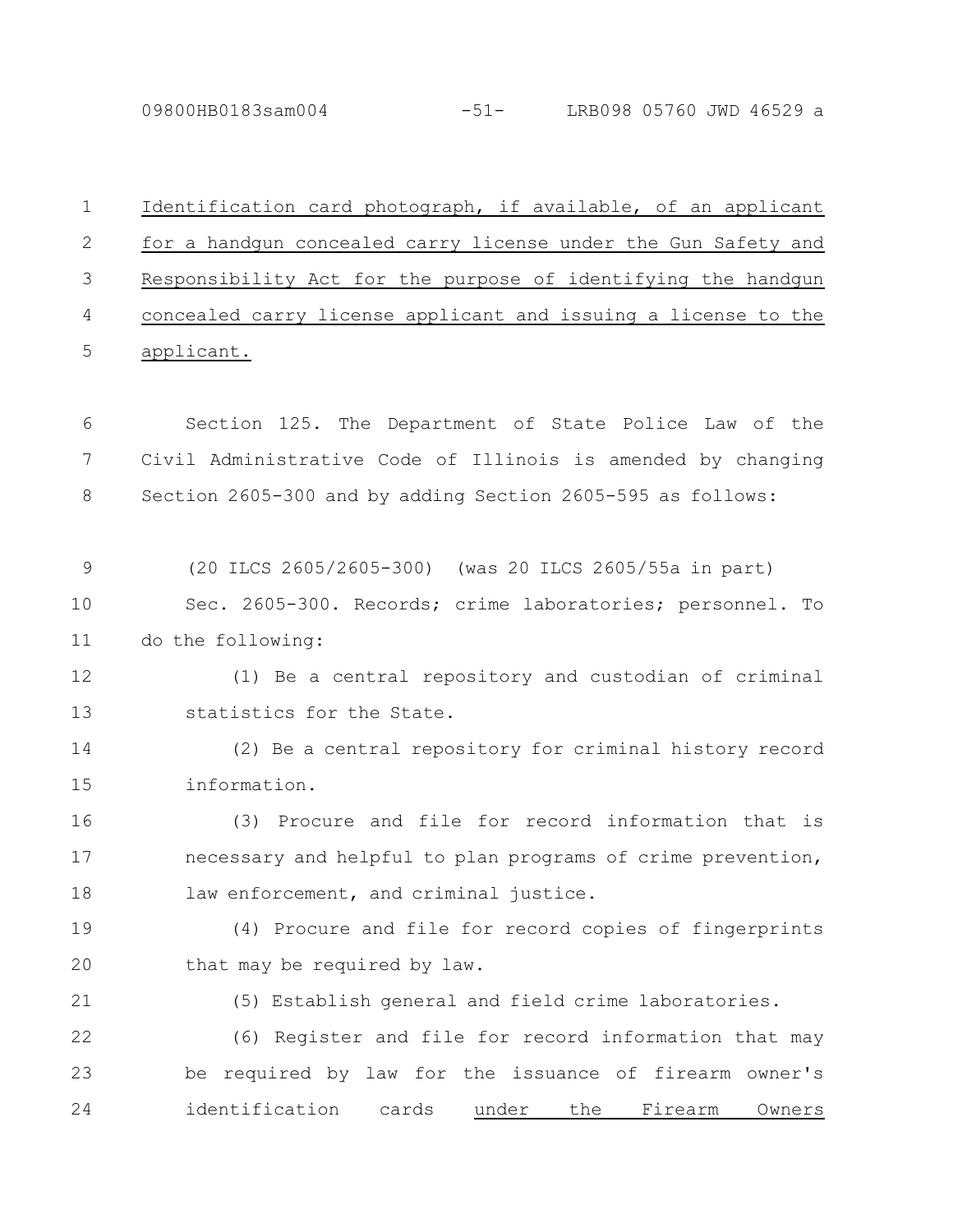<u>Identification card photograph, if available, of an applicant for a handgun concealed carry license under the Gun Safety and Responsibility Act for the purpose of identifying the handgun concealed carry license applicant and issuing a license to the applicant.</u>

Section 125. The Department of State Police Law of the Civil Administrative Code of Illinois is amended by changing Section 2605-300 and by adding Section 2605-595 as follows:

(20 ILCS 2605/2605-300) (was 20 ILCS 2605/55a in part)

Sec. 2605-300. Records; crime laboratories; personnel. To do the following:

(1) Be a central repository and custodian of criminal statistics for the State.

(2) Be a central repository for criminal history record information.

(3) Procure and file for record information that is necessary and helpful to plan programs of crime prevention, law enforcement, and criminal justice.

(4) Procure and file for record copies of fingerprints that may be required by law.

(5) Establish general and field crime laboratories.

(6) Register and file for record information that may be required by law for the issuance of firearm owner's identification cards <u>under the Firearm Owners</u>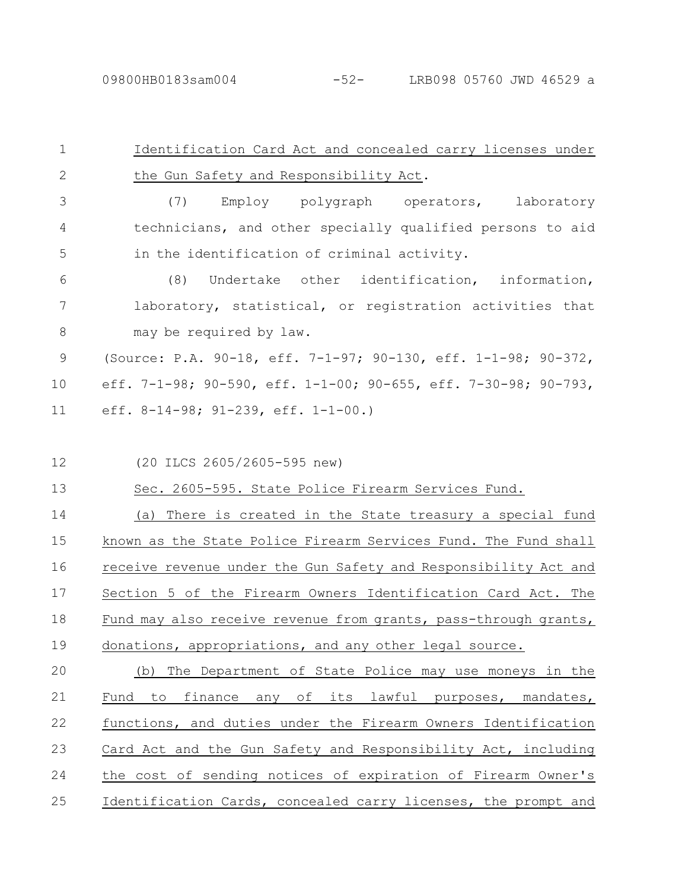Identification Card Act and concealed carry licenses under the Gun Safety and Responsibility Act.

(7) Employ polygraph operators, laboratory technicians, and other specially qualified persons to aid in the identification of criminal activity.

(8) Undertake other identification, information, laboratory, statistical, or registration activities that may be required by law.

(Source: P.A. 90-18, eff. 7-1-97; 90-130, eff. 1-1-98; 90-372, eff. 7-1-98; 90-590, eff. 1-1-00; 90-655, eff. 7-30-98; 90-793, eff. 8-14-98; 91-239, eff. 1-1-00.)

(20 ILCS 2605/2605-595 new)

Sec. 2605-595. State Police Firearm Services Fund.

(a) There is created in the State treasury a special fund known as the State Police Firearm Services Fund. The Fund shall receive revenue under the Gun Safety and Responsibility Act and Section 5 of the Firearm Owners Identification Card Act. The Fund may also receive revenue from grants, pass-through grants, donations, appropriations, and any other legal source.

(b) The Department of State Police may use moneys in the Fund to finance any of its lawful purposes, mandates, functions, and duties under the Firearm Owners Identification Card Act and the Gun Safety and Responsibility Act, including the cost of sending notices of expiration of Firearm Owner's Identification Cards, concealed carry licenses, the prompt and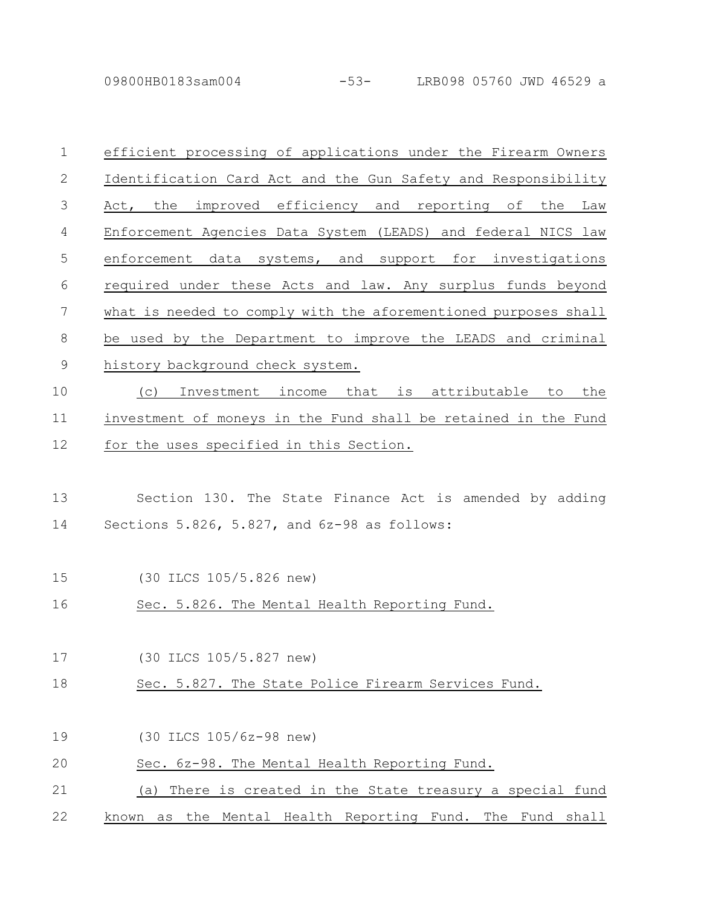efficient processing of applications under the Firearm Owners Identification Card Act and the Gun Safety and Responsibility Act, the improved efficiency and reporting of the Law Enforcement Agencies Data System (LEADS) and federal NICS law enforcement data systems, and support for investigations required under these Acts and law. Any surplus funds beyond what is needed to comply with the aforementioned purposes shall be used by the Department to improve the LEADS and criminal history background check system.

(c) Investment income that is attributable to the investment of moneys in the Fund shall be retained in the Fund for the uses specified in this Section.

Section 130. The State Finance Act is amended by adding Sections 5.826, 5.827, and 6z-98 as follows:

(30 ILCS 105/5.826 new)

Sec. 5.826. The Mental Health Reporting Fund.

(30 ILCS 105/5.827 new)

Sec. 5.827. The State Police Firearm Services Fund.

(30 ILCS 105/6z-98 new)

Sec. 6z-98. The Mental Health Reporting Fund.

(a) There is created in the State treasury a special fund known as the Mental Health Reporting Fund. The Fund shall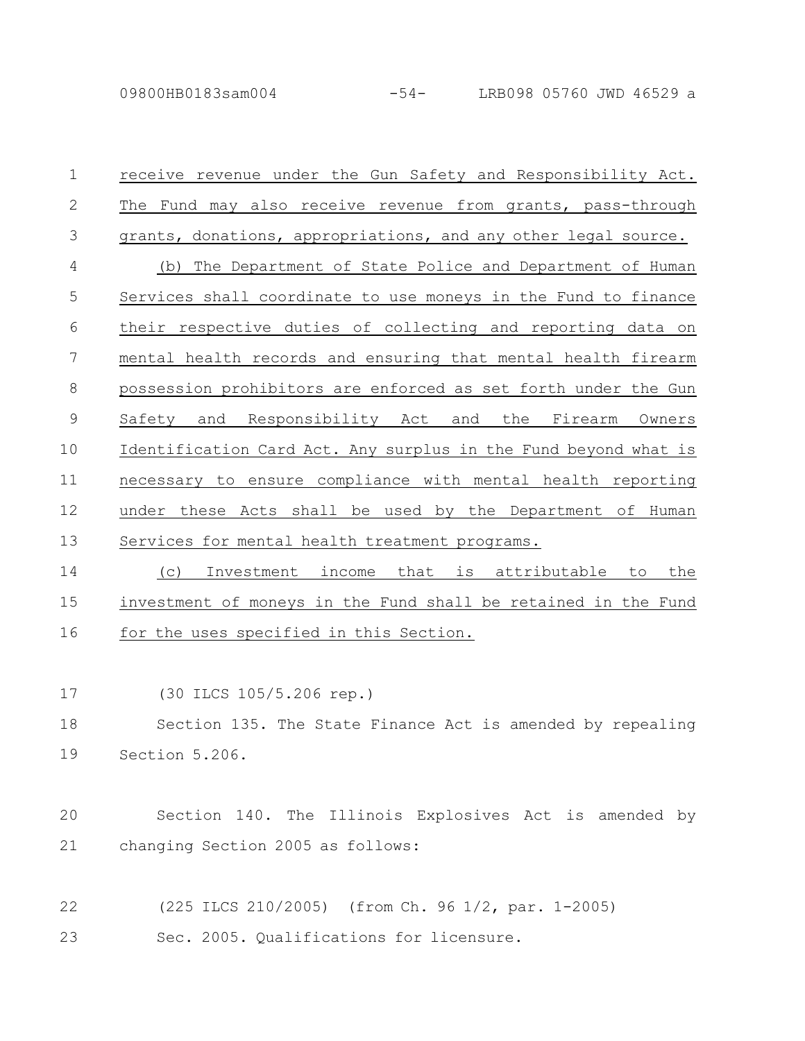receive revenue under the Gun Safety and Responsibility Act. The Fund may also receive revenue from grants, pass-through grants, donations, appropriations, and any other legal source.

(b) The Department of State Police and Department of Human Services shall coordinate to use moneys in the Fund to finance their respective duties of collecting and reporting data on mental health records and ensuring that mental health firearm possession prohibitors are enforced as set forth under the Gun Safety and Responsibility Act and the Firearm Owners Identification Card Act. Any surplus in the Fund beyond what is necessary to ensure compliance with mental health reporting under these Acts shall be used by the Department of Human Services for mental health treatment programs.

(c) Investment income that is attributable to the investment of moneys in the Fund shall be retained in the Fund for the uses specified in this Section.

(30 ILCS 105/5.206 rep.)

Section 135. The State Finance Act is amended by repealing Section 5.206.

Section 140. The Illinois Explosives Act is amended by changing Section 2005 as follows:

(225 ILCS 210/2005) (from Ch. 96 1/2, par. 1-2005)

Sec. 2005. Qualifications for licensure.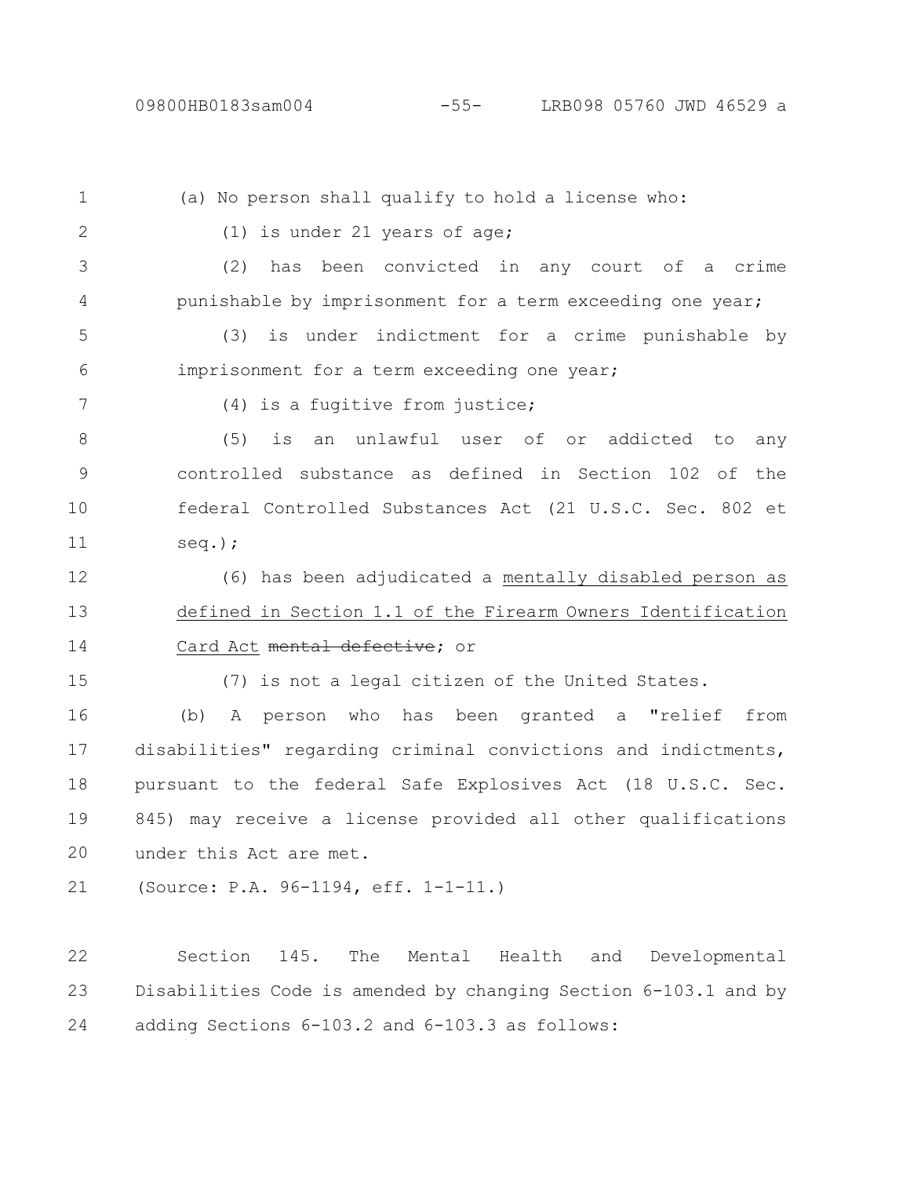(a) No person shall qualify to hold a license who:

(1) is under 21 years of age;

(2) has been convicted in any court of a crime punishable by imprisonment for a term exceeding one year;

(3) is under indictment for a crime punishable by imprisonment for a term exceeding one year;

(4) is a fugitive from justice;

(5) is an unlawful user of or addicted to any controlled substance as defined in Section 102 of the federal Controlled Substances Act (21 U.S.C. Sec. 802 et seq.);

(6) has been adjudicated a <u>mentally disabled person as defined in Section 1.1 of the Firearm Owners Identification Card Act</u> ~~mental defective~~; or

(7) is not a legal citizen of the United States.

(b) A person who has been granted a "relief from disabilities" regarding criminal convictions and indictments, pursuant to the federal Safe Explosives Act (18 U.S.C. Sec. 845) may receive a license provided all other qualifications under this Act are met.

(Source: P.A. 96-1194, eff. 1-1-11.)

Section 145. The Mental Health and Developmental Disabilities Code is amended by changing Section 6-103.1 and by adding Sections 6-103.2 and 6-103.3 as follows: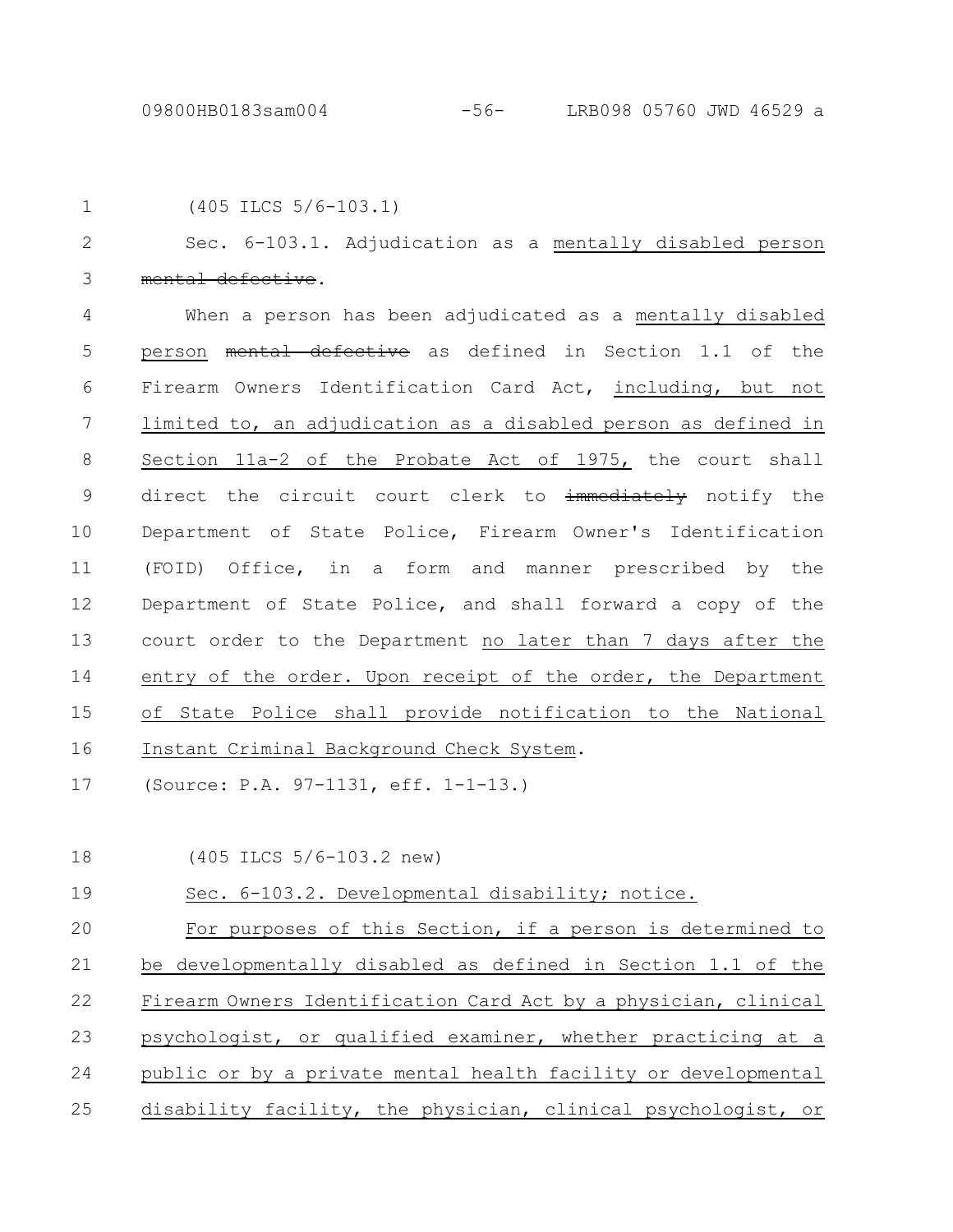(405 ILCS 5/6-103.1)

Sec. 6-103.1. Adjudication as a mentally disabled person ~~mental defective~~.

When a person has been adjudicated as a mentally disabled person ~~mental defective~~ as defined in Section 1.1 of the Firearm Owners Identification Card Act, including, but not limited to, an adjudication as a disabled person as defined in Section 11a-2 of the Probate Act of 1975, the court shall direct the circuit court clerk to ~~immediately~~ notify the Department of State Police, Firearm Owner's Identification (FOID) Office, in a form and manner prescribed by the Department of State Police, and shall forward a copy of the court order to the Department no later than 7 days after the entry of the order. Upon receipt of the order, the Department of State Police shall provide notification to the National Instant Criminal Background Check System.

(Source: P.A. 97-1131, eff. 1-1-13.)

(405 ILCS 5/6-103.2 new)

Sec. 6-103.2. Developmental disability; notice.

For purposes of this Section, if a person is determined to be developmentally disabled as defined in Section 1.1 of the Firearm Owners Identification Card Act by a physician, clinical psychologist, or qualified examiner, whether practicing at a public or by a private mental health facility or developmental disability facility, the physician, clinical psychologist, or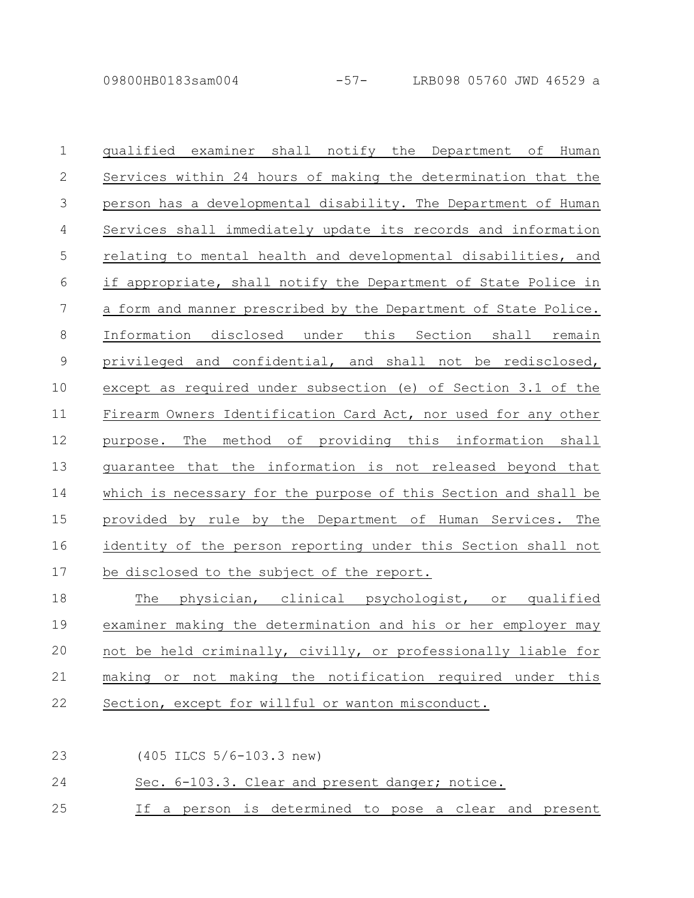qualified examiner shall notify the Department of Human Services within 24 hours of making the determination that the person has a developmental disability. The Department of Human Services shall immediately update its records and information relating to mental health and developmental disabilities, and if appropriate, shall notify the Department of State Police in a form and manner prescribed by the Department of State Police. Information disclosed under this Section shall remain privileged and confidential, and shall not be redisclosed, except as required under subsection (e) of Section 3.1 of the Firearm Owners Identification Card Act, nor used for any other purpose. The method of providing this information shall guarantee that the information is not released beyond that which is necessary for the purpose of this Section and shall be provided by rule by the Department of Human Services. The identity of the person reporting under this Section shall not be disclosed to the subject of the report.

The physician, clinical psychologist, or qualified examiner making the determination and his or her employer may not be held criminally, civilly, or professionally liable for making or not making the notification required under this Section, except for willful or wanton misconduct.

(405 ILCS 5/6-103.3 new)

Sec. 6-103.3. Clear and present danger; notice.

If a person is determined to pose a clear and present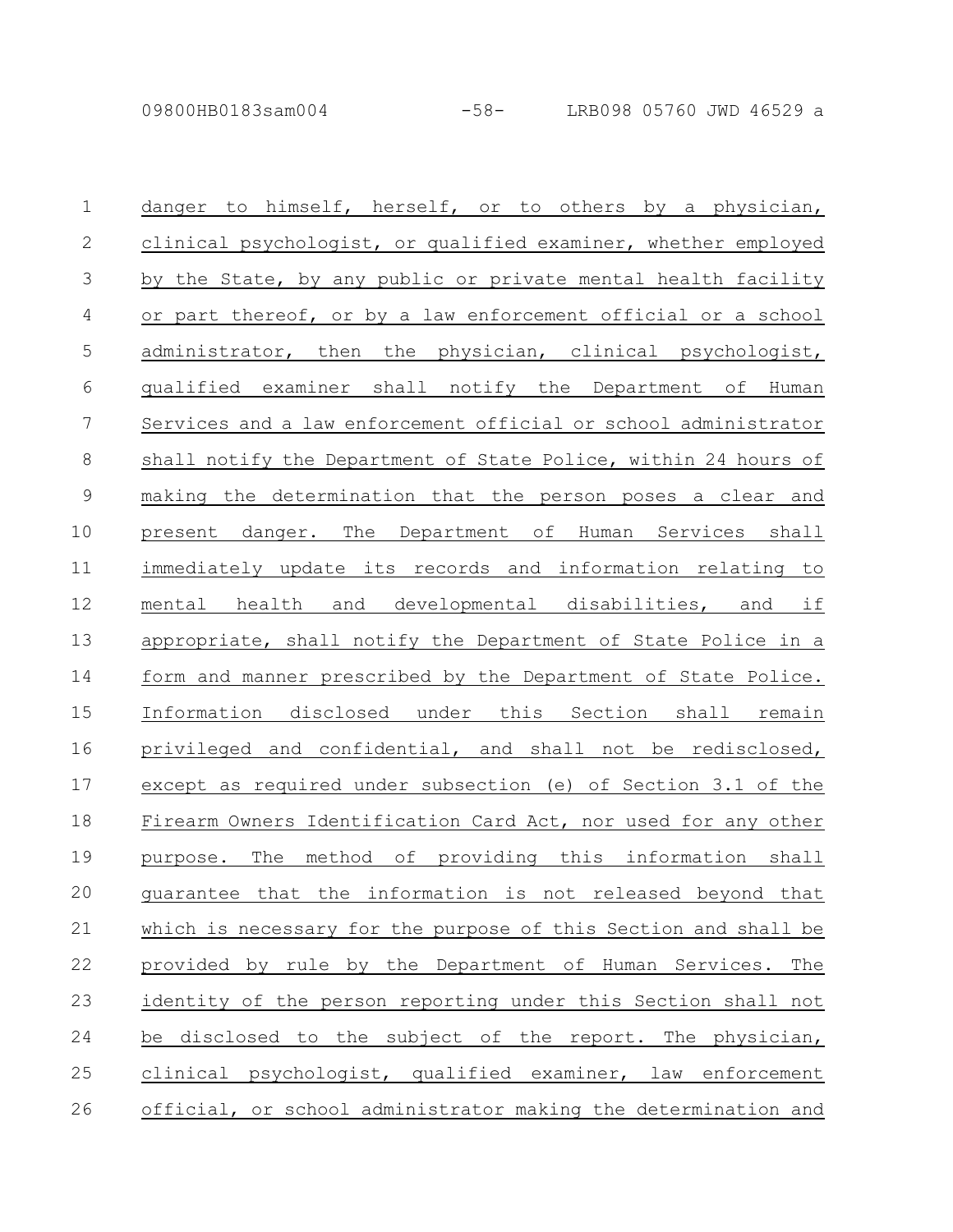danger to himself, herself, or to others by a physician, clinical psychologist, or qualified examiner, whether employed by the State, by any public or private mental health facility or part thereof, or by a law enforcement official or a school administrator, then the physician, clinical psychologist, qualified examiner shall notify the Department of Human Services and a law enforcement official or school administrator shall notify the Department of State Police, within 24 hours of making the determination that the person poses a clear and present danger. The Department of Human Services shall immediately update its records and information relating to mental health and developmental disabilities, and if appropriate, shall notify the Department of State Police in a form and manner prescribed by the Department of State Police. Information disclosed under this Section shall remain privileged and confidential, and shall not be redisclosed, except as required under subsection (e) of Section 3.1 of the Firearm Owners Identification Card Act, nor used for any other purpose. The method of providing this information shall guarantee that the information is not released beyond that which is necessary for the purpose of this Section and shall be provided by rule by the Department of Human Services. The identity of the person reporting under this Section shall not be disclosed to the subject of the report. The physician, clinical psychologist, qualified examiner, law enforcement official, or school administrator making the determination and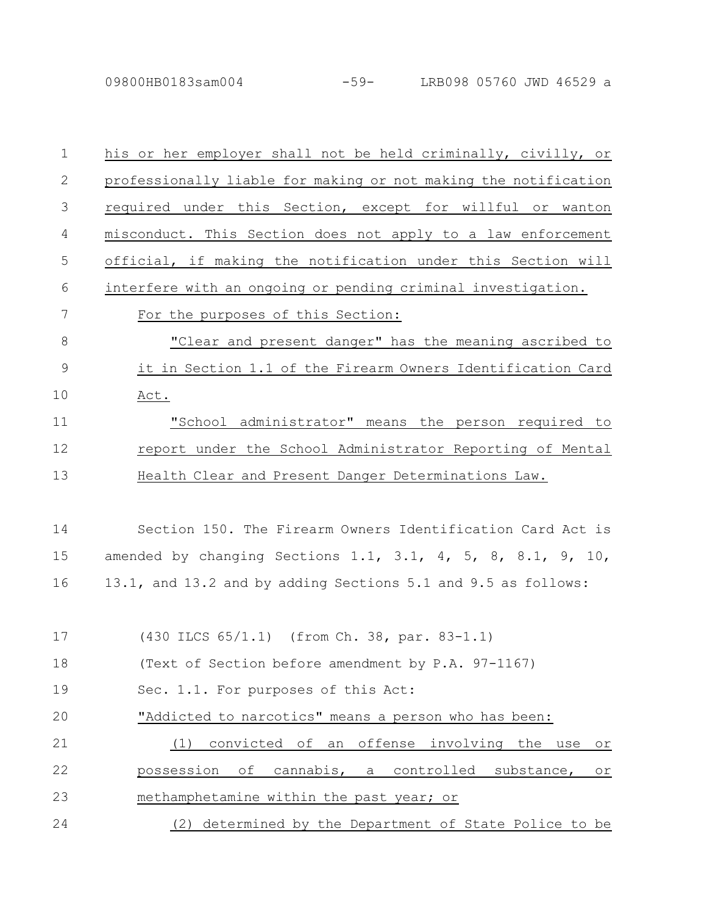his or her employer shall not be held criminally, civilly, or professionally liable for making or not making the notification required under this Section, except for willful or wanton misconduct. This Section does not apply to a law enforcement official, if making the notification under this Section will interfere with an ongoing or pending criminal investigation.

For the purposes of this Section:

"Clear and present danger" has the meaning ascribed to it in Section 1.1 of the Firearm Owners Identification Card Act.

"School administrator" means the person required to report under the School Administrator Reporting of Mental Health Clear and Present Danger Determinations Law.

Section 150. The Firearm Owners Identification Card Act is amended by changing Sections 1.1, 3.1, 4, 5, 8, 8.1, 9, 10, 13.1, and 13.2 and by adding Sections 5.1 and 9.5 as follows:

(430 ILCS 65/1.1) (from Ch. 38, par. 83-1.1)

(Text of Section before amendment by P.A. 97-1167)

Sec. 1.1. For purposes of this Act:

"Addicted to narcotics" means a person who has been:

(1) convicted of an offense involving the use or possession of cannabis, a controlled substance, or methamphetamine within the past year; or

(2) determined by the Department of State Police to be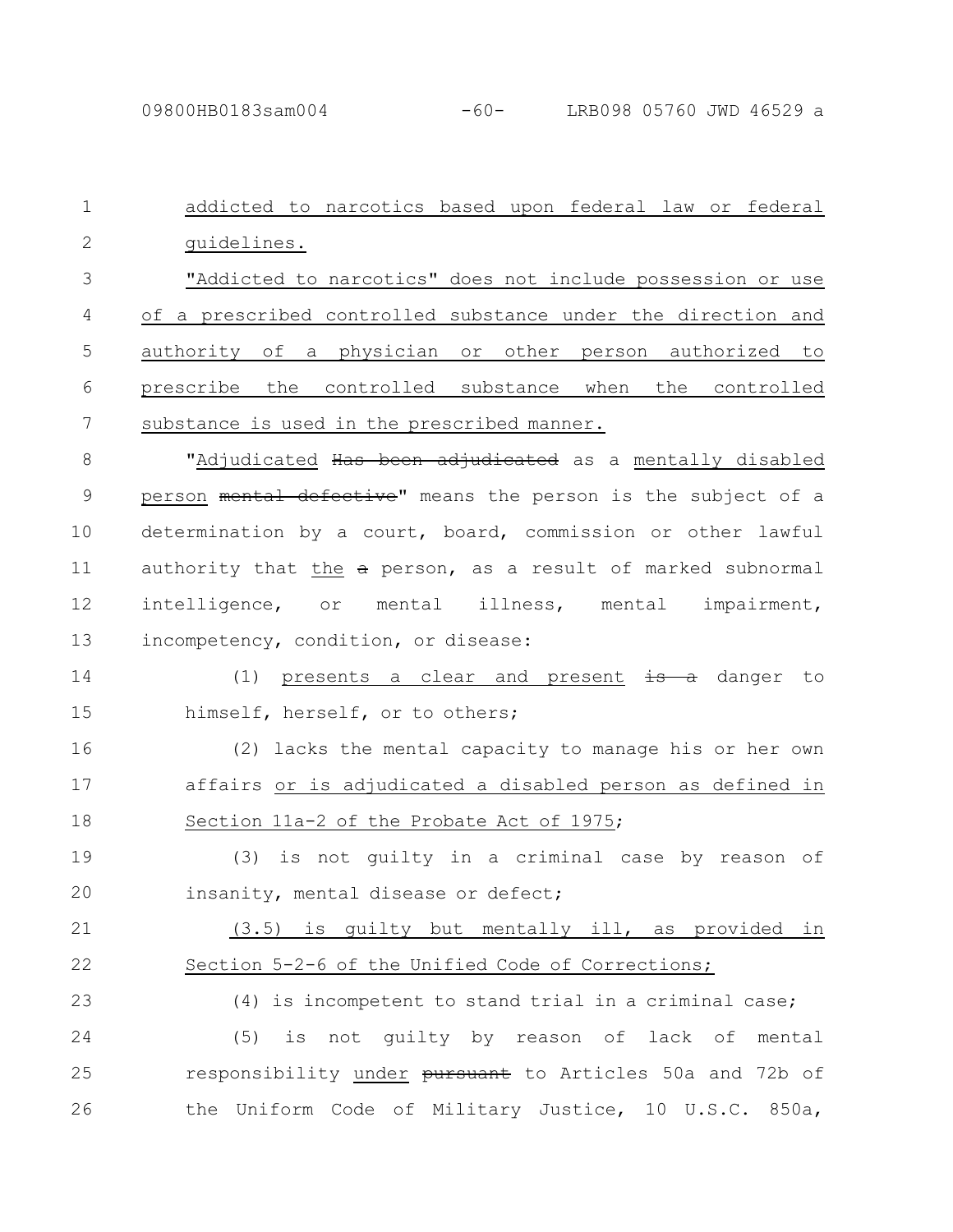addicted to narcotics based upon federal law or federal guidelines.

"Addicted to narcotics" does not include possession or use of a prescribed controlled substance under the direction and authority of a physician or other person authorized to prescribe the controlled substance when the controlled substance is used in the prescribed manner.

"Adjudicated ~~Has been adjudicated~~ as a mentally disabled person ~~mental defective~~" means the person is the subject of a determination by a court, board, commission or other lawful authority that the ~~a~~ person, as a result of marked subnormal intelligence, or mental illness, mental impairment, incompetency, condition, or disease:

(1) presents a clear and present ~~is a~~ danger to himself, herself, or to others;

(2) lacks the mental capacity to manage his or her own affairs or is adjudicated a disabled person as defined in Section 11a-2 of the Probate Act of 1975;

(3) is not guilty in a criminal case by reason of insanity, mental disease or defect;

(3.5) is guilty but mentally ill, as provided in Section 5-2-6 of the Unified Code of Corrections;

(4) is incompetent to stand trial in a criminal case;

(5) is not guilty by reason of lack of mental responsibility under ~~pursuant~~ to Articles 50a and 72b of the Uniform Code of Military Justice, 10 U.S.C. 850a,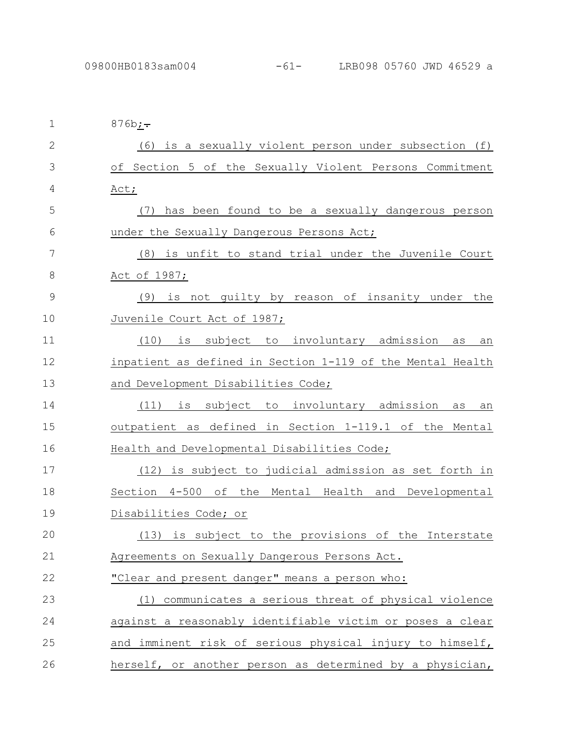876b;.

(6) is a sexually violent person under subsection (f) of Section 5 of the Sexually Violent Persons Commitment Act;

(7) has been found to be a sexually dangerous person under the Sexually Dangerous Persons Act;

(8) is unfit to stand trial under the Juvenile Court Act of 1987;

(9) is not guilty by reason of insanity under the Juvenile Court Act of 1987;

(10) is subject to involuntary admission as an inpatient as defined in Section 1-119 of the Mental Health and Development Disabilities Code;

(11) is subject to involuntary admission as an outpatient as defined in Section 1-119.1 of the Mental Health and Developmental Disabilities Code;

(12) is subject to judicial admission as set forth in Section 4-500 of the Mental Health and Developmental Disabilities Code; or

(13) is subject to the provisions of the Interstate Agreements on Sexually Dangerous Persons Act.

"Clear and present danger" means a person who:

(1) communicates a serious threat of physical violence against a reasonably identifiable victim or poses a clear and imminent risk of serious physical injury to himself, herself, or another person as determined by a physician,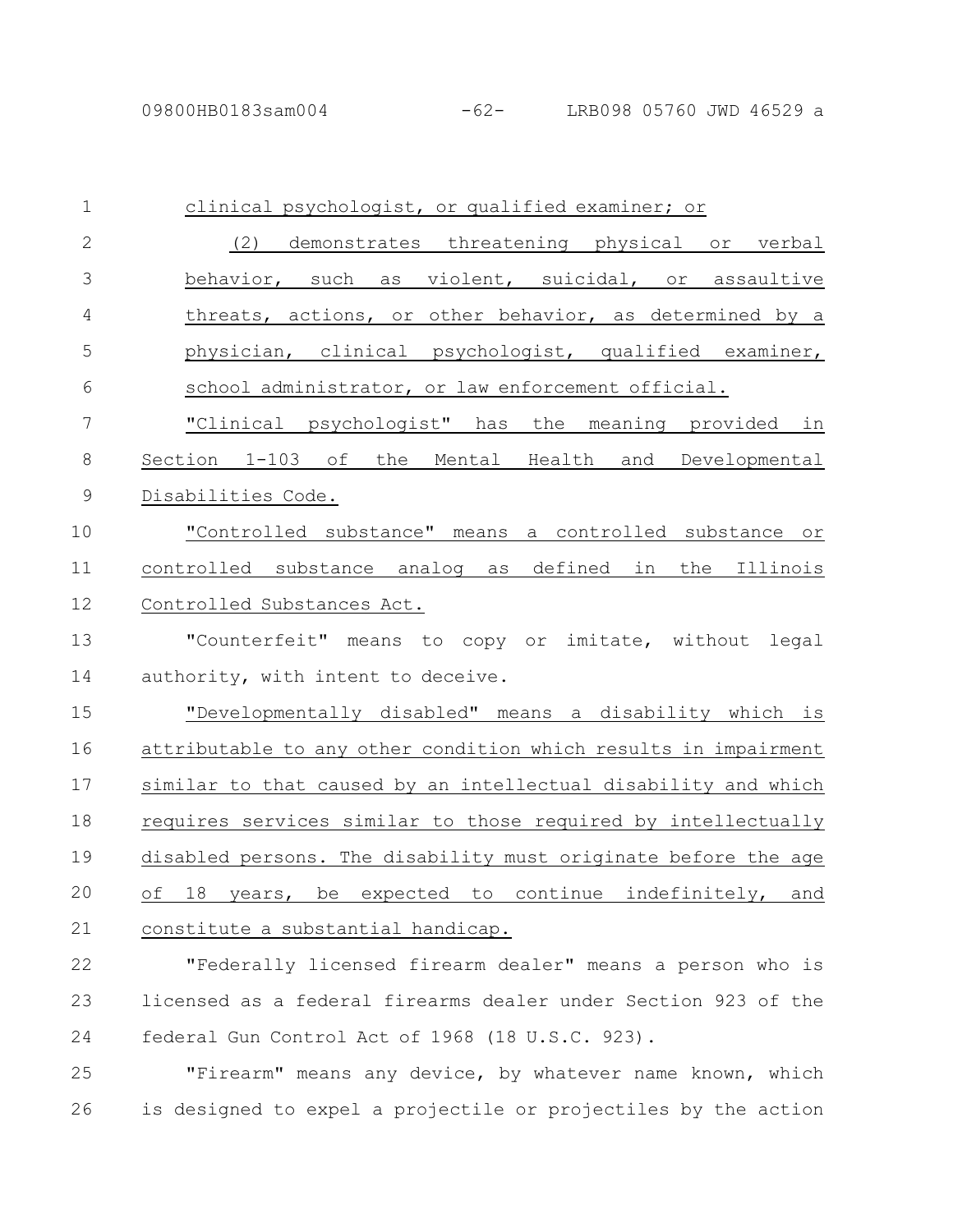clinical psychologist, or qualified examiner; or

(2) demonstrates threatening physical or verbal behavior, such as violent, suicidal, or assaultive threats, actions, or other behavior, as determined by a physician, clinical psychologist, qualified examiner, school administrator, or law enforcement official.

"Clinical psychologist" has the meaning provided in Section 1-103 of the Mental Health and Developmental Disabilities Code.

"Controlled substance" means a controlled substance or controlled substance analog as defined in the Illinois Controlled Substances Act.

"Counterfeit" means to copy or imitate, without legal authority, with intent to deceive.

"Developmentally disabled" means a disability which is attributable to any other condition which results in impairment similar to that caused by an intellectual disability and which requires services similar to those required by intellectually disabled persons. The disability must originate before the age of 18 years, be expected to continue indefinitely, and constitute a substantial handicap.

"Federally licensed firearm dealer" means a person who is licensed as a federal firearms dealer under Section 923 of the federal Gun Control Act of 1968 (18 U.S.C. 923).

"Firearm" means any device, by whatever name known, which is designed to expel a projectile or projectiles by the action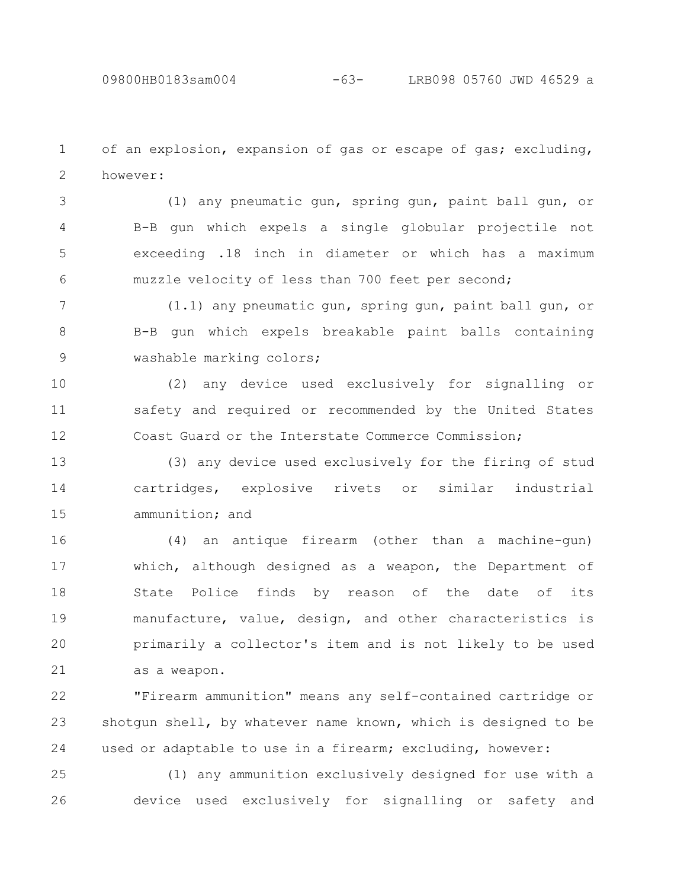of an explosion, expansion of gas or escape of gas; excluding, however:

(1) any pneumatic gun, spring gun, paint ball gun, or B-B gun which expels a single globular projectile not exceeding .18 inch in diameter or which has a maximum muzzle velocity of less than 700 feet per second;

(1.1) any pneumatic gun, spring gun, paint ball gun, or B-B gun which expels breakable paint balls containing washable marking colors;

(2) any device used exclusively for signalling or safety and required or recommended by the United States Coast Guard or the Interstate Commerce Commission;

(3) any device used exclusively for the firing of stud cartridges, explosive rivets or similar industrial ammunition; and

(4) an antique firearm (other than a machine-gun) which, although designed as a weapon, the Department of State Police finds by reason of the date of its manufacture, value, design, and other characteristics is primarily a collector's item and is not likely to be used as a weapon.

"Firearm ammunition" means any self-contained cartridge or shotgun shell, by whatever name known, which is designed to be used or adaptable to use in a firearm; excluding, however:

(1) any ammunition exclusively designed for use with a device used exclusively for signalling or safety and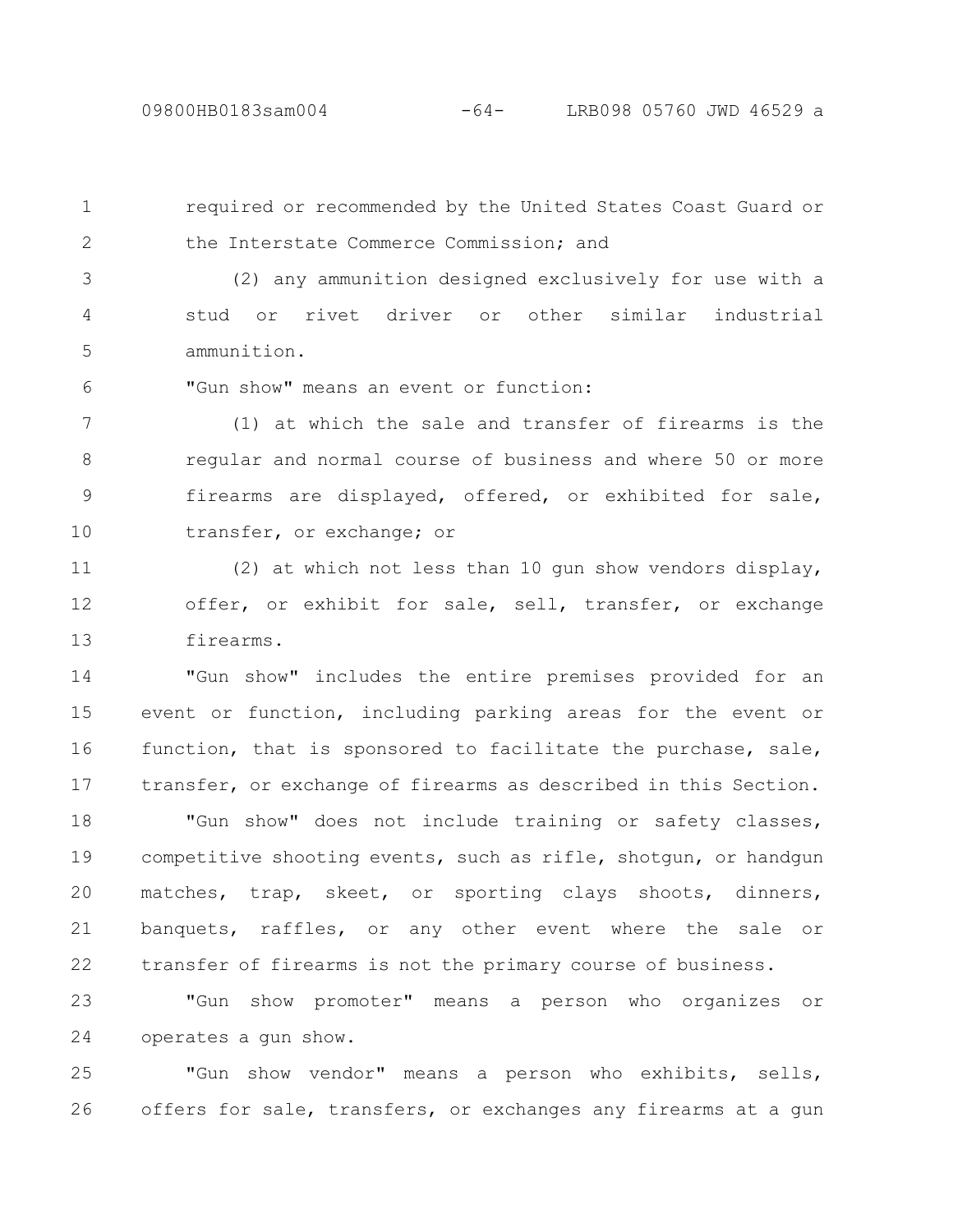required or recommended by the United States Coast Guard or the Interstate Commerce Commission; and

(2) any ammunition designed exclusively for use with a stud or rivet driver or other similar industrial ammunition.

"Gun show" means an event or function:

(1) at which the sale and transfer of firearms is the regular and normal course of business and where 50 or more firearms are displayed, offered, or exhibited for sale, transfer, or exchange; or

(2) at which not less than 10 gun show vendors display, offer, or exhibit for sale, sell, transfer, or exchange firearms.

"Gun show" includes the entire premises provided for an event or function, including parking areas for the event or function, that is sponsored to facilitate the purchase, sale, transfer, or exchange of firearms as described in this Section.

"Gun show" does not include training or safety classes, competitive shooting events, such as rifle, shotgun, or handgun matches, trap, skeet, or sporting clays shoots, dinners, banquets, raffles, or any other event where the sale or transfer of firearms is not the primary course of business.

"Gun show promoter" means a person who organizes or operates a gun show.

"Gun show vendor" means a person who exhibits, sells, offers for sale, transfers, or exchanges any firearms at a gun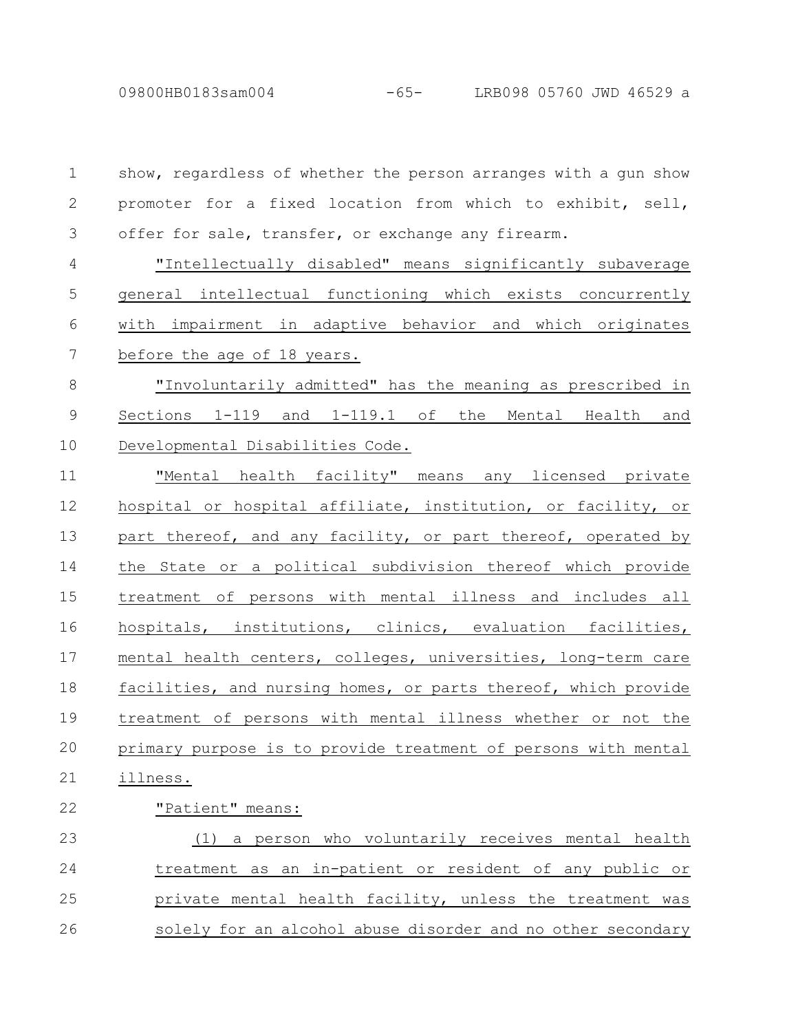show, regardless of whether the person arranges with a gun show promoter for a fixed location from which to exhibit, sell, offer for sale, transfer, or exchange any firearm.

"Intellectually disabled" means significantly subaverage general intellectual functioning which exists concurrently with impairment in adaptive behavior and which originates before the age of 18 years.

"Involuntarily admitted" has the meaning as prescribed in Sections 1-119 and 1-119.1 of the Mental Health and Developmental Disabilities Code.

"Mental health facility" means any licensed private hospital or hospital affiliate, institution, or facility, or part thereof, and any facility, or part thereof, operated by the State or a political subdivision thereof which provide treatment of persons with mental illness and includes all hospitals, institutions, clinics, evaluation facilities, mental health centers, colleges, universities, long-term care facilities, and nursing homes, or parts thereof, which provide treatment of persons with mental illness whether or not the primary purpose is to provide treatment of persons with mental illness.

"Patient" means:

(1) a person who voluntarily receives mental health treatment as an in-patient or resident of any public or private mental health facility, unless the treatment was solely for an alcohol abuse disorder and no other secondary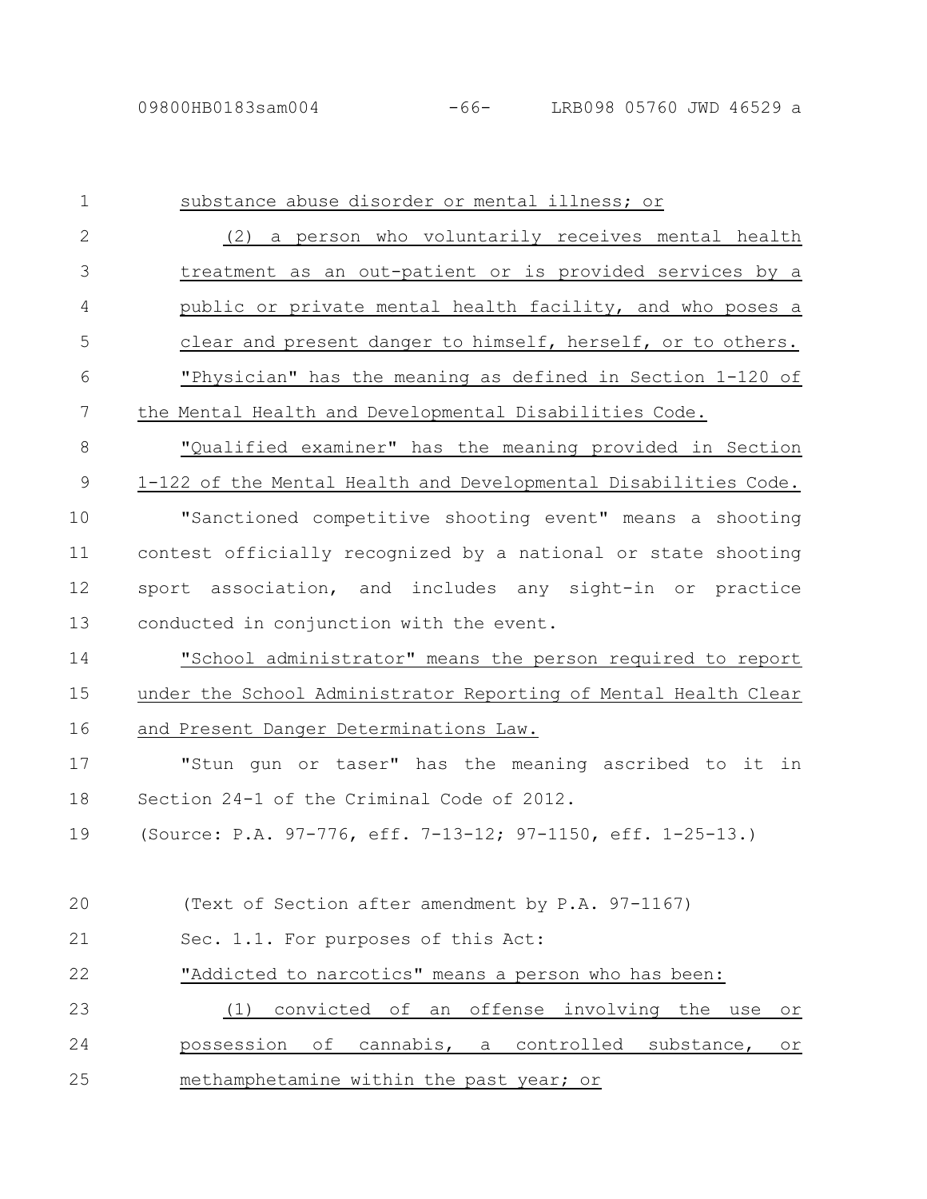substance abuse disorder or mental illness; or

(2) a person who voluntarily receives mental health treatment as an out-patient or is provided services by a public or private mental health facility, and who poses a clear and present danger to himself, herself, or to others.

"Physician" has the meaning as defined in Section 1-120 of the Mental Health and Developmental Disabilities Code.

"Qualified examiner" has the meaning provided in Section 1-122 of the Mental Health and Developmental Disabilities Code.

"Sanctioned competitive shooting event" means a shooting contest officially recognized by a national or state shooting sport association, and includes any sight-in or practice conducted in conjunction with the event.

"School administrator" means the person required to report under the School Administrator Reporting of Mental Health Clear and Present Danger Determinations Law.

"Stun gun or taser" has the meaning ascribed to it in Section 24-1 of the Criminal Code of 2012.

(Source: P.A. 97-776, eff. 7-13-12; 97-1150, eff. 1-25-13.)

(Text of Section after amendment by P.A. 97-1167)

Sec. 1.1. For purposes of this Act:

"Addicted to narcotics" means a person who has been:

(1) convicted of an offense involving the use or possession of cannabis, a controlled substance, or methamphetamine within the past year; or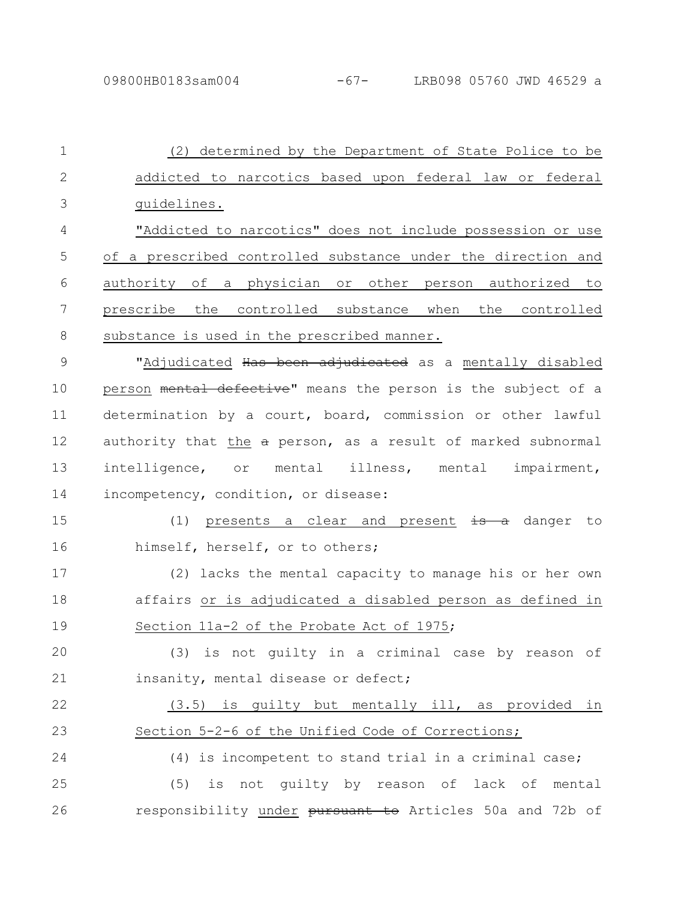(2) determined by the Department of State Police to be addicted to narcotics based upon federal law or federal guidelines.

"Addicted to narcotics" does not include possession or use of a prescribed controlled substance under the direction and authority of a physician or other person authorized to prescribe the controlled substance when the controlled substance is used in the prescribed manner.

"Adjudicated ~~Has been adjudicated~~ as a mentally disabled person ~~mental defective~~" means the person is the subject of a determination by a court, board, commission or other lawful authority that the ~~a~~ person, as a result of marked subnormal intelligence, or mental illness, mental impairment, incompetency, condition, or disease:

(1) presents a clear and present ~~is a~~ danger to himself, herself, or to others;

(2) lacks the mental capacity to manage his or her own affairs or is adjudicated a disabled person as defined in Section 11a-2 of the Probate Act of 1975;

(3) is not guilty in a criminal case by reason of insanity, mental disease or defect;

(3.5) is guilty but mentally ill, as provided in Section 5-2-6 of the Unified Code of Corrections;

(4) is incompetent to stand trial in a criminal case;

(5) is not guilty by reason of lack of mental responsibility under ~~pursuant to~~ Articles 50a and 72b of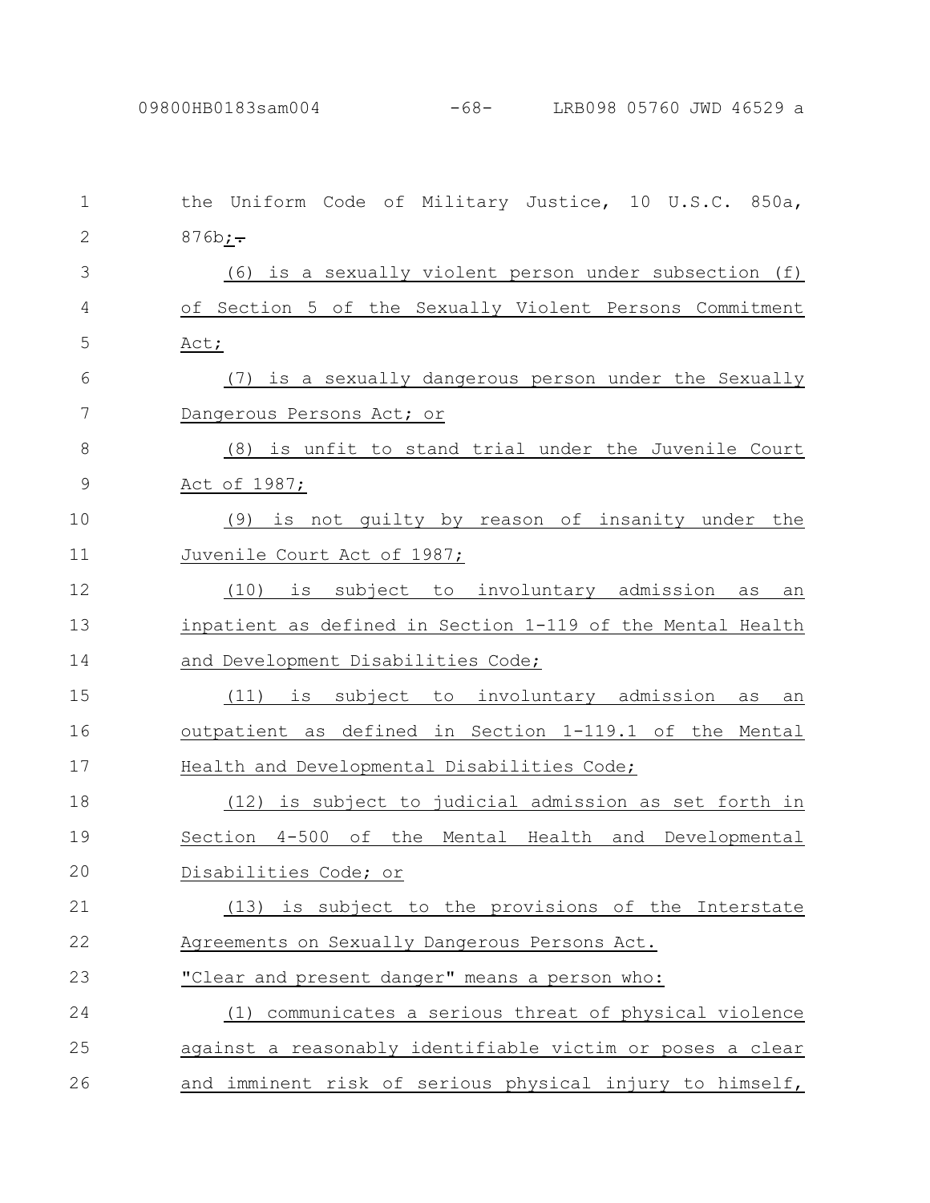the Uniform Code of Military Justice, 10 U.S.C. 850a, 876b;.

(6) is a sexually violent person under subsection (f) of Section 5 of the Sexually Violent Persons Commitment Act;

(7) is a sexually dangerous person under the Sexually Dangerous Persons Act; or

(8) is unfit to stand trial under the Juvenile Court Act of 1987;

(9) is not guilty by reason of insanity under the Juvenile Court Act of 1987;

(10) is subject to involuntary admission as an inpatient as defined in Section 1-119 of the Mental Health and Development Disabilities Code;

(11) is subject to involuntary admission as an outpatient as defined in Section 1-119.1 of the Mental Health and Developmental Disabilities Code;

(12) is subject to judicial admission as set forth in Section 4-500 of the Mental Health and Developmental Disabilities Code; or

(13) is subject to the provisions of the Interstate Agreements on Sexually Dangerous Persons Act.

"Clear and present danger" means a person who:

(1) communicates a serious threat of physical violence against a reasonably identifiable victim or poses a clear and imminent risk of serious physical injury to himself,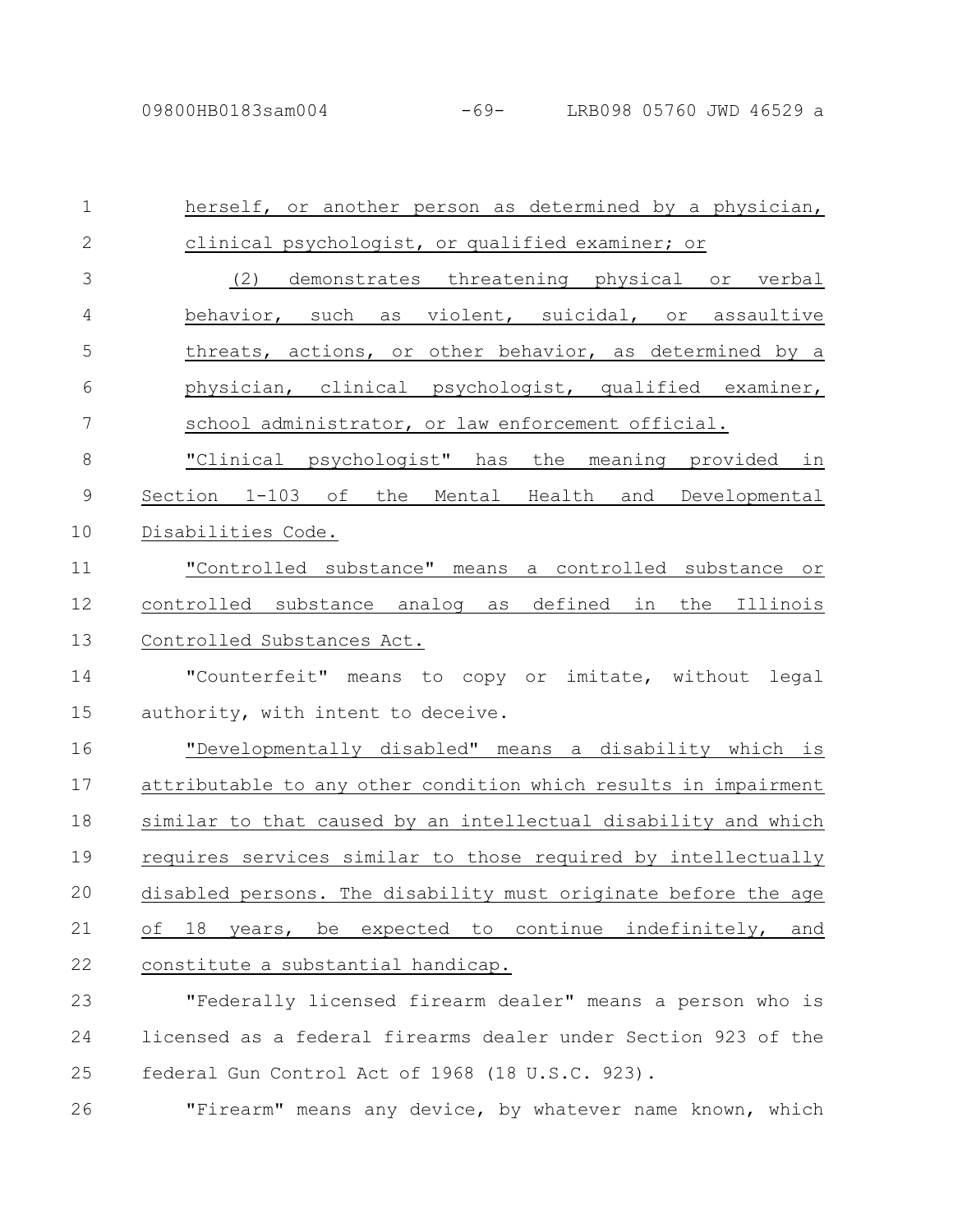herself, or another person as determined by a physician, clinical psychologist, or qualified examiner; or

(2) demonstrates threatening physical or verbal behavior, such as violent, suicidal, or assaultive threats, actions, or other behavior, as determined by a physician, clinical psychologist, qualified examiner, school administrator, or law enforcement official.

"Clinical psychologist" has the meaning provided in Section 1-103 of the Mental Health and Developmental Disabilities Code.

"Controlled substance" means a controlled substance or controlled substance analog as defined in the Illinois Controlled Substances Act.

"Counterfeit" means to copy or imitate, without legal authority, with intent to deceive.

"Developmentally disabled" means a disability which is attributable to any other condition which results in impairment similar to that caused by an intellectual disability and which requires services similar to those required by intellectually disabled persons. The disability must originate before the age of 18 years, be expected to continue indefinitely, and constitute a substantial handicap.

"Federally licensed firearm dealer" means a person who is licensed as a federal firearms dealer under Section 923 of the federal Gun Control Act of 1968 (18 U.S.C. 923).

"Firearm" means any device, by whatever name known, which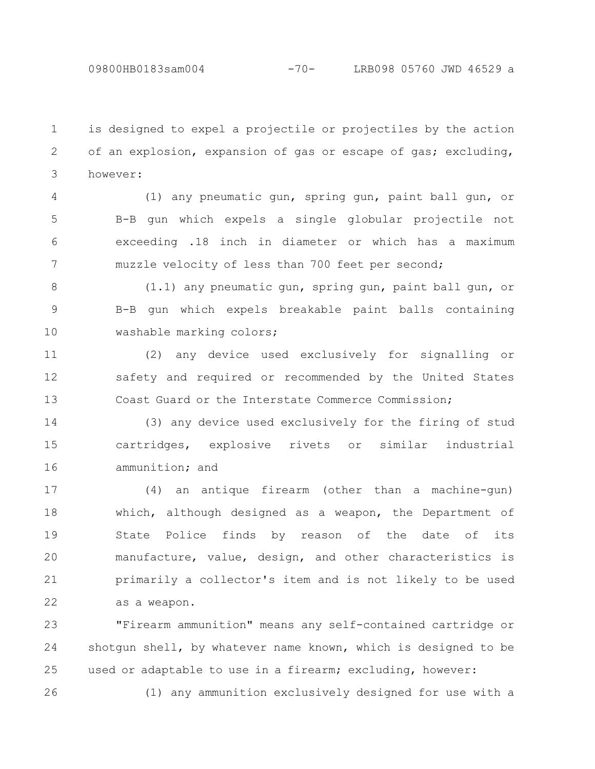is designed to expel a projectile or projectiles by the action of an explosion, expansion of gas or escape of gas; excluding, however:

(1) any pneumatic gun, spring gun, paint ball gun, or B-B gun which expels a single globular projectile not exceeding .18 inch in diameter or which has a maximum muzzle velocity of less than 700 feet per second;

(1.1) any pneumatic gun, spring gun, paint ball gun, or B-B gun which expels breakable paint balls containing washable marking colors;

(2) any device used exclusively for signalling or safety and required or recommended by the United States Coast Guard or the Interstate Commerce Commission;

(3) any device used exclusively for the firing of stud cartridges, explosive rivets or similar industrial ammunition; and

(4) an antique firearm (other than a machine-gun) which, although designed as a weapon, the Department of State Police finds by reason of the date of its manufacture, value, design, and other characteristics is primarily a collector's item and is not likely to be used as a weapon.

"Firearm ammunition" means any self-contained cartridge or shotgun shell, by whatever name known, which is designed to be used or adaptable to use in a firearm; excluding, however:

(1) any ammunition exclusively designed for use with a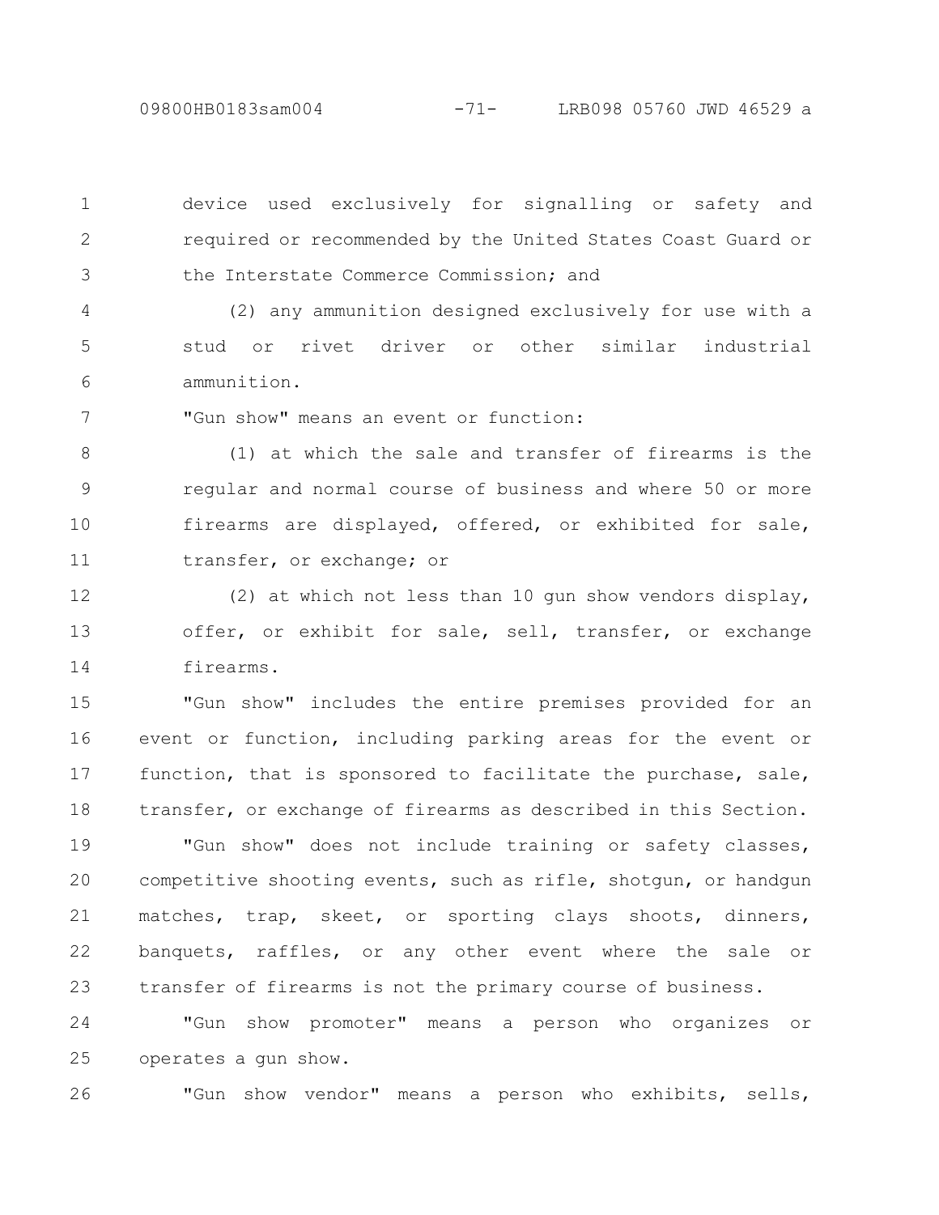device used exclusively for signalling or safety and required or recommended by the United States Coast Guard or the Interstate Commerce Commission; and

(2) any ammunition designed exclusively for use with a stud or rivet driver or other similar industrial ammunition.

"Gun show" means an event or function:

(1) at which the sale and transfer of firearms is the regular and normal course of business and where 50 or more firearms are displayed, offered, or exhibited for sale, transfer, or exchange; or

(2) at which not less than 10 gun show vendors display, offer, or exhibit for sale, sell, transfer, or exchange firearms.

"Gun show" includes the entire premises provided for an event or function, including parking areas for the event or function, that is sponsored to facilitate the purchase, sale, transfer, or exchange of firearms as described in this Section.

"Gun show" does not include training or safety classes, competitive shooting events, such as rifle, shotgun, or handgun matches, trap, skeet, or sporting clays shoots, dinners, banquets, raffles, or any other event where the sale or transfer of firearms is not the primary course of business.

"Gun show promoter" means a person who organizes or operates a gun show.

"Gun show vendor" means a person who exhibits, sells,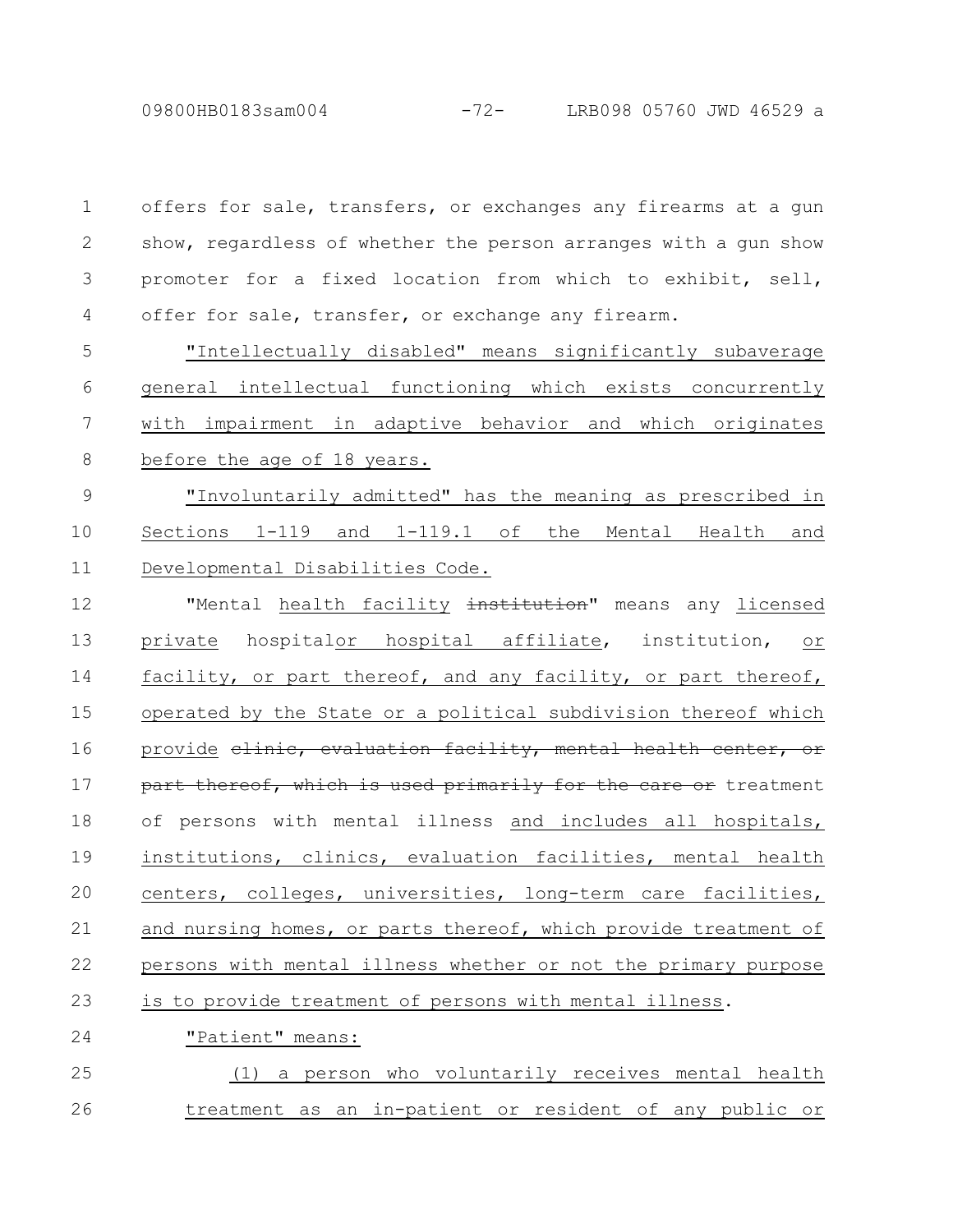offers for sale, transfers, or exchanges any firearms at a gun show, regardless of whether the person arranges with a gun show promoter for a fixed location from which to exhibit, sell, offer for sale, transfer, or exchange any firearm.

"Intellectually disabled" means significantly subaverage general intellectual functioning which exists concurrently with impairment in adaptive behavior and which originates before the age of 18 years.

"Involuntarily admitted" has the meaning as prescribed in Sections 1-119 and 1-119.1 of the Mental Health and Developmental Disabilities Code.

"Mental health facility ~~institution~~" means any licensed private hospitalor hospital affiliate, institution, or facility, or part thereof, and any facility, or part thereof, operated by the State or a political subdivision thereof which provide ~~clinic, evaluation facility, mental health center, or part thereof, which is used primarily for the care or~~ treatment of persons with mental illness and includes all hospitals, institutions, clinics, evaluation facilities, mental health centers, colleges, universities, long-term care facilities, and nursing homes, or parts thereof, which provide treatment of persons with mental illness whether or not the primary purpose is to provide treatment of persons with mental illness.

"Patient" means:

(1) a person who voluntarily receives mental health treatment as an in-patient or resident of any public or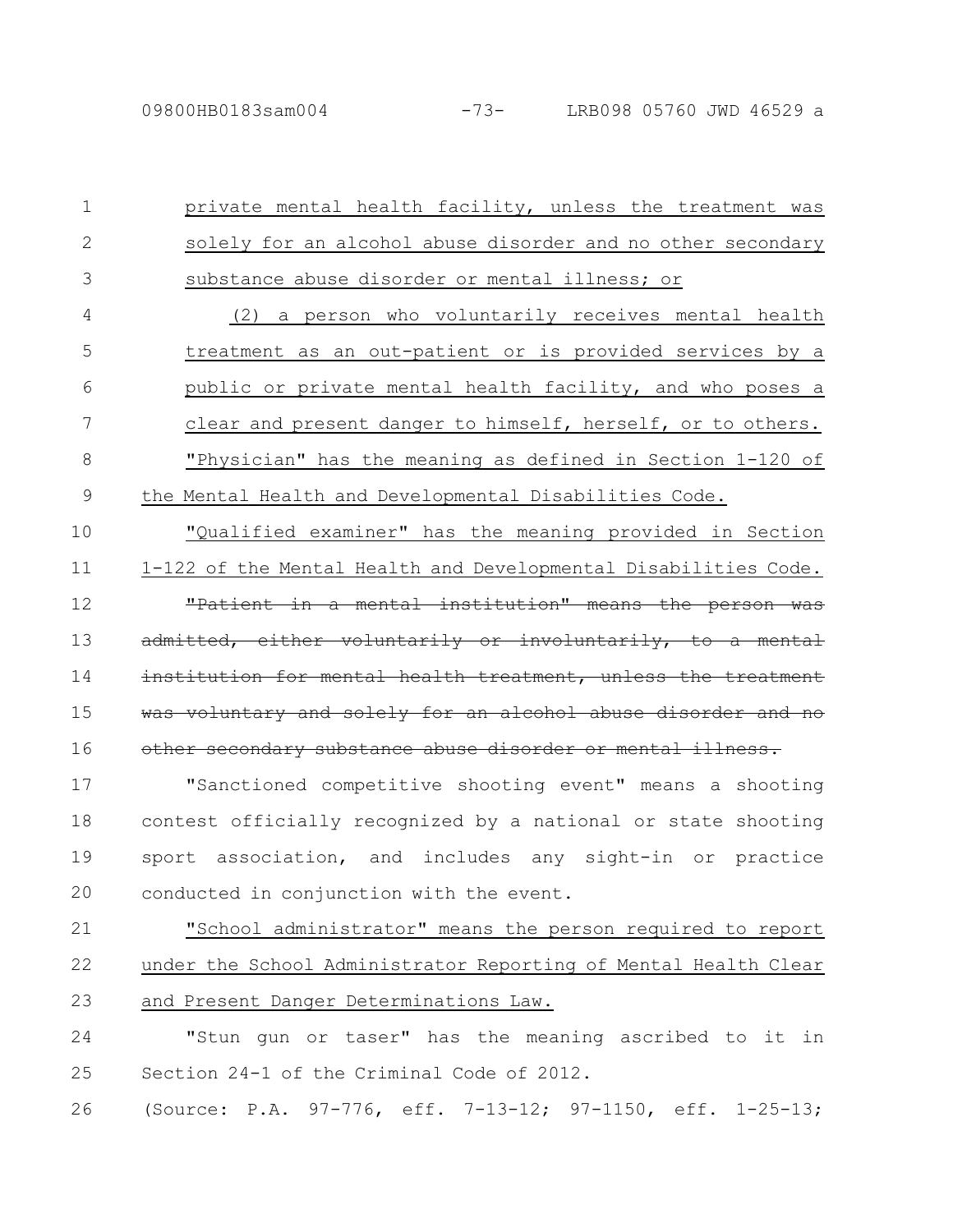private mental health facility, unless the treatment was solely for an alcohol abuse disorder and no other secondary substance abuse disorder or mental illness; or

(2) a person who voluntarily receives mental health treatment as an out-patient or is provided services by a public or private mental health facility, and who poses a clear and present danger to himself, herself, or to others.

"Physician" has the meaning as defined in Section 1-120 of the Mental Health and Developmental Disabilities Code.

"Qualified examiner" has the meaning provided in Section 1-122 of the Mental Health and Developmental Disabilities Code.

~~"Patient in a mental institution" means the person was admitted, either voluntarily or involuntarily, to a mental institution for mental health treatment, unless the treatment was voluntary and solely for an alcohol abuse disorder and no other secondary substance abuse disorder or mental illness.~~

"Sanctioned competitive shooting event" means a shooting contest officially recognized by a national or state shooting sport association, and includes any sight-in or practice conducted in conjunction with the event.

"School administrator" means the person required to report under the School Administrator Reporting of Mental Health Clear and Present Danger Determinations Law.

"Stun gun or taser" has the meaning ascribed to it in Section 24-1 of the Criminal Code of 2012.

(Source: P.A. 97-776, eff. 7-13-12; 97-1150, eff. 1-25-13;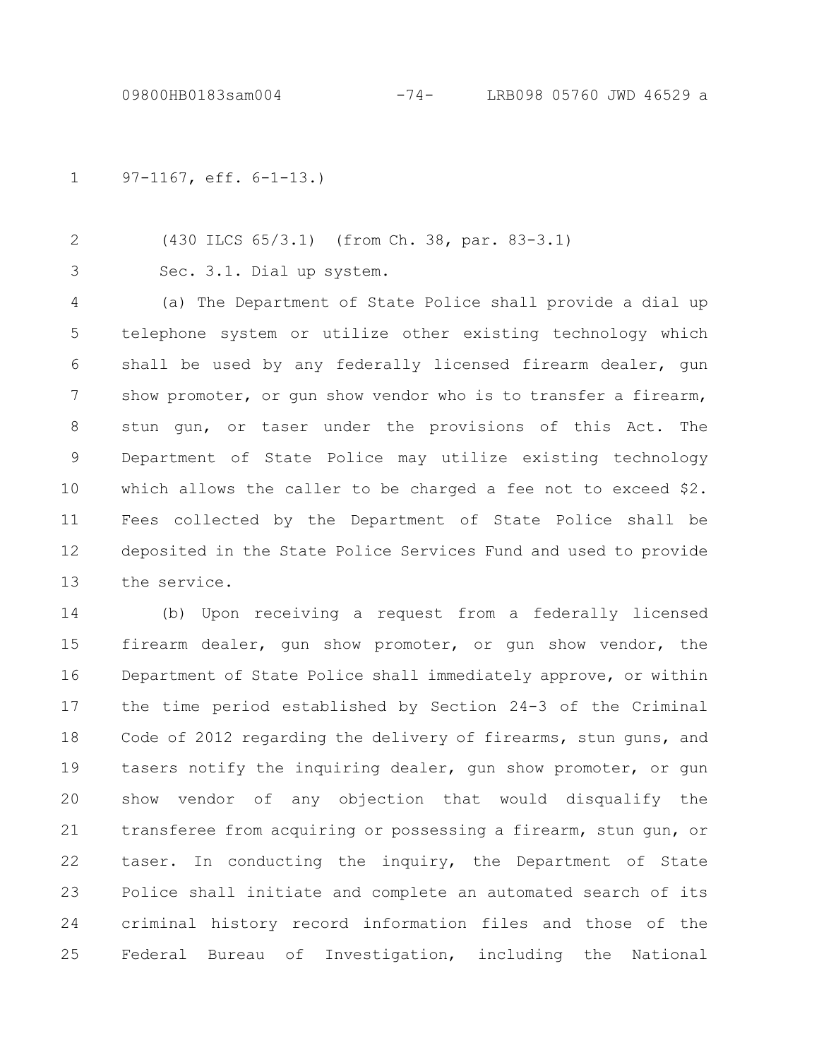97-1167, eff. 6-1-13.)

(430 ILCS 65/3.1) (from Ch. 38, par. 83-3.1)

Sec. 3.1. Dial up system.

(a) The Department of State Police shall provide a dial up telephone system or utilize other existing technology which shall be used by any federally licensed firearm dealer, gun show promoter, or gun show vendor who is to transfer a firearm, stun gun, or taser under the provisions of this Act. The Department of State Police may utilize existing technology which allows the caller to be charged a fee not to exceed $2. Fees collected by the Department of State Police shall be deposited in the State Police Services Fund and used to provide the service.

(b) Upon receiving a request from a federally licensed firearm dealer, gun show promoter, or gun show vendor, the Department of State Police shall immediately approve, or within the time period established by Section 24-3 of the Criminal Code of 2012 regarding the delivery of firearms, stun guns, and tasers notify the inquiring dealer, gun show promoter, or gun show vendor of any objection that would disqualify the transferee from acquiring or possessing a firearm, stun gun, or taser. In conducting the inquiry, the Department of State Police shall initiate and complete an automated search of its criminal history record information files and those of the Federal Bureau of Investigation, including the National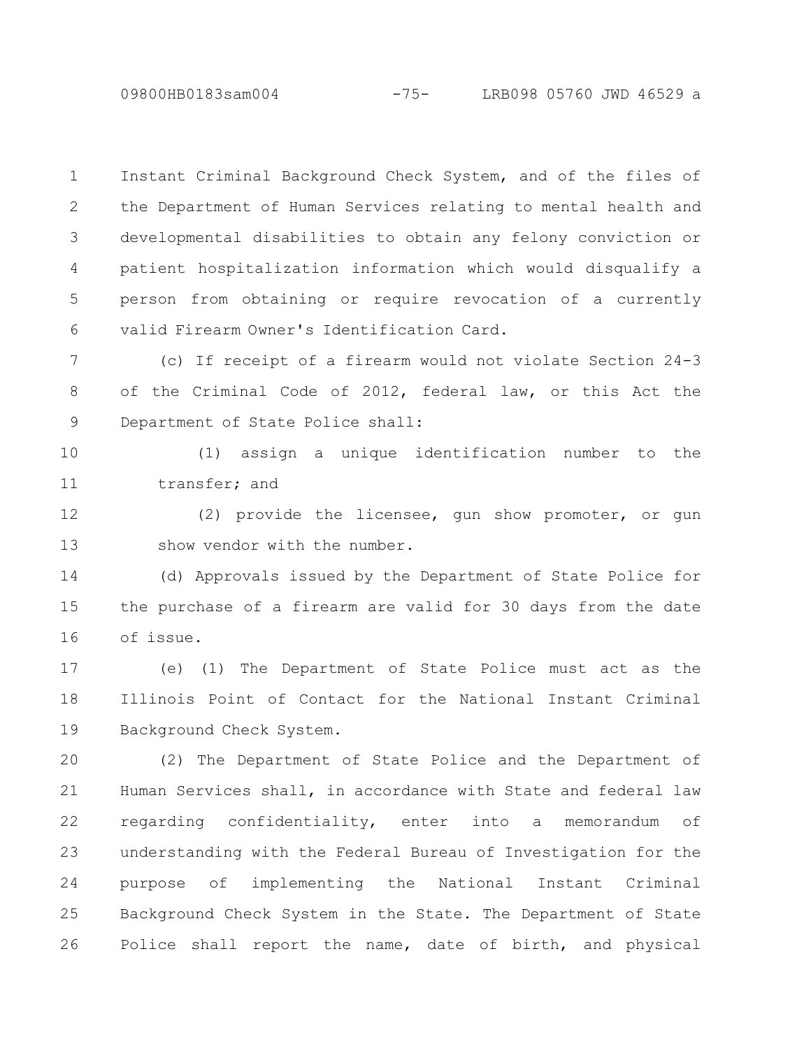Instant Criminal Background Check System, and of the files of the Department of Human Services relating to mental health and developmental disabilities to obtain any felony conviction or patient hospitalization information which would disqualify a person from obtaining or require revocation of a currently valid Firearm Owner's Identification Card.

(c) If receipt of a firearm would not violate Section 24-3 of the Criminal Code of 2012, federal law, or this Act the Department of State Police shall:

(1) assign a unique identification number to the transfer; and

(2) provide the licensee, gun show promoter, or gun show vendor with the number.

(d) Approvals issued by the Department of State Police for the purchase of a firearm are valid for 30 days from the date of issue.

(e) (1) The Department of State Police must act as the Illinois Point of Contact for the National Instant Criminal Background Check System.

(2) The Department of State Police and the Department of Human Services shall, in accordance with State and federal law regarding confidentiality, enter into a memorandum of understanding with the Federal Bureau of Investigation for the purpose of implementing the National Instant Criminal Background Check System in the State. The Department of State Police shall report the name, date of birth, and physical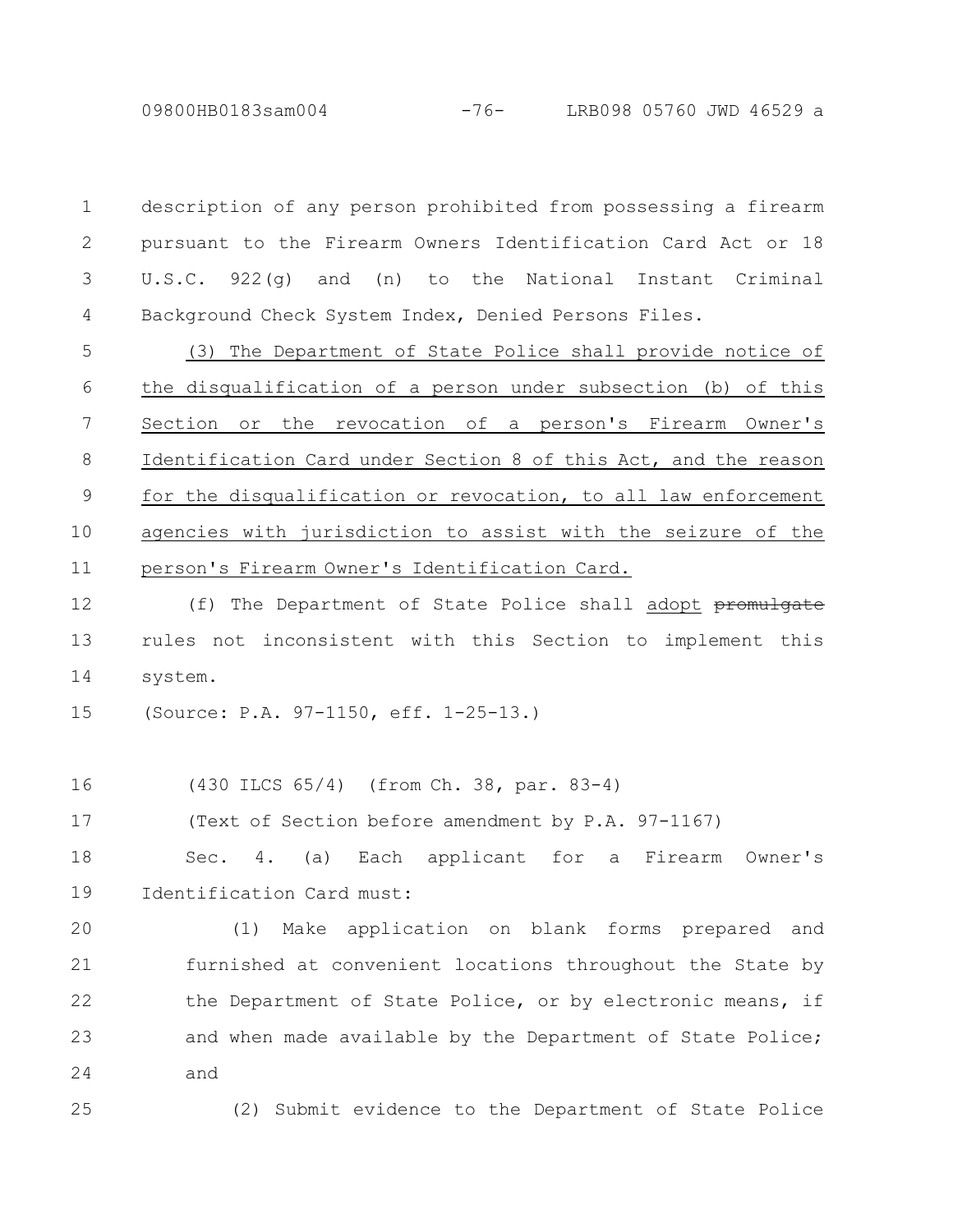description of any person prohibited from possessing a firearm pursuant to the Firearm Owners Identification Card Act or 18 U.S.C. 922(g) and (n) to the National Instant Criminal Background Check System Index, Denied Persons Files.

(3) The Department of State Police shall provide notice of the disqualification of a person under subsection (b) of this Section or the revocation of a person's Firearm Owner's Identification Card under Section 8 of this Act, and the reason for the disqualification or revocation, to all law enforcement agencies with jurisdiction to assist with the seizure of the person's Firearm Owner's Identification Card.

(f) The Department of State Police shall adopt ~~promulgate~~ rules not inconsistent with this Section to implement this system.

(Source: P.A. 97-1150, eff. 1-25-13.)

(430 ILCS 65/4) (from Ch. 38, par. 83-4)

(Text of Section before amendment by P.A. 97-1167)

Sec. 4. (a) Each applicant for a Firearm Owner's Identification Card must:

(1) Make application on blank forms prepared and furnished at convenient locations throughout the State by the Department of State Police, or by electronic means, if and when made available by the Department of State Police; and

(2) Submit evidence to the Department of State Police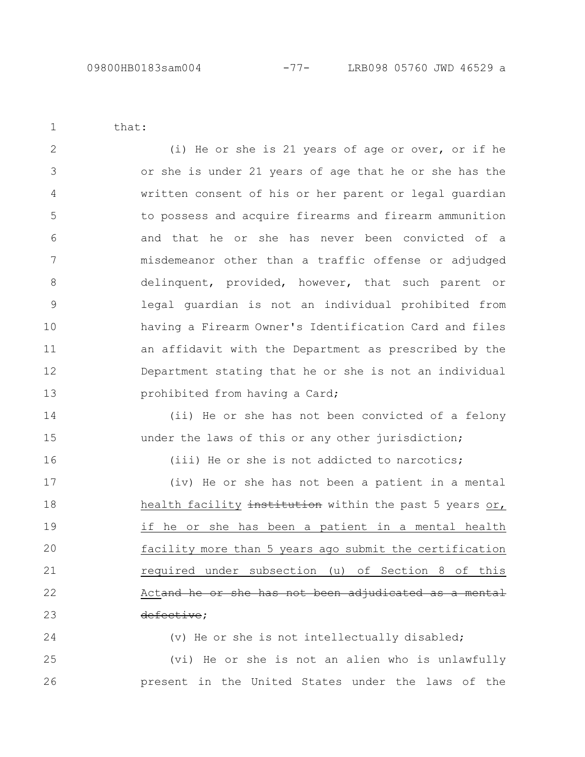that:

(i) He or she is 21 years of age or over, or if he or she is under 21 years of age that he or she has the written consent of his or her parent or legal guardian to possess and acquire firearms and firearm ammunition and that he or she has never been convicted of a misdemeanor other than a traffic offense or adjudged delinquent, provided, however, that such parent or legal guardian is not an individual prohibited from having a Firearm Owner's Identification Card and files an affidavit with the Department as prescribed by the Department stating that he or she is not an individual prohibited from having a Card;

(ii) He or she has not been convicted of a felony under the laws of this or any other jurisdiction;

(iii) He or she is not addicted to narcotics;

(iv) He or she has not been a patient in a mental <u>health facility</u> ~~institution~~ within the past 5 years <u>or, if he or she has been a patient in a mental health facility more than 5 years ago submit the certification required under subsection (u) of Section 8 of this Act</u>~~and he or she has not been adjudicated as a mental defective~~;

(v) He or she is not intellectually disabled;

(vi) He or she is not an alien who is unlawfully present in the United States under the laws of the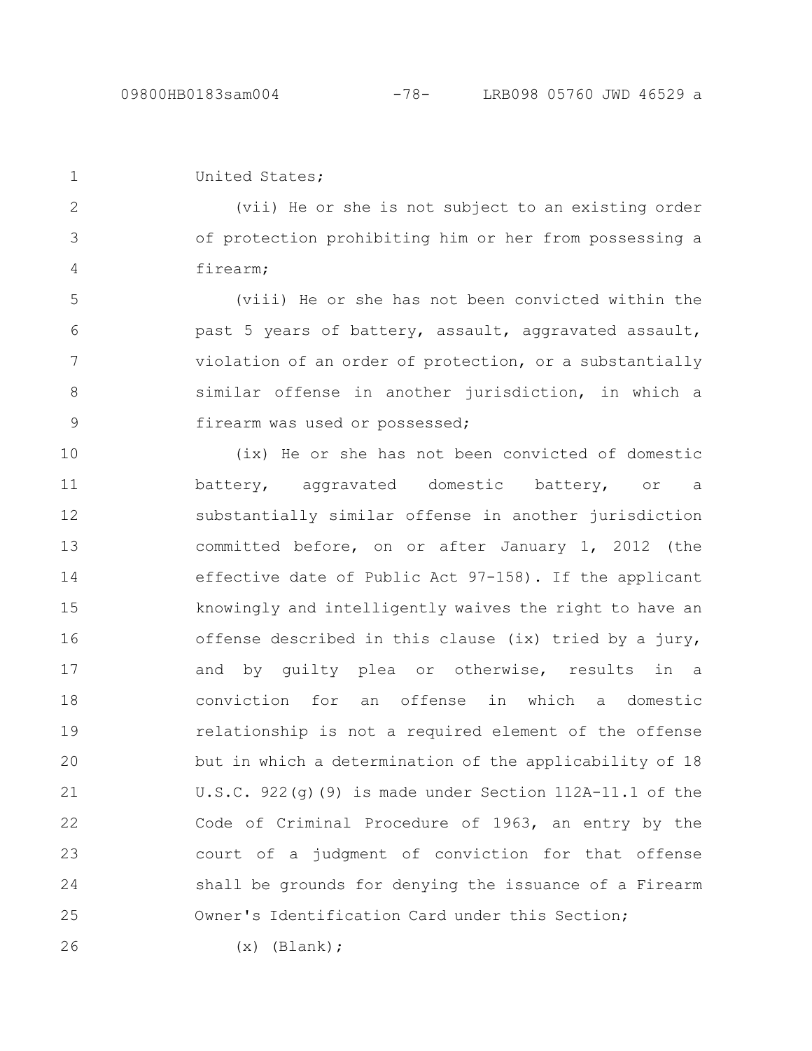United States;

(vii) He or she is not subject to an existing order of protection prohibiting him or her from possessing a firearm;

(viii) He or she has not been convicted within the past 5 years of battery, assault, aggravated assault, violation of an order of protection, or a substantially similar offense in another jurisdiction, in which a firearm was used or possessed;

(ix) He or she has not been convicted of domestic battery, aggravated domestic battery, or a substantially similar offense in another jurisdiction committed before, on or after January 1, 2012 (the effective date of Public Act 97-158). If the applicant knowingly and intelligently waives the right to have an offense described in this clause (ix) tried by a jury, and by guilty plea or otherwise, results in a conviction for an offense in which a domestic relationship is not a required element of the offense but in which a determination of the applicability of 18 U.S.C. 922(g)(9) is made under Section 112A-11.1 of the Code of Criminal Procedure of 1963, an entry by the court of a judgment of conviction for that offense shall be grounds for denying the issuance of a Firearm Owner's Identification Card under this Section;

(x) (Blank);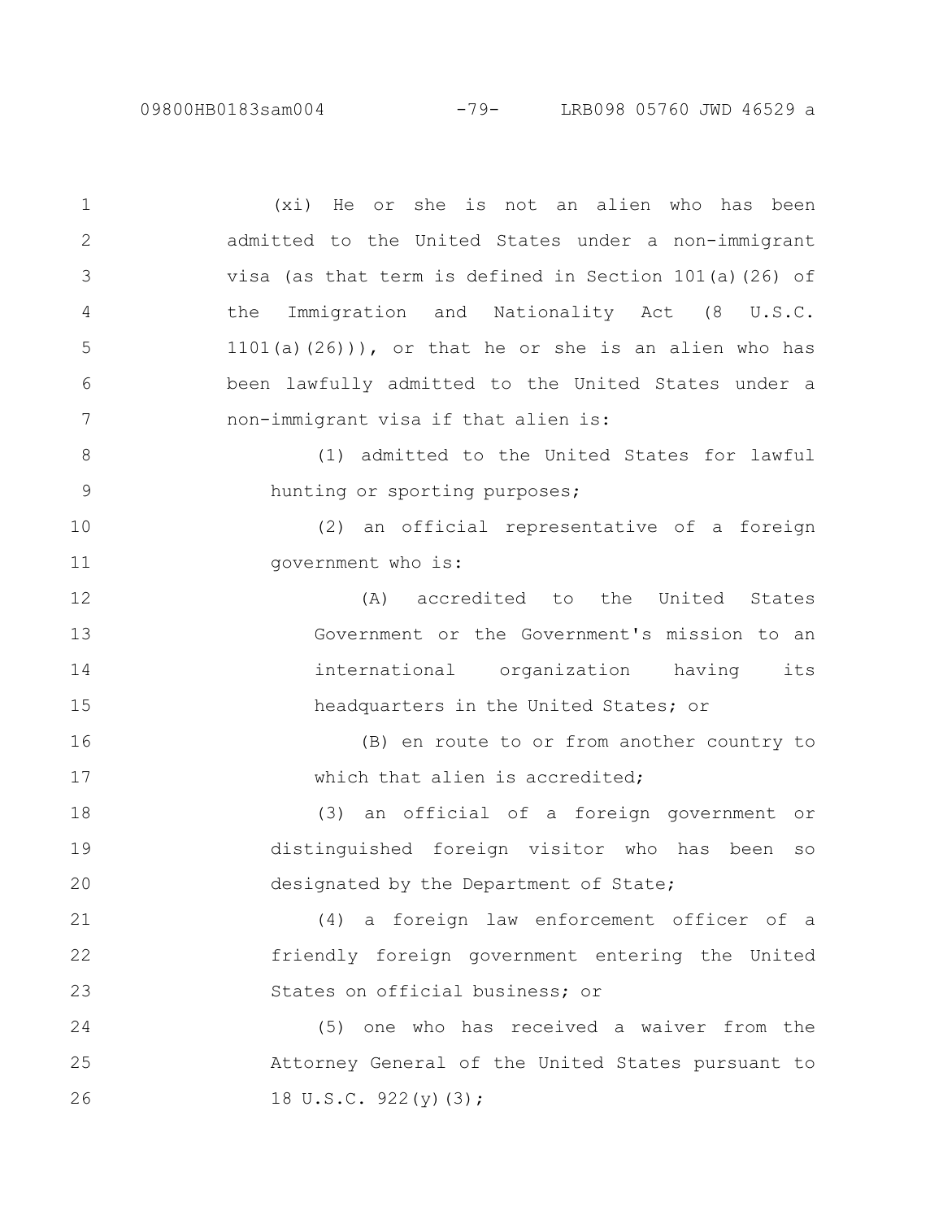(xi) He or she is not an alien who has been admitted to the United States under a non-immigrant visa (as that term is defined in Section 101(a)(26) of the Immigration and Nationality Act (8 U.S.C. 1101(a)(26))), or that he or she is an alien who has been lawfully admitted to the United States under a non-immigrant visa if that alien is:

(1) admitted to the United States for lawful hunting or sporting purposes;

(2) an official representative of a foreign government who is:

(A) accredited to the United States Government or the Government's mission to an international organization having its headquarters in the United States; or

(B) en route to or from another country to which that alien is accredited;

(3) an official of a foreign government or distinguished foreign visitor who has been so designated by the Department of State;

(4) a foreign law enforcement officer of a friendly foreign government entering the United States on official business; or

(5) one who has received a waiver from the Attorney General of the United States pursuant to 18 U.S.C. 922(y)(3);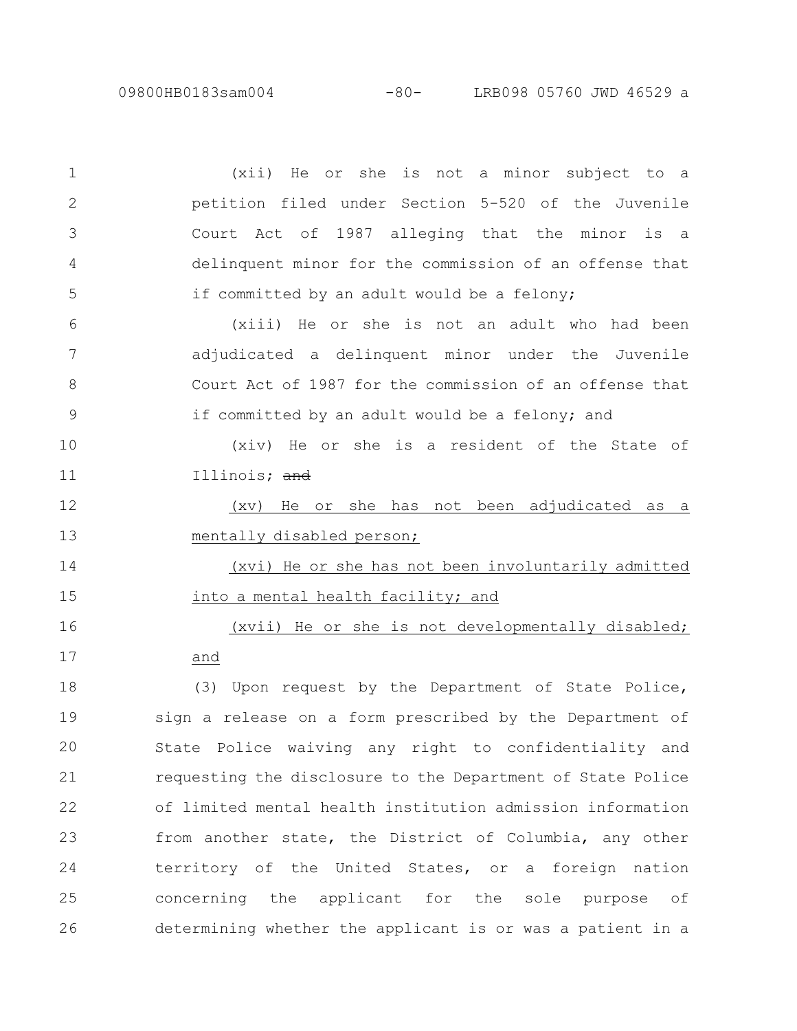(xii) He or she is not a minor subject to a petition filed under Section 5-520 of the Juvenile Court Act of 1987 alleging that the minor is a delinquent minor for the commission of an offense that if committed by an adult would be a felony;

(xiii) He or she is not an adult who had been adjudicated a delinquent minor under the Juvenile Court Act of 1987 for the commission of an offense that if committed by an adult would be a felony; and

(xiv) He or she is a resident of the State of Illinois; ~~and~~

<u>(xv) He or she has not been adjudicated as a mentally disabled person;</u>

<u>(xvi) He or she has not been involuntarily admitted into a mental health facility; and</u>

<u>(xvii) He or she is not developmentally disabled; and</u>

(3) Upon request by the Department of State Police, sign a release on a form prescribed by the Department of State Police waiving any right to confidentiality and requesting the disclosure to the Department of State Police of limited mental health institution admission information from another state, the District of Columbia, any other territory of the United States, or a foreign nation concerning the applicant for the sole purpose of determining whether the applicant is or was a patient in a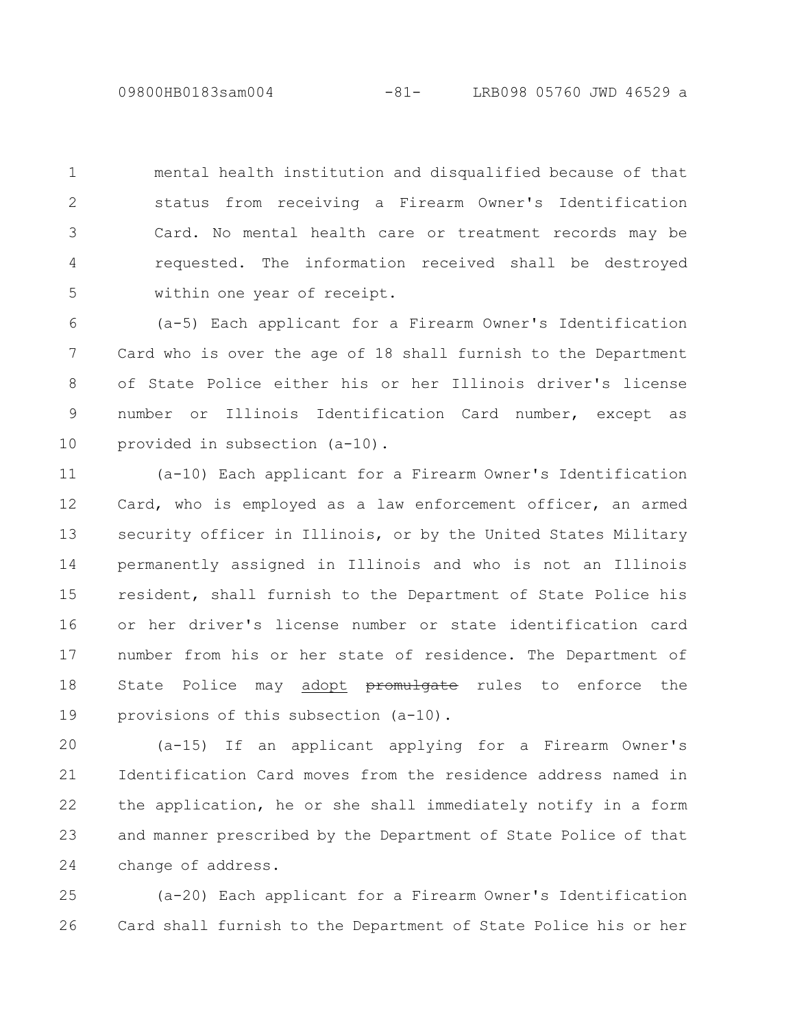mental health institution and disqualified because of that status from receiving a Firearm Owner's Identification Card. No mental health care or treatment records may be requested. The information received shall be destroyed within one year of receipt.

(a-5) Each applicant for a Firearm Owner's Identification Card who is over the age of 18 shall furnish to the Department of State Police either his or her Illinois driver's license number or Illinois Identification Card number, except as provided in subsection (a-10).

(a-10) Each applicant for a Firearm Owner's Identification Card, who is employed as a law enforcement officer, an armed security officer in Illinois, or by the United States Military permanently assigned in Illinois and who is not an Illinois resident, shall furnish to the Department of State Police his or her driver's license number or state identification card number from his or her state of residence. The Department of State Police may <u>adopt</u> ~~promulgate~~ rules to enforce the provisions of this subsection (a-10).

(a-15) If an applicant applying for a Firearm Owner's Identification Card moves from the residence address named in the application, he or she shall immediately notify in a form and manner prescribed by the Department of State Police of that change of address.

(a-20) Each applicant for a Firearm Owner's Identification Card shall furnish to the Department of State Police his or her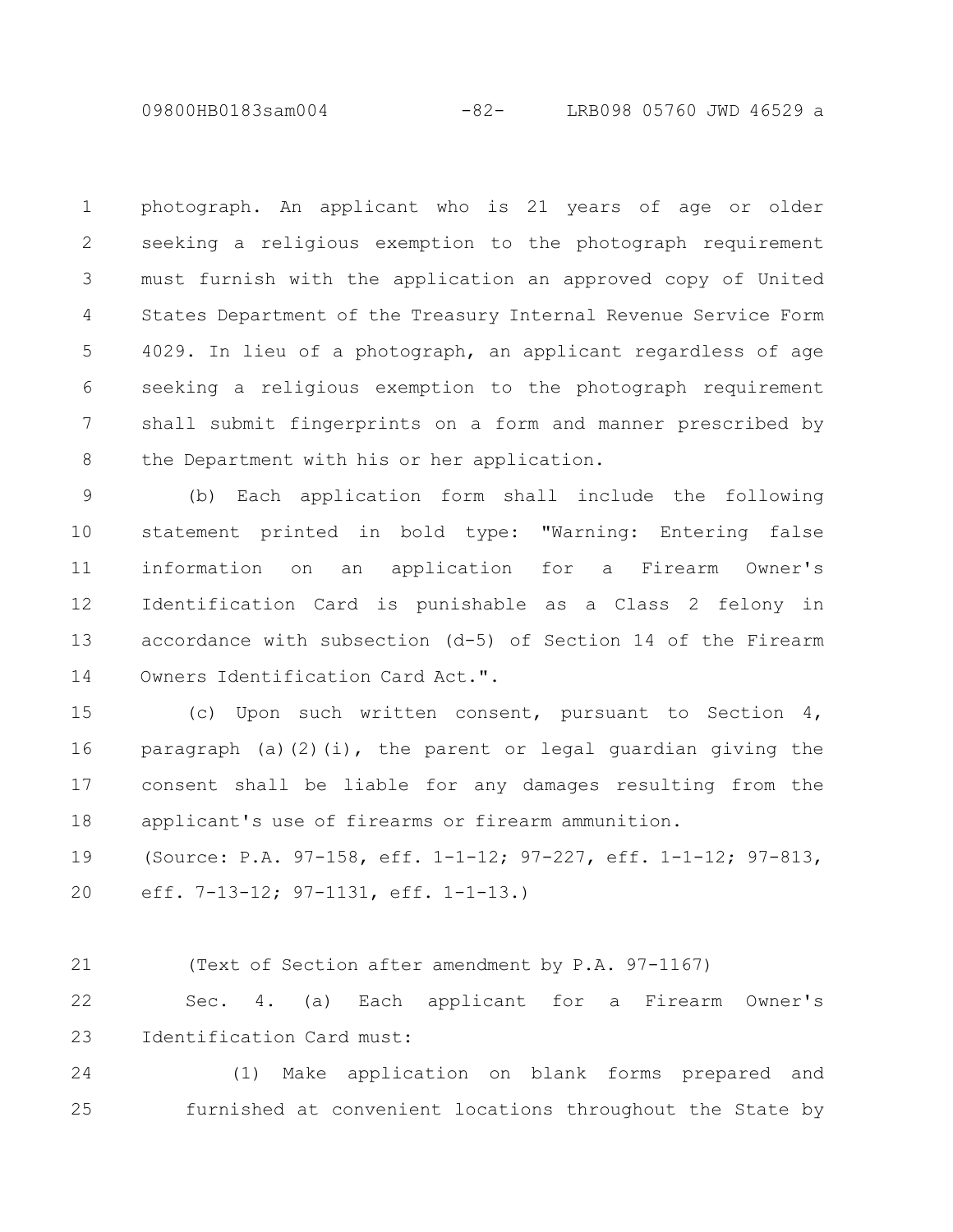photograph. An applicant who is 21 years of age or older seeking a religious exemption to the photograph requirement must furnish with the application an approved copy of United States Department of the Treasury Internal Revenue Service Form 4029. In lieu of a photograph, an applicant regardless of age seeking a religious exemption to the photograph requirement shall submit fingerprints on a form and manner prescribed by the Department with his or her application.

(b) Each application form shall include the following statement printed in bold type: "Warning: Entering false information on an application for a Firearm Owner's Identification Card is punishable as a Class 2 felony in accordance with subsection (d-5) of Section 14 of the Firearm Owners Identification Card Act.".

(c) Upon such written consent, pursuant to Section 4, paragraph (a)(2)(i), the parent or legal guardian giving the consent shall be liable for any damages resulting from the applicant's use of firearms or firearm ammunition.

(Source: P.A. 97-158, eff. 1-1-12; 97-227, eff. 1-1-12; 97-813, eff. 7-13-12; 97-1131, eff. 1-1-13.)

(Text of Section after amendment by P.A. 97-1167)

Sec. 4. (a) Each applicant for a Firearm Owner's Identification Card must:

(1) Make application on blank forms prepared and furnished at convenient locations throughout the State by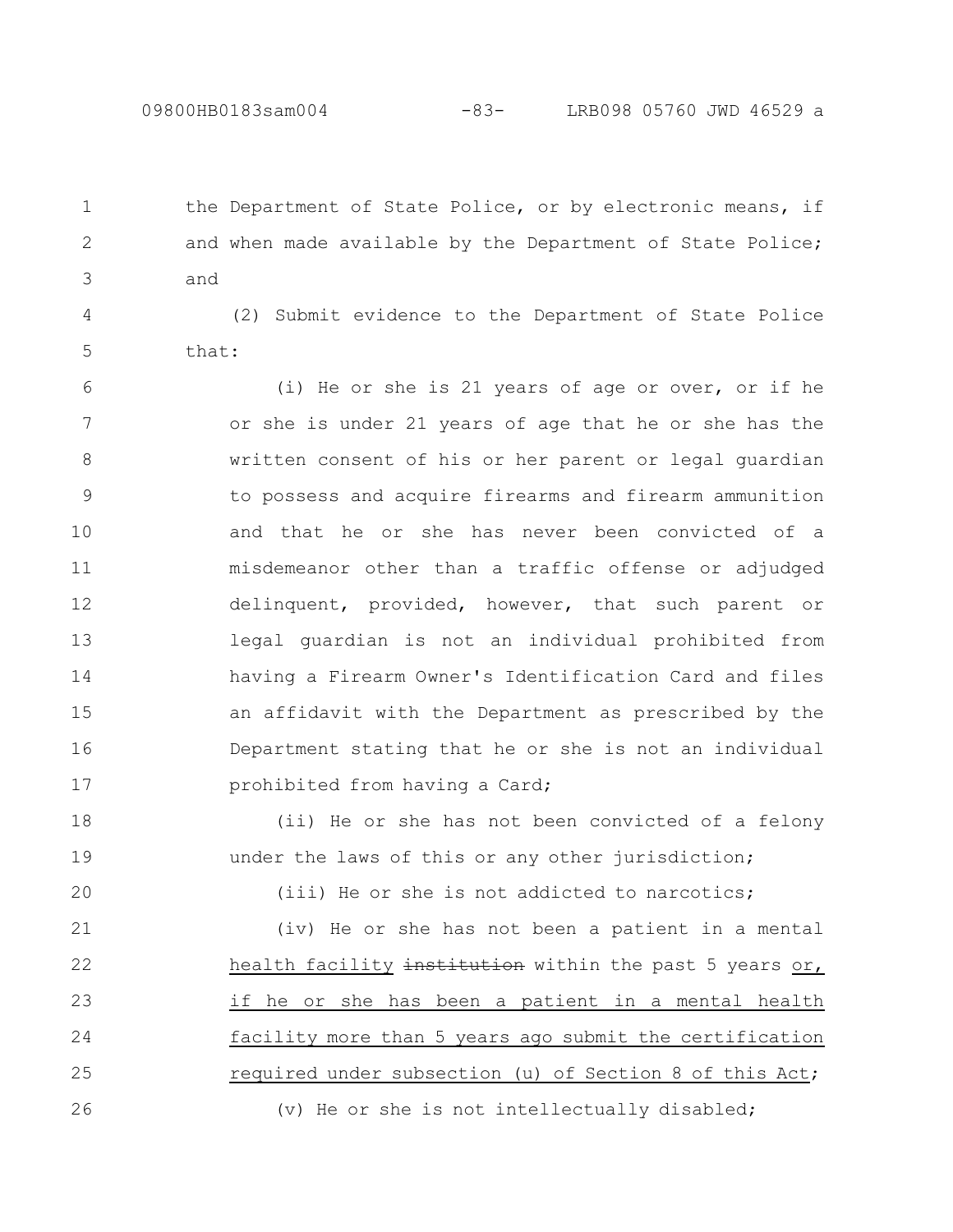the Department of State Police, or by electronic means, if and when made available by the Department of State Police; and

(2) Submit evidence to the Department of State Police that:

(i) He or she is 21 years of age or over, or if he or she is under 21 years of age that he or she has the written consent of his or her parent or legal guardian to possess and acquire firearms and firearm ammunition and that he or she has never been convicted of a misdemeanor other than a traffic offense or adjudged delinquent, provided, however, that such parent or legal guardian is not an individual prohibited from having a Firearm Owner's Identification Card and files an affidavit with the Department as prescribed by the Department stating that he or she is not an individual prohibited from having a Card;

(ii) He or she has not been convicted of a felony under the laws of this or any other jurisdiction;

(iii) He or she is not addicted to narcotics;

(iv) He or she has not been a patient in a mental health facility ~~institution~~ within the past 5 years or, if he or she has been a patient in a mental health facility more than 5 years ago submit the certification required under subsection (u) of Section 8 of this Act;

(v) He or she is not intellectually disabled;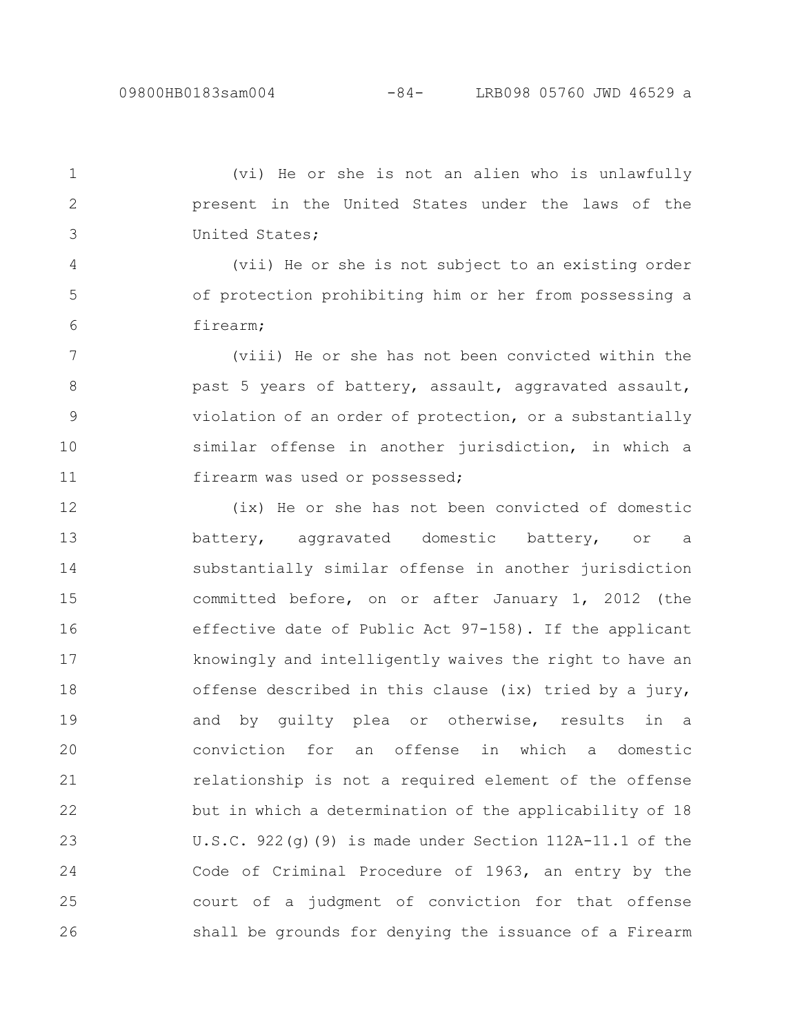(vi) He or she is not an alien who is unlawfully present in the United States under the laws of the United States;

(vii) He or she is not subject to an existing order of protection prohibiting him or her from possessing a firearm;

(viii) He or she has not been convicted within the past 5 years of battery, assault, aggravated assault, violation of an order of protection, or a substantially similar offense in another jurisdiction, in which a firearm was used or possessed;

(ix) He or she has not been convicted of domestic battery, aggravated domestic battery, or a substantially similar offense in another jurisdiction committed before, on or after January 1, 2012 (the effective date of Public Act 97-158). If the applicant knowingly and intelligently waives the right to have an offense described in this clause (ix) tried by a jury, and by guilty plea or otherwise, results in a conviction for an offense in which a domestic relationship is not a required element of the offense but in which a determination of the applicability of 18 U.S.C. 922(g)(9) is made under Section 112A-11.1 of the Code of Criminal Procedure of 1963, an entry by the court of a judgment of conviction for that offense shall be grounds for denying the issuance of a Firearm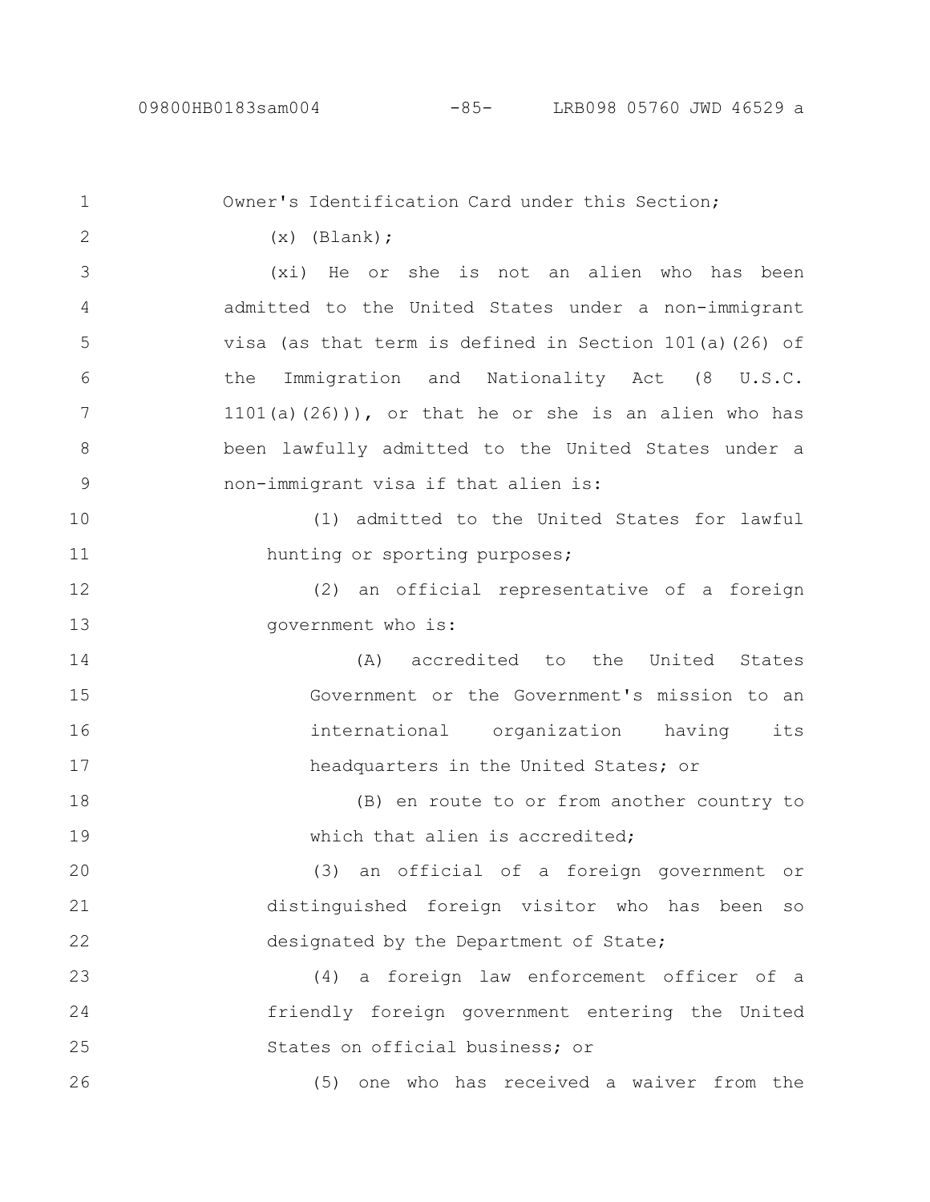Owner's Identification Card under this Section;

(x) (Blank);

(xi) He or she is not an alien who has been admitted to the United States under a non-immigrant visa (as that term is defined in Section 101(a)(26) of the Immigration and Nationality Act (8 U.S.C. 1101(a)(26))), or that he or she is an alien who has been lawfully admitted to the United States under a non-immigrant visa if that alien is:

(1) admitted to the United States for lawful hunting or sporting purposes;

(2) an official representative of a foreign government who is:

(A) accredited to the United States Government or the Government's mission to an international organization having its headquarters in the United States; or

(B) en route to or from another country to which that alien is accredited;

(3) an official of a foreign government or distinguished foreign visitor who has been so designated by the Department of State;

(4) a foreign law enforcement officer of a friendly foreign government entering the United States on official business; or

(5) one who has received a waiver from the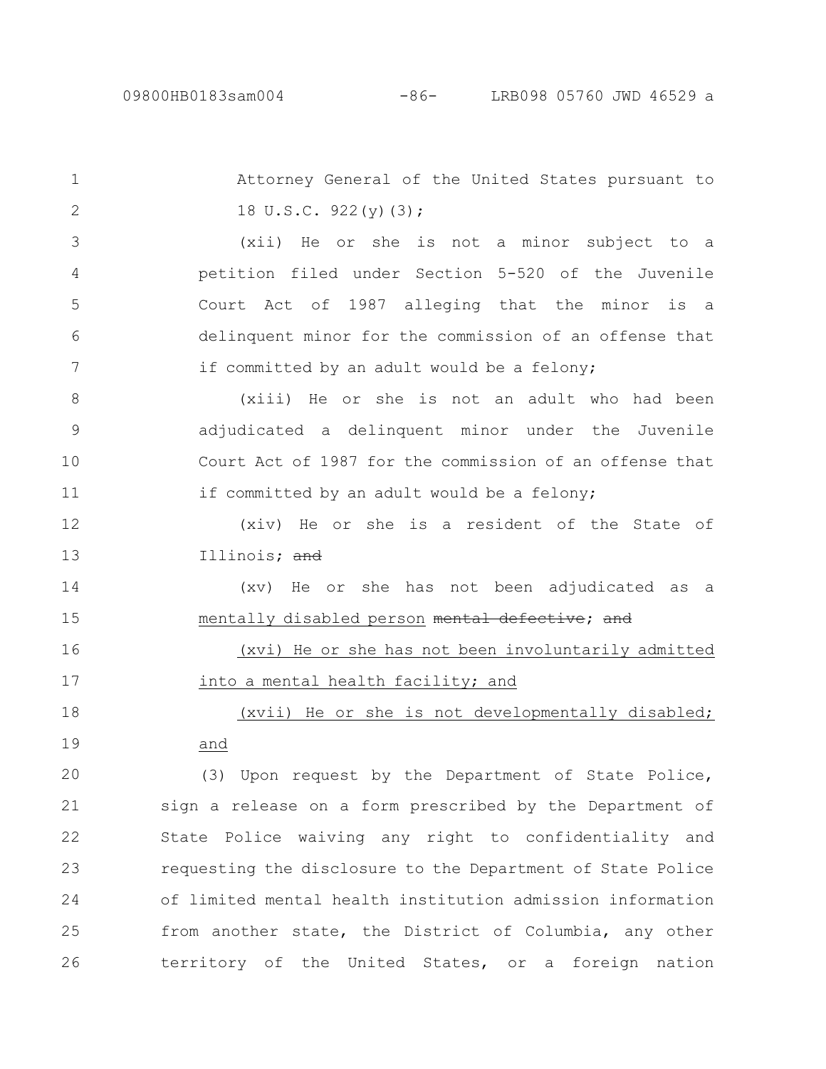Attorney General of the United States pursuant to 18 U.S.C. 922(y)(3);

(xii) He or she is not a minor subject to a petition filed under Section 5-520 of the Juvenile Court Act of 1987 alleging that the minor is a delinquent minor for the commission of an offense that if committed by an adult would be a felony;

(xiii) He or she is not an adult who had been adjudicated a delinquent minor under the Juvenile Court Act of 1987 for the commission of an offense that if committed by an adult would be a felony;

(xiv) He or she is a resident of the State of Illinois; ~~and~~

(xv) He or she has not been adjudicated as a <u>mentally disabled person</u> ~~mental defective~~; ~~and~~

<u>(xvi) He or she has not been involuntarily admitted into a mental health facility; and</u>

<u>(xvii) He or she is not developmentally disabled; and</u>

(3) Upon request by the Department of State Police, sign a release on a form prescribed by the Department of State Police waiving any right to confidentiality and requesting the disclosure to the Department of State Police of limited mental health institution admission information from another state, the District of Columbia, any other territory of the United States, or a foreign nation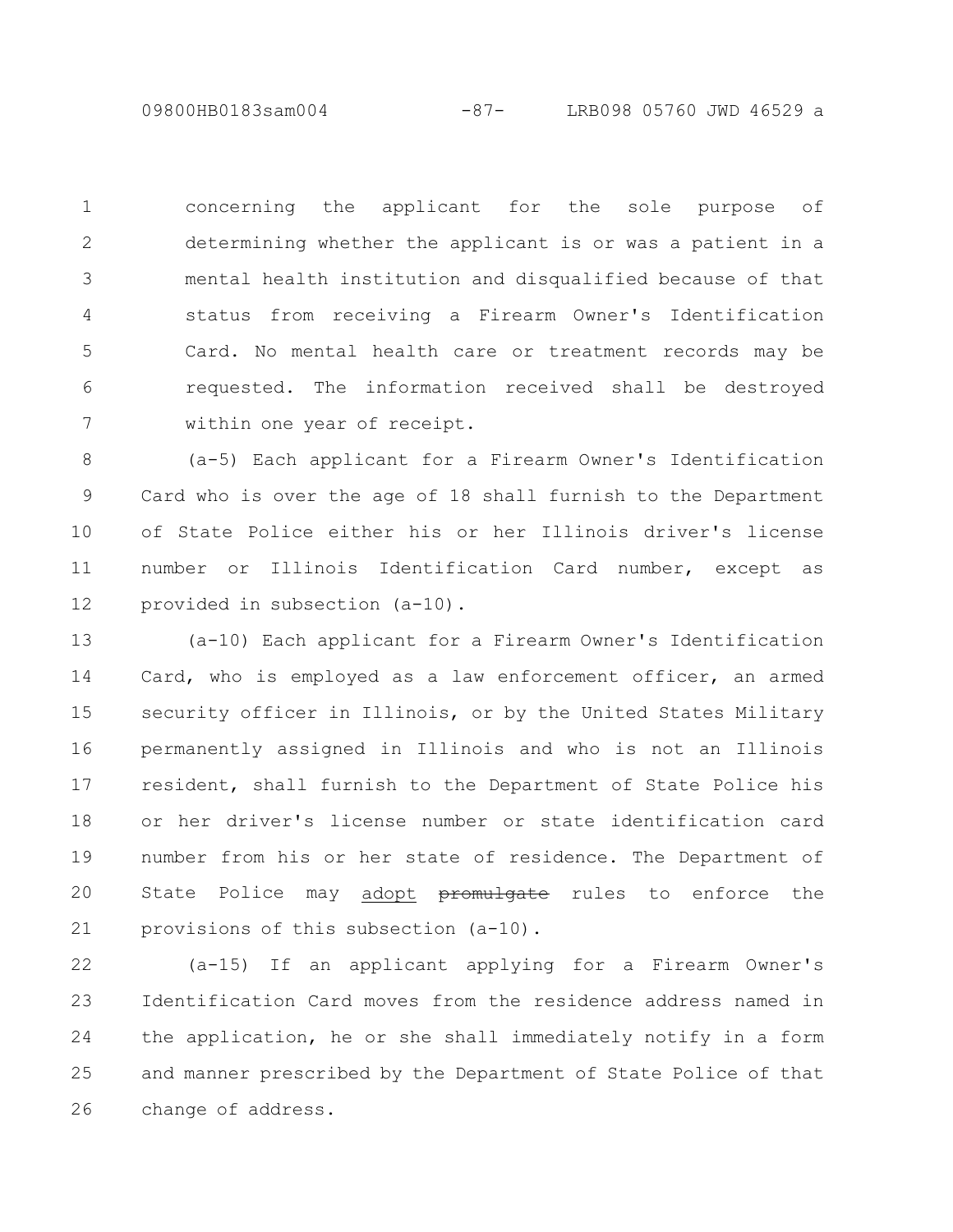concerning the applicant for the sole purpose of determining whether the applicant is or was a patient in a mental health institution and disqualified because of that status from receiving a Firearm Owner's Identification Card. No mental health care or treatment records may be requested. The information received shall be destroyed within one year of receipt.

(a-5) Each applicant for a Firearm Owner's Identification Card who is over the age of 18 shall furnish to the Department of State Police either his or her Illinois driver's license number or Illinois Identification Card number, except as provided in subsection (a-10).

(a-10) Each applicant for a Firearm Owner's Identification Card, who is employed as a law enforcement officer, an armed security officer in Illinois, or by the United States Military permanently assigned in Illinois and who is not an Illinois resident, shall furnish to the Department of State Police his or her driver's license number or state identification card number from his or her state of residence. The Department of State Police may <u>adopt</u> ~~promulgate~~ rules to enforce the provisions of this subsection (a-10).

(a-15) If an applicant applying for a Firearm Owner's Identification Card moves from the residence address named in the application, he or she shall immediately notify in a form and manner prescribed by the Department of State Police of that change of address.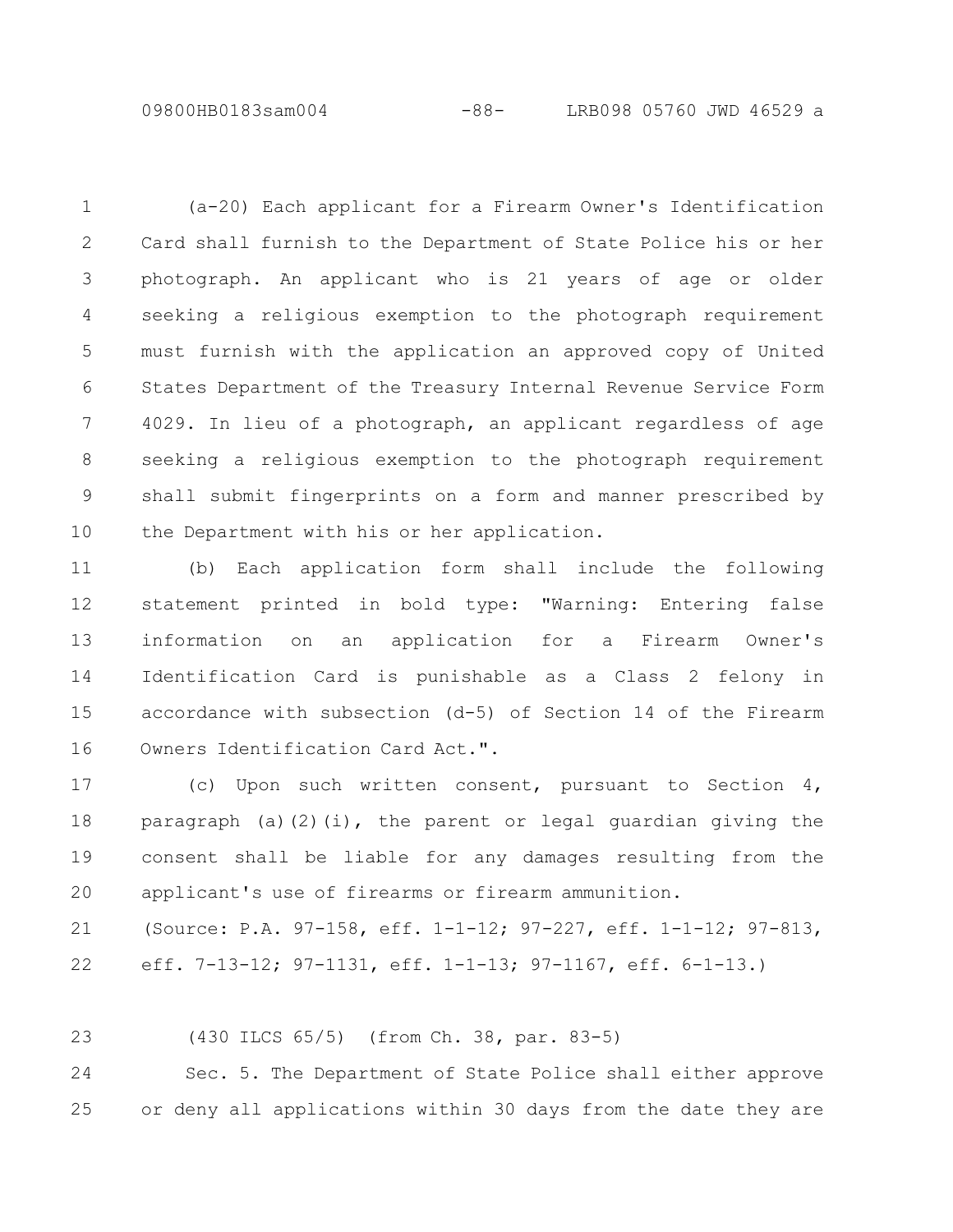(a-20) Each applicant for a Firearm Owner's Identification Card shall furnish to the Department of State Police his or her photograph. An applicant who is 21 years of age or older seeking a religious exemption to the photograph requirement must furnish with the application an approved copy of United States Department of the Treasury Internal Revenue Service Form 4029. In lieu of a photograph, an applicant regardless of age seeking a religious exemption to the photograph requirement shall submit fingerprints on a form and manner prescribed by the Department with his or her application.

(b) Each application form shall include the following statement printed in bold type: "Warning: Entering false information on an application for a Firearm Owner's Identification Card is punishable as a Class 2 felony in accordance with subsection (d-5) of Section 14 of the Firearm Owners Identification Card Act.".

(c) Upon such written consent, pursuant to Section 4, paragraph (a)(2)(i), the parent or legal guardian giving the consent shall be liable for any damages resulting from the applicant's use of firearms or firearm ammunition.

(Source: P.A. 97-158, eff. 1-1-12; 97-227, eff. 1-1-12; 97-813, eff. 7-13-12; 97-1131, eff. 1-1-13; 97-1167, eff. 6-1-13.)

(430 ILCS 65/5) (from Ch. 38, par. 83-5)

Sec. 5. The Department of State Police shall either approve or deny all applications within 30 days from the date they are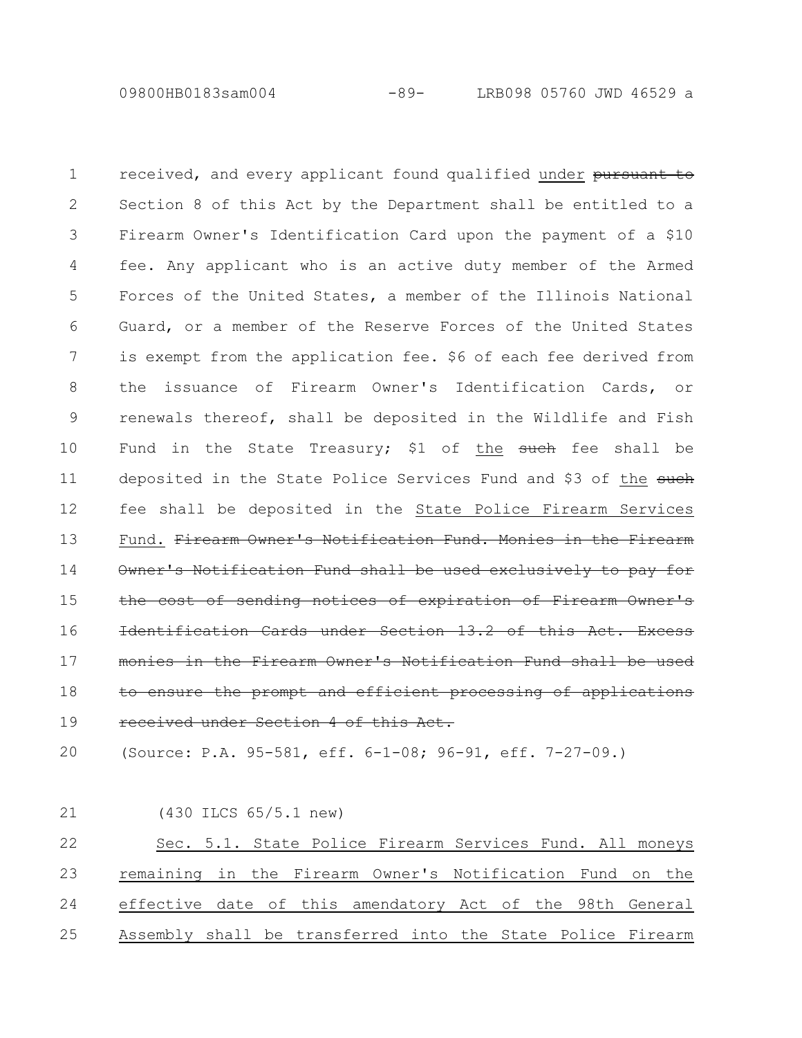received, and every applicant found qualified under ~~pursuant to~~ Section 8 of this Act by the Department shall be entitled to a Firearm Owner's Identification Card upon the payment of a $10 fee. Any applicant who is an active duty member of the Armed Forces of the United States, a member of the Illinois National Guard, or a member of the Reserve Forces of the United States is exempt from the application fee. $6 of each fee derived from the issuance of Firearm Owner's Identification Cards, or renewals thereof, shall be deposited in the Wildlife and Fish Fund in the State Treasury; $1 of <u>the</u> ~~such~~ fee shall be deposited in the State Police Services Fund and $3 of <u>the</u> ~~such~~ fee shall be deposited in the <u>State Police Firearm Services Fund.</u> ~~Firearm Owner's Notification Fund. Monies in the Firearm Owner's Notification Fund shall be used exclusively to pay for the cost of sending notices of expiration of Firearm Owner's Identification Cards under Section 13.2 of this Act. Excess monies in the Firearm Owner's Notification Fund shall be used to ensure the prompt and efficient processing of applications received under Section 4 of this Act.~~

(Source: P.A. 95-581, eff. 6-1-08; 96-91, eff. 7-27-09.)

(430 ILCS 65/5.1 new)

<u>Sec. 5.1. State Police Firearm Services Fund. All moneys remaining in the Firearm Owner's Notification Fund on the effective date of this amendatory Act of the 98th General Assembly shall be transferred into the State Police Firearm</u>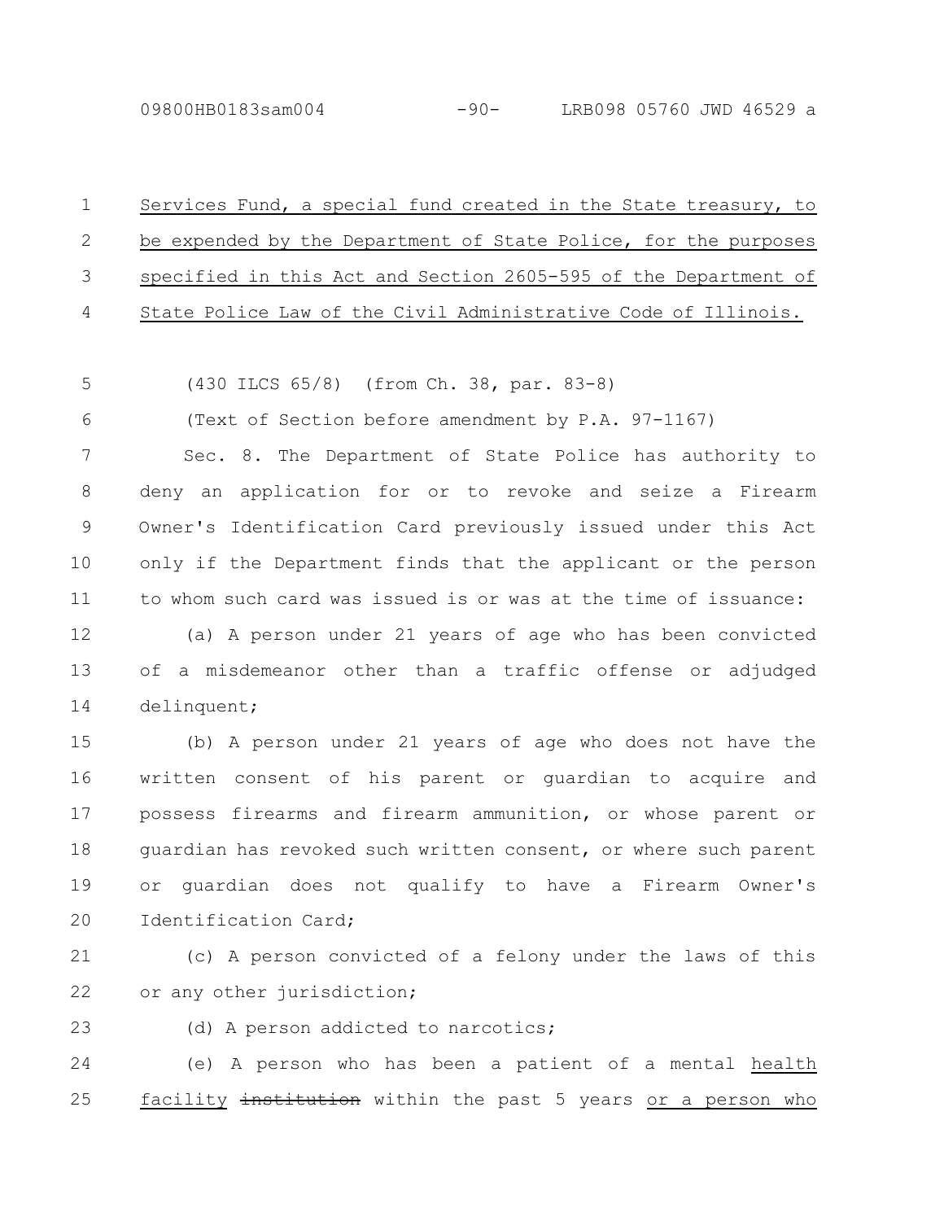Services Fund, a special fund created in the State treasury, to be expended by the Department of State Police, for the purposes specified in this Act and Section 2605-595 of the Department of State Police Law of the Civil Administrative Code of Illinois.

(430 ILCS 65/8) (from Ch. 38, par. 83-8)

(Text of Section before amendment by P.A. 97-1167)

Sec. 8. The Department of State Police has authority to deny an application for or to revoke and seize a Firearm Owner's Identification Card previously issued under this Act only if the Department finds that the applicant or the person to whom such card was issued is or was at the time of issuance:

(a) A person under 21 years of age who has been convicted of a misdemeanor other than a traffic offense or adjudged delinquent;

(b) A person under 21 years of age who does not have the written consent of his parent or guardian to acquire and possess firearms and firearm ammunition, or whose parent or guardian has revoked such written consent, or where such parent or guardian does not qualify to have a Firearm Owner's Identification Card;

(c) A person convicted of a felony under the laws of this or any other jurisdiction;

(d) A person addicted to narcotics;

(e) A person who has been a patient of a mental health facility ~~institution~~ within the past 5 years or a person who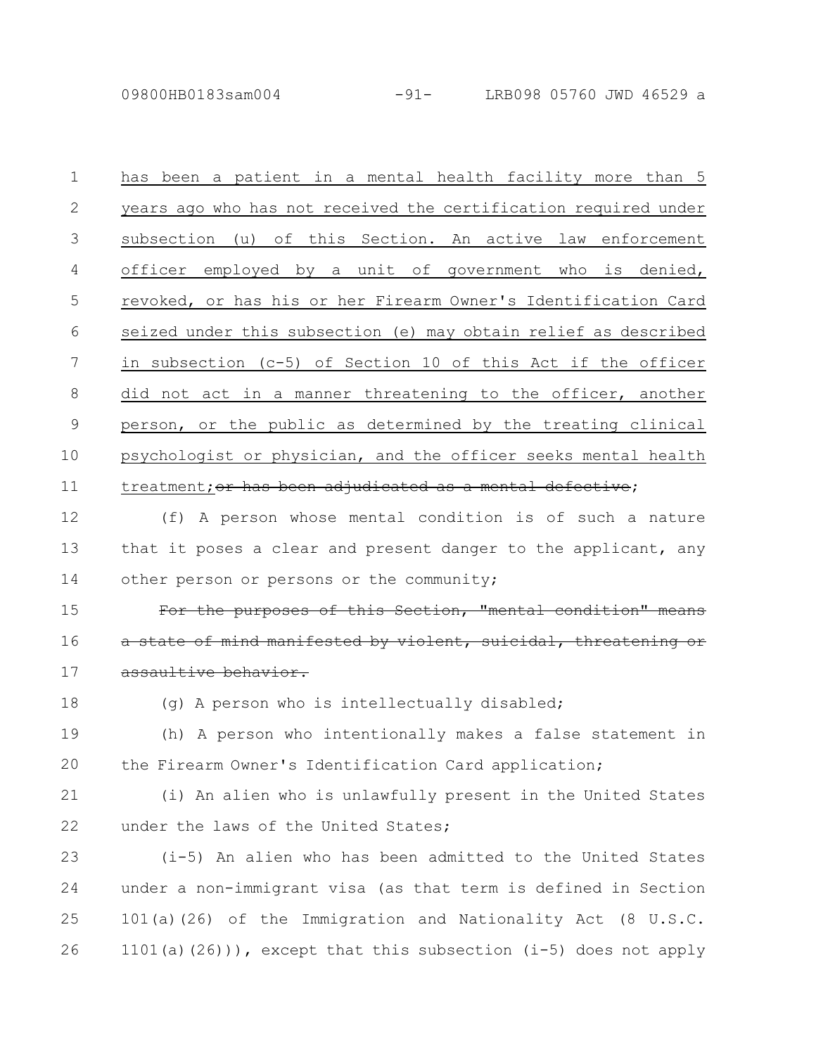has been a patient in a mental health facility more than 5 years ago who has not received the certification required under subsection (u) of this Section. An active law enforcement officer employed by a unit of government who is denied, revoked, or has his or her Firearm Owner's Identification Card seized under this subsection (e) may obtain relief as described in subsection (c-5) of Section 10 of this Act if the officer did not act in a manner threatening to the officer, another person, or the public as determined by the treating clinical psychologist or physician, and the officer seeks mental health treatment;~~or has been adjudicated as a mental defective~~;

(f) A person whose mental condition is of such a nature that it poses a clear and present danger to the applicant, any other person or persons or the community;

~~For the purposes of this Section, "mental condition" means a state of mind manifested by violent, suicidal, threatening or assaultive behavior.~~

(g) A person who is intellectually disabled;

(h) A person who intentionally makes a false statement in the Firearm Owner's Identification Card application;

(i) An alien who is unlawfully present in the United States under the laws of the United States;

(i-5) An alien who has been admitted to the United States under a non-immigrant visa (as that term is defined in Section 101(a)(26) of the Immigration and Nationality Act (8 U.S.C. 1101(a)(26))), except that this subsection (i-5) does not apply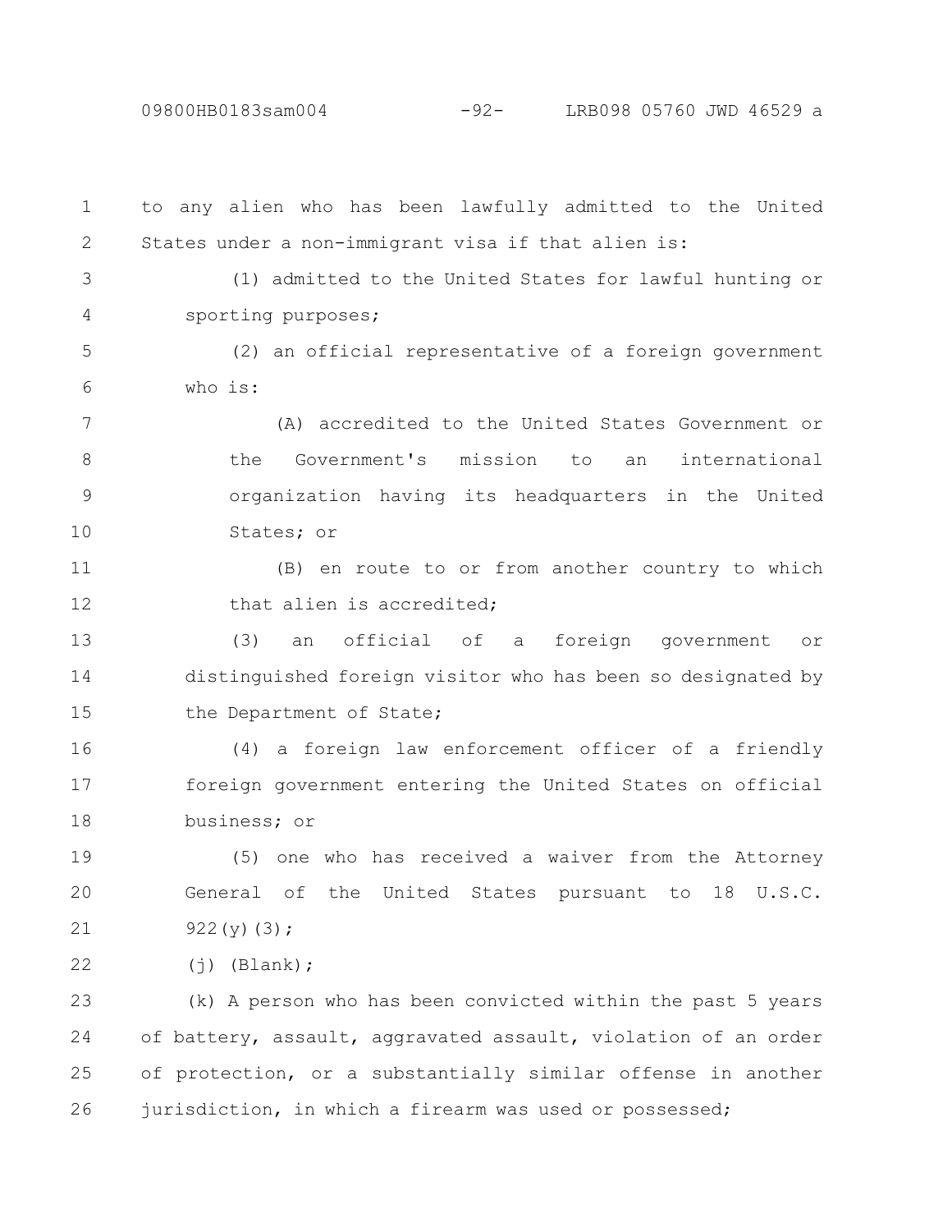to any alien who has been lawfully admitted to the United States under a non-immigrant visa if that alien is:

(1) admitted to the United States for lawful hunting or sporting purposes;

(2) an official representative of a foreign government who is:

(A) accredited to the United States Government or the Government's mission to an international organization having its headquarters in the United States; or

(B) en route to or from another country to which that alien is accredited;

(3) an official of a foreign government or distinguished foreign visitor who has been so designated by the Department of State;

(4) a foreign law enforcement officer of a friendly foreign government entering the United States on official business; or

(5) one who has received a waiver from the Attorney General of the United States pursuant to 18 U.S.C. 922(y)(3);

(j) (Blank);

(k) A person who has been convicted within the past 5 years of battery, assault, aggravated assault, violation of an order of protection, or a substantially similar offense in another jurisdiction, in which a firearm was used or possessed;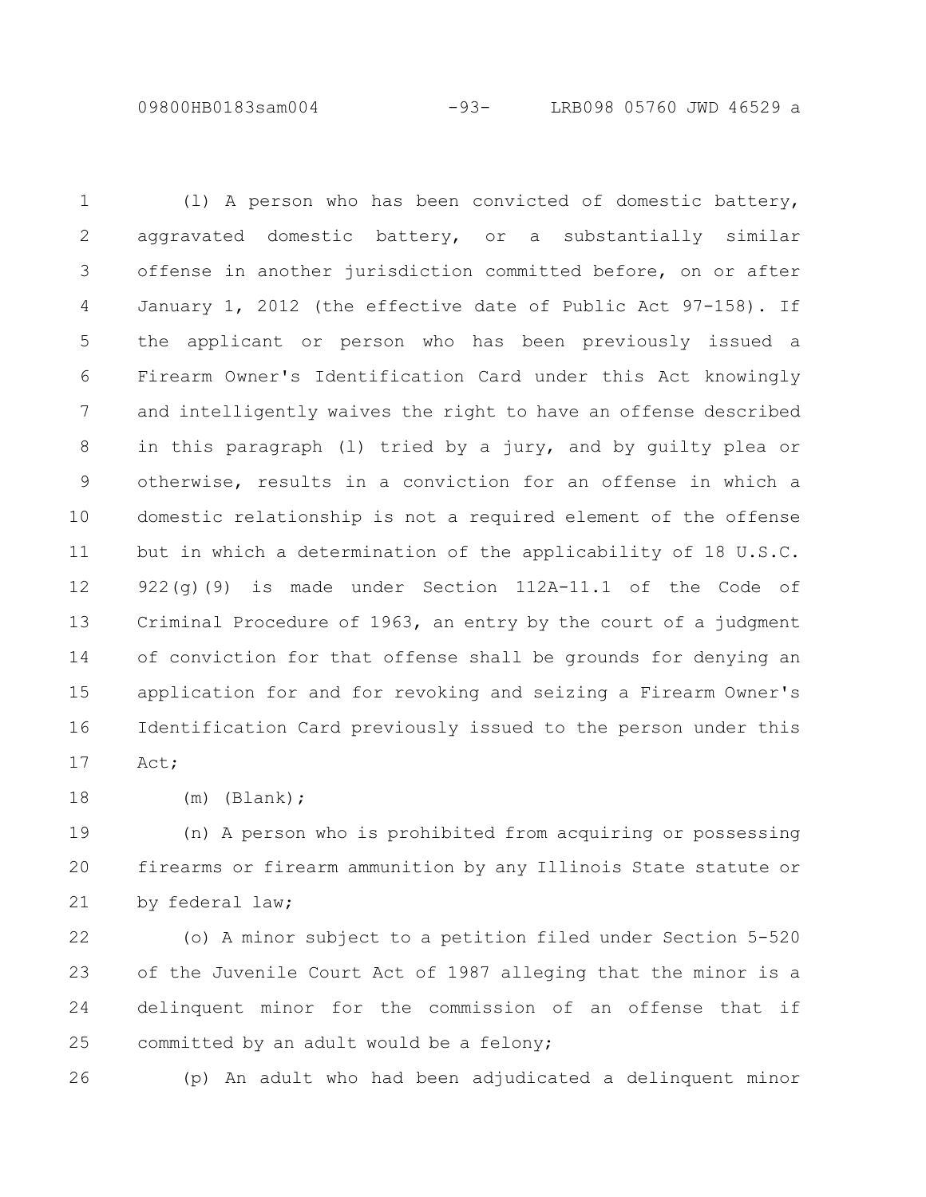(l) A person who has been convicted of domestic battery, aggravated domestic battery, or a substantially similar offense in another jurisdiction committed before, on or after January 1, 2012 (the effective date of Public Act 97-158). If the applicant or person who has been previously issued a Firearm Owner's Identification Card under this Act knowingly and intelligently waives the right to have an offense described in this paragraph (l) tried by a jury, and by guilty plea or otherwise, results in a conviction for an offense in which a domestic relationship is not a required element of the offense but in which a determination of the applicability of 18 U.S.C. 922(g)(9) is made under Section 112A-11.1 of the Code of Criminal Procedure of 1963, an entry by the court of a judgment of conviction for that offense shall be grounds for denying an application for and for revoking and seizing a Firearm Owner's Identification Card previously issued to the person under this Act;

(m) (Blank);

(n) A person who is prohibited from acquiring or possessing firearms or firearm ammunition by any Illinois State statute or by federal law;

(o) A minor subject to a petition filed under Section 5-520 of the Juvenile Court Act of 1987 alleging that the minor is a delinquent minor for the commission of an offense that if committed by an adult would be a felony;

(p) An adult who had been adjudicated a delinquent minor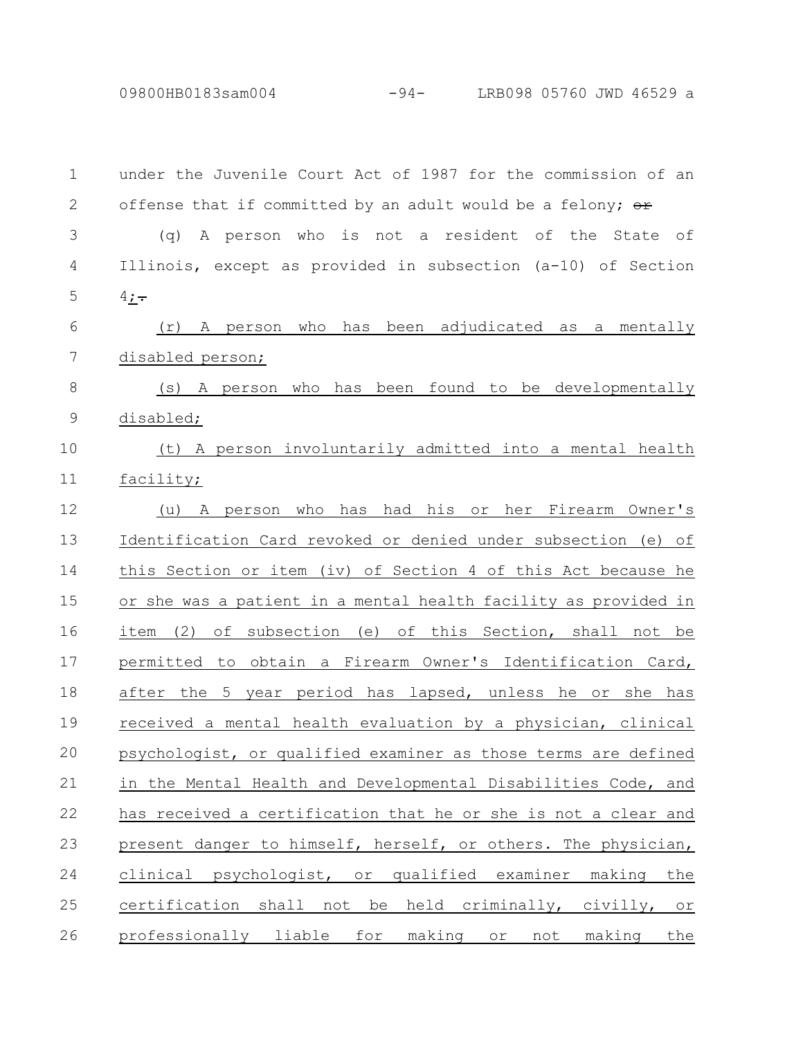under the Juvenile Court Act of 1987 for the commission of an offense that if committed by an adult would be a felony; ~~or~~

(q) A person who is not a resident of the State of Illinois, except as provided in subsection (a-10) of Section 4;~~.~~

(r) A person who has been adjudicated as a mentally disabled person;

(s) A person who has been found to be developmentally disabled;

(t) A person involuntarily admitted into a mental health facility;

(u) A person who has had his or her Firearm Owner's Identification Card revoked or denied under subsection (e) of this Section or item (iv) of Section 4 of this Act because he or she was a patient in a mental health facility as provided in item (2) of subsection (e) of this Section, shall not be permitted to obtain a Firearm Owner's Identification Card, after the 5 year period has lapsed, unless he or she has received a mental health evaluation by a physician, clinical psychologist, or qualified examiner as those terms are defined in the Mental Health and Developmental Disabilities Code, and has received a certification that he or she is not a clear and present danger to himself, herself, or others. The physician, clinical psychologist, or qualified examiner making the certification shall not be held criminally, civilly, or professionally liable for making or not making the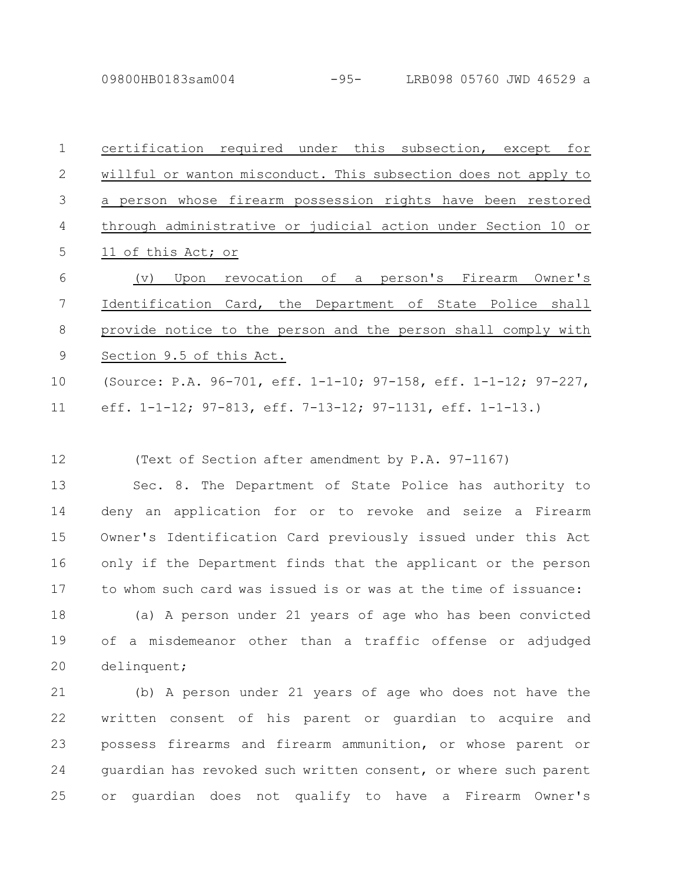certification required under this subsection, except for willful or wanton misconduct. This subsection does not apply to a person whose firearm possession rights have been restored through administrative or judicial action under Section 10 or 11 of this Act; or

(v) Upon revocation of a person's Firearm Owner's Identification Card, the Department of State Police shall provide notice to the person and the person shall comply with Section 9.5 of this Act.

(Source: P.A. 96-701, eff. 1-1-10; 97-158, eff. 1-1-12; 97-227, eff. 1-1-12; 97-813, eff. 7-13-12; 97-1131, eff. 1-1-13.)

(Text of Section after amendment by P.A. 97-1167)

Sec. 8. The Department of State Police has authority to deny an application for or to revoke and seize a Firearm Owner's Identification Card previously issued under this Act only if the Department finds that the applicant or the person to whom such card was issued is or was at the time of issuance:

(a) A person under 21 years of age who has been convicted of a misdemeanor other than a traffic offense or adjudged delinquent;

(b) A person under 21 years of age who does not have the written consent of his parent or guardian to acquire and possess firearms and firearm ammunition, or whose parent or guardian has revoked such written consent, or where such parent or guardian does not qualify to have a Firearm Owner's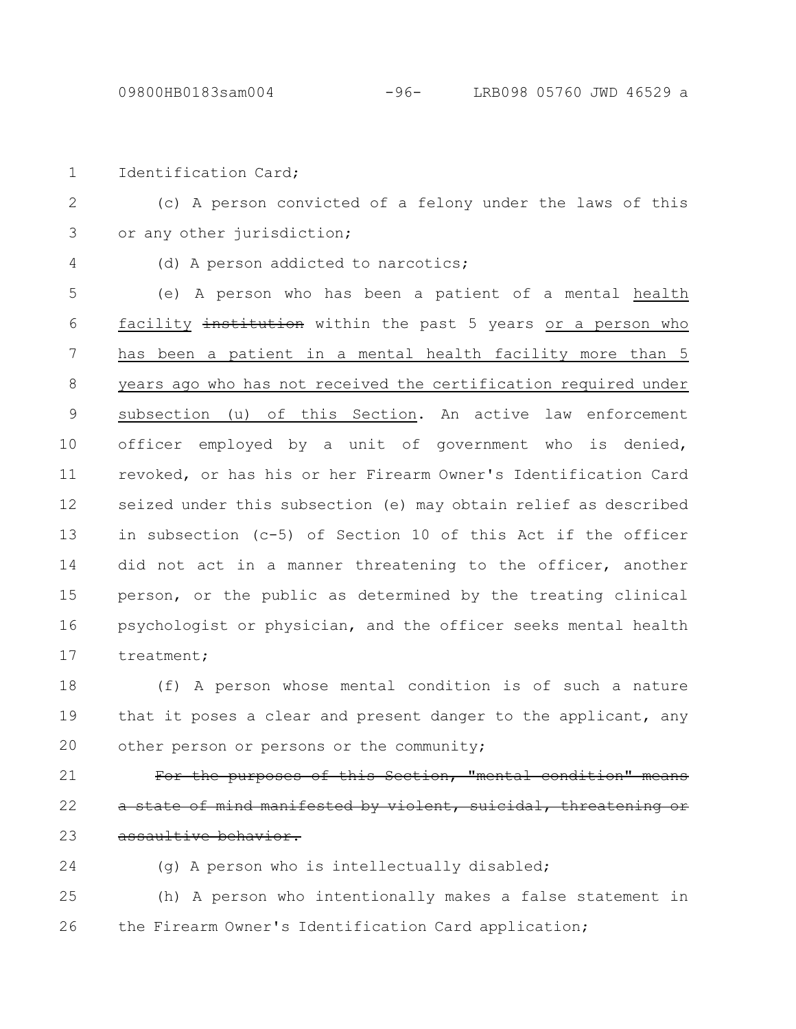Identification Card;

(c) A person convicted of a felony under the laws of this or any other jurisdiction;

(d) A person addicted to narcotics;

(e) A person who has been a patient of a mental <u>health facility</u> ~~institution~~ within the past 5 years <u>or a person who has been a patient in a mental health facility more than 5 years ago who has not received the certification required under subsection (u) of this Section</u>. An active law enforcement officer employed by a unit of government who is denied, revoked, or has his or her Firearm Owner's Identification Card seized under this subsection (e) may obtain relief as described in subsection (c-5) of Section 10 of this Act if the officer did not act in a manner threatening to the officer, another person, or the public as determined by the treating clinical psychologist or physician, and the officer seeks mental health treatment;

(f) A person whose mental condition is of such a nature that it poses a clear and present danger to the applicant, any other person or persons or the community;

~~For the purposes of this Section, "mental condition" means a state of mind manifested by violent, suicidal, threatening or assaultive behavior.~~

(g) A person who is intellectually disabled;

(h) A person who intentionally makes a false statement in the Firearm Owner's Identification Card application;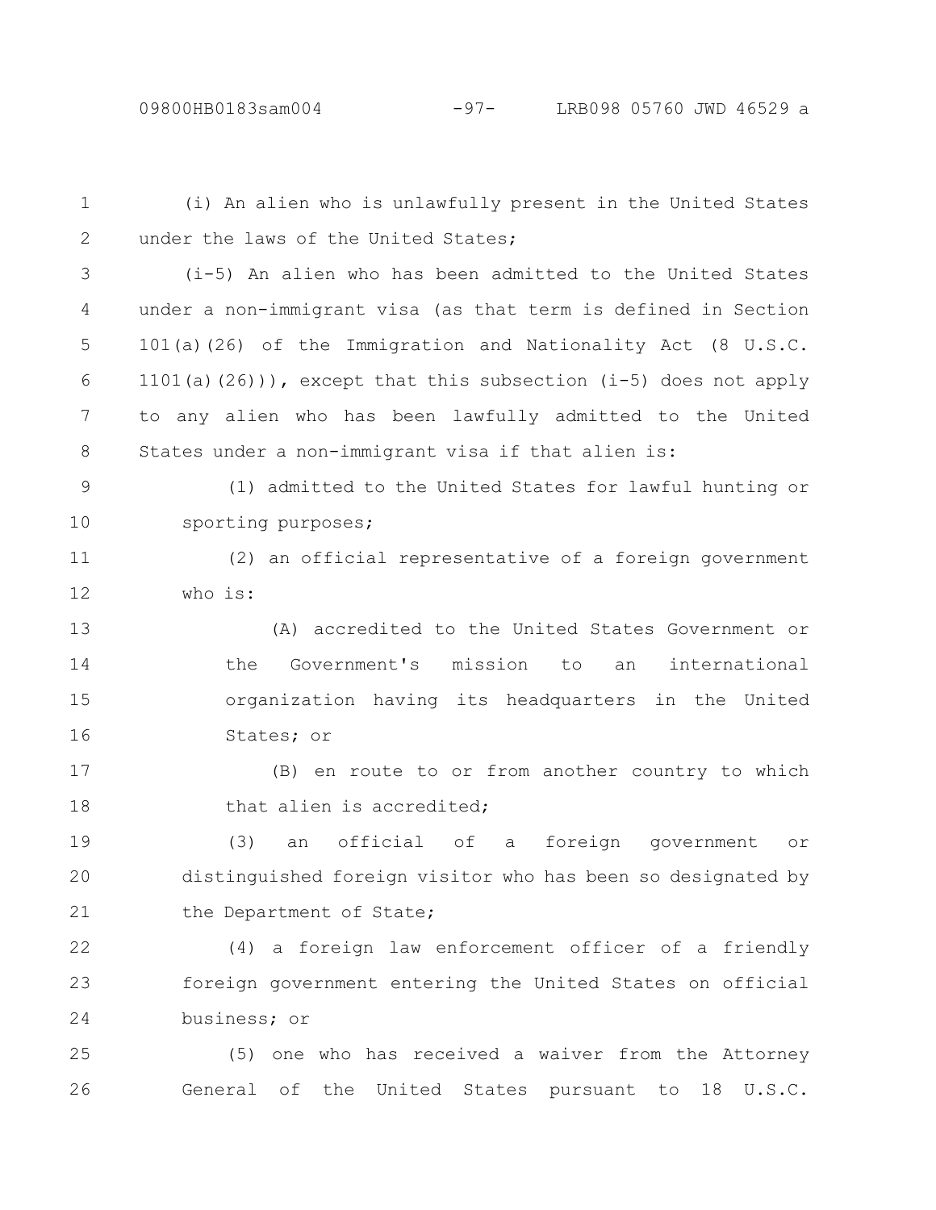(i) An alien who is unlawfully present in the United States under the laws of the United States;

(i-5) An alien who has been admitted to the United States under a non-immigrant visa (as that term is defined in Section 101(a)(26) of the Immigration and Nationality Act (8 U.S.C. 1101(a)(26))), except that this subsection (i-5) does not apply to any alien who has been lawfully admitted to the United States under a non-immigrant visa if that alien is:

(1) admitted to the United States for lawful hunting or sporting purposes;

(2) an official representative of a foreign government who is:

(A) accredited to the United States Government or the Government's mission to an international organization having its headquarters in the United States; or

(B) en route to or from another country to which that alien is accredited;

(3) an official of a foreign government or distinguished foreign visitor who has been so designated by the Department of State;

(4) a foreign law enforcement officer of a friendly foreign government entering the United States on official business; or

(5) one who has received a waiver from the Attorney General of the United States pursuant to 18 U.S.C.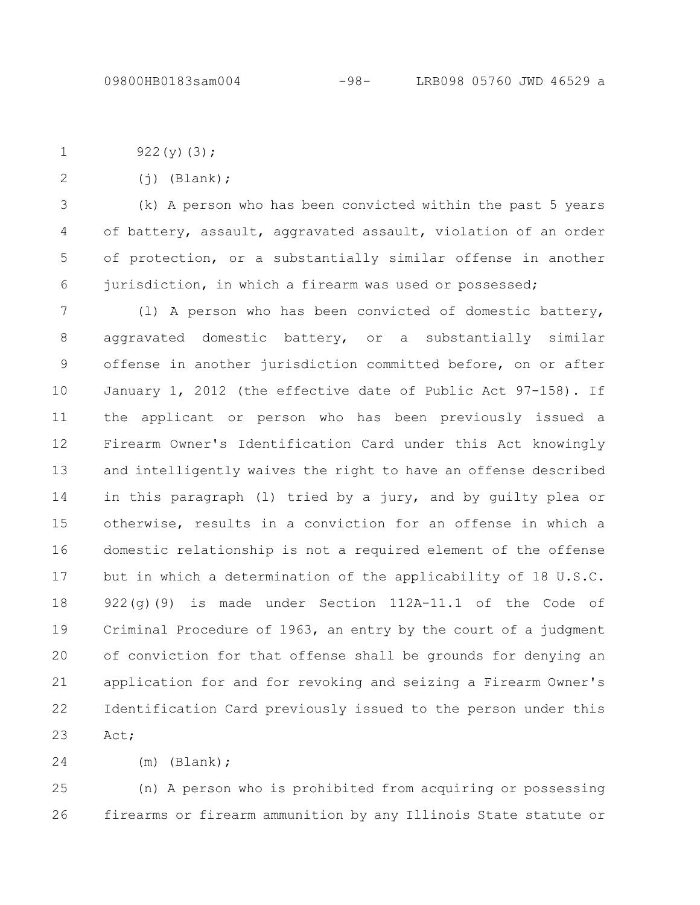922(y)(3);

(j) (Blank);

(k) A person who has been convicted within the past 5 years of battery, assault, aggravated assault, violation of an order of protection, or a substantially similar offense in another jurisdiction, in which a firearm was used or possessed;

(l) A person who has been convicted of domestic battery, aggravated domestic battery, or a substantially similar offense in another jurisdiction committed before, on or after January 1, 2012 (the effective date of Public Act 97-158). If the applicant or person who has been previously issued a Firearm Owner's Identification Card under this Act knowingly and intelligently waives the right to have an offense described in this paragraph (l) tried by a jury, and by guilty plea or otherwise, results in a conviction for an offense in which a domestic relationship is not a required element of the offense but in which a determination of the applicability of 18 U.S.C. 922(g)(9) is made under Section 112A-11.1 of the Code of Criminal Procedure of 1963, an entry by the court of a judgment of conviction for that offense shall be grounds for denying an application for and for revoking and seizing a Firearm Owner's Identification Card previously issued to the person under this Act;

(m) (Blank);

(n) A person who is prohibited from acquiring or possessing firearms or firearm ammunition by any Illinois State statute or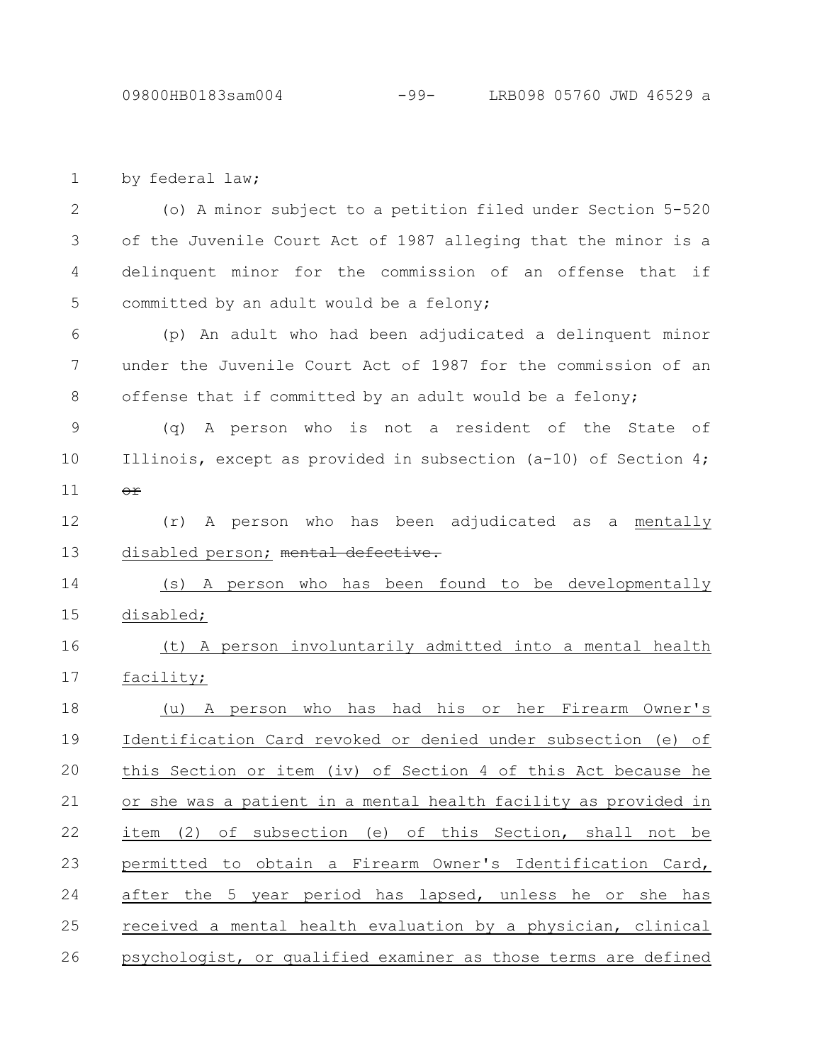by federal law;

(o) A minor subject to a petition filed under Section 5-520 of the Juvenile Court Act of 1987 alleging that the minor is a delinquent minor for the commission of an offense that if committed by an adult would be a felony;

(p) An adult who had been adjudicated a delinquent minor under the Juvenile Court Act of 1987 for the commission of an offense that if committed by an adult would be a felony;

(q) A person who is not a resident of the State of Illinois, except as provided in subsection (a-10) of Section 4; ~~or~~

(r) A person who has been adjudicated as a mentally disabled person; ~~mental defective.~~

(s) A person who has been found to be developmentally disabled;

(t) A person involuntarily admitted into a mental health facility;

(u) A person who has had his or her Firearm Owner's Identification Card revoked or denied under subsection (e) of this Section or item (iv) of Section 4 of this Act because he or she was a patient in a mental health facility as provided in item (2) of subsection (e) of this Section, shall not be permitted to obtain a Firearm Owner's Identification Card, after the 5 year period has lapsed, unless he or she has received a mental health evaluation by a physician, clinical psychologist, or qualified examiner as those terms are defined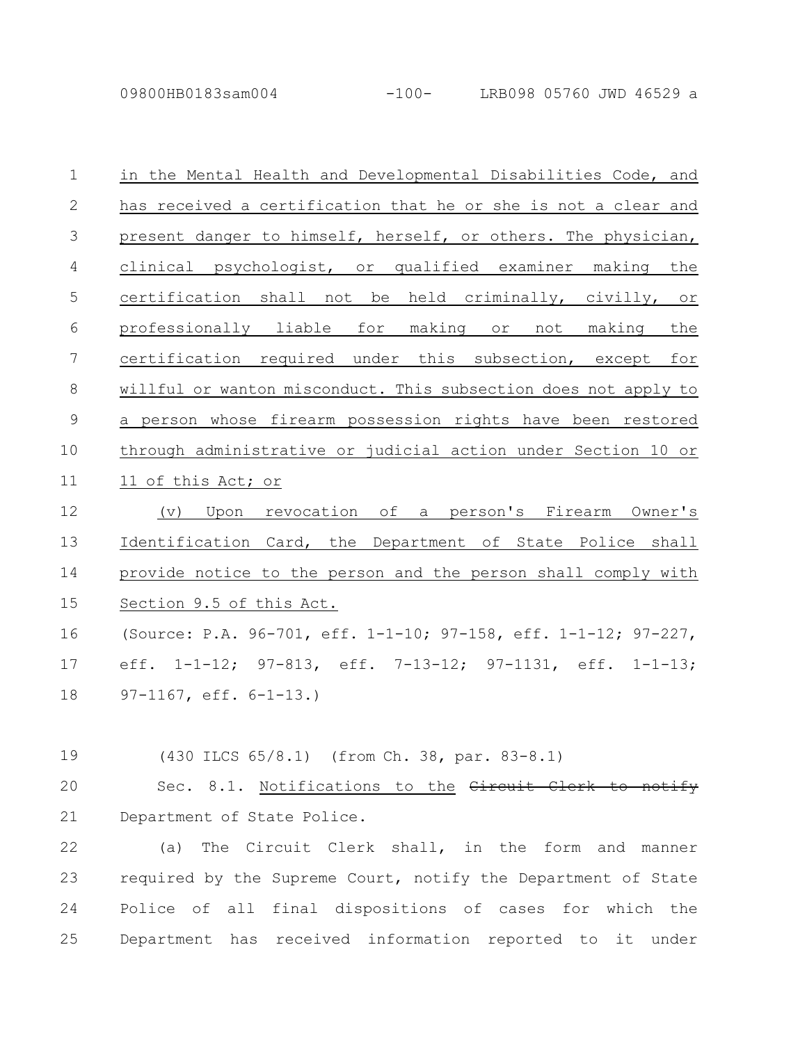in the Mental Health and Developmental Disabilities Code, and has received a certification that he or she is not a clear and present danger to himself, herself, or others. The physician, clinical psychologist, or qualified examiner making the certification shall not be held criminally, civilly, or professionally liable for making or not making the certification required under this subsection, except for willful or wanton misconduct. This subsection does not apply to a person whose firearm possession rights have been restored through administrative or judicial action under Section 10 or 11 of this Act; or

(v) Upon revocation of a person's Firearm Owner's Identification Card, the Department of State Police shall provide notice to the person and the person shall comply with Section 9.5 of this Act.

(Source: P.A. 96-701, eff. 1-1-10; 97-158, eff. 1-1-12; 97-227, eff. 1-1-12; 97-813, eff. 7-13-12; 97-1131, eff. 1-1-13; 97-1167, eff. 6-1-13.)

(430 ILCS 65/8.1) (from Ch. 38, par. 83-8.1)

Sec. 8.1. Notifications to the ~~Circuit Clerk to notify~~ Department of State Police.

(a) The Circuit Clerk shall, in the form and manner required by the Supreme Court, notify the Department of State Police of all final dispositions of cases for which the Department has received information reported to it under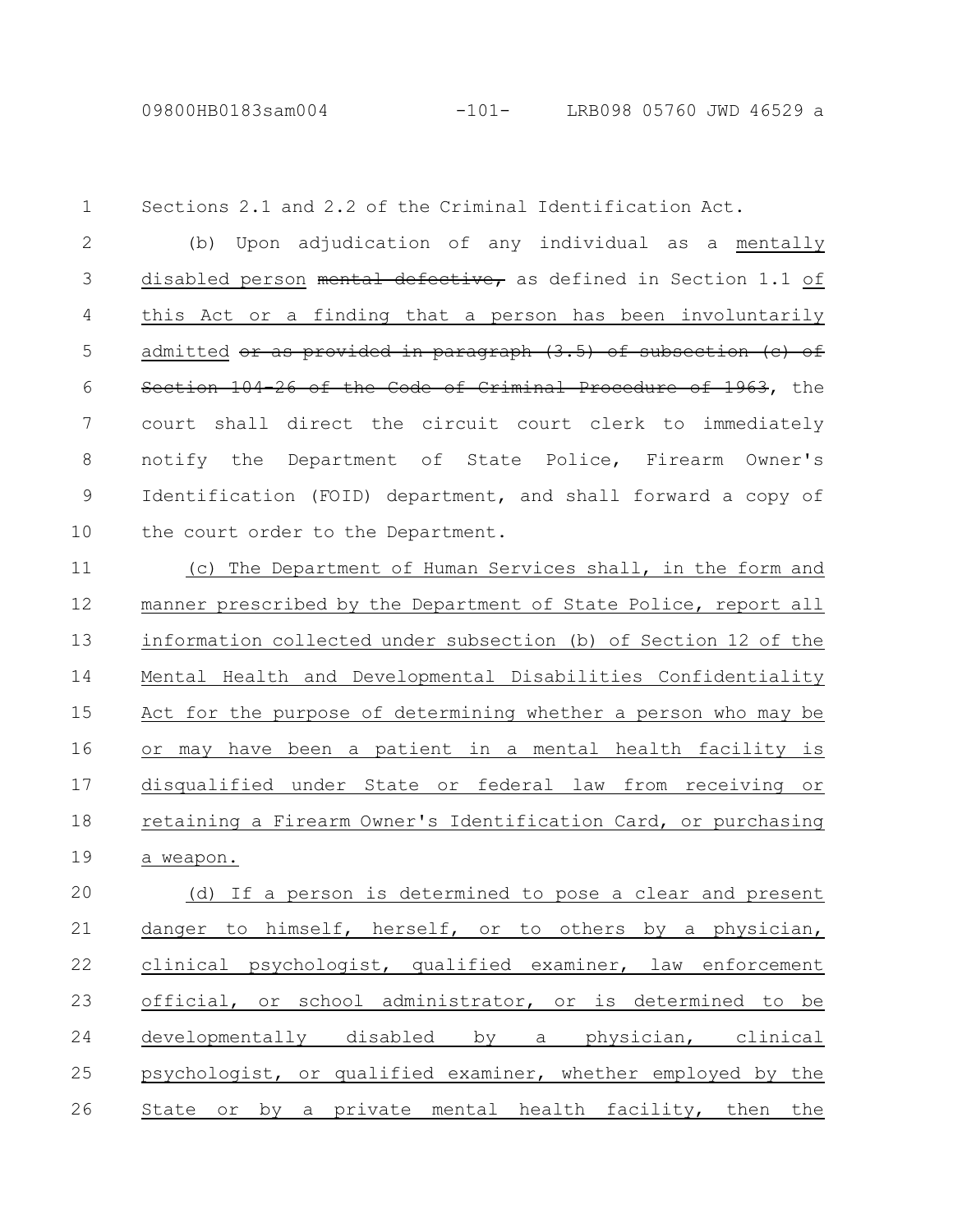Sections 2.1 and 2.2 of the Criminal Identification Act.

(b) Upon adjudication of any individual as a <u>mentally disabled person</u> ~~mental defective,~~ as defined in Section 1.1 <u>of this Act or a finding that a person has been involuntarily admitted</u> ~~or as provided in paragraph (3.5) of subsection (c) of Section 104-26 of the Code of Criminal Procedure of 1963~~, the court shall direct the circuit court clerk to immediately notify the Department of State Police, Firearm Owner's Identification (FOID) department, and shall forward a copy of the court order to the Department.

<u>(c) The Department of Human Services shall, in the form and manner prescribed by the Department of State Police, report all information collected under subsection (b) of Section 12 of the Mental Health and Developmental Disabilities Confidentiality Act for the purpose of determining whether a person who may be or may have been a patient in a mental health facility is disqualified under State or federal law from receiving or retaining a Firearm Owner's Identification Card, or purchasing a weapon.</u>

<u>(d) If a person is determined to pose a clear and present danger to himself, herself, or to others by a physician, clinical psychologist, qualified examiner, law enforcement official, or school administrator, or is determined to be developmentally disabled by a physician, clinical psychologist, or qualified examiner, whether employed by the State or by a private mental health facility, then the</u>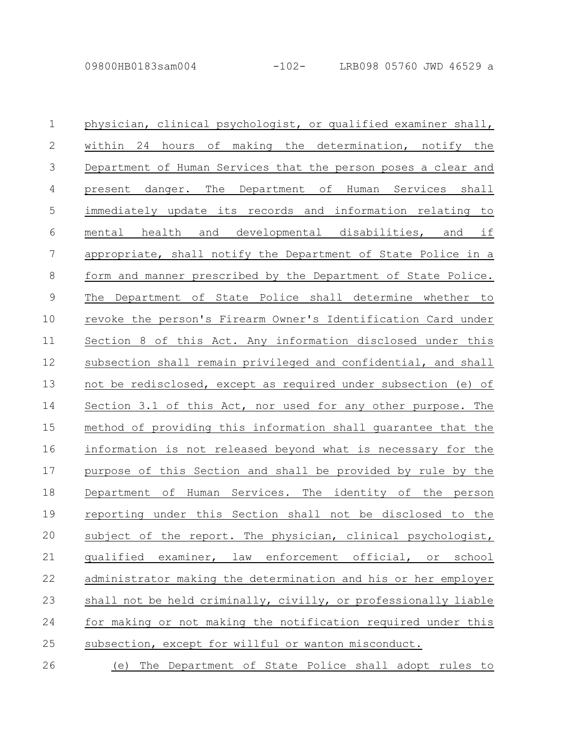physician, clinical psychologist, or qualified examiner shall, within 24 hours of making the determination, notify the Department of Human Services that the person poses a clear and present danger. The Department of Human Services shall immediately update its records and information relating to mental health and developmental disabilities, and if appropriate, shall notify the Department of State Police in a form and manner prescribed by the Department of State Police. The Department of State Police shall determine whether to revoke the person's Firearm Owner's Identification Card under Section 8 of this Act. Any information disclosed under this subsection shall remain privileged and confidential, and shall not be redisclosed, except as required under subsection (e) of Section 3.1 of this Act, nor used for any other purpose. The method of providing this information shall guarantee that the information is not released beyond what is necessary for the purpose of this Section and shall be provided by rule by the Department of Human Services. The identity of the person reporting under this Section shall not be disclosed to the subject of the report. The physician, clinical psychologist, qualified examiner, law enforcement official, or school administrator making the determination and his or her employer shall not be held criminally, civilly, or professionally liable for making or not making the notification required under this subsection, except for willful or wanton misconduct.

(e) The Department of State Police shall adopt rules to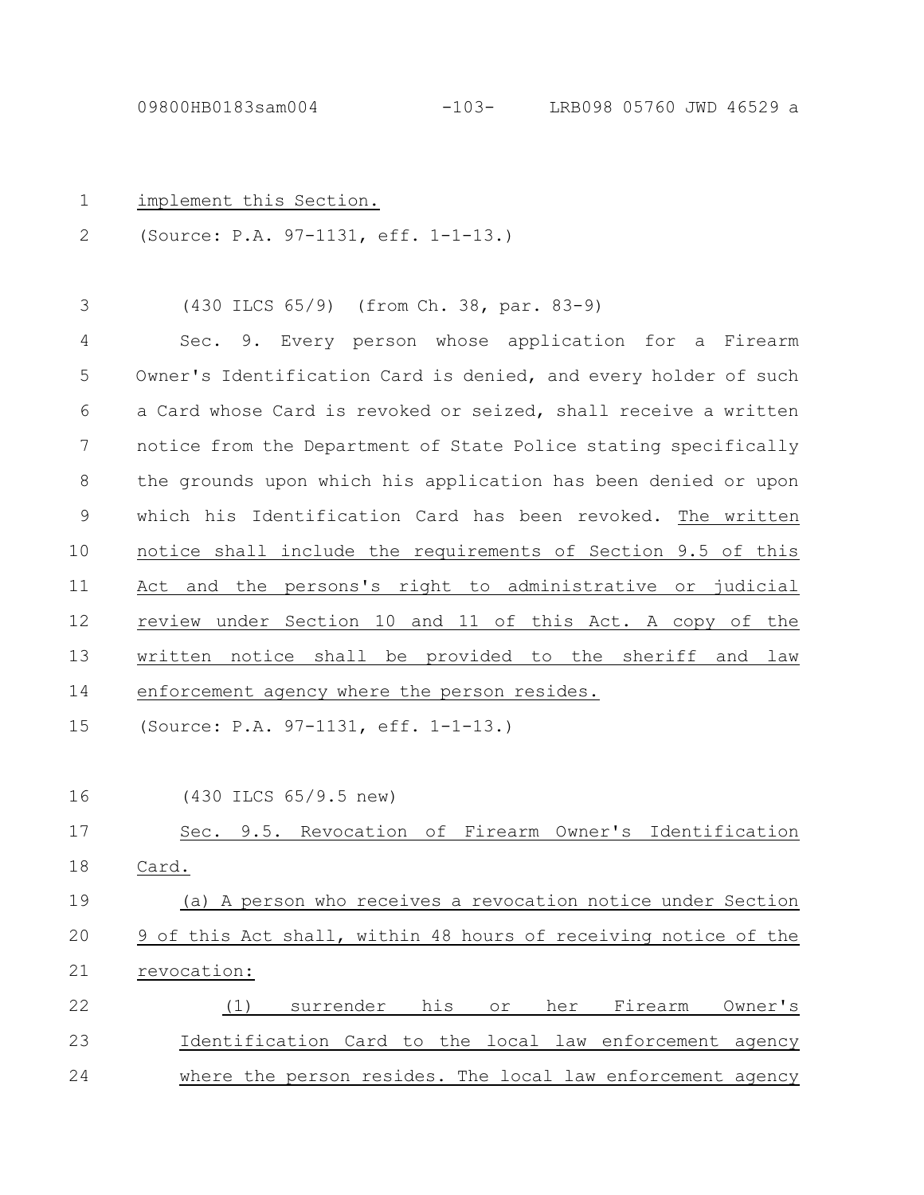implement this Section.

(Source: P.A. 97-1131, eff. 1-1-13.)

(430 ILCS 65/9) (from Ch. 38, par. 83-9)

Sec. 9. Every person whose application for a Firearm Owner's Identification Card is denied, and every holder of such a Card whose Card is revoked or seized, shall receive a written notice from the Department of State Police stating specifically the grounds upon which his application has been denied or upon which his Identification Card has been revoked. The written notice shall include the requirements of Section 9.5 of this Act and the persons's right to administrative or judicial review under Section 10 and 11 of this Act. A copy of the written notice shall be provided to the sheriff and law enforcement agency where the person resides.

(Source: P.A. 97-1131, eff. 1-1-13.)

(430 ILCS 65/9.5 new)

Sec. 9.5. Revocation of Firearm Owner's Identification Card.

(a) A person who receives a revocation notice under Section 9 of this Act shall, within 48 hours of receiving notice of the revocation:

(1) surrender his or her Firearm Owner's Identification Card to the local law enforcement agency where the person resides. The local law enforcement agency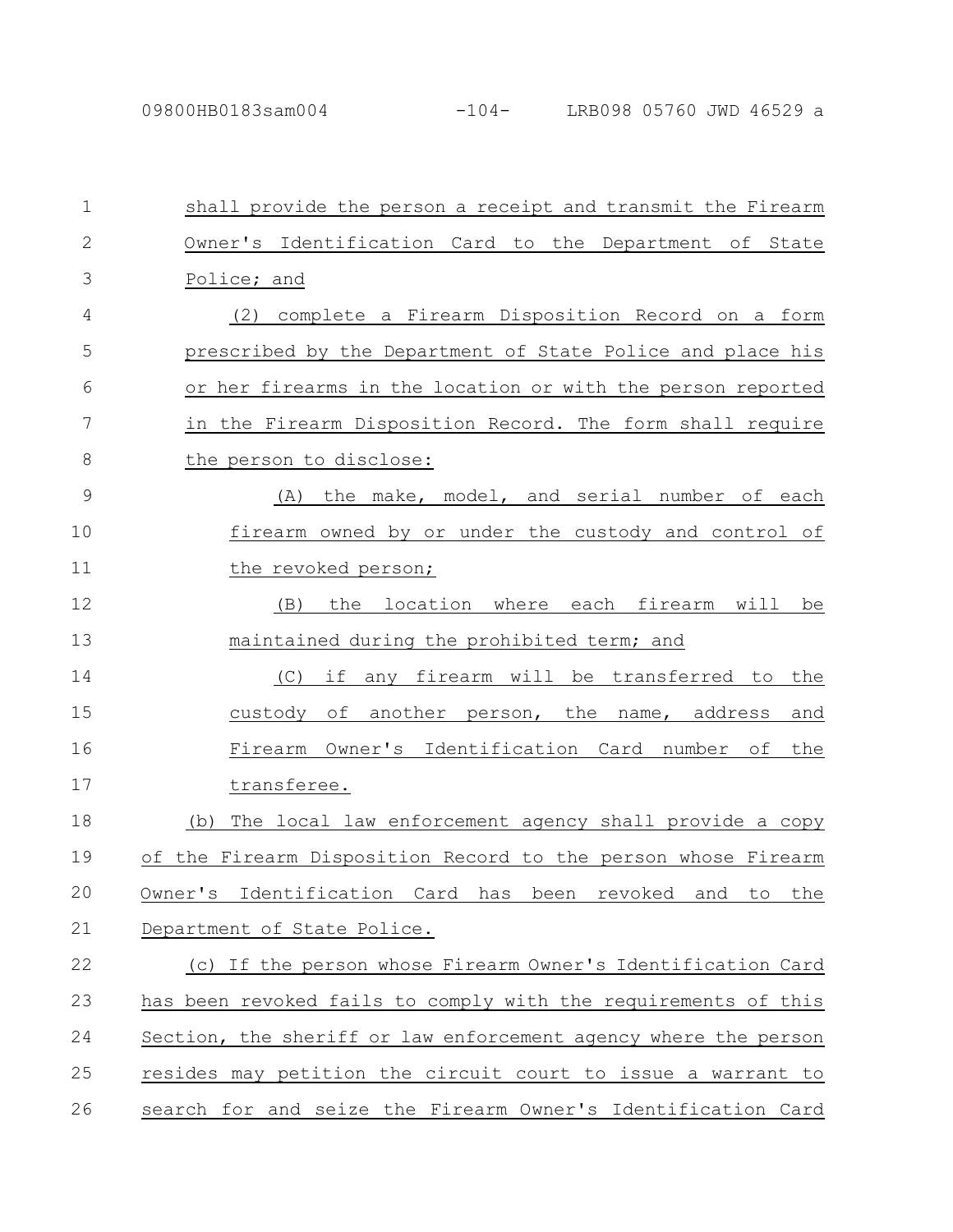shall provide the person a receipt and transmit the Firearm Owner's Identification Card to the Department of State Police; and

(2) complete a Firearm Disposition Record on a form prescribed by the Department of State Police and place his or her firearms in the location or with the person reported in the Firearm Disposition Record. The form shall require the person to disclose:

(A) the make, model, and serial number of each firearm owned by or under the custody and control of the revoked person;

(B) the location where each firearm will be maintained during the prohibited term; and

(C) if any firearm will be transferred to the custody of another person, the name, address and Firearm Owner's Identification Card number of the transferee.

(b) The local law enforcement agency shall provide a copy of the Firearm Disposition Record to the person whose Firearm Owner's Identification Card has been revoked and to the Department of State Police.

(c) If the person whose Firearm Owner's Identification Card has been revoked fails to comply with the requirements of this Section, the sheriff or law enforcement agency where the person resides may petition the circuit court to issue a warrant to search for and seize the Firearm Owner's Identification Card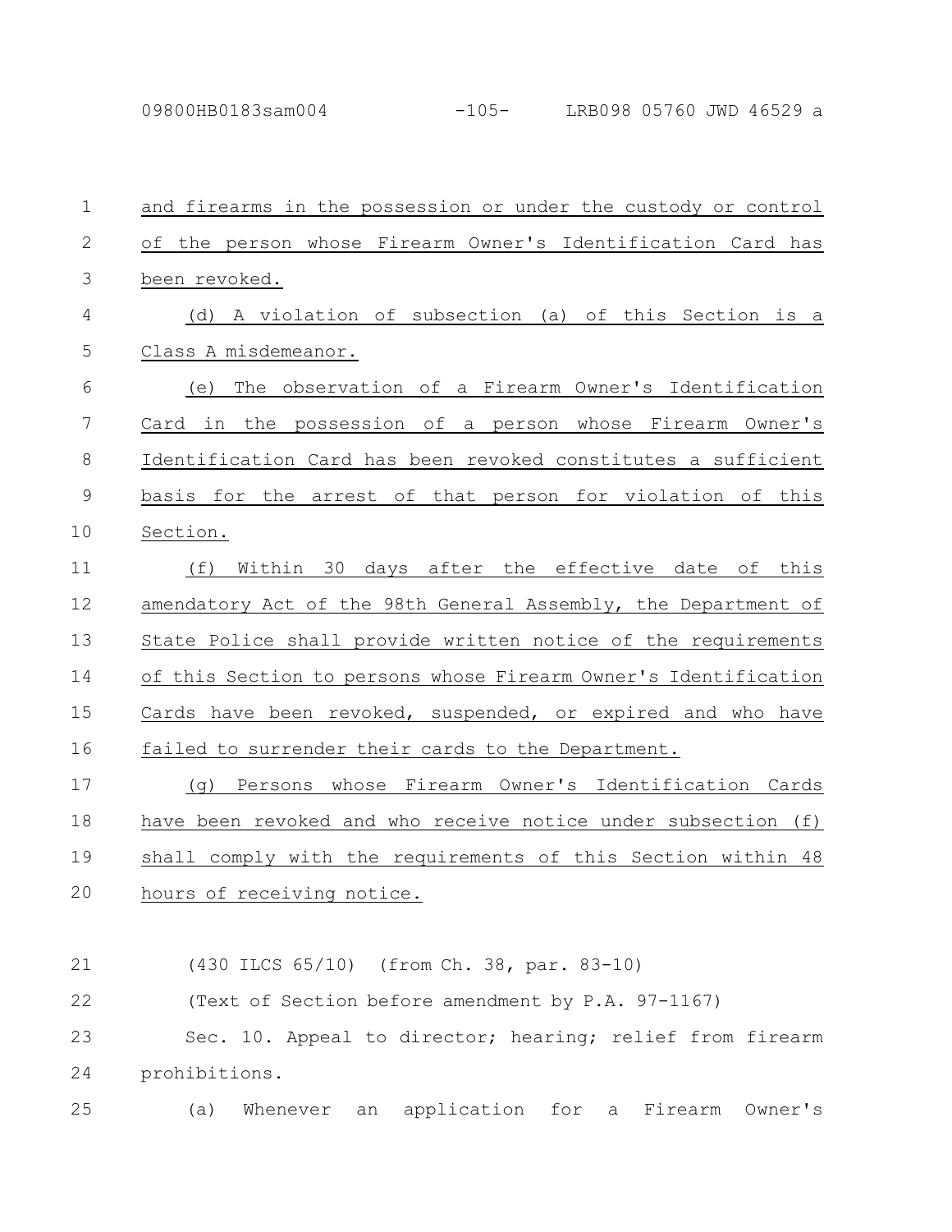and firearms in the possession or under the custody or control of the person whose Firearm Owner's Identification Card has been revoked.

(d) A violation of subsection (a) of this Section is a Class A misdemeanor.

(e) The observation of a Firearm Owner's Identification Card in the possession of a person whose Firearm Owner's Identification Card has been revoked constitutes a sufficient basis for the arrest of that person for violation of this Section.

(f) Within 30 days after the effective date of this amendatory Act of the 98th General Assembly, the Department of State Police shall provide written notice of the requirements of this Section to persons whose Firearm Owner's Identification Cards have been revoked, suspended, or expired and who have failed to surrender their cards to the Department.

(g) Persons whose Firearm Owner's Identification Cards have been revoked and who receive notice under subsection (f) shall comply with the requirements of this Section within 48 hours of receiving notice.

(430 ILCS 65/10) (from Ch. 38, par. 83-10)

(Text of Section before amendment by P.A. 97-1167)

Sec. 10. Appeal to director; hearing; relief from firearm prohibitions.

(a) Whenever an application for a Firearm Owner's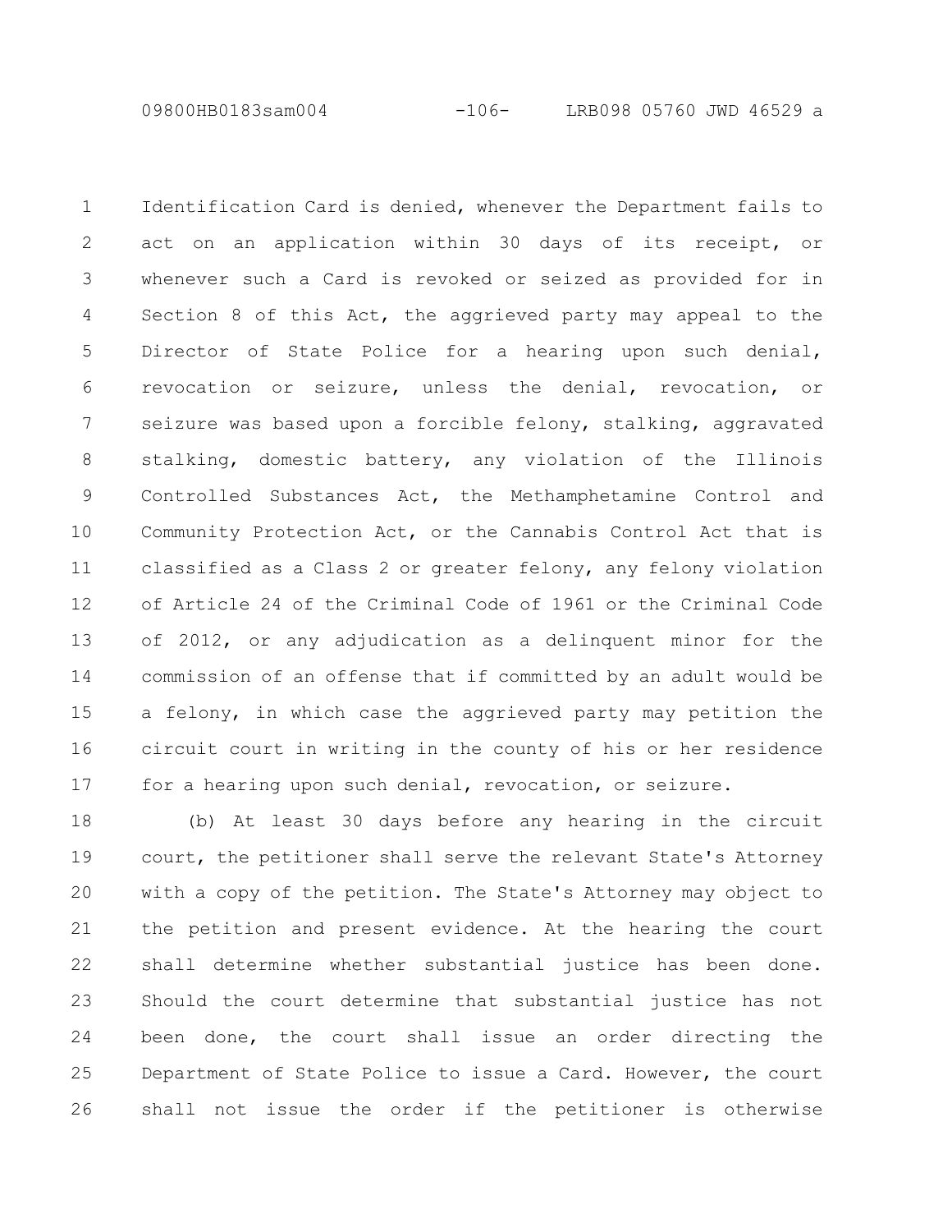Identification Card is denied, whenever the Department fails to act on an application within 30 days of its receipt, or whenever such a Card is revoked or seized as provided for in Section 8 of this Act, the aggrieved party may appeal to the Director of State Police for a hearing upon such denial, revocation or seizure, unless the denial, revocation, or seizure was based upon a forcible felony, stalking, aggravated stalking, domestic battery, any violation of the Illinois Controlled Substances Act, the Methamphetamine Control and Community Protection Act, or the Cannabis Control Act that is classified as a Class 2 or greater felony, any felony violation of Article 24 of the Criminal Code of 1961 or the Criminal Code of 2012, or any adjudication as a delinquent minor for the commission of an offense that if committed by an adult would be a felony, in which case the aggrieved party may petition the circuit court in writing in the county of his or her residence for a hearing upon such denial, revocation, or seizure.

(b) At least 30 days before any hearing in the circuit court, the petitioner shall serve the relevant State's Attorney with a copy of the petition. The State's Attorney may object to the petition and present evidence. At the hearing the court shall determine whether substantial justice has been done. Should the court determine that substantial justice has not been done, the court shall issue an order directing the Department of State Police to issue a Card. However, the court shall not issue the order if the petitioner is otherwise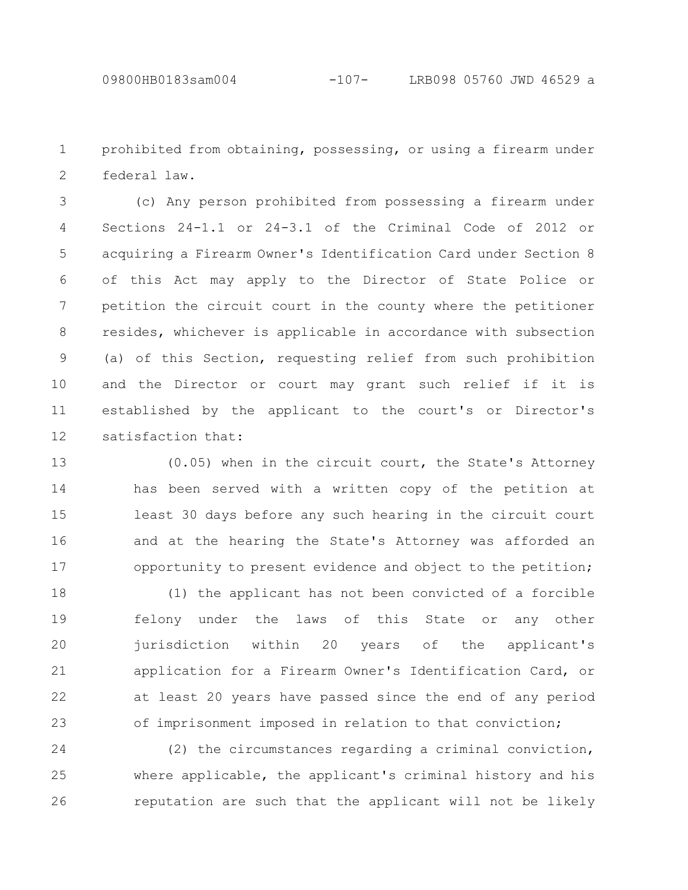prohibited from obtaining, possessing, or using a firearm under federal law.

(c) Any person prohibited from possessing a firearm under Sections 24-1.1 or 24-3.1 of the Criminal Code of 2012 or acquiring a Firearm Owner's Identification Card under Section 8 of this Act may apply to the Director of State Police or petition the circuit court in the county where the petitioner resides, whichever is applicable in accordance with subsection (a) of this Section, requesting relief from such prohibition and the Director or court may grant such relief if it is established by the applicant to the court's or Director's satisfaction that:

(0.05) when in the circuit court, the State's Attorney has been served with a written copy of the petition at least 30 days before any such hearing in the circuit court and at the hearing the State's Attorney was afforded an opportunity to present evidence and object to the petition;

(1) the applicant has not been convicted of a forcible felony under the laws of this State or any other jurisdiction within 20 years of the applicant's application for a Firearm Owner's Identification Card, or at least 20 years have passed since the end of any period of imprisonment imposed in relation to that conviction;

(2) the circumstances regarding a criminal conviction, where applicable, the applicant's criminal history and his reputation are such that the applicant will not be likely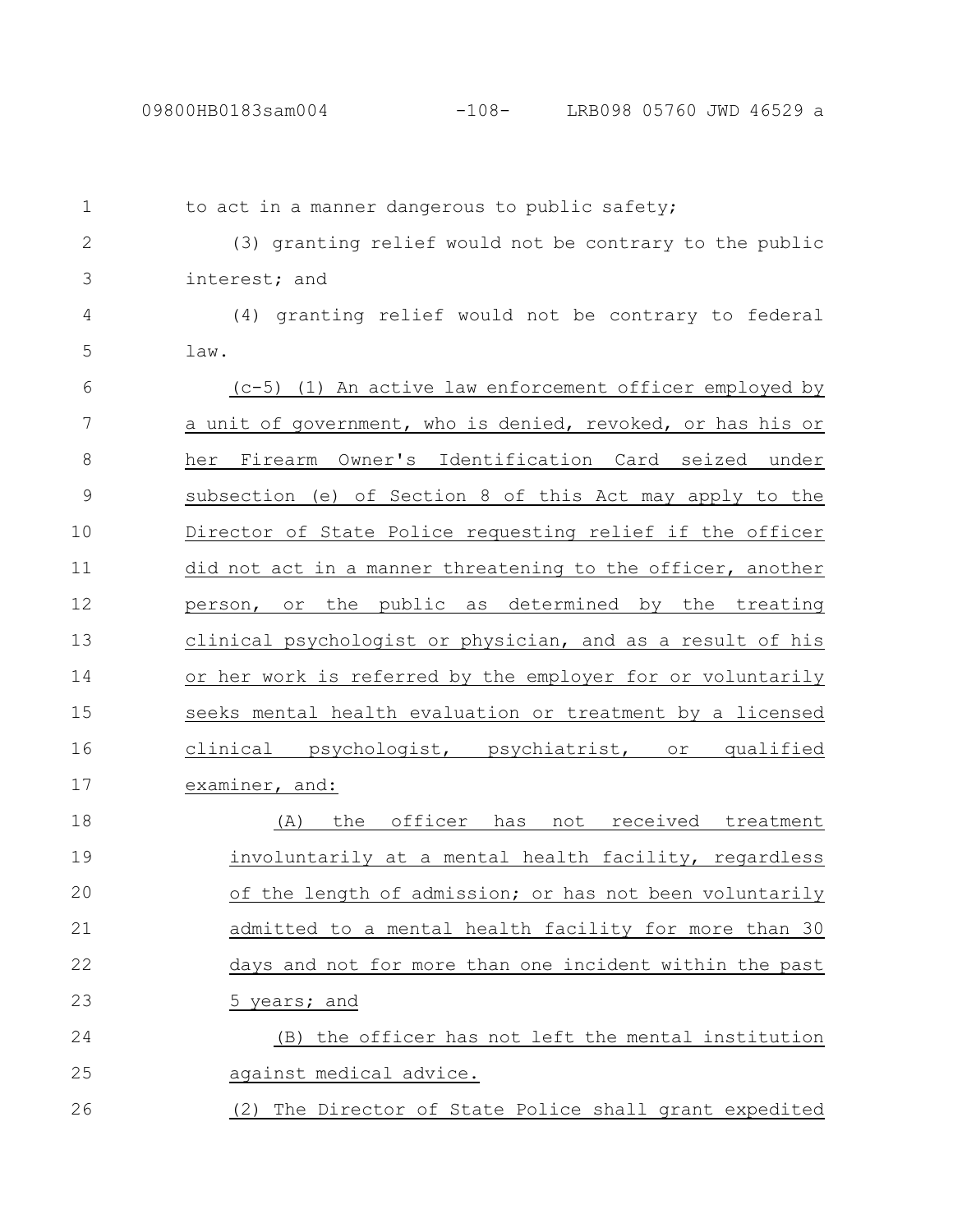to act in a manner dangerous to public safety;

(3) granting relief would not be contrary to the public interest; and

(4) granting relief would not be contrary to federal law.

(c-5) (1) An active law enforcement officer employed by a unit of government, who is denied, revoked, or has his or her Firearm Owner's Identification Card seized under subsection (e) of Section 8 of this Act may apply to the Director of State Police requesting relief if the officer did not act in a manner threatening to the officer, another person, or the public as determined by the treating clinical psychologist or physician, and as a result of his or her work is referred by the employer for or voluntarily seeks mental health evaluation or treatment by a licensed clinical psychologist, psychiatrist, or qualified examiner, and:

(A) the officer has not received treatment involuntarily at a mental health facility, regardless of the length of admission; or has not been voluntarily admitted to a mental health facility for more than 30 days and not for more than one incident within the past 5 years; and

(B) the officer has not left the mental institution against medical advice.

(2) The Director of State Police shall grant expedited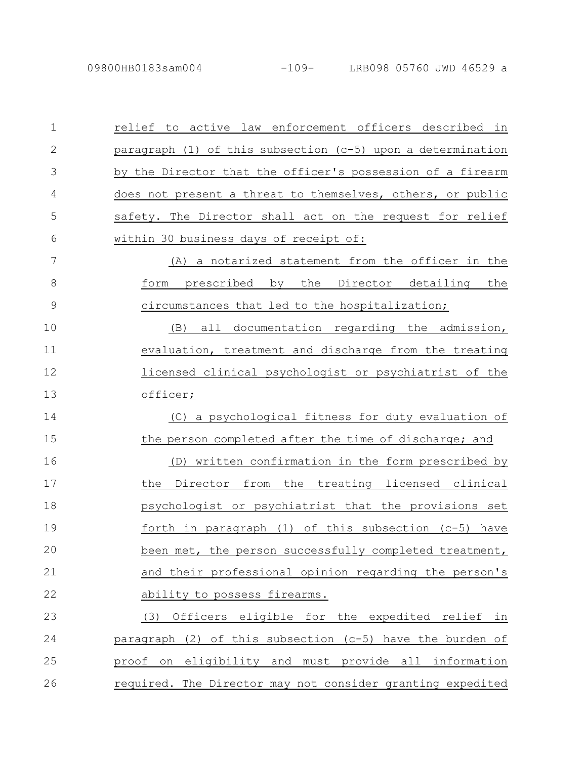relief to active law enforcement officers described in paragraph (1) of this subsection (c-5) upon a determination by the Director that the officer's possession of a firearm does not present a threat to themselves, others, or public safety. The Director shall act on the request for relief within 30 business days of receipt of:

(A) a notarized statement from the officer in the form prescribed by the Director detailing the circumstances that led to the hospitalization;

(B) all documentation regarding the admission, evaluation, treatment and discharge from the treating licensed clinical psychologist or psychiatrist of the officer;

(C) a psychological fitness for duty evaluation of the person completed after the time of discharge; and

(D) written confirmation in the form prescribed by the Director from the treating licensed clinical psychologist or psychiatrist that the provisions set forth in paragraph (1) of this subsection (c-5) have been met, the person successfully completed treatment, and their professional opinion regarding the person's ability to possess firearms.

(3) Officers eligible for the expedited relief in paragraph (2) of this subsection (c-5) have the burden of proof on eligibility and must provide all information required. The Director may not consider granting expedited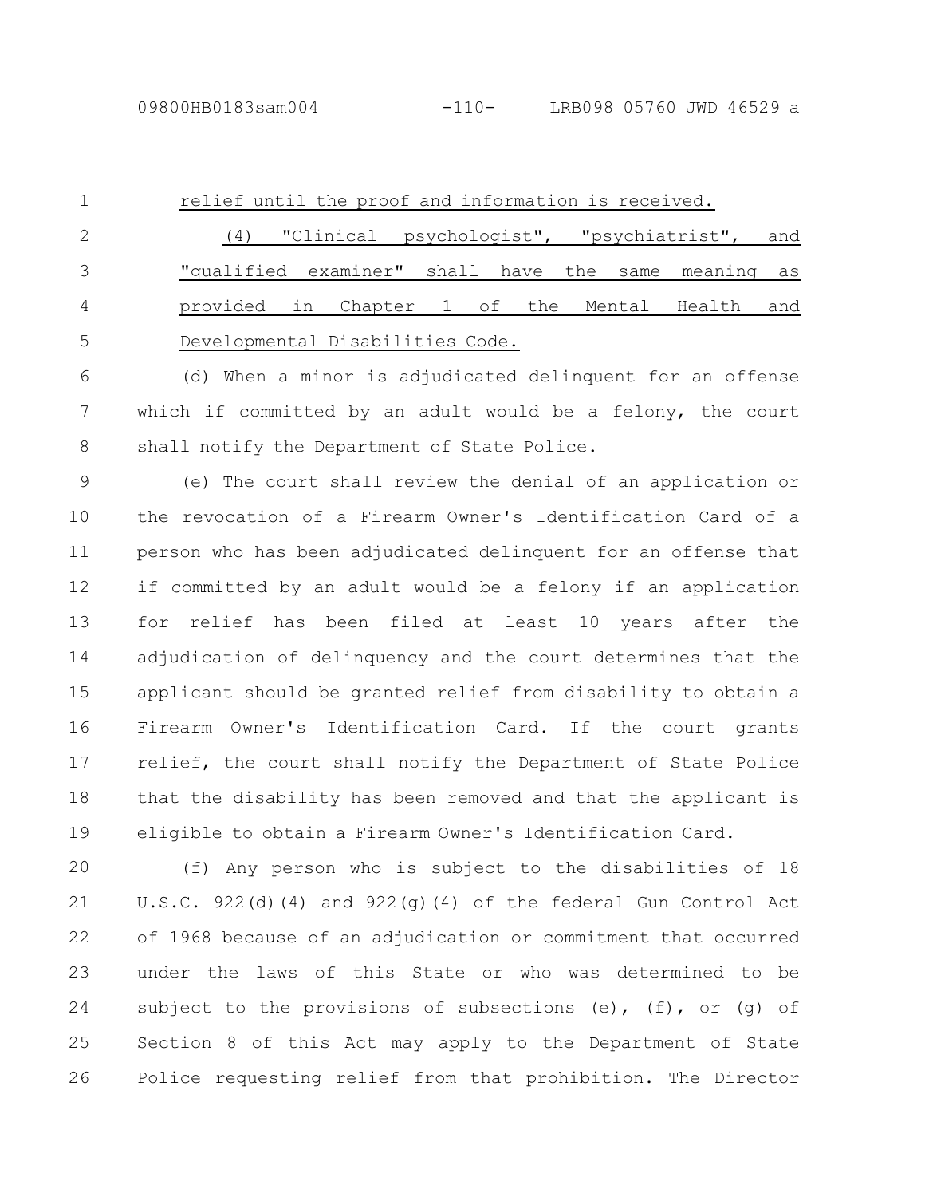relief until the proof and information is received.

(4) "Clinical psychologist", "psychiatrist", and "qualified examiner" shall have the same meaning as provided in Chapter 1 of the Mental Health and Developmental Disabilities Code.

(d) When a minor is adjudicated delinquent for an offense which if committed by an adult would be a felony, the court shall notify the Department of State Police.

(e) The court shall review the denial of an application or the revocation of a Firearm Owner's Identification Card of a person who has been adjudicated delinquent for an offense that if committed by an adult would be a felony if an application for relief has been filed at least 10 years after the adjudication of delinquency and the court determines that the applicant should be granted relief from disability to obtain a Firearm Owner's Identification Card. If the court grants relief, the court shall notify the Department of State Police that the disability has been removed and that the applicant is eligible to obtain a Firearm Owner's Identification Card.

(f) Any person who is subject to the disabilities of 18 U.S.C. 922(d)(4) and 922(g)(4) of the federal Gun Control Act of 1968 because of an adjudication or commitment that occurred under the laws of this State or who was determined to be subject to the provisions of subsections (e), (f), or (g) of Section 8 of this Act may apply to the Department of State Police requesting relief from that prohibition. The Director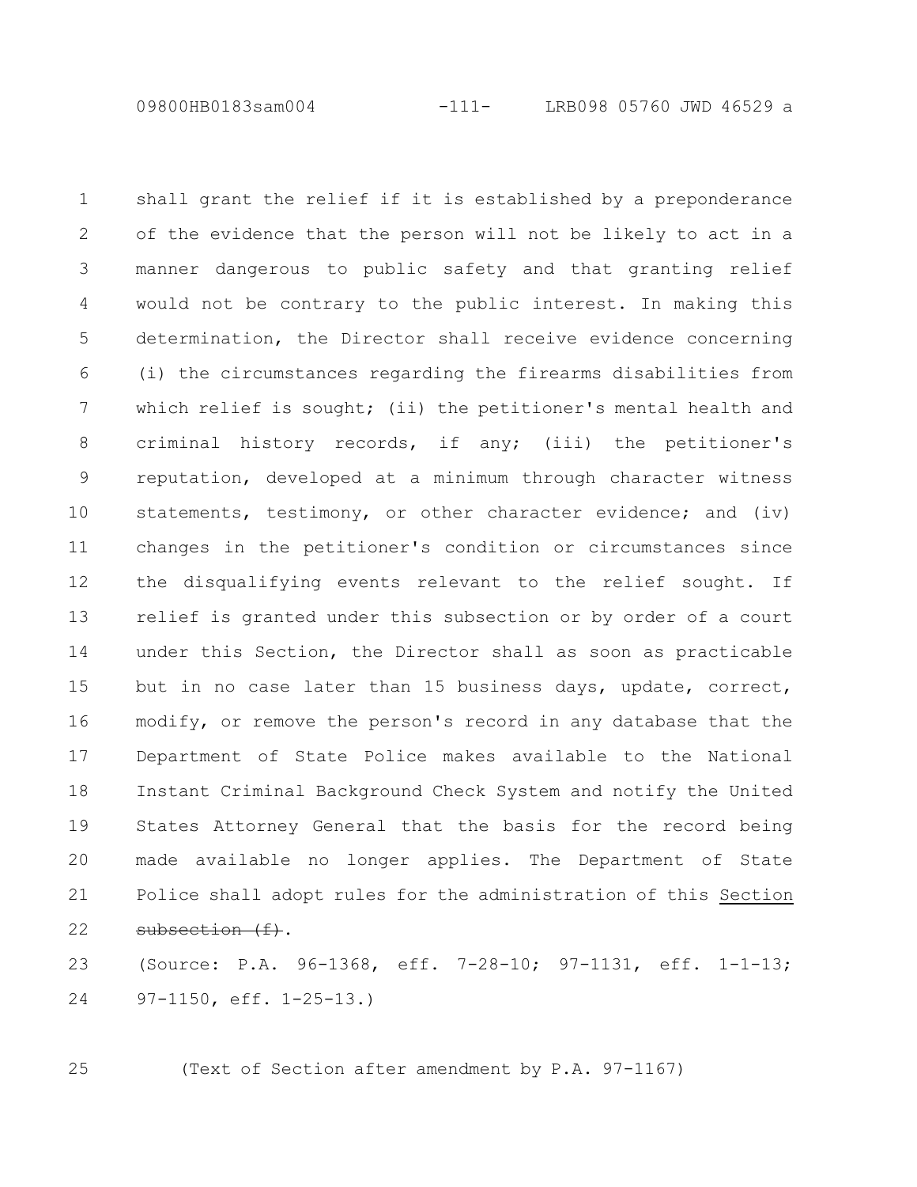shall grant the relief if it is established by a preponderance of the evidence that the person will not be likely to act in a manner dangerous to public safety and that granting relief would not be contrary to the public interest. In making this determination, the Director shall receive evidence concerning (i) the circumstances regarding the firearms disabilities from which relief is sought; (ii) the petitioner's mental health and criminal history records, if any; (iii) the petitioner's reputation, developed at a minimum through character witness statements, testimony, or other character evidence; and (iv) changes in the petitioner's condition or circumstances since the disqualifying events relevant to the relief sought. If relief is granted under this subsection or by order of a court under this Section, the Director shall as soon as practicable but in no case later than 15 business days, update, correct, modify, or remove the person's record in any database that the Department of State Police makes available to the National Instant Criminal Background Check System and notify the United States Attorney General that the basis for the record being made available no longer applies. The Department of State Police shall adopt rules for the administration of this <u>Section</u> ~~subsection (f)~~.

(Source: P.A. 96-1368, eff. 7-28-10; 97-1131, eff. 1-1-13; 97-1150, eff. 1-25-13.)

(Text of Section after amendment by P.A. 97-1167)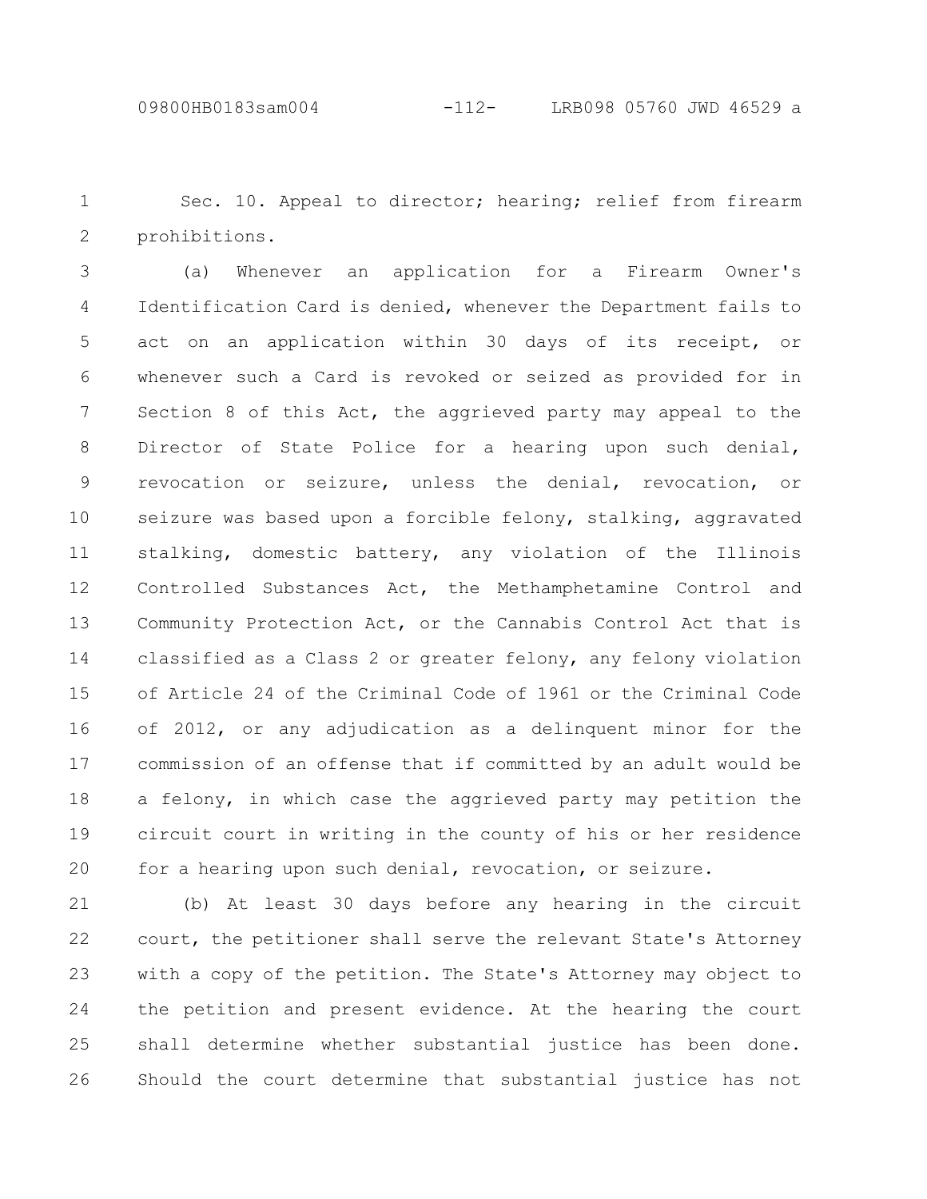Sec. 10. Appeal to director; hearing; relief from firearm prohibitions.

(a) Whenever an application for a Firearm Owner's Identification Card is denied, whenever the Department fails to act on an application within 30 days of its receipt, or whenever such a Card is revoked or seized as provided for in Section 8 of this Act, the aggrieved party may appeal to the Director of State Police for a hearing upon such denial, revocation or seizure, unless the denial, revocation, or seizure was based upon a forcible felony, stalking, aggravated stalking, domestic battery, any violation of the Illinois Controlled Substances Act, the Methamphetamine Control and Community Protection Act, or the Cannabis Control Act that is classified as a Class 2 or greater felony, any felony violation of Article 24 of the Criminal Code of 1961 or the Criminal Code of 2012, or any adjudication as a delinquent minor for the commission of an offense that if committed by an adult would be a felony, in which case the aggrieved party may petition the circuit court in writing in the county of his or her residence for a hearing upon such denial, revocation, or seizure.

(b) At least 30 days before any hearing in the circuit court, the petitioner shall serve the relevant State's Attorney with a copy of the petition. The State's Attorney may object to the petition and present evidence. At the hearing the court shall determine whether substantial justice has been done. Should the court determine that substantial justice has not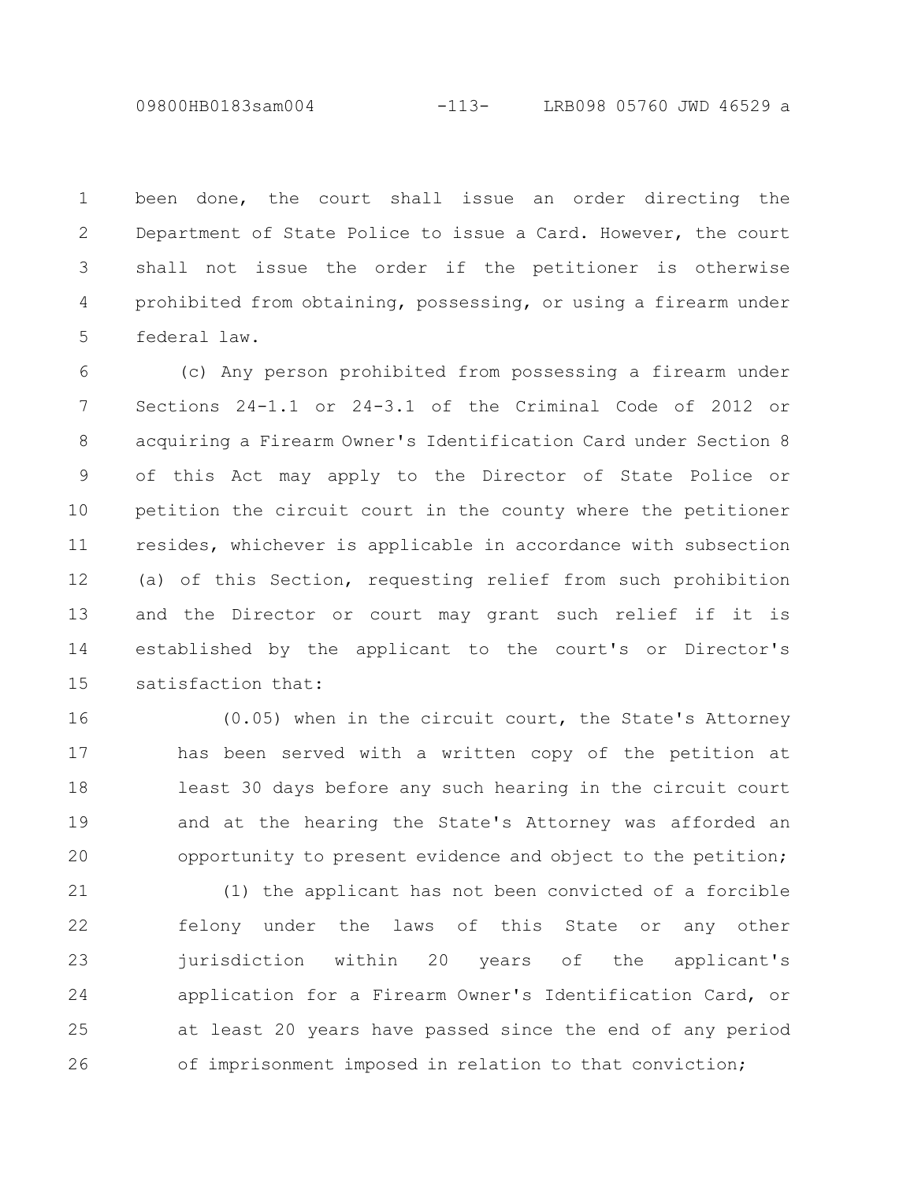been done, the court shall issue an order directing the Department of State Police to issue a Card. However, the court shall not issue the order if the petitioner is otherwise prohibited from obtaining, possessing, or using a firearm under federal law.

(c) Any person prohibited from possessing a firearm under Sections 24-1.1 or 24-3.1 of the Criminal Code of 2012 or acquiring a Firearm Owner's Identification Card under Section 8 of this Act may apply to the Director of State Police or petition the circuit court in the county where the petitioner resides, whichever is applicable in accordance with subsection (a) of this Section, requesting relief from such prohibition and the Director or court may grant such relief if it is established by the applicant to the court's or Director's satisfaction that:

(0.05) when in the circuit court, the State's Attorney has been served with a written copy of the petition at least 30 days before any such hearing in the circuit court and at the hearing the State's Attorney was afforded an opportunity to present evidence and object to the petition;

(1) the applicant has not been convicted of a forcible felony under the laws of this State or any other jurisdiction within 20 years of the applicant's application for a Firearm Owner's Identification Card, or at least 20 years have passed since the end of any period of imprisonment imposed in relation to that conviction;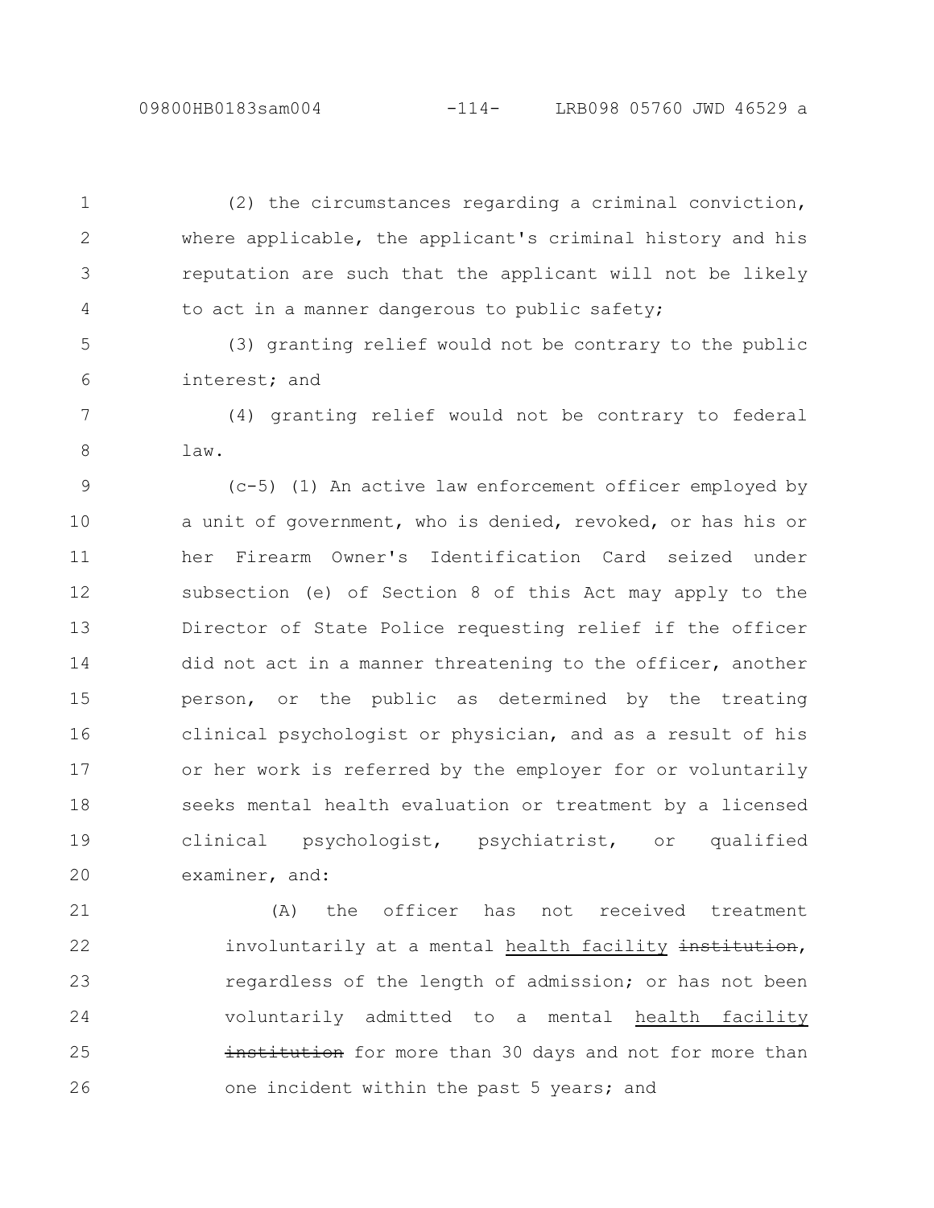(2) the circumstances regarding a criminal conviction, where applicable, the applicant's criminal history and his reputation are such that the applicant will not be likely to act in a manner dangerous to public safety;

(3) granting relief would not be contrary to the public interest; and

(4) granting relief would not be contrary to federal law.

(c-5) (1) An active law enforcement officer employed by a unit of government, who is denied, revoked, or has his or her Firearm Owner's Identification Card seized under subsection (e) of Section 8 of this Act may apply to the Director of State Police requesting relief if the officer did not act in a manner threatening to the officer, another person, or the public as determined by the treating clinical psychologist or physician, and as a result of his or her work is referred by the employer for or voluntarily seeks mental health evaluation or treatment by a licensed clinical psychologist, psychiatrist, or qualified examiner, and:

(A) the officer has not received treatment involuntarily at a mental <u>health facility</u> ~~institution~~, regardless of the length of admission; or has not been voluntarily admitted to a mental <u>health facility</u> ~~institution~~ for more than 30 days and not for more than one incident within the past 5 years; and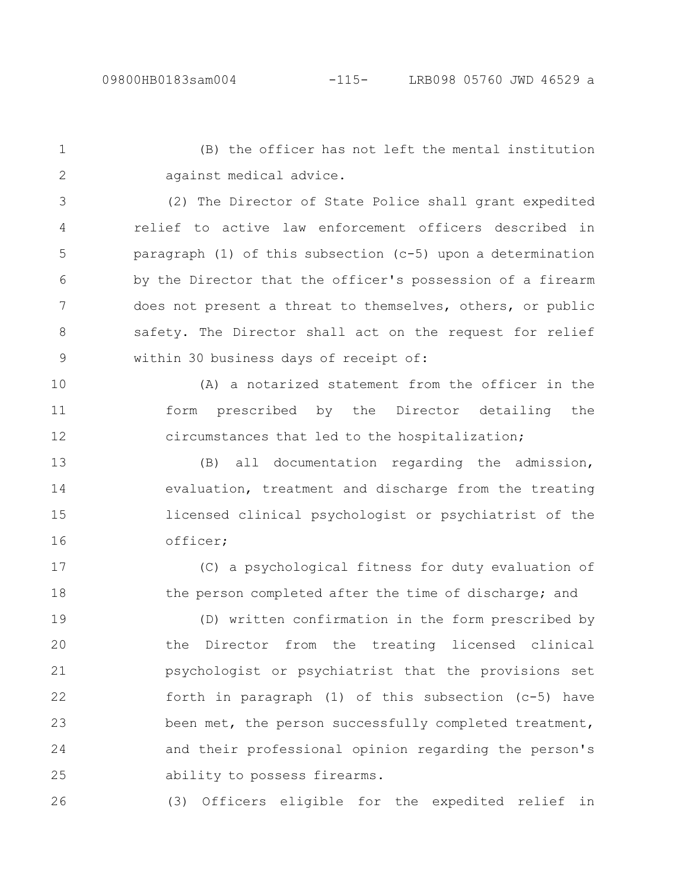(B) the officer has not left the mental institution against medical advice.

(2) The Director of State Police shall grant expedited relief to active law enforcement officers described in paragraph (1) of this subsection (c-5) upon a determination by the Director that the officer's possession of a firearm does not present a threat to themselves, others, or public safety. The Director shall act on the request for relief within 30 business days of receipt of:

(A) a notarized statement from the officer in the form prescribed by the Director detailing the circumstances that led to the hospitalization;

(B) all documentation regarding the admission, evaluation, treatment and discharge from the treating licensed clinical psychologist or psychiatrist of the officer;

(C) a psychological fitness for duty evaluation of the person completed after the time of discharge; and

(D) written confirmation in the form prescribed by the Director from the treating licensed clinical psychologist or psychiatrist that the provisions set forth in paragraph (1) of this subsection (c-5) have been met, the person successfully completed treatment, and their professional opinion regarding the person's ability to possess firearms.

(3) Officers eligible for the expedited relief in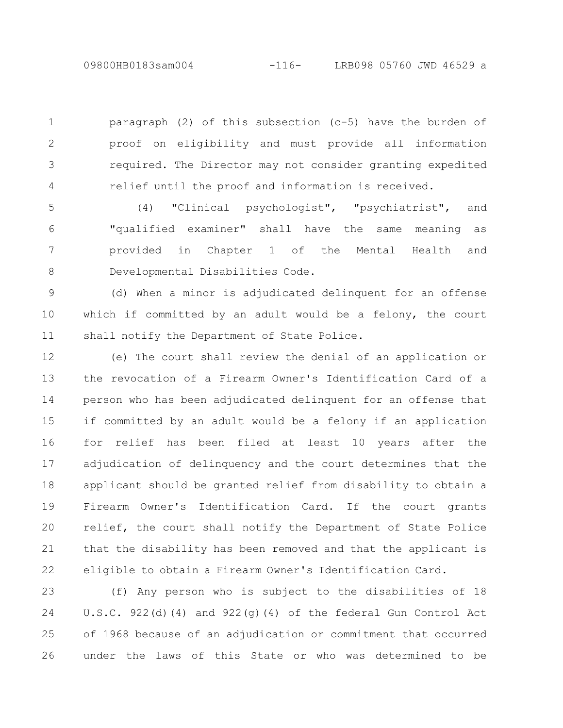paragraph (2) of this subsection (c-5) have the burden of proof on eligibility and must provide all information required. The Director may not consider granting expedited relief until the proof and information is received.

(4) "Clinical psychologist", "psychiatrist", and "qualified examiner" shall have the same meaning as provided in Chapter 1 of the Mental Health and Developmental Disabilities Code.

(d) When a minor is adjudicated delinquent for an offense which if committed by an adult would be a felony, the court shall notify the Department of State Police.

(e) The court shall review the denial of an application or the revocation of a Firearm Owner's Identification Card of a person who has been adjudicated delinquent for an offense that if committed by an adult would be a felony if an application for relief has been filed at least 10 years after the adjudication of delinquency and the court determines that the applicant should be granted relief from disability to obtain a Firearm Owner's Identification Card. If the court grants relief, the court shall notify the Department of State Police that the disability has been removed and that the applicant is eligible to obtain a Firearm Owner's Identification Card.

(f) Any person who is subject to the disabilities of 18 U.S.C. 922(d)(4) and 922(g)(4) of the federal Gun Control Act of 1968 because of an adjudication or commitment that occurred under the laws of this State or who was determined to be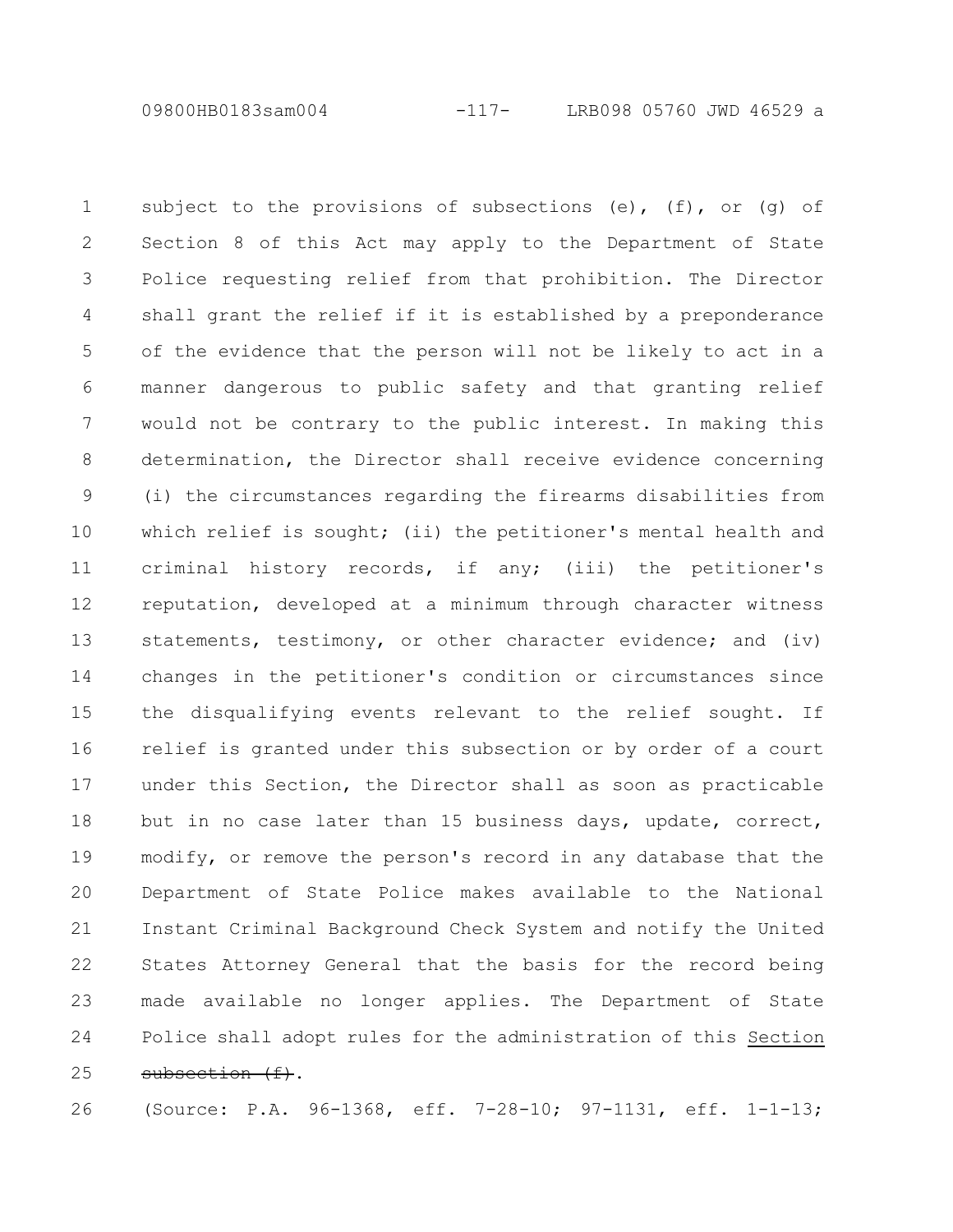subject to the provisions of subsections (e), (f), or (g) of Section 8 of this Act may apply to the Department of State Police requesting relief from that prohibition. The Director shall grant the relief if it is established by a preponderance of the evidence that the person will not be likely to act in a manner dangerous to public safety and that granting relief would not be contrary to the public interest. In making this determination, the Director shall receive evidence concerning (i) the circumstances regarding the firearms disabilities from which relief is sought; (ii) the petitioner's mental health and criminal history records, if any; (iii) the petitioner's reputation, developed at a minimum through character witness statements, testimony, or other character evidence; and (iv) changes in the petitioner's condition or circumstances since the disqualifying events relevant to the relief sought. If relief is granted under this subsection or by order of a court under this Section, the Director shall as soon as practicable but in no case later than 15 business days, update, correct, modify, or remove the person's record in any database that the Department of State Police makes available to the National Instant Criminal Background Check System and notify the United States Attorney General that the basis for the record being made available no longer applies. The Department of State Police shall adopt rules for the administration of this Section ~~subsection (f)~~.

(Source: P.A. 96-1368, eff. 7-28-10; 97-1131, eff. 1-1-13;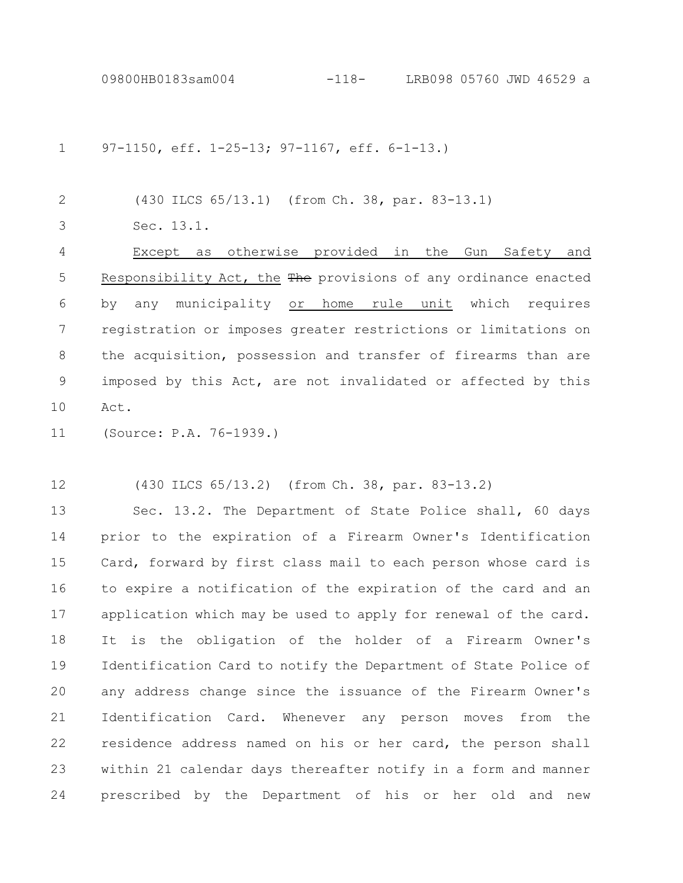97-1150, eff. 1-25-13; 97-1167, eff. 6-1-13.)

(430 ILCS 65/13.1) (from Ch. 38, par. 83-13.1)

Sec. 13.1.

Except as otherwise provided in the Gun Safety and Responsibility Act, the ~~The~~ provisions of any ordinance enacted by any municipality or home rule unit which requires registration or imposes greater restrictions or limitations on the acquisition, possession and transfer of firearms than are imposed by this Act, are not invalidated or affected by this Act.

(Source: P.A. 76-1939.)

(430 ILCS 65/13.2) (from Ch. 38, par. 83-13.2)

Sec. 13.2. The Department of State Police shall, 60 days prior to the expiration of a Firearm Owner's Identification Card, forward by first class mail to each person whose card is to expire a notification of the expiration of the card and an application which may be used to apply for renewal of the card. It is the obligation of the holder of a Firearm Owner's Identification Card to notify the Department of State Police of any address change since the issuance of the Firearm Owner's Identification Card. Whenever any person moves from the residence address named on his or her card, the person shall within 21 calendar days thereafter notify in a form and manner prescribed by the Department of his or her old and new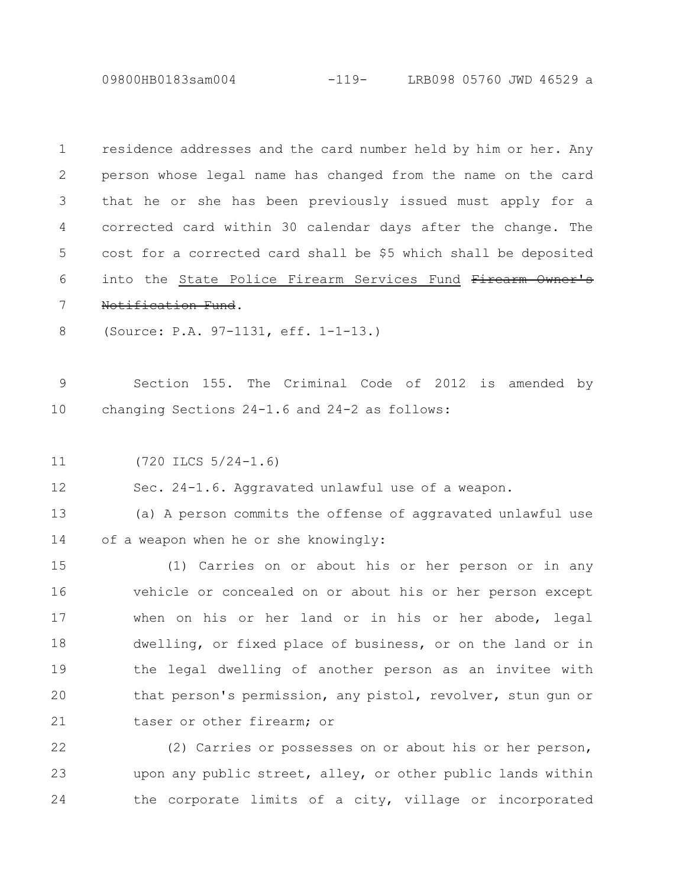residence addresses and the card number held by him or her. Any person whose legal name has changed from the name on the card that he or she has been previously issued must apply for a corrected card within 30 calendar days after the change. The cost for a corrected card shall be $5 which shall be deposited into the State Police Firearm Services Fund ~~Firearm Owner's Notification Fund~~.

(Source: P.A. 97-1131, eff. 1-1-13.)

Section 155. The Criminal Code of 2012 is amended by changing Sections 24-1.6 and 24-2 as follows:

(720 ILCS 5/24-1.6)

Sec. 24-1.6. Aggravated unlawful use of a weapon.

(a) A person commits the offense of aggravated unlawful use of a weapon when he or she knowingly:

(1) Carries on or about his or her person or in any vehicle or concealed on or about his or her person except when on his or her land or in his or her abode, legal dwelling, or fixed place of business, or on the land or in the legal dwelling of another person as an invitee with that person's permission, any pistol, revolver, stun gun or taser or other firearm; or

(2) Carries or possesses on or about his or her person, upon any public street, alley, or other public lands within the corporate limits of a city, village or incorporated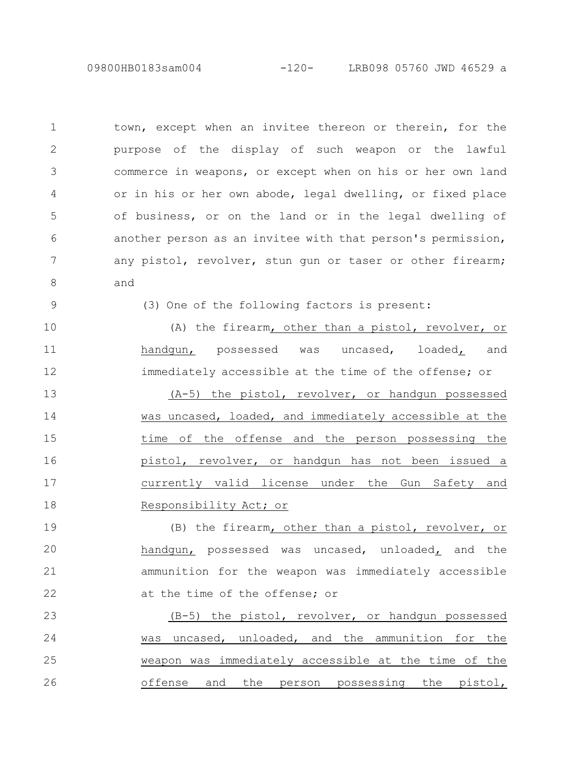town, except when an invitee thereon or therein, for the purpose of the display of such weapon or the lawful commerce in weapons, or except when on his or her own land or in his or her own abode, legal dwelling, or fixed place of business, or on the land or in the legal dwelling of another person as an invitee with that person's permission, any pistol, revolver, stun gun or taser or other firearm; and

(3) One of the following factors is present:

(A) the firearm, other than a pistol, revolver, or handgun, possessed was uncased, loaded, and immediately accessible at the time of the offense; or

(A-5) the pistol, revolver, or handgun possessed was uncased, loaded, and immediately accessible at the time of the offense and the person possessing the pistol, revolver, or handgun has not been issued a currently valid license under the Gun Safety and Responsibility Act; or

(B) the firearm, other than a pistol, revolver, or handgun, possessed was uncased, unloaded, and the ammunition for the weapon was immediately accessible at the time of the offense; or

(B-5) the pistol, revolver, or handgun possessed was uncased, unloaded, and the ammunition for the weapon was immediately accessible at the time of the offense and the person possessing the pistol,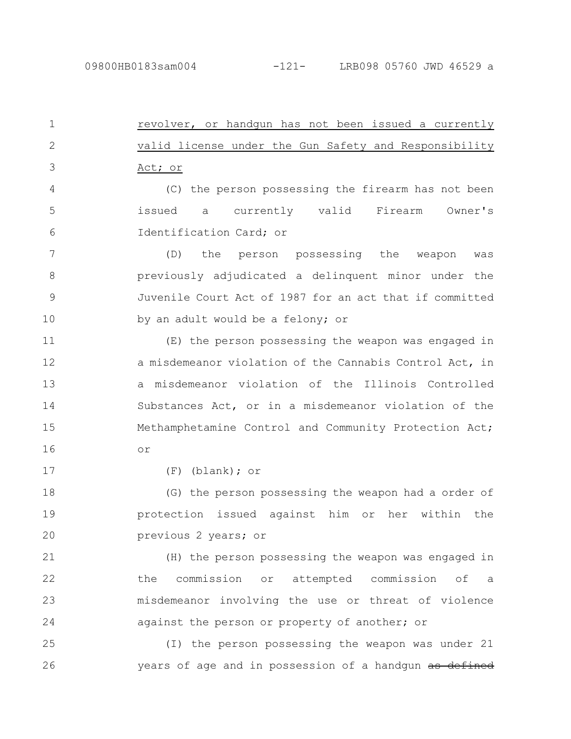revolver, or handgun has not been issued a currently valid license under the Gun Safety and Responsibility Act; or

(C) the person possessing the firearm has not been issued a currently valid Firearm Owner's Identification Card; or

(D) the person possessing the weapon was previously adjudicated a delinquent minor under the Juvenile Court Act of 1987 for an act that if committed by an adult would be a felony; or

(E) the person possessing the weapon was engaged in a misdemeanor violation of the Cannabis Control Act, in a misdemeanor violation of the Illinois Controlled Substances Act, or in a misdemeanor violation of the Methamphetamine Control and Community Protection Act; or

(F) (blank); or

(G) the person possessing the weapon had a order of protection issued against him or her within the previous 2 years; or

(H) the person possessing the weapon was engaged in the commission or attempted commission of a misdemeanor involving the use or threat of violence against the person or property of another; or

(I) the person possessing the weapon was under 21 years of age and in possession of a handgun ~~as defined~~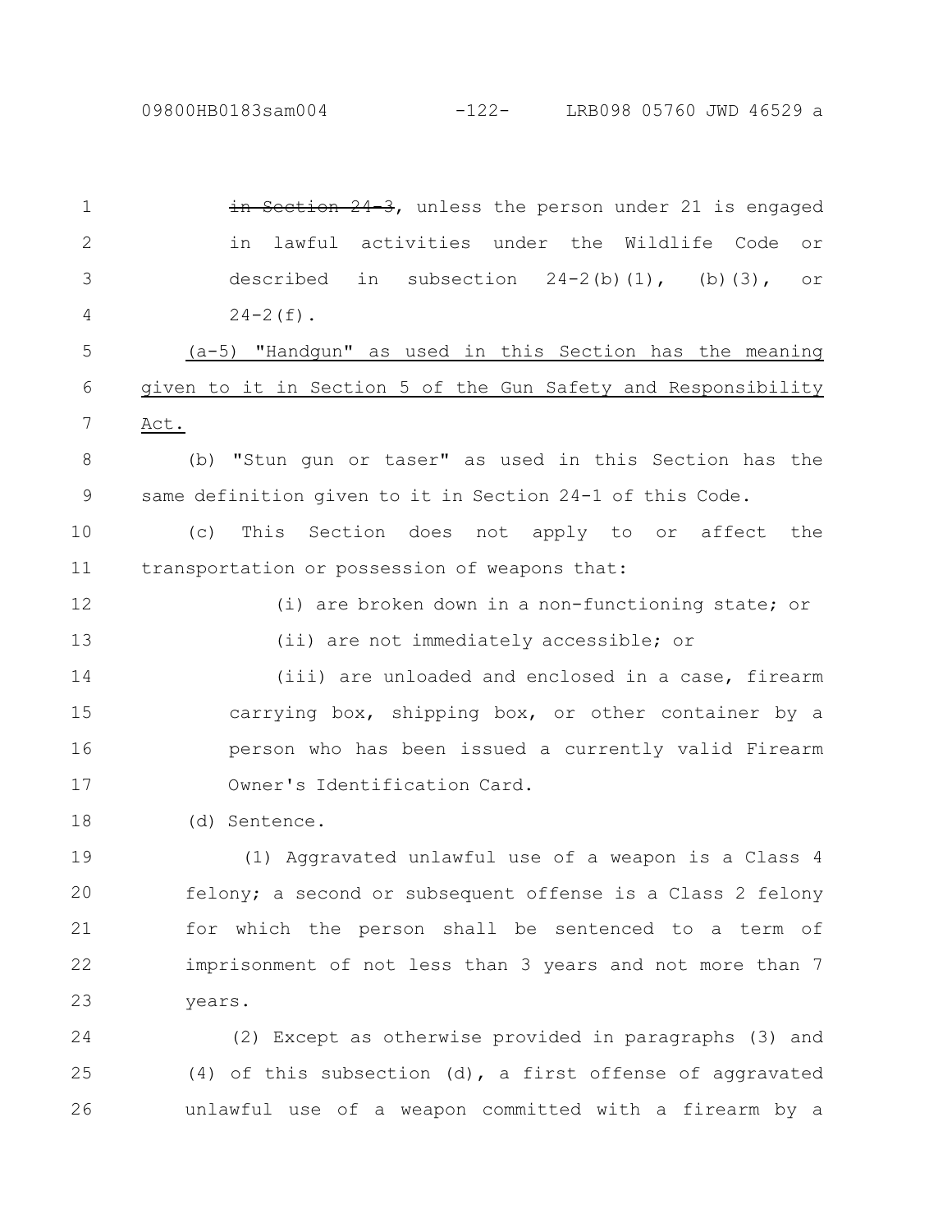~~in Section 24-3~~, unless the person under 21 is engaged in lawful activities under the Wildlife Code or described in subsection 24-2(b)(1), (b)(3), or 24-2(f).

<u>(a-5) "Handgun" as used in this Section has the meaning given to it in Section 5 of the Gun Safety and Responsibility Act.</u>

(b) "Stun gun or taser" as used in this Section has the same definition given to it in Section 24-1 of this Code.

(c) This Section does not apply to or affect the transportation or possession of weapons that:

(i) are broken down in a non-functioning state; or

(ii) are not immediately accessible; or

(iii) are unloaded and enclosed in a case, firearm carrying box, shipping box, or other container by a person who has been issued a currently valid Firearm Owner's Identification Card.

(d) Sentence.

(1) Aggravated unlawful use of a weapon is a Class 4 felony; a second or subsequent offense is a Class 2 felony for which the person shall be sentenced to a term of imprisonment of not less than 3 years and not more than 7 years.

(2) Except as otherwise provided in paragraphs (3) and (4) of this subsection (d), a first offense of aggravated unlawful use of a weapon committed with a firearm by a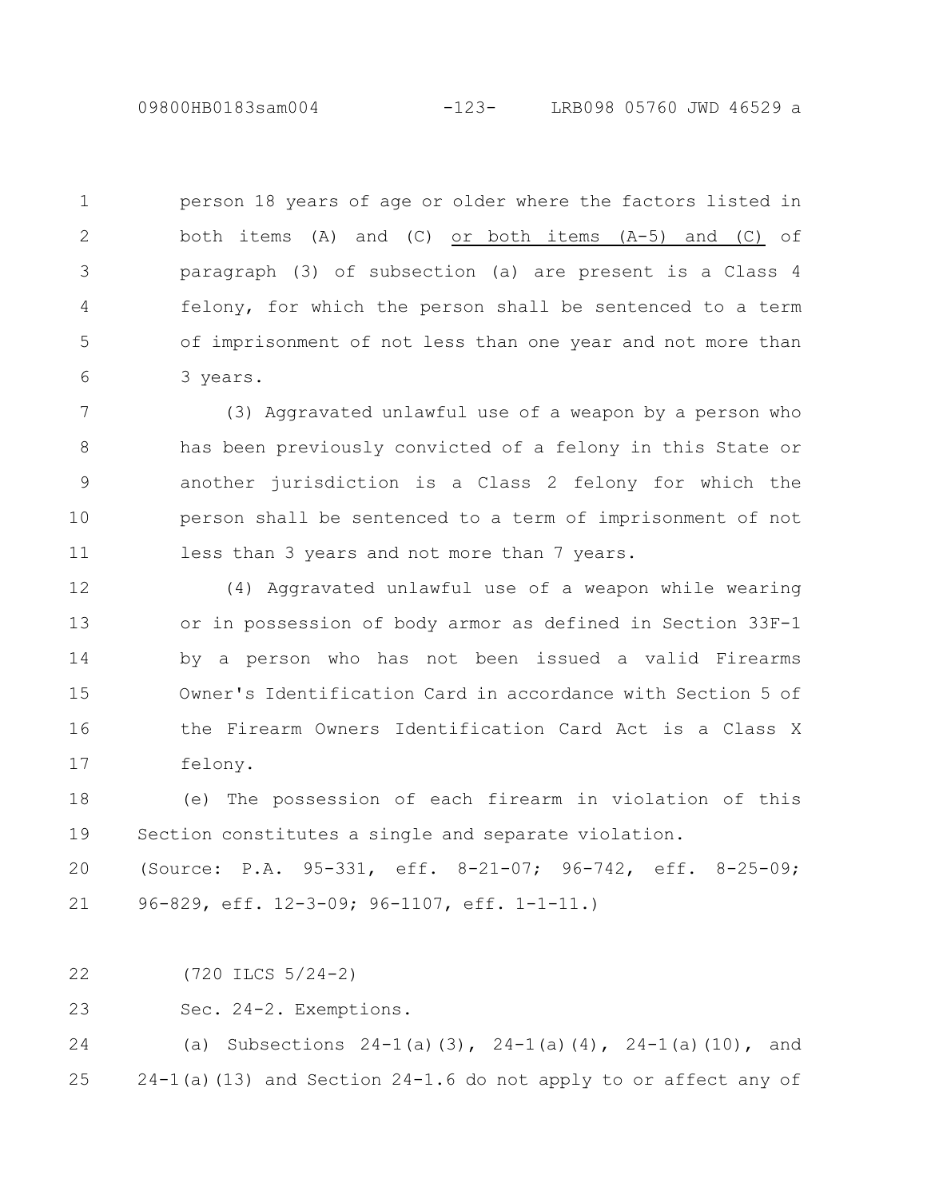person 18 years of age or older where the factors listed in both items (A) and (C) or both items (A-5) and (C) of paragraph (3) of subsection (a) are present is a Class 4 felony, for which the person shall be sentenced to a term of imprisonment of not less than one year and not more than 3 years.

(3) Aggravated unlawful use of a weapon by a person who has been previously convicted of a felony in this State or another jurisdiction is a Class 2 felony for which the person shall be sentenced to a term of imprisonment of not less than 3 years and not more than 7 years.

(4) Aggravated unlawful use of a weapon while wearing or in possession of body armor as defined in Section 33F-1 by a person who has not been issued a valid Firearms Owner's Identification Card in accordance with Section 5 of the Firearm Owners Identification Card Act is a Class X felony.

(e) The possession of each firearm in violation of this Section constitutes a single and separate violation.

(Source: P.A. 95-331, eff. 8-21-07; 96-742, eff. 8-25-09; 96-829, eff. 12-3-09; 96-1107, eff. 1-1-11.)

(720 ILCS 5/24-2)

Sec. 24-2. Exemptions.

(a) Subsections 24-1(a)(3), 24-1(a)(4), 24-1(a)(10), and 24-1(a)(13) and Section 24-1.6 do not apply to or affect any of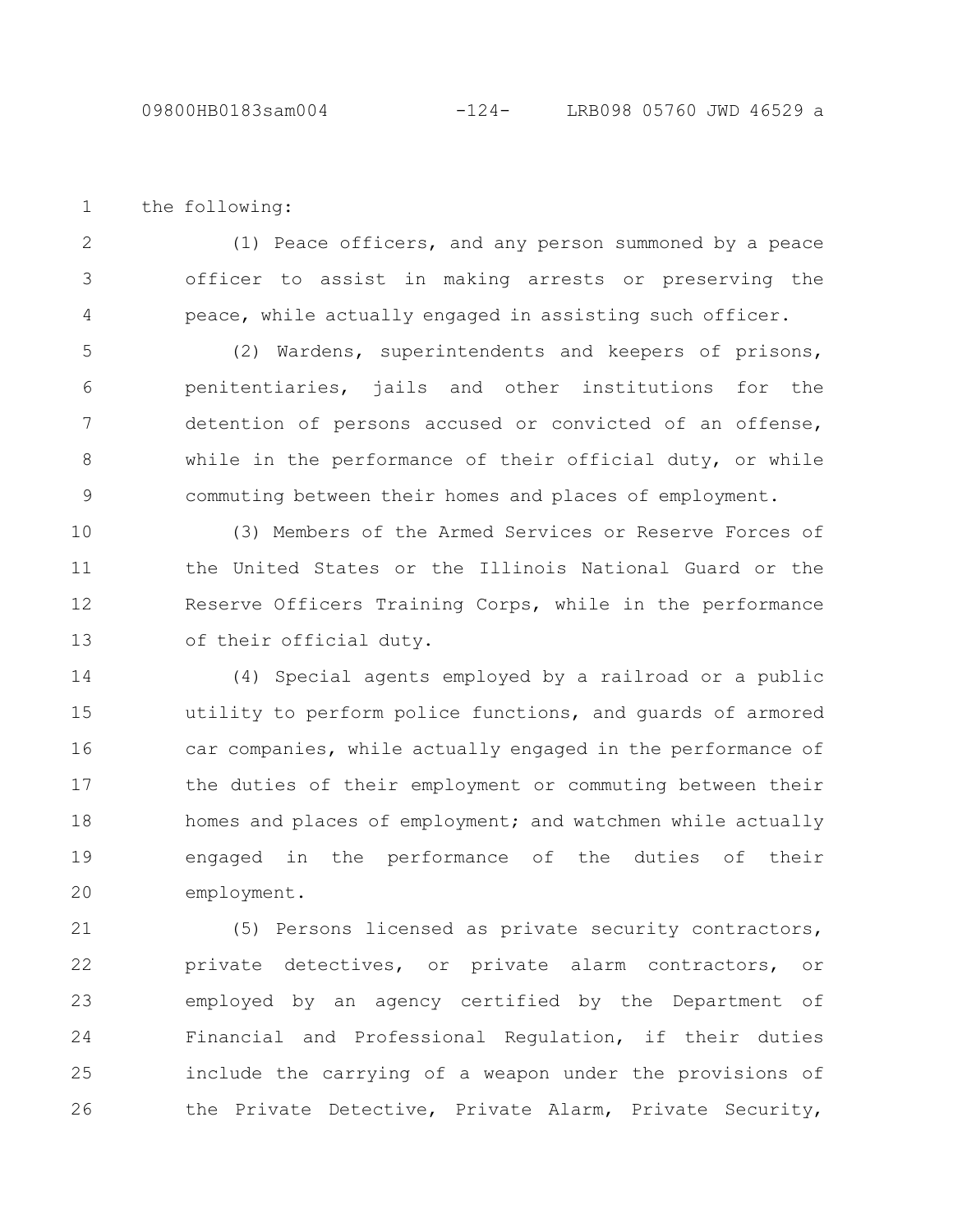the following:

(1) Peace officers, and any person summoned by a peace officer to assist in making arrests or preserving the peace, while actually engaged in assisting such officer.

(2) Wardens, superintendents and keepers of prisons, penitentiaries, jails and other institutions for the detention of persons accused or convicted of an offense, while in the performance of their official duty, or while commuting between their homes and places of employment.

(3) Members of the Armed Services or Reserve Forces of the United States or the Illinois National Guard or the Reserve Officers Training Corps, while in the performance of their official duty.

(4) Special agents employed by a railroad or a public utility to perform police functions, and guards of armored car companies, while actually engaged in the performance of the duties of their employment or commuting between their homes and places of employment; and watchmen while actually engaged in the performance of the duties of their employment.

(5) Persons licensed as private security contractors, private detectives, or private alarm contractors, or employed by an agency certified by the Department of Financial and Professional Regulation, if their duties include the carrying of a weapon under the provisions of the Private Detective, Private Alarm, Private Security,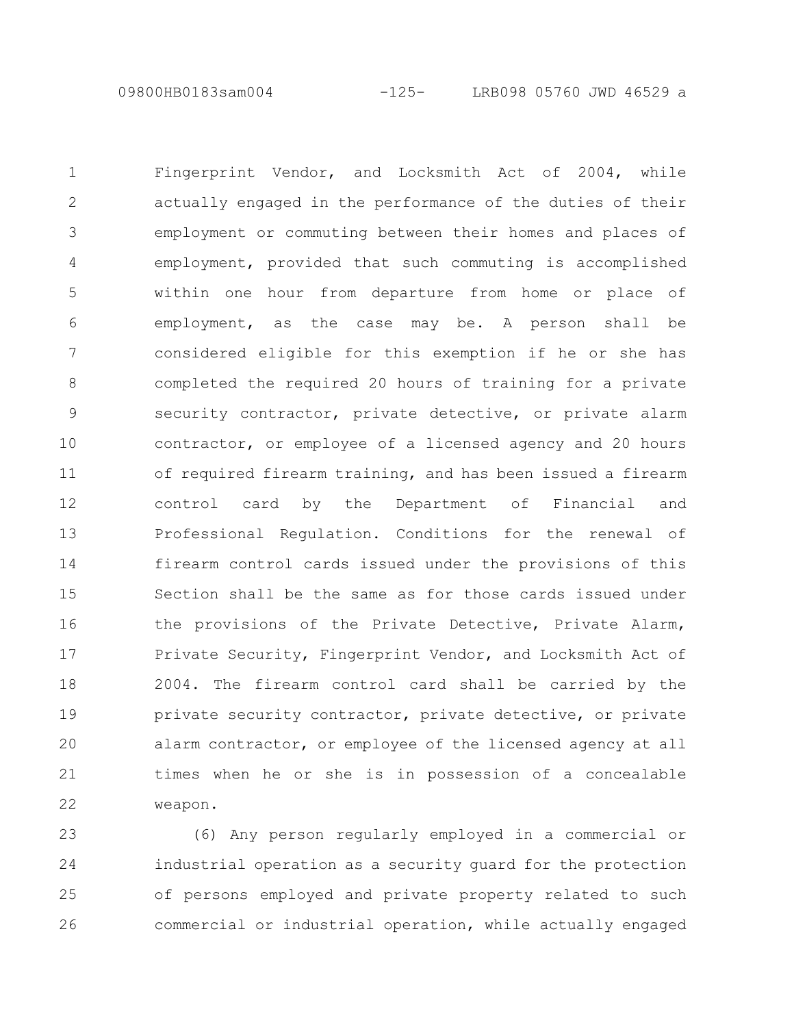Fingerprint Vendor, and Locksmith Act of 2004, while actually engaged in the performance of the duties of their employment or commuting between their homes and places of employment, provided that such commuting is accomplished within one hour from departure from home or place of employment, as the case may be. A person shall be considered eligible for this exemption if he or she has completed the required 20 hours of training for a private security contractor, private detective, or private alarm contractor, or employee of a licensed agency and 20 hours of required firearm training, and has been issued a firearm control card by the Department of Financial and Professional Regulation. Conditions for the renewal of firearm control cards issued under the provisions of this Section shall be the same as for those cards issued under the provisions of the Private Detective, Private Alarm, Private Security, Fingerprint Vendor, and Locksmith Act of 2004. The firearm control card shall be carried by the private security contractor, private detective, or private alarm contractor, or employee of the licensed agency at all times when he or she is in possession of a concealable weapon.

(6) Any person regularly employed in a commercial or industrial operation as a security guard for the protection of persons employed and private property related to such commercial or industrial operation, while actually engaged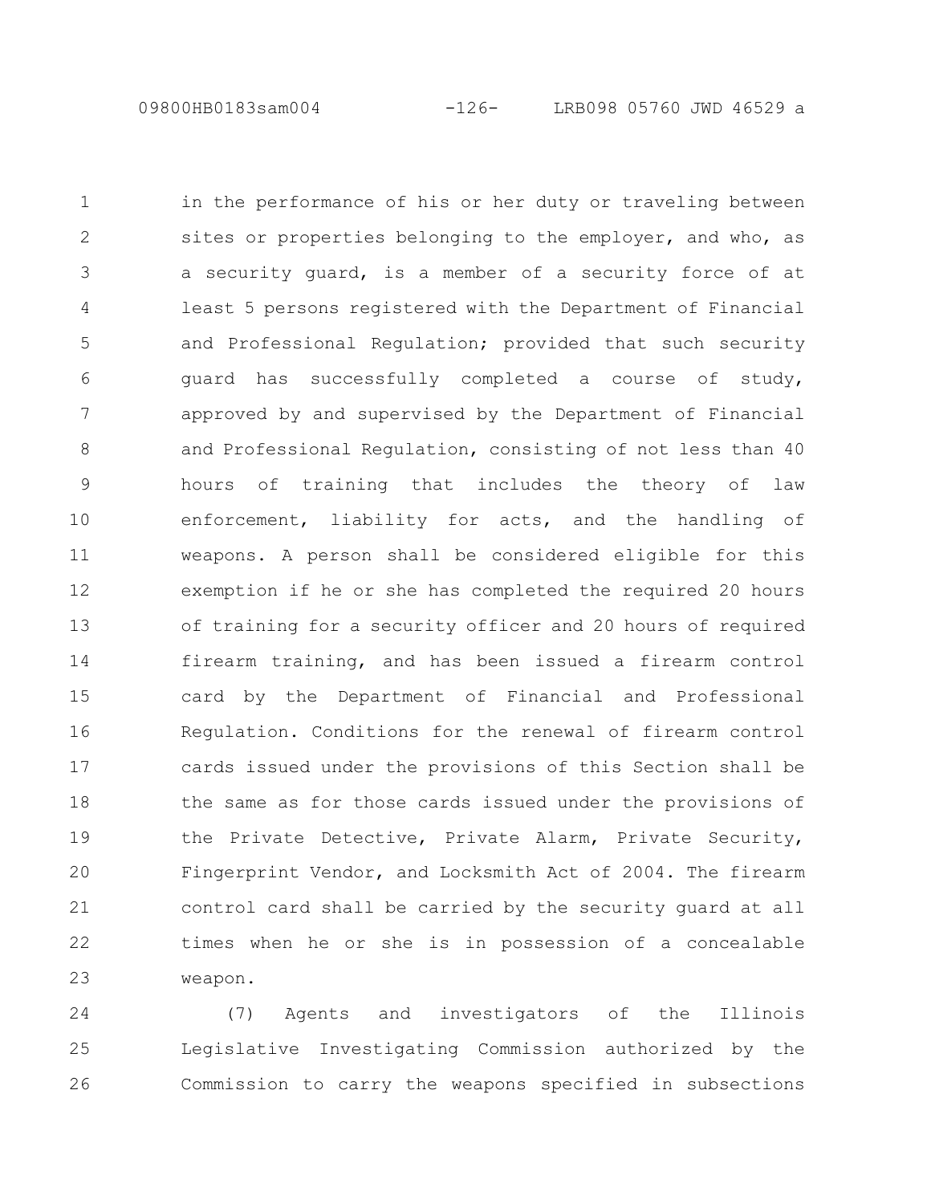in the performance of his or her duty or traveling between sites or properties belonging to the employer, and who, as a security guard, is a member of a security force of at least 5 persons registered with the Department of Financial and Professional Regulation; provided that such security guard has successfully completed a course of study, approved by and supervised by the Department of Financial and Professional Regulation, consisting of not less than 40 hours of training that includes the theory of law enforcement, liability for acts, and the handling of weapons. A person shall be considered eligible for this exemption if he or she has completed the required 20 hours of training for a security officer and 20 hours of required firearm training, and has been issued a firearm control card by the Department of Financial and Professional Regulation. Conditions for the renewal of firearm control cards issued under the provisions of this Section shall be the same as for those cards issued under the provisions of the Private Detective, Private Alarm, Private Security, Fingerprint Vendor, and Locksmith Act of 2004. The firearm control card shall be carried by the security guard at all times when he or she is in possession of a concealable weapon.

(7) Agents and investigators of the Illinois Legislative Investigating Commission authorized by the Commission to carry the weapons specified in subsections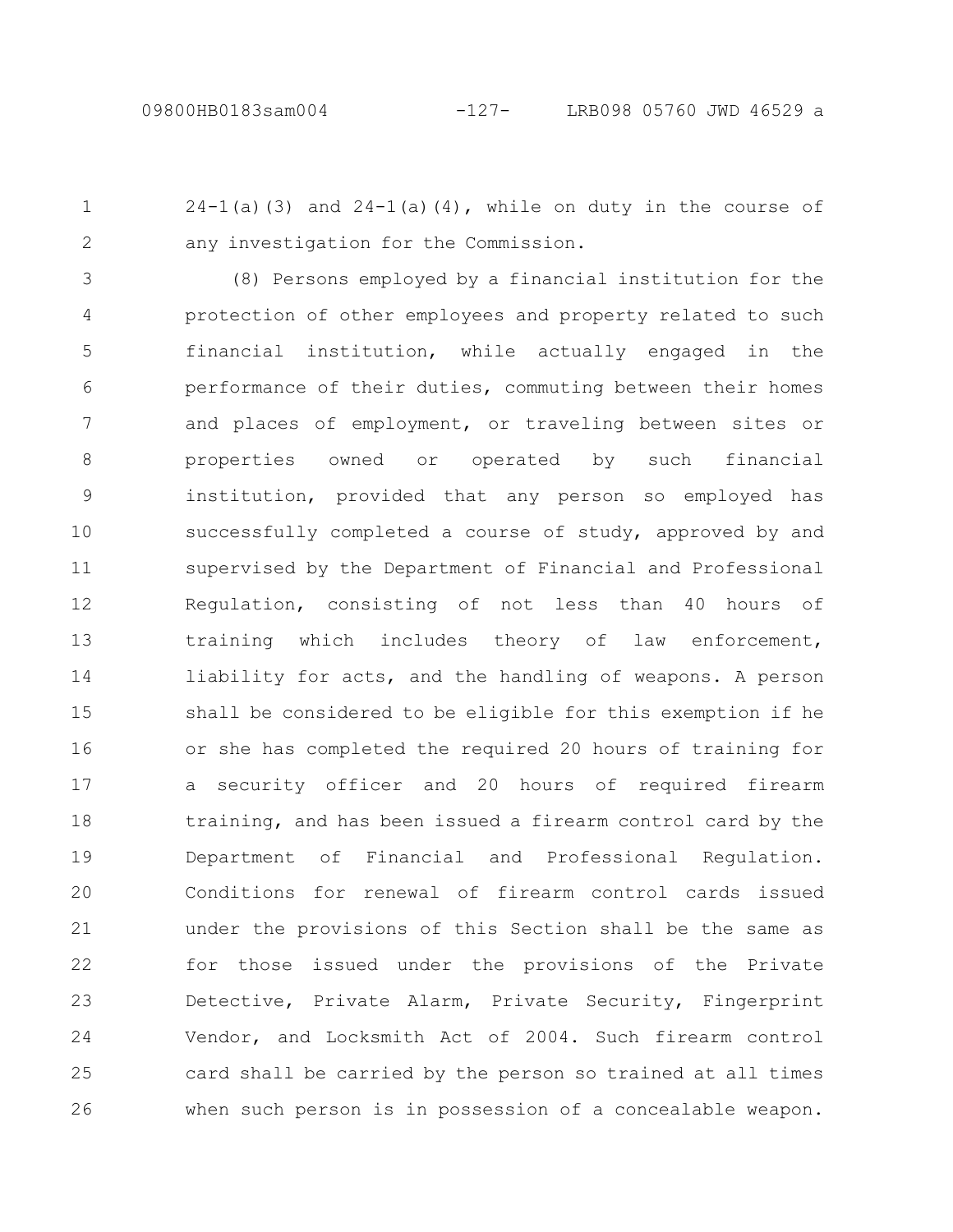24-1(a)(3) and 24-1(a)(4), while on duty in the course of any investigation for the Commission.

(8) Persons employed by a financial institution for the protection of other employees and property related to such financial institution, while actually engaged in the performance of their duties, commuting between their homes and places of employment, or traveling between sites or properties owned or operated by such financial institution, provided that any person so employed has successfully completed a course of study, approved by and supervised by the Department of Financial and Professional Regulation, consisting of not less than 40 hours of training which includes theory of law enforcement, liability for acts, and the handling of weapons. A person shall be considered to be eligible for this exemption if he or she has completed the required 20 hours of training for a security officer and 20 hours of required firearm training, and has been issued a firearm control card by the Department of Financial and Professional Regulation. Conditions for renewal of firearm control cards issued under the provisions of this Section shall be the same as for those issued under the provisions of the Private Detective, Private Alarm, Private Security, Fingerprint Vendor, and Locksmith Act of 2004. Such firearm control card shall be carried by the person so trained at all times when such person is in possession of a concealable weapon.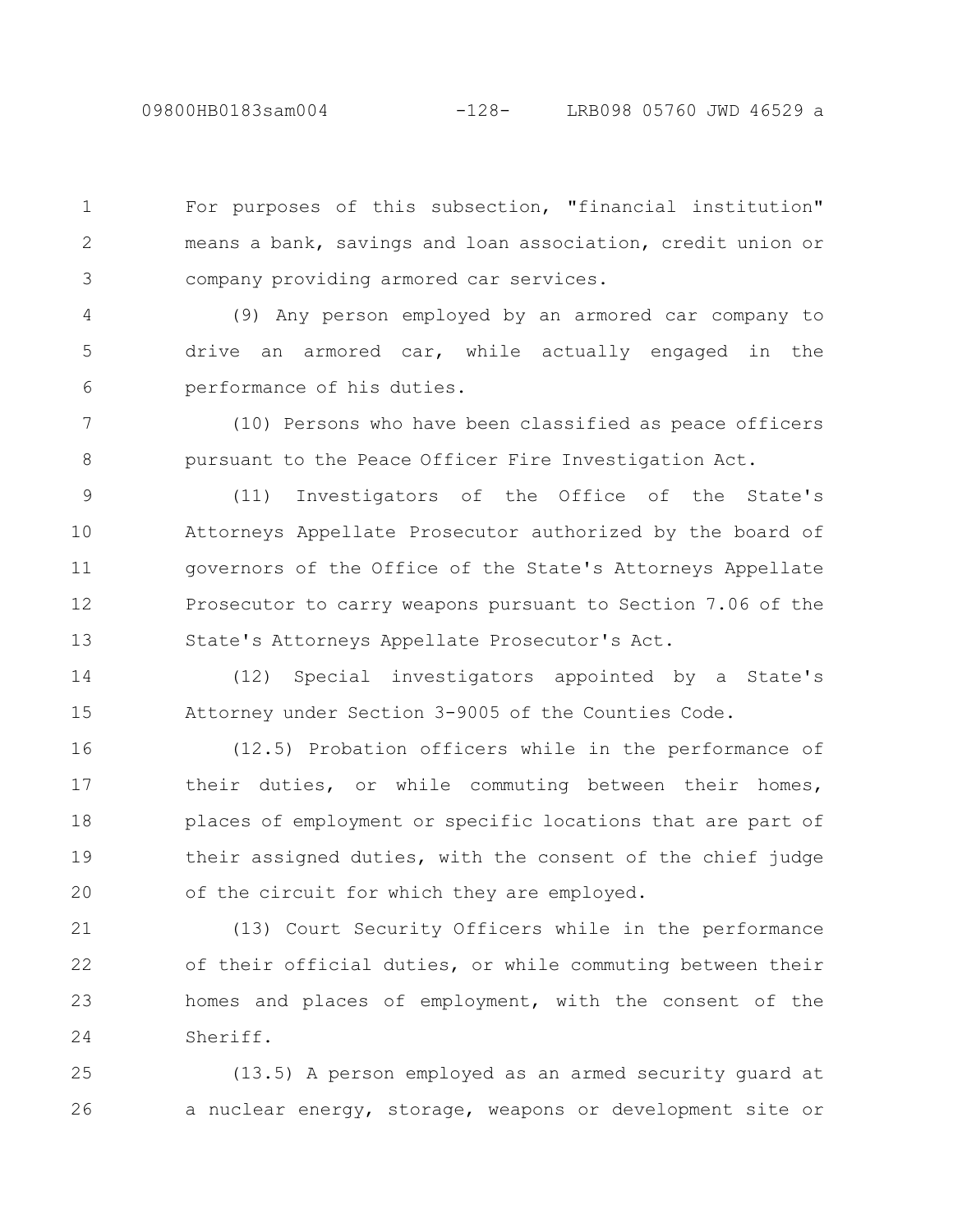For purposes of this subsection, "financial institution" means a bank, savings and loan association, credit union or company providing armored car services.

(9) Any person employed by an armored car company to drive an armored car, while actually engaged in the performance of his duties.

(10) Persons who have been classified as peace officers pursuant to the Peace Officer Fire Investigation Act.

(11) Investigators of the Office of the State's Attorneys Appellate Prosecutor authorized by the board of governors of the Office of the State's Attorneys Appellate Prosecutor to carry weapons pursuant to Section 7.06 of the State's Attorneys Appellate Prosecutor's Act.

(12) Special investigators appointed by a State's Attorney under Section 3-9005 of the Counties Code.

(12.5) Probation officers while in the performance of their duties, or while commuting between their homes, places of employment or specific locations that are part of their assigned duties, with the consent of the chief judge of the circuit for which they are employed.

(13) Court Security Officers while in the performance of their official duties, or while commuting between their homes and places of employment, with the consent of the Sheriff.

(13.5) A person employed as an armed security guard at a nuclear energy, storage, weapons or development site or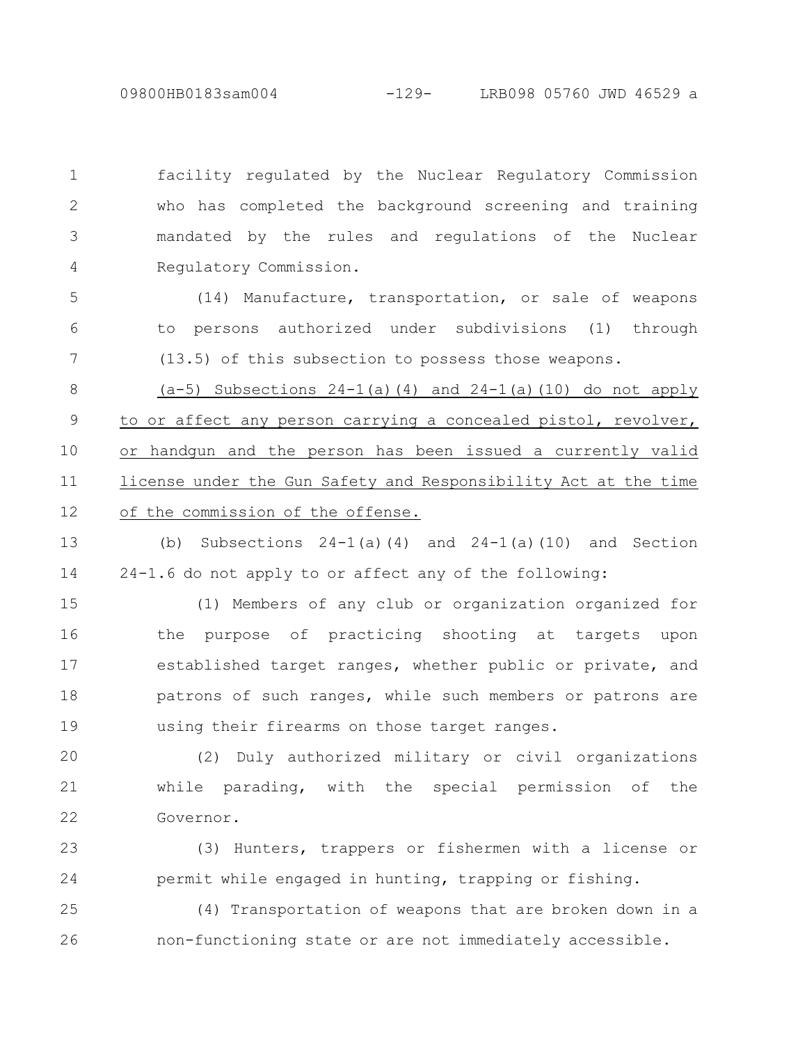facility regulated by the Nuclear Regulatory Commission who has completed the background screening and training mandated by the rules and regulations of the Nuclear Regulatory Commission.

(14) Manufacture, transportation, or sale of weapons to persons authorized under subdivisions (1) through (13.5) of this subsection to possess those weapons.

<u>(a-5) Subsections 24-1(a)(4) and 24-1(a)(10) do not apply to or affect any person carrying a concealed pistol, revolver, or handgun and the person has been issued a currently valid license under the Gun Safety and Responsibility Act at the time of the commission of the offense.</u>

(b) Subsections 24-1(a)(4) and 24-1(a)(10) and Section 24-1.6 do not apply to or affect any of the following:

(1) Members of any club or organization organized for the purpose of practicing shooting at targets upon established target ranges, whether public or private, and patrons of such ranges, while such members or patrons are using their firearms on those target ranges.

(2) Duly authorized military or civil organizations while parading, with the special permission of the Governor.

(3) Hunters, trappers or fishermen with a license or permit while engaged in hunting, trapping or fishing.

(4) Transportation of weapons that are broken down in a non-functioning state or are not immediately accessible.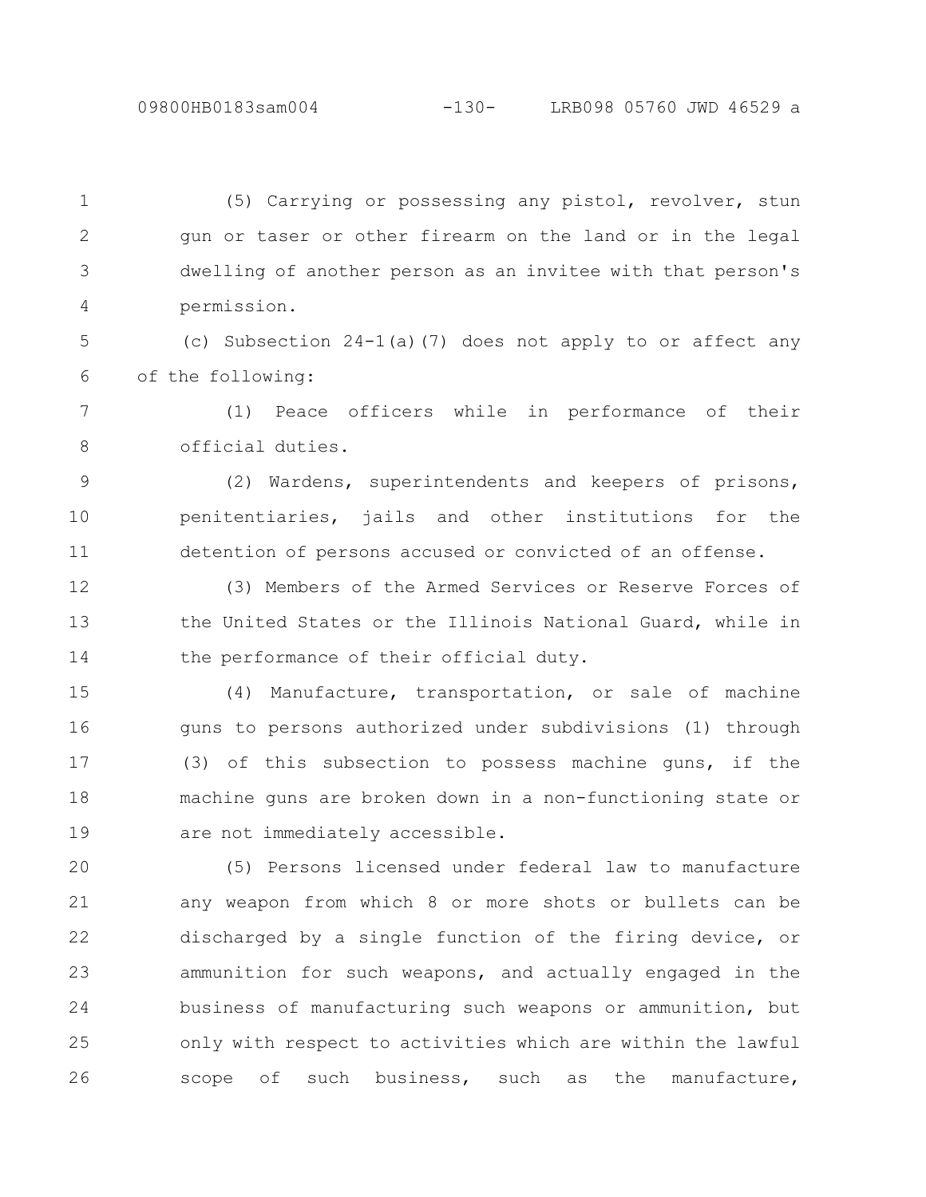(5) Carrying or possessing any pistol, revolver, stun gun or taser or other firearm on the land or in the legal dwelling of another person as an invitee with that person's permission.

(c) Subsection 24-1(a)(7) does not apply to or affect any of the following:

(1) Peace officers while in performance of their official duties.

(2) Wardens, superintendents and keepers of prisons, penitentiaries, jails and other institutions for the detention of persons accused or convicted of an offense.

(3) Members of the Armed Services or Reserve Forces of the United States or the Illinois National Guard, while in the performance of their official duty.

(4) Manufacture, transportation, or sale of machine guns to persons authorized under subdivisions (1) through (3) of this subsection to possess machine guns, if the machine guns are broken down in a non-functioning state or are not immediately accessible.

(5) Persons licensed under federal law to manufacture any weapon from which 8 or more shots or bullets can be discharged by a single function of the firing device, or ammunition for such weapons, and actually engaged in the business of manufacturing such weapons or ammunition, but only with respect to activities which are within the lawful scope of such business, such as the manufacture,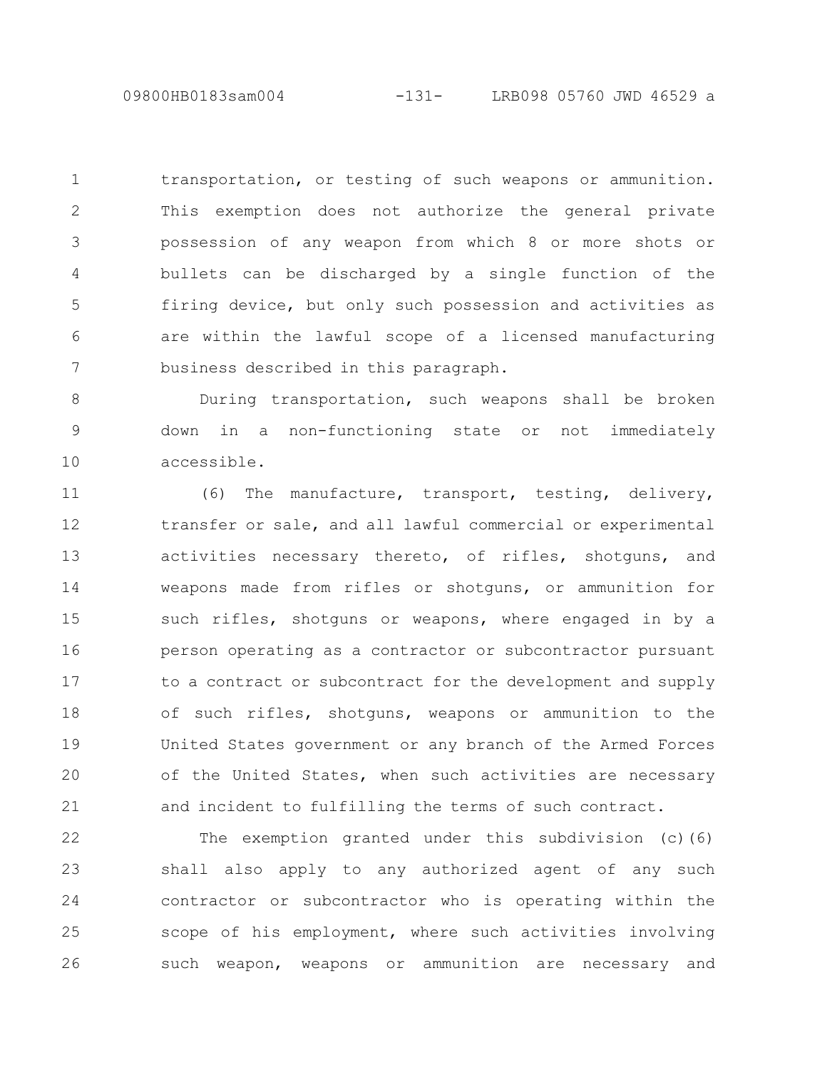transportation, or testing of such weapons or ammunition. This exemption does not authorize the general private possession of any weapon from which 8 or more shots or bullets can be discharged by a single function of the firing device, but only such possession and activities as are within the lawful scope of a licensed manufacturing business described in this paragraph.

During transportation, such weapons shall be broken down in a non-functioning state or not immediately accessible.

(6) The manufacture, transport, testing, delivery, transfer or sale, and all lawful commercial or experimental activities necessary thereto, of rifles, shotguns, and weapons made from rifles or shotguns, or ammunition for such rifles, shotguns or weapons, where engaged in by a person operating as a contractor or subcontractor pursuant to a contract or subcontract for the development and supply of such rifles, shotguns, weapons or ammunition to the United States government or any branch of the Armed Forces of the United States, when such activities are necessary and incident to fulfilling the terms of such contract.

The exemption granted under this subdivision (c)(6) shall also apply to any authorized agent of any such contractor or subcontractor who is operating within the scope of his employment, where such activities involving such weapon, weapons or ammunition are necessary and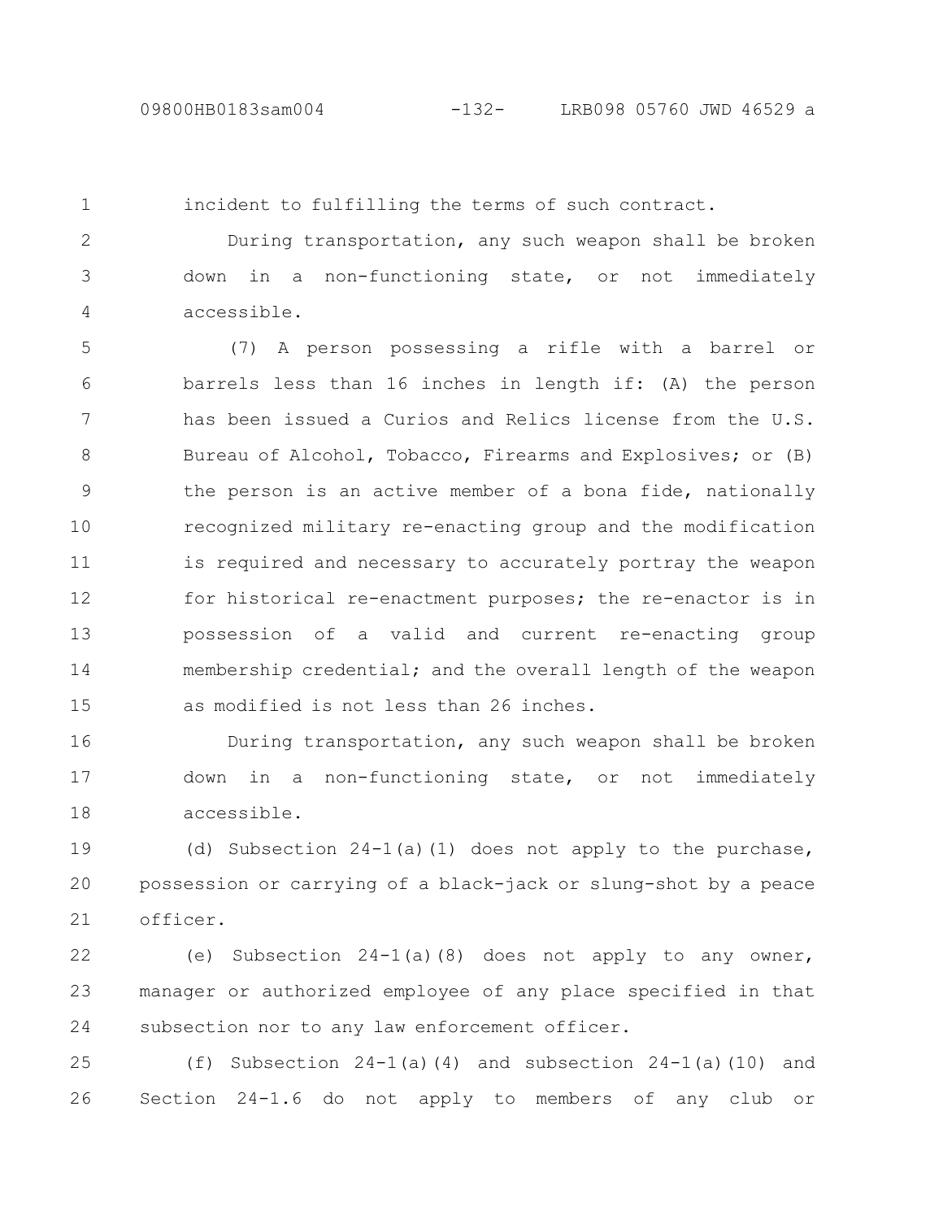incident to fulfilling the terms of such contract.

During transportation, any such weapon shall be broken down in a non-functioning state, or not immediately accessible.

(7) A person possessing a rifle with a barrel or barrels less than 16 inches in length if: (A) the person has been issued a Curios and Relics license from the U.S. Bureau of Alcohol, Tobacco, Firearms and Explosives; or (B) the person is an active member of a bona fide, nationally recognized military re-enacting group and the modification is required and necessary to accurately portray the weapon for historical re-enactment purposes; the re-enactor is in possession of a valid and current re-enacting group membership credential; and the overall length of the weapon as modified is not less than 26 inches.

During transportation, any such weapon shall be broken down in a non-functioning state, or not immediately accessible.

(d) Subsection 24-1(a)(1) does not apply to the purchase, possession or carrying of a black-jack or slung-shot by a peace officer.

(e) Subsection 24-1(a)(8) does not apply to any owner, manager or authorized employee of any place specified in that subsection nor to any law enforcement officer.

(f) Subsection 24-1(a)(4) and subsection 24-1(a)(10) and Section 24-1.6 do not apply to members of any club or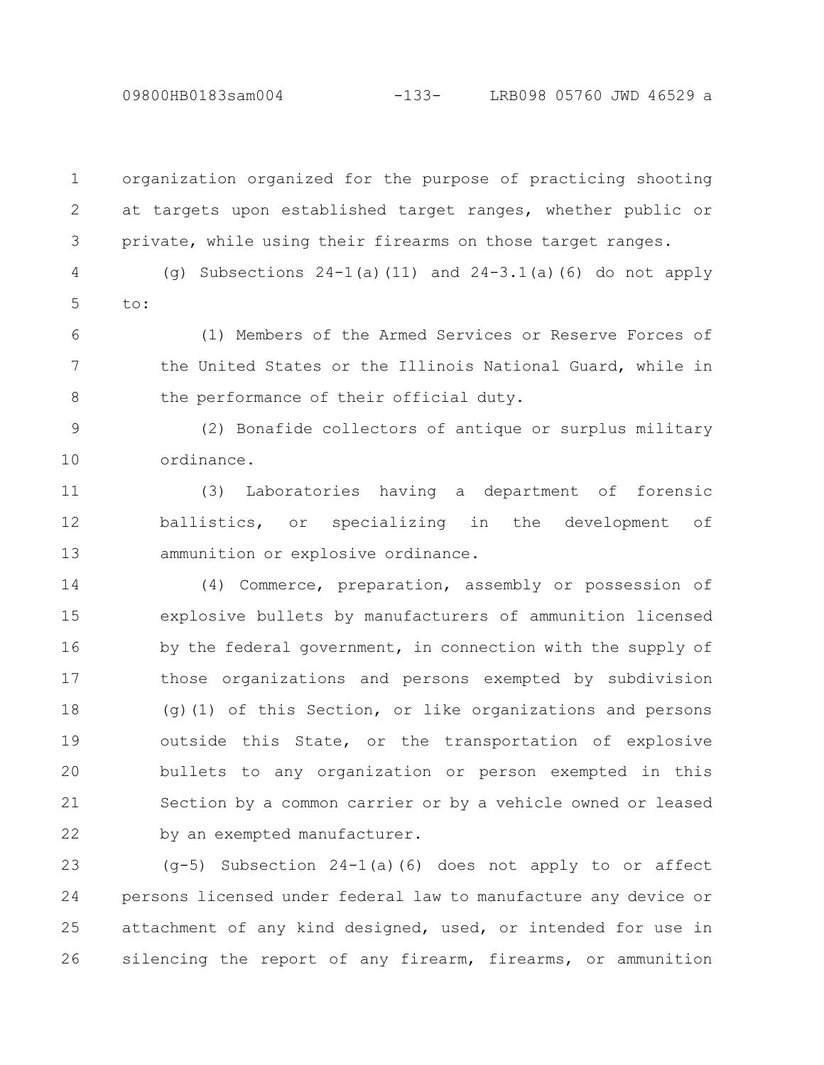organization organized for the purpose of practicing shooting at targets upon established target ranges, whether public or private, while using their firearms on those target ranges.

(g) Subsections 24-1(a)(11) and 24-3.1(a)(6) do not apply to:

(1) Members of the Armed Services or Reserve Forces of the United States or the Illinois National Guard, while in the performance of their official duty.

(2) Bonafide collectors of antique or surplus military ordinance.

(3) Laboratories having a department of forensic ballistics, or specializing in the development of ammunition or explosive ordinance.

(4) Commerce, preparation, assembly or possession of explosive bullets by manufacturers of ammunition licensed by the federal government, in connection with the supply of those organizations and persons exempted by subdivision (g)(1) of this Section, or like organizations and persons outside this State, or the transportation of explosive bullets to any organization or person exempted in this Section by a common carrier or by a vehicle owned or leased by an exempted manufacturer.

(g-5) Subsection 24-1(a)(6) does not apply to or affect persons licensed under federal law to manufacture any device or attachment of any kind designed, used, or intended for use in silencing the report of any firearm, firearms, or ammunition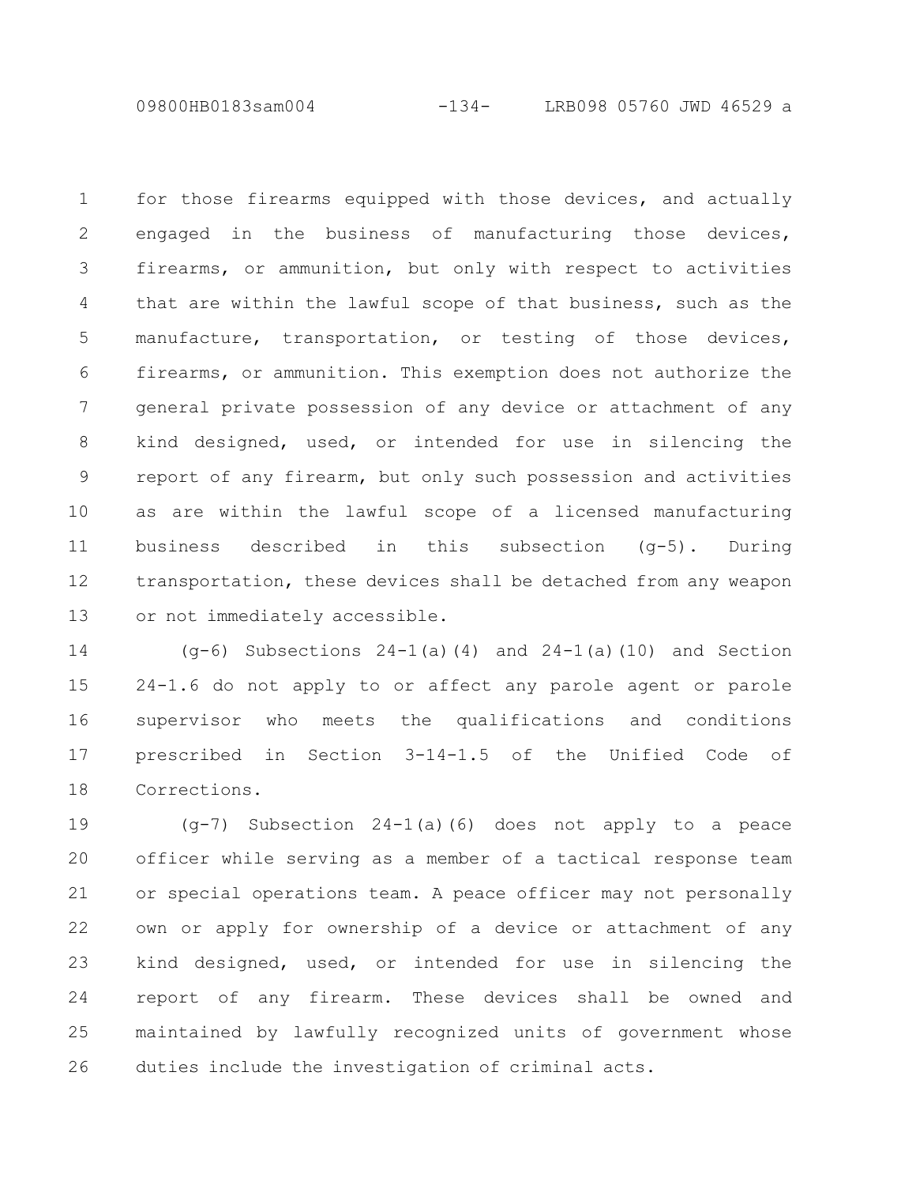for those firearms equipped with those devices, and actually engaged in the business of manufacturing those devices, firearms, or ammunition, but only with respect to activities that are within the lawful scope of that business, such as the manufacture, transportation, or testing of those devices, firearms, or ammunition. This exemption does not authorize the general private possession of any device or attachment of any kind designed, used, or intended for use in silencing the report of any firearm, but only such possession and activities as are within the lawful scope of a licensed manufacturing business described in this subsection (g-5). During transportation, these devices shall be detached from any weapon or not immediately accessible.

(g-6) Subsections 24-1(a)(4) and 24-1(a)(10) and Section 24-1.6 do not apply to or affect any parole agent or parole supervisor who meets the qualifications and conditions prescribed in Section 3-14-1.5 of the Unified Code of Corrections.

(g-7) Subsection 24-1(a)(6) does not apply to a peace officer while serving as a member of a tactical response team or special operations team. A peace officer may not personally own or apply for ownership of a device or attachment of any kind designed, used, or intended for use in silencing the report of any firearm. These devices shall be owned and maintained by lawfully recognized units of government whose duties include the investigation of criminal acts.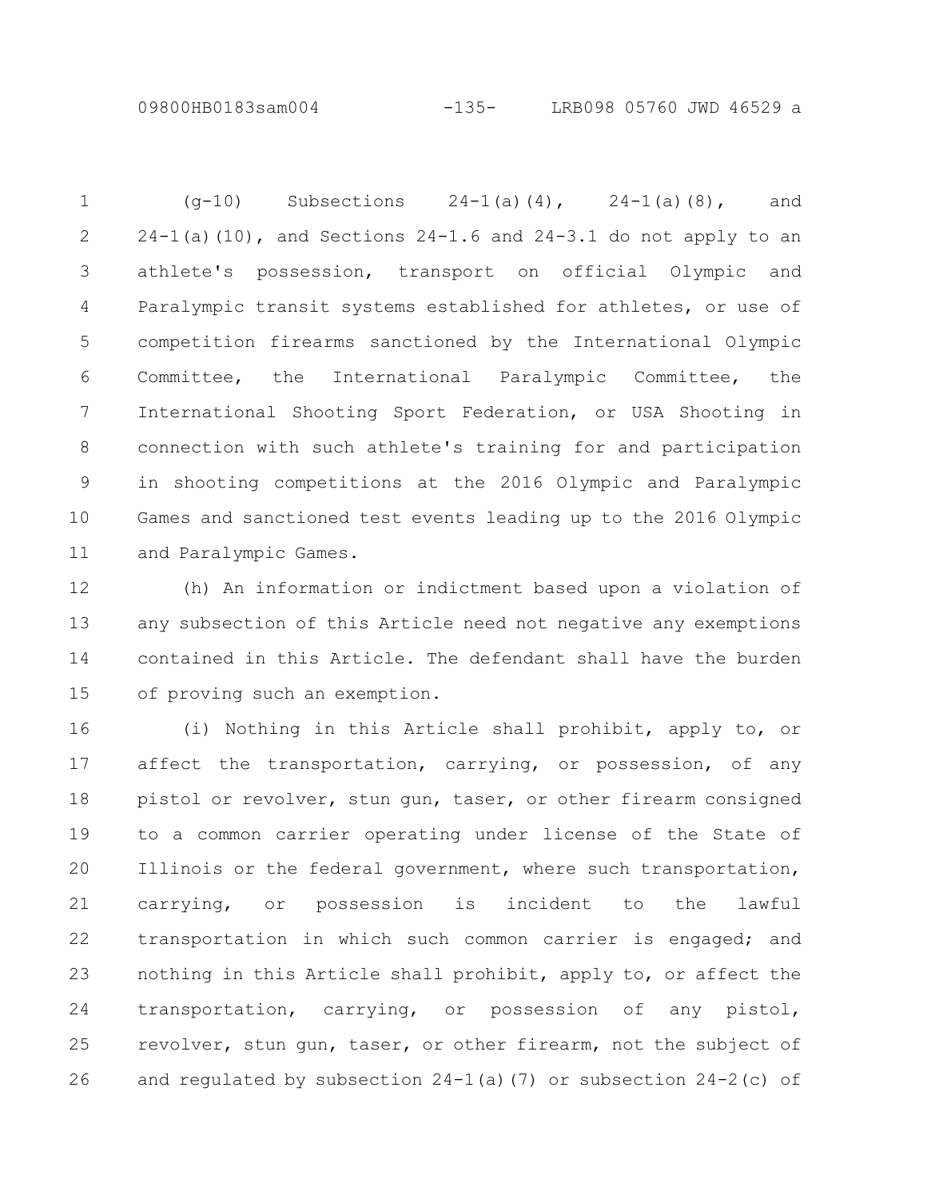(g-10) Subsections 24-1(a)(4), 24-1(a)(8), and 24-1(a)(10), and Sections 24-1.6 and 24-3.1 do not apply to an athlete's possession, transport on official Olympic and Paralympic transit systems established for athletes, or use of competition firearms sanctioned by the International Olympic Committee, the International Paralympic Committee, the International Shooting Sport Federation, or USA Shooting in connection with such athlete's training for and participation in shooting competitions at the 2016 Olympic and Paralympic Games and sanctioned test events leading up to the 2016 Olympic and Paralympic Games.

(h) An information or indictment based upon a violation of any subsection of this Article need not negative any exemptions contained in this Article. The defendant shall have the burden of proving such an exemption.

(i) Nothing in this Article shall prohibit, apply to, or affect the transportation, carrying, or possession, of any pistol or revolver, stun gun, taser, or other firearm consigned to a common carrier operating under license of the State of Illinois or the federal government, where such transportation, carrying, or possession is incident to the lawful transportation in which such common carrier is engaged; and nothing in this Article shall prohibit, apply to, or affect the transportation, carrying, or possession of any pistol, revolver, stun gun, taser, or other firearm, not the subject of and regulated by subsection 24-1(a)(7) or subsection 24-2(c) of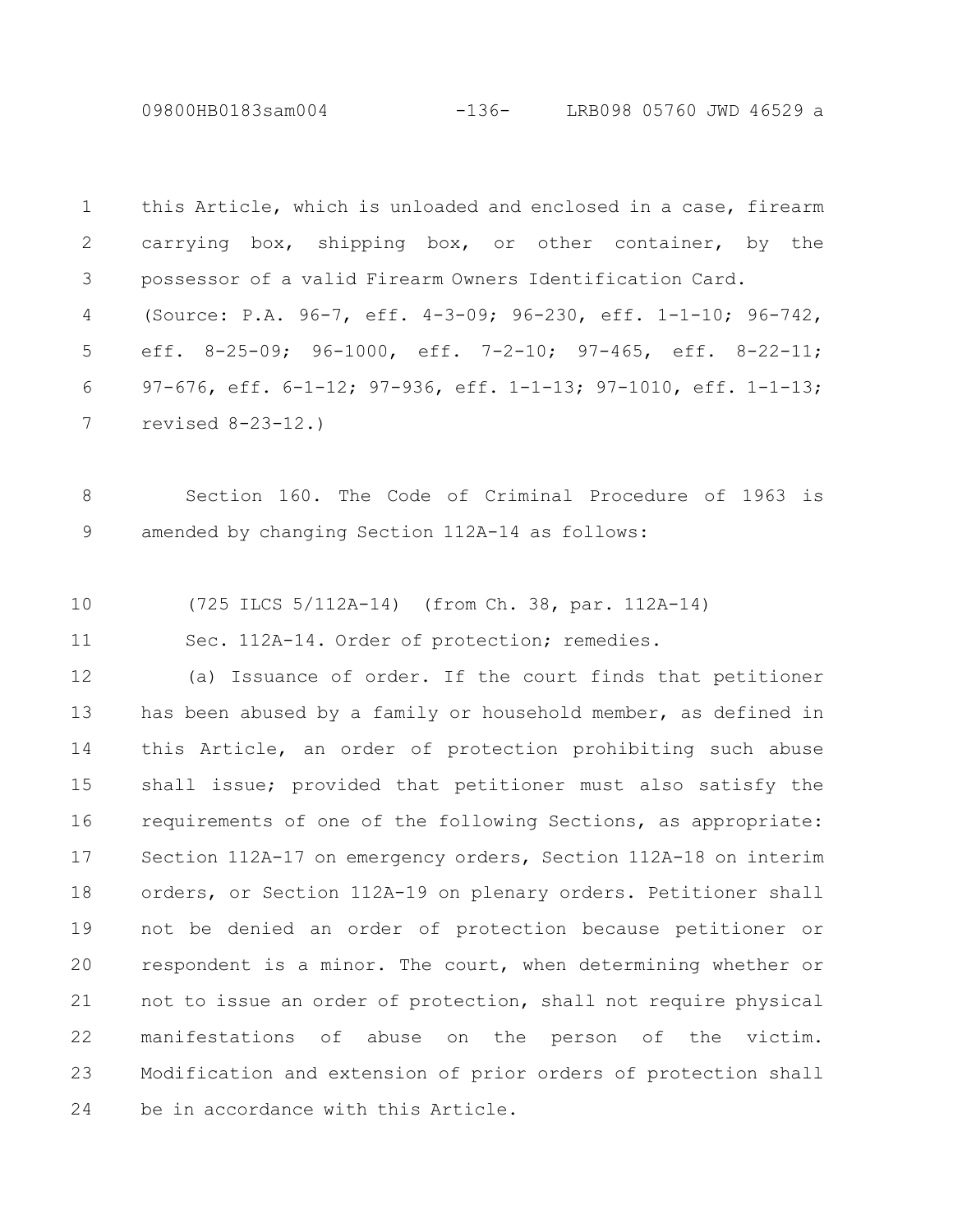this Article, which is unloaded and enclosed in a case, firearm carrying box, shipping box, or other container, by the possessor of a valid Firearm Owners Identification Card.

(Source: P.A. 96-7, eff. 4-3-09; 96-230, eff. 1-1-10; 96-742, eff. 8-25-09; 96-1000, eff. 7-2-10; 97-465, eff. 8-22-11; 97-676, eff. 6-1-12; 97-936, eff. 1-1-13; 97-1010, eff. 1-1-13; revised 8-23-12.)

Section 160. The Code of Criminal Procedure of 1963 is amended by changing Section 112A-14 as follows:

(725 ILCS 5/112A-14) (from Ch. 38, par. 112A-14)

Sec. 112A-14. Order of protection; remedies.

(a) Issuance of order. If the court finds that petitioner has been abused by a family or household member, as defined in this Article, an order of protection prohibiting such abuse shall issue; provided that petitioner must also satisfy the requirements of one of the following Sections, as appropriate: Section 112A-17 on emergency orders, Section 112A-18 on interim orders, or Section 112A-19 on plenary orders. Petitioner shall not be denied an order of protection because petitioner or respondent is a minor. The court, when determining whether or not to issue an order of protection, shall not require physical manifestations of abuse on the person of the victim. Modification and extension of prior orders of protection shall be in accordance with this Article.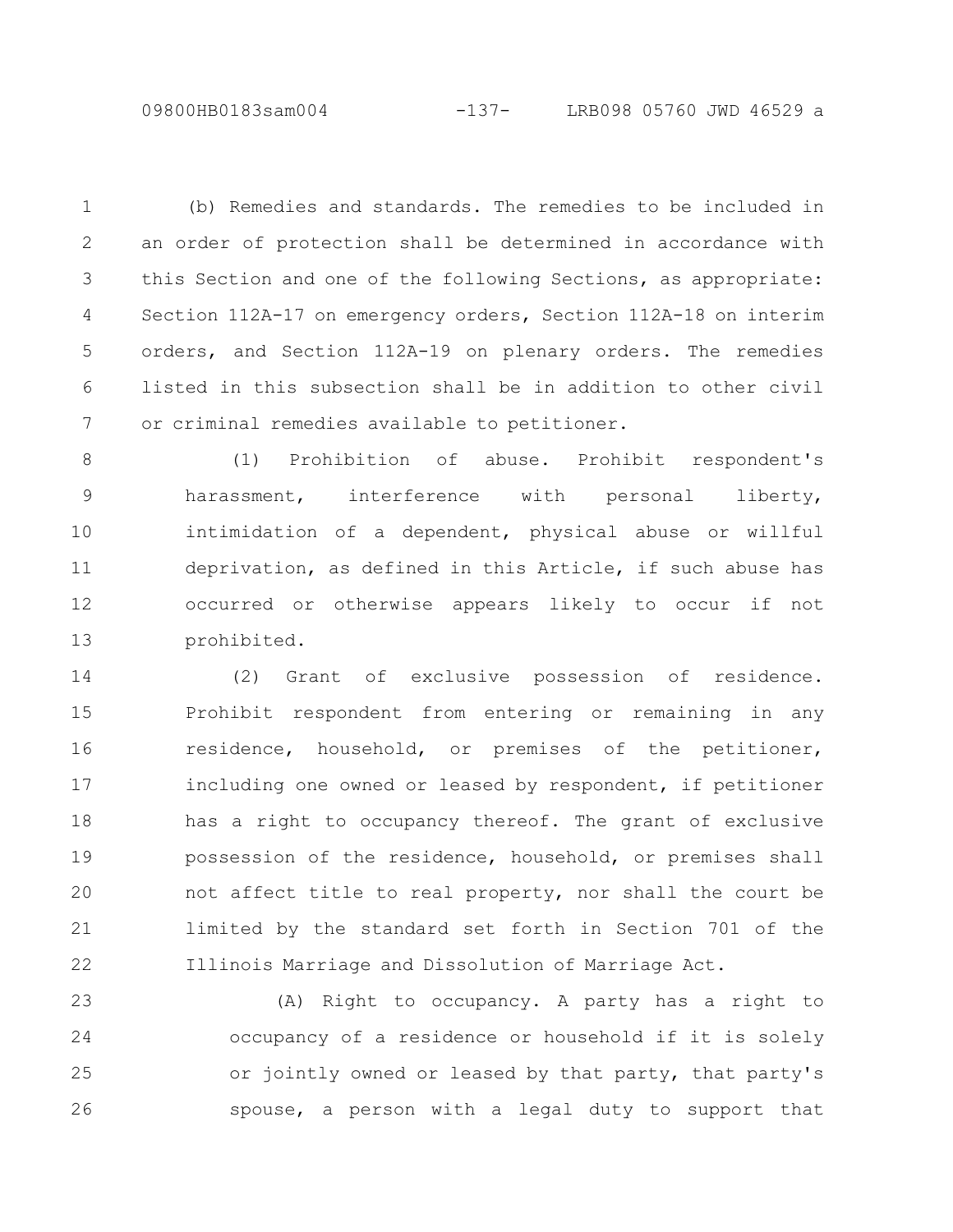(b) Remedies and standards. The remedies to be included in an order of protection shall be determined in accordance with this Section and one of the following Sections, as appropriate: Section 112A-17 on emergency orders, Section 112A-18 on interim orders, and Section 112A-19 on plenary orders. The remedies listed in this subsection shall be in addition to other civil or criminal remedies available to petitioner.

(1) Prohibition of abuse. Prohibit respondent's harassment, interference with personal liberty, intimidation of a dependent, physical abuse or willful deprivation, as defined in this Article, if such abuse has occurred or otherwise appears likely to occur if not prohibited.

(2) Grant of exclusive possession of residence. Prohibit respondent from entering or remaining in any residence, household, or premises of the petitioner, including one owned or leased by respondent, if petitioner has a right to occupancy thereof. The grant of exclusive possession of the residence, household, or premises shall not affect title to real property, nor shall the court be limited by the standard set forth in Section 701 of the Illinois Marriage and Dissolution of Marriage Act.

(A) Right to occupancy. A party has a right to occupancy of a residence or household if it is solely or jointly owned or leased by that party, that party's spouse, a person with a legal duty to support that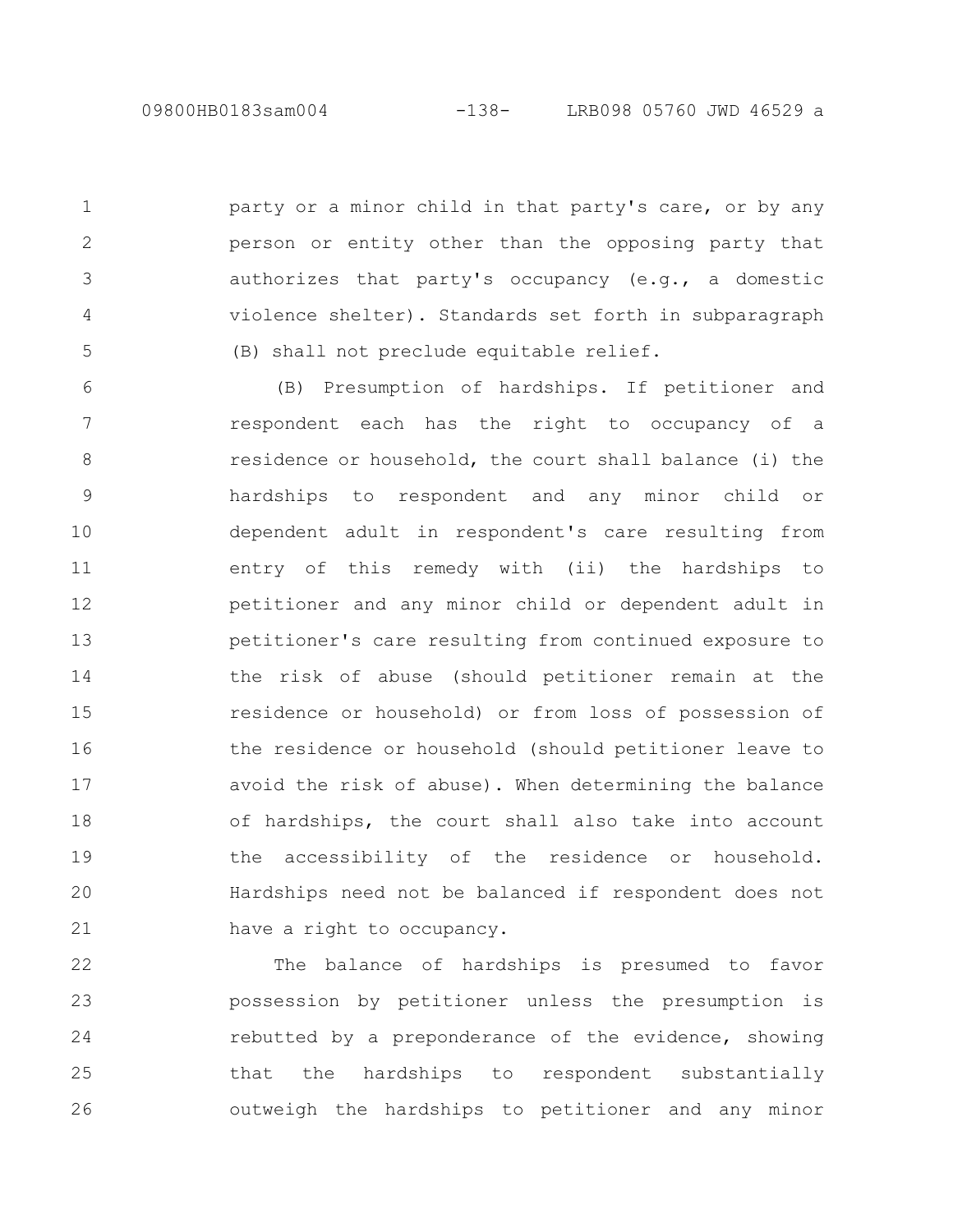party or a minor child in that party's care, or by any person or entity other than the opposing party that authorizes that party's occupancy (e.g., a domestic violence shelter). Standards set forth in subparagraph (B) shall not preclude equitable relief.

(B) Presumption of hardships. If petitioner and respondent each has the right to occupancy of a residence or household, the court shall balance (i) the hardships to respondent and any minor child or dependent adult in respondent's care resulting from entry of this remedy with (ii) the hardships to petitioner and any minor child or dependent adult in petitioner's care resulting from continued exposure to the risk of abuse (should petitioner remain at the residence or household) or from loss of possession of the residence or household (should petitioner leave to avoid the risk of abuse). When determining the balance of hardships, the court shall also take into account the accessibility of the residence or household. Hardships need not be balanced if respondent does not have a right to occupancy.

The balance of hardships is presumed to favor possession by petitioner unless the presumption is rebutted by a preponderance of the evidence, showing that the hardships to respondent substantially outweigh the hardships to petitioner and any minor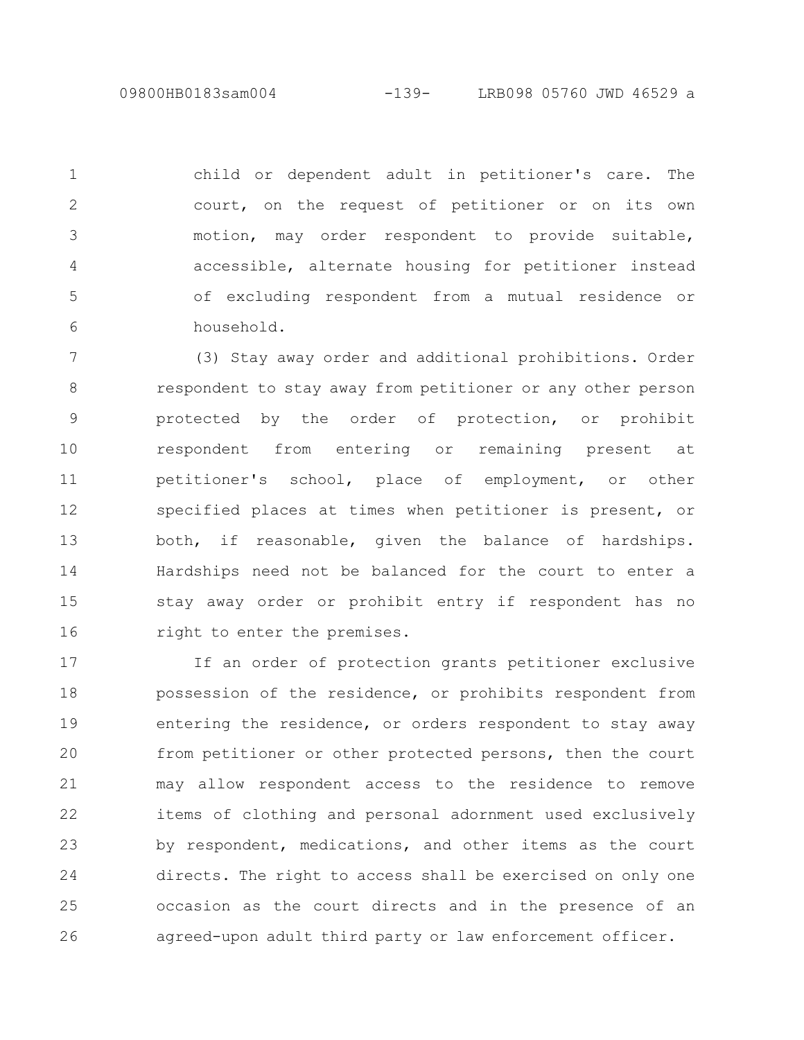child or dependent adult in petitioner's care. The court, on the request of petitioner or on its own motion, may order respondent to provide suitable, accessible, alternate housing for petitioner instead of excluding respondent from a mutual residence or household.

(3) Stay away order and additional prohibitions. Order respondent to stay away from petitioner or any other person protected by the order of protection, or prohibit respondent from entering or remaining present at petitioner's school, place of employment, or other specified places at times when petitioner is present, or both, if reasonable, given the balance of hardships. Hardships need not be balanced for the court to enter a stay away order or prohibit entry if respondent has no right to enter the premises.

If an order of protection grants petitioner exclusive possession of the residence, or prohibits respondent from entering the residence, or orders respondent to stay away from petitioner or other protected persons, then the court may allow respondent access to the residence to remove items of clothing and personal adornment used exclusively by respondent, medications, and other items as the court directs. The right to access shall be exercised on only one occasion as the court directs and in the presence of an agreed-upon adult third party or law enforcement officer.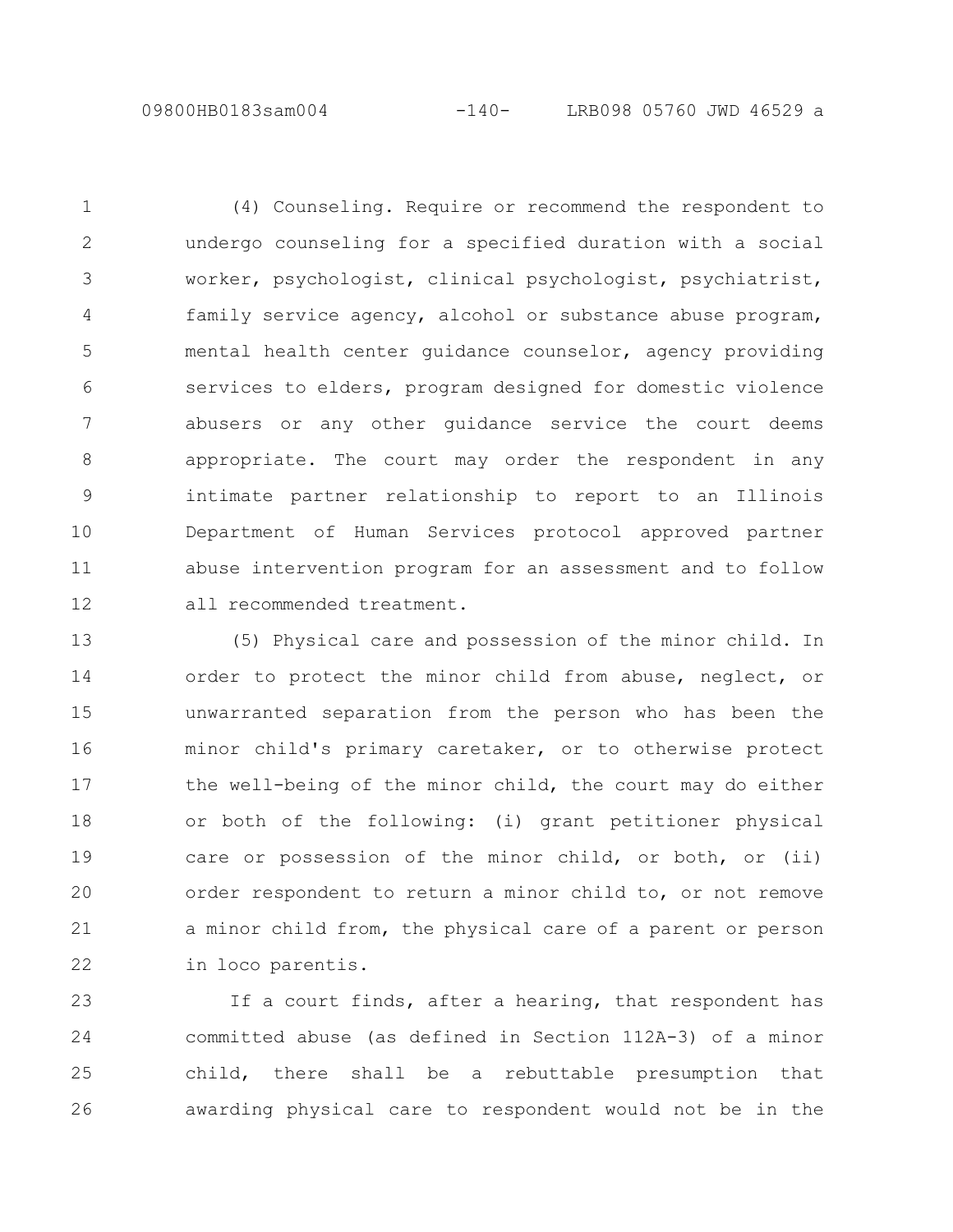(4) Counseling. Require or recommend the respondent to undergo counseling for a specified duration with a social worker, psychologist, clinical psychologist, psychiatrist, family service agency, alcohol or substance abuse program, mental health center guidance counselor, agency providing services to elders, program designed for domestic violence abusers or any other guidance service the court deems appropriate. The court may order the respondent in any intimate partner relationship to report to an Illinois Department of Human Services protocol approved partner abuse intervention program for an assessment and to follow all recommended treatment.

(5) Physical care and possession of the minor child. In order to protect the minor child from abuse, neglect, or unwarranted separation from the person who has been the minor child's primary caretaker, or to otherwise protect the well-being of the minor child, the court may do either or both of the following: (i) grant petitioner physical care or possession of the minor child, or both, or (ii) order respondent to return a minor child to, or not remove a minor child from, the physical care of a parent or person in loco parentis.

If a court finds, after a hearing, that respondent has committed abuse (as defined in Section 112A-3) of a minor child, there shall be a rebuttable presumption that awarding physical care to respondent would not be in the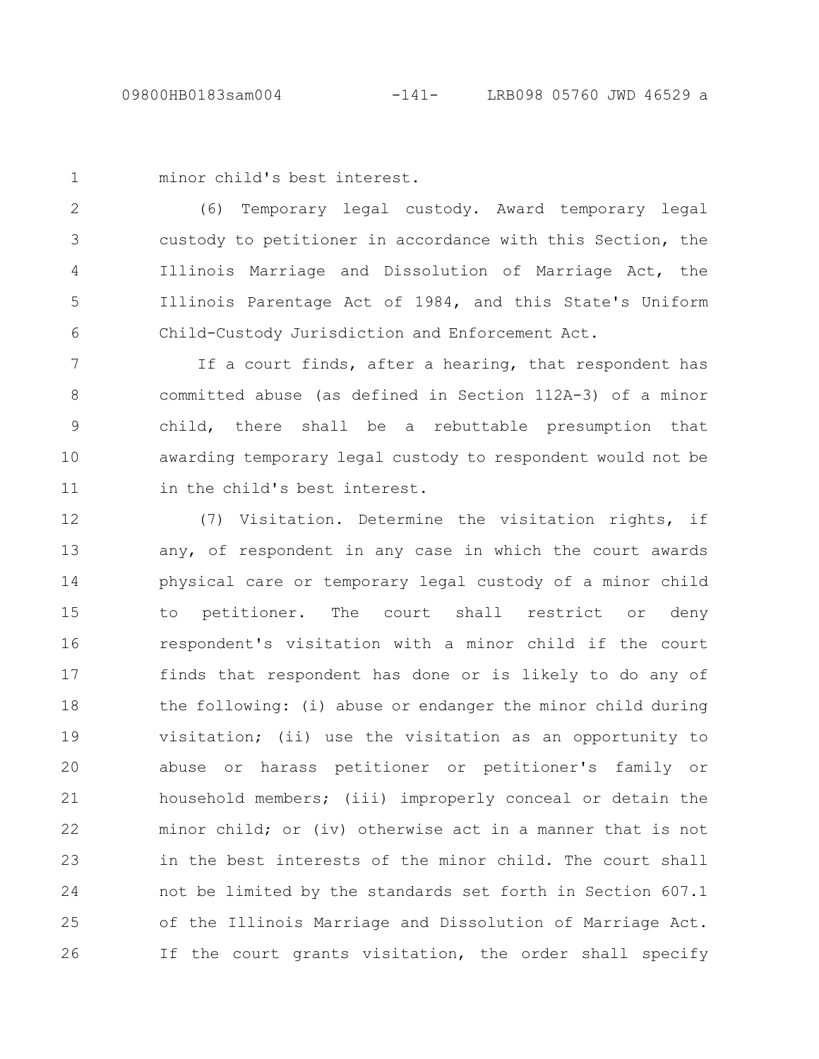minor child's best interest.

(6) Temporary legal custody. Award temporary legal custody to petitioner in accordance with this Section, the Illinois Marriage and Dissolution of Marriage Act, the Illinois Parentage Act of 1984, and this State's Uniform Child-Custody Jurisdiction and Enforcement Act.

If a court finds, after a hearing, that respondent has committed abuse (as defined in Section 112A-3) of a minor child, there shall be a rebuttable presumption that awarding temporary legal custody to respondent would not be in the child's best interest.

(7) Visitation. Determine the visitation rights, if any, of respondent in any case in which the court awards physical care or temporary legal custody of a minor child to petitioner. The court shall restrict or deny respondent's visitation with a minor child if the court finds that respondent has done or is likely to do any of the following: (i) abuse or endanger the minor child during visitation; (ii) use the visitation as an opportunity to abuse or harass petitioner or petitioner's family or household members; (iii) improperly conceal or detain the minor child; or (iv) otherwise act in a manner that is not in the best interests of the minor child. The court shall not be limited by the standards set forth in Section 607.1 of the Illinois Marriage and Dissolution of Marriage Act. If the court grants visitation, the order shall specify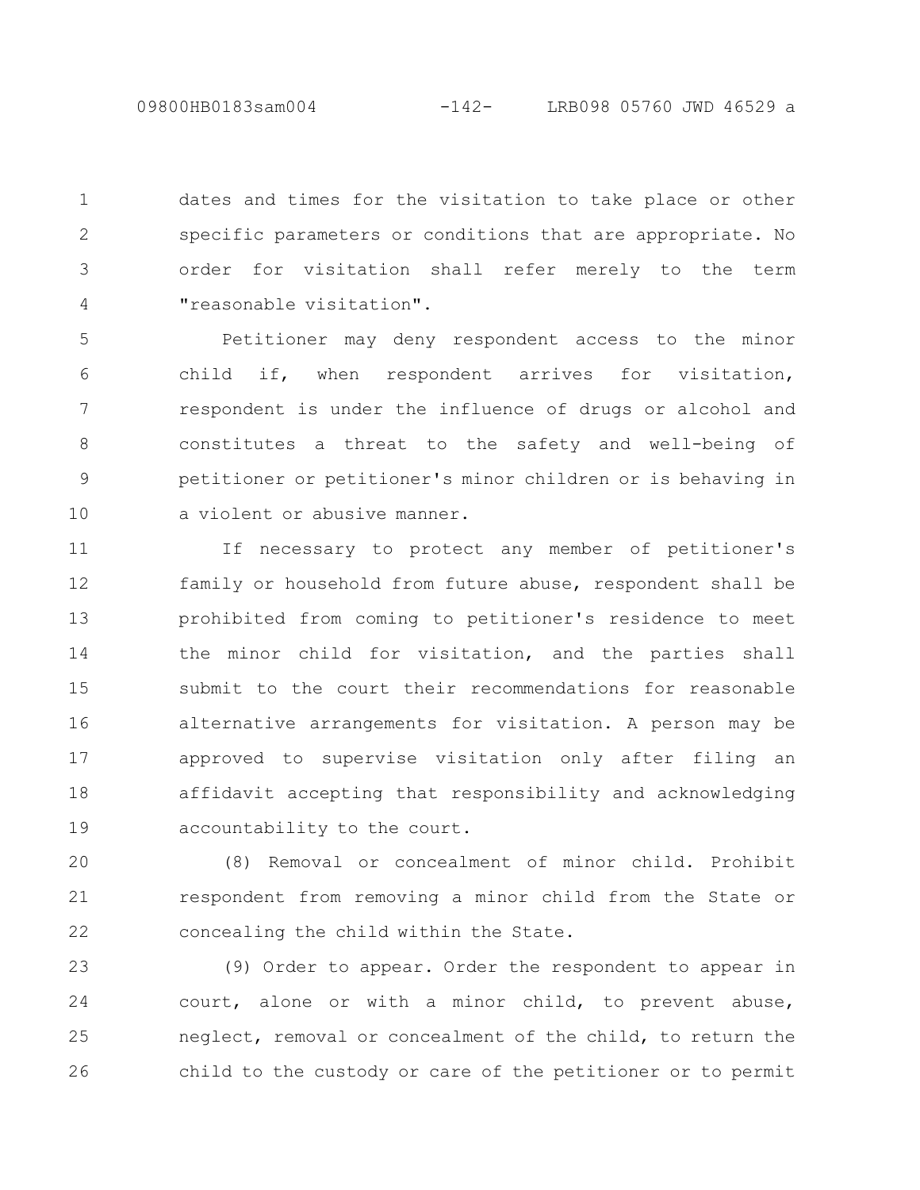dates and times for the visitation to take place or other specific parameters or conditions that are appropriate. No order for visitation shall refer merely to the term "reasonable visitation".

Petitioner may deny respondent access to the minor child if, when respondent arrives for visitation, respondent is under the influence of drugs or alcohol and constitutes a threat to the safety and well-being of petitioner or petitioner's minor children or is behaving in a violent or abusive manner.

If necessary to protect any member of petitioner's family or household from future abuse, respondent shall be prohibited from coming to petitioner's residence to meet the minor child for visitation, and the parties shall submit to the court their recommendations for reasonable alternative arrangements for visitation. A person may be approved to supervise visitation only after filing an affidavit accepting that responsibility and acknowledging accountability to the court.

(8) Removal or concealment of minor child. Prohibit respondent from removing a minor child from the State or concealing the child within the State.

(9) Order to appear. Order the respondent to appear in court, alone or with a minor child, to prevent abuse, neglect, removal or concealment of the child, to return the child to the custody or care of the petitioner or to permit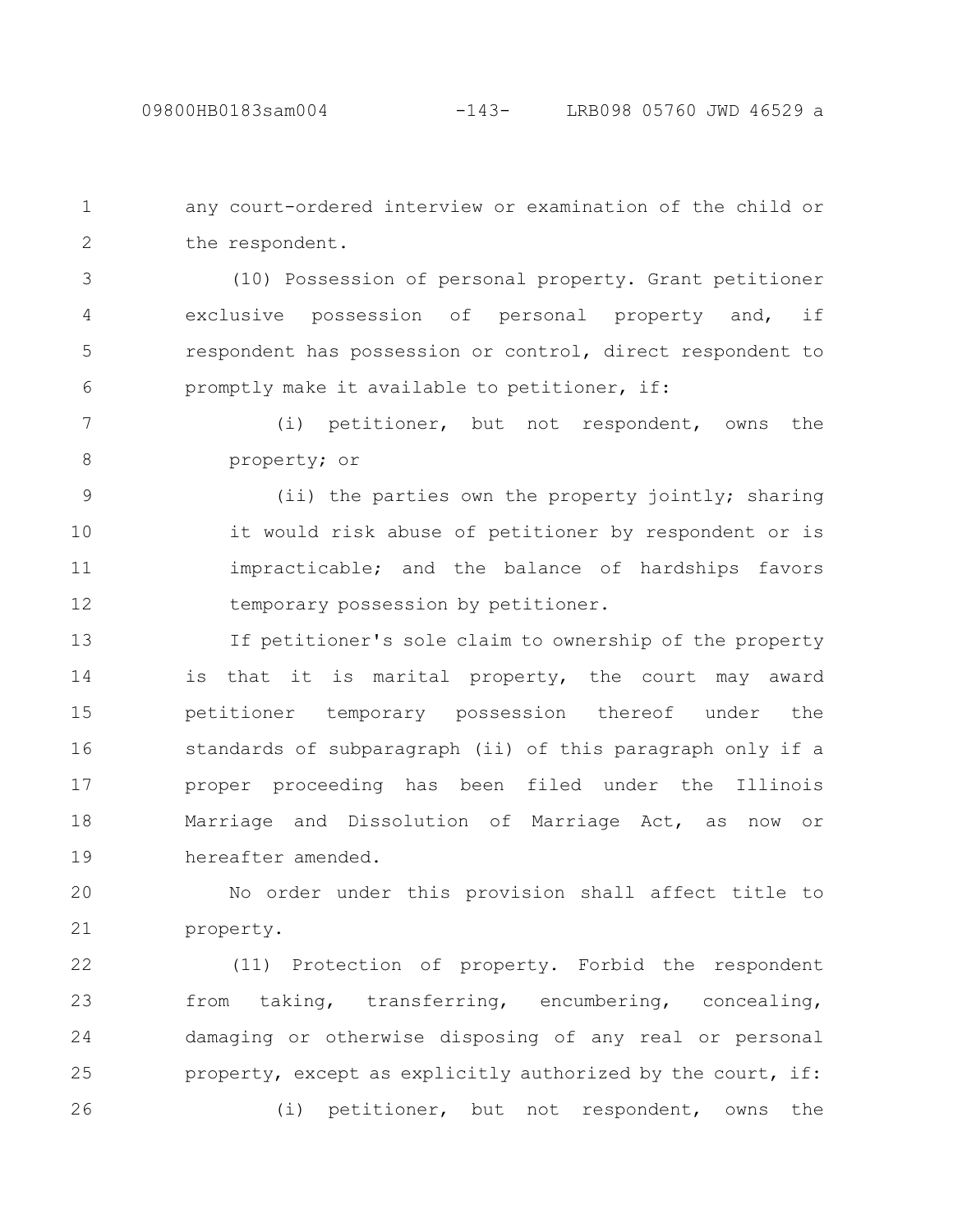any court-ordered interview or examination of the child or the respondent.

(10) Possession of personal property. Grant petitioner exclusive possession of personal property and, if respondent has possession or control, direct respondent to promptly make it available to petitioner, if:

(i) petitioner, but not respondent, owns the property; or

(ii) the parties own the property jointly; sharing it would risk abuse of petitioner by respondent or is impracticable; and the balance of hardships favors temporary possession by petitioner.

If petitioner's sole claim to ownership of the property is that it is marital property, the court may award petitioner temporary possession thereof under the standards of subparagraph (ii) of this paragraph only if a proper proceeding has been filed under the Illinois Marriage and Dissolution of Marriage Act, as now or hereafter amended.

No order under this provision shall affect title to property.

(11) Protection of property. Forbid the respondent from taking, transferring, encumbering, concealing, damaging or otherwise disposing of any real or personal property, except as explicitly authorized by the court, if:

(i) petitioner, but not respondent, owns the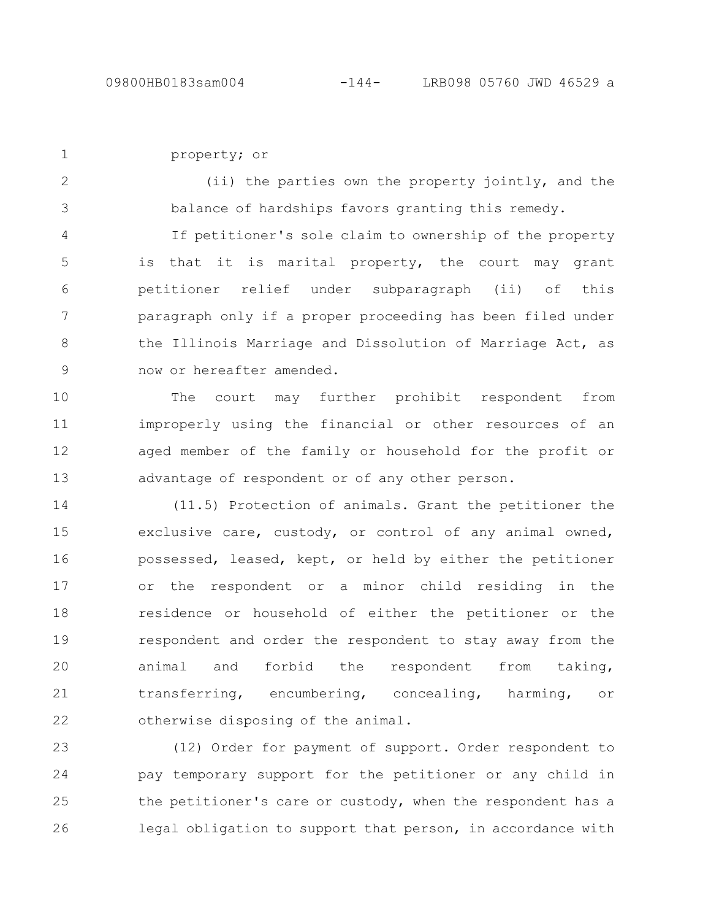property; or

(ii) the parties own the property jointly, and the balance of hardships favors granting this remedy.

If petitioner's sole claim to ownership of the property is that it is marital property, the court may grant petitioner relief under subparagraph (ii) of this paragraph only if a proper proceeding has been filed under the Illinois Marriage and Dissolution of Marriage Act, as now or hereafter amended.

The court may further prohibit respondent from improperly using the financial or other resources of an aged member of the family or household for the profit or advantage of respondent or of any other person.

(11.5) Protection of animals. Grant the petitioner the exclusive care, custody, or control of any animal owned, possessed, leased, kept, or held by either the petitioner or the respondent or a minor child residing in the residence or household of either the petitioner or the respondent and order the respondent to stay away from the animal and forbid the respondent from taking, transferring, encumbering, concealing, harming, or otherwise disposing of the animal.

(12) Order for payment of support. Order respondent to pay temporary support for the petitioner or any child in the petitioner's care or custody, when the respondent has a legal obligation to support that person, in accordance with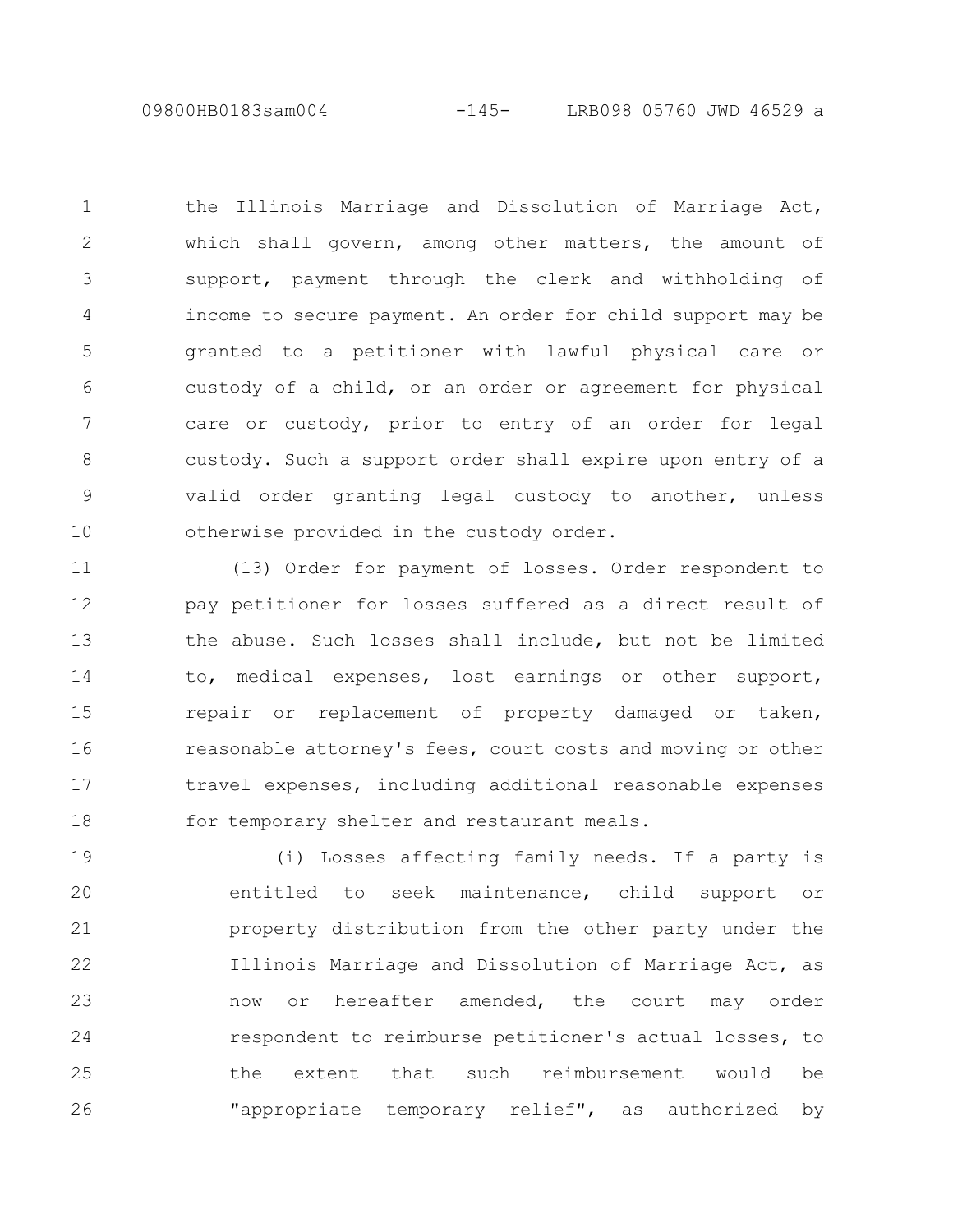the Illinois Marriage and Dissolution of Marriage Act, which shall govern, among other matters, the amount of support, payment through the clerk and withholding of income to secure payment. An order for child support may be granted to a petitioner with lawful physical care or custody of a child, or an order or agreement for physical care or custody, prior to entry of an order for legal custody. Such a support order shall expire upon entry of a valid order granting legal custody to another, unless otherwise provided in the custody order.

(13) Order for payment of losses. Order respondent to pay petitioner for losses suffered as a direct result of the abuse. Such losses shall include, but not be limited to, medical expenses, lost earnings or other support, repair or replacement of property damaged or taken, reasonable attorney's fees, court costs and moving or other travel expenses, including additional reasonable expenses for temporary shelter and restaurant meals.

(i) Losses affecting family needs. If a party is entitled to seek maintenance, child support or property distribution from the other party under the Illinois Marriage and Dissolution of Marriage Act, as now or hereafter amended, the court may order respondent to reimburse petitioner's actual losses, to the extent that such reimbursement would be "appropriate temporary relief", as authorized by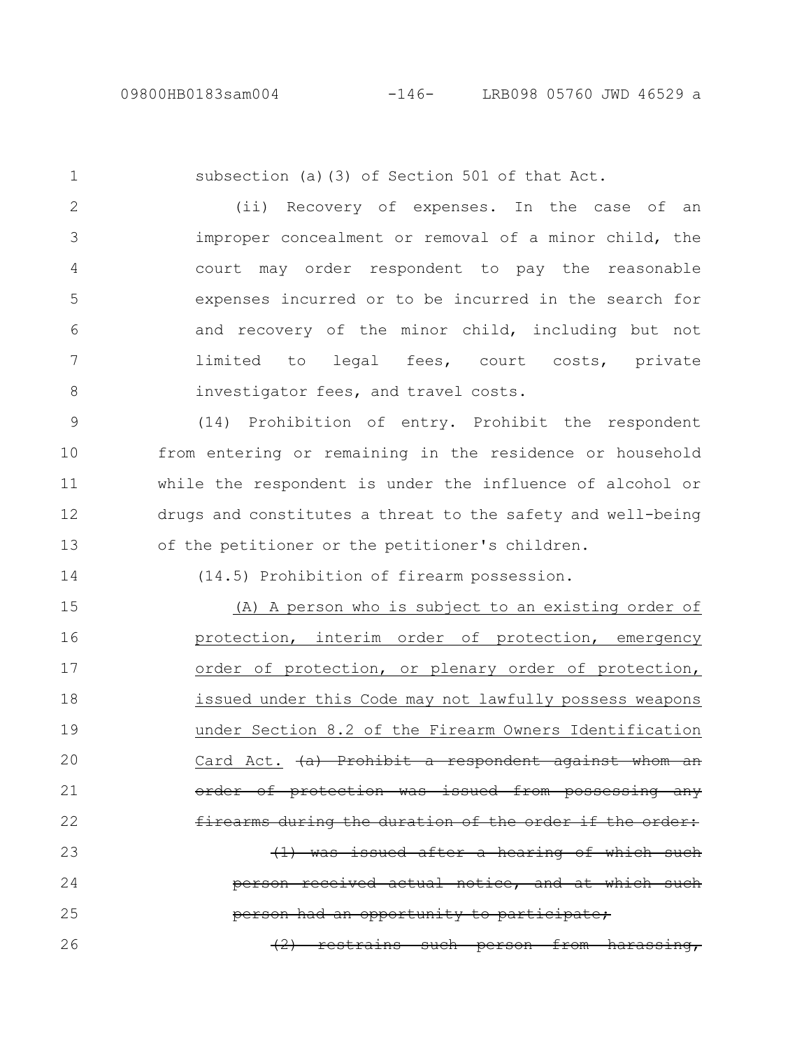subsection (a)(3) of Section 501 of that Act.

(ii) Recovery of expenses. In the case of an improper concealment or removal of a minor child, the court may order respondent to pay the reasonable expenses incurred or to be incurred in the search for and recovery of the minor child, including but not limited to legal fees, court costs, private investigator fees, and travel costs.

(14) Prohibition of entry. Prohibit the respondent from entering or remaining in the residence or household while the respondent is under the influence of alcohol or drugs and constitutes a threat to the safety and well-being of the petitioner or the petitioner's children.

(14.5) Prohibition of firearm possession.

<u>(A) A person who is subject to an existing order of protection, interim order of protection, emergency order of protection, or plenary order of protection, issued under this Code may not lawfully possess weapons under Section 8.2 of the Firearm Owners Identification Card Act.</u> ~~(a) Prohibit a respondent against whom an order of protection was issued from possessing any firearms during the duration of the order if the order:~~

~~(1) was issued after a hearing of which such person received actual notice, and at which such person had an opportunity to participate;~~

~~(2) restrains such person from harassing,~~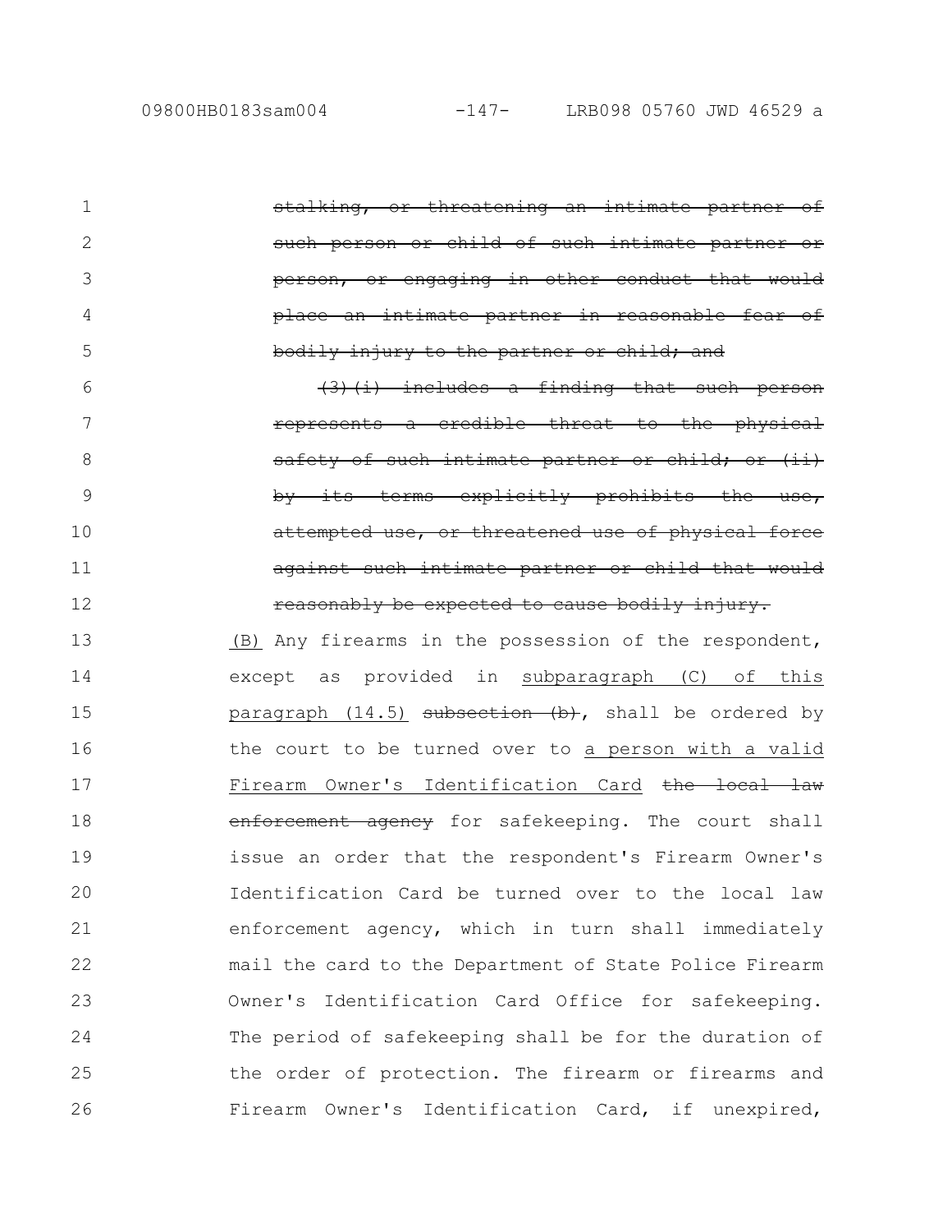~~stalking, or threatening an intimate partner of such person or child of such intimate partner or person, or engaging in other conduct that would place an intimate partner in reasonable fear of bodily injury to the partner or child; and~~

~~(3)(i) includes a finding that such person represents a credible threat to the physical safety of such intimate partner or child; or (ii) by its terms explicitly prohibits the use, attempted use, or threatened use of physical force against such intimate partner or child that would reasonably be expected to cause bodily injury.~~

<u>(B)</u> Any firearms in the possession of the respondent, except as provided in <u>subparagraph (C) of this paragraph (14.5)</u> ~~subsection (b)~~, shall be ordered by the court to be turned over to <u>a person with a valid Firearm Owner's Identification Card</u> ~~the local law enforcement agency~~ for safekeeping. The court shall issue an order that the respondent's Firearm Owner's Identification Card be turned over to the local law enforcement agency, which in turn shall immediately mail the card to the Department of State Police Firearm Owner's Identification Card Office for safekeeping. The period of safekeeping shall be for the duration of the order of protection. The firearm or firearms and Firearm Owner's Identification Card, if unexpired,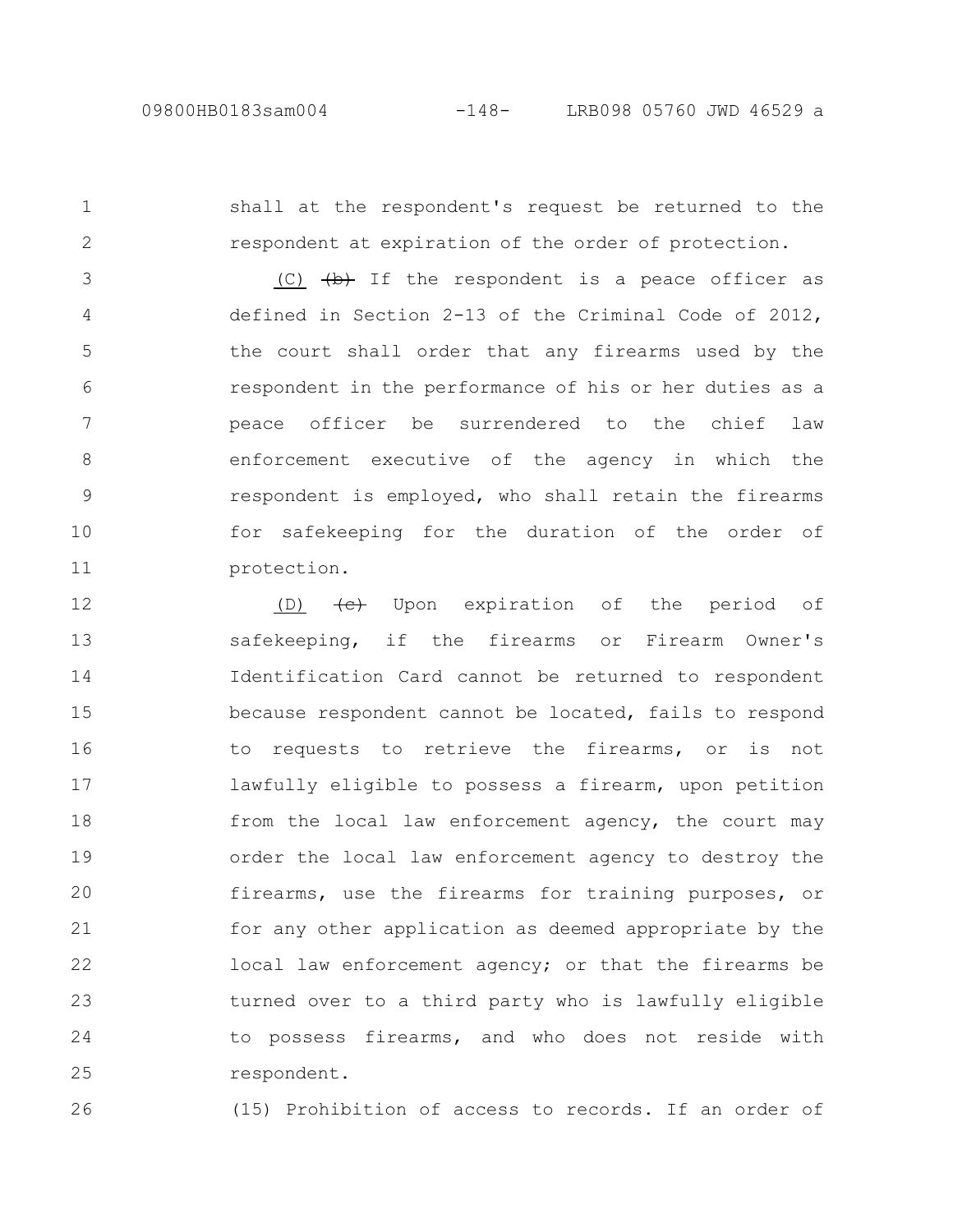shall at the respondent's request be returned to the respondent at expiration of the order of protection.

(C) ~~(b)~~ If the respondent is a peace officer as defined in Section 2-13 of the Criminal Code of 2012, the court shall order that any firearms used by the respondent in the performance of his or her duties as a peace officer be surrendered to the chief law enforcement executive of the agency in which the respondent is employed, who shall retain the firearms for safekeeping for the duration of the order of protection.

(D) ~~(c)~~ Upon expiration of the period of safekeeping, if the firearms or Firearm Owner's Identification Card cannot be returned to respondent because respondent cannot be located, fails to respond to requests to retrieve the firearms, or is not lawfully eligible to possess a firearm, upon petition from the local law enforcement agency, the court may order the local law enforcement agency to destroy the firearms, use the firearms for training purposes, or for any other application as deemed appropriate by the local law enforcement agency; or that the firearms be turned over to a third party who is lawfully eligible to possess firearms, and who does not reside with respondent.

(15) Prohibition of access to records. If an order of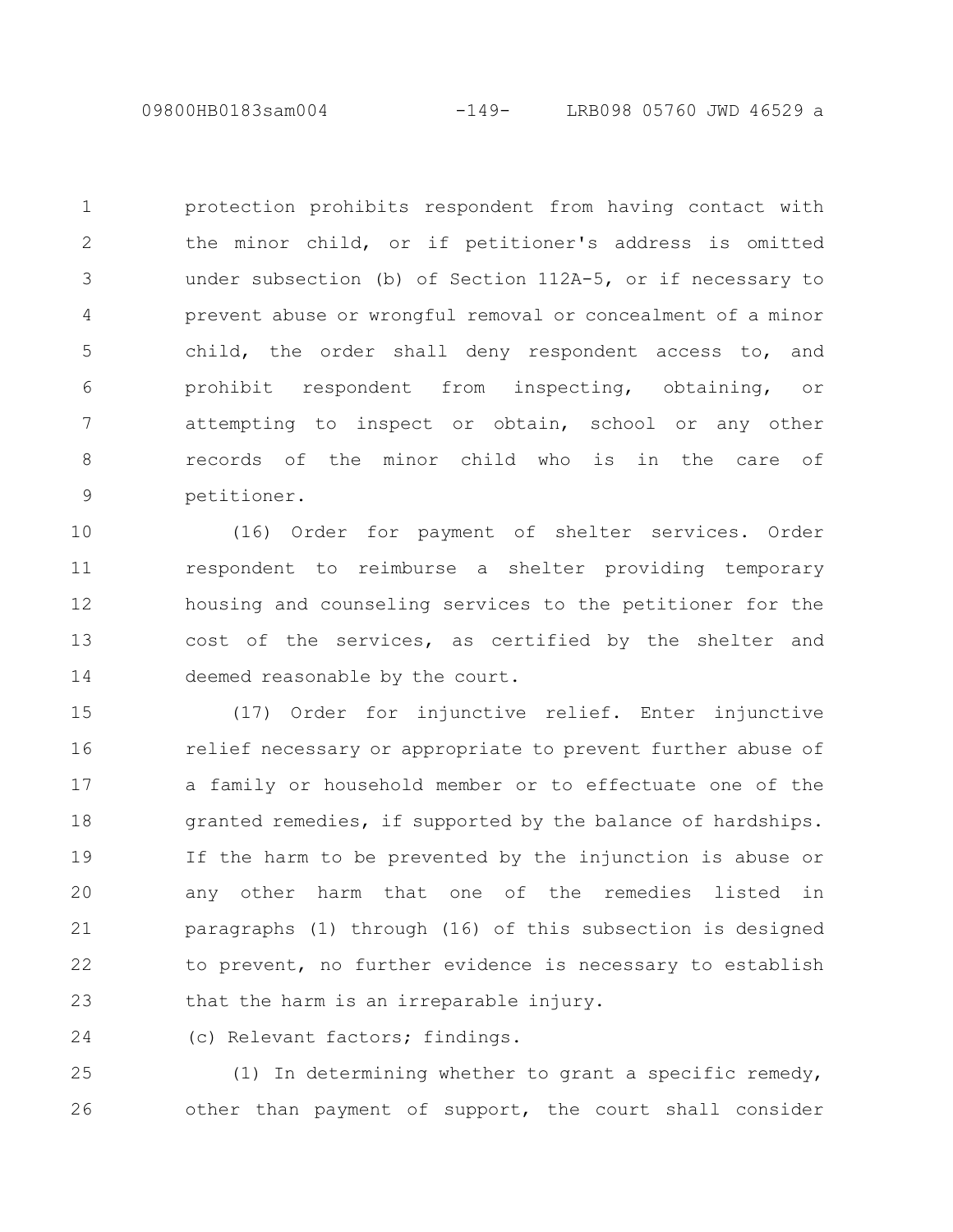protection prohibits respondent from having contact with the minor child, or if petitioner's address is omitted under subsection (b) of Section 112A-5, or if necessary to prevent abuse or wrongful removal or concealment of a minor child, the order shall deny respondent access to, and prohibit respondent from inspecting, obtaining, or attempting to inspect or obtain, school or any other records of the minor child who is in the care of petitioner.

(16) Order for payment of shelter services. Order respondent to reimburse a shelter providing temporary housing and counseling services to the petitioner for the cost of the services, as certified by the shelter and deemed reasonable by the court.

(17) Order for injunctive relief. Enter injunctive relief necessary or appropriate to prevent further abuse of a family or household member or to effectuate one of the granted remedies, if supported by the balance of hardships. If the harm to be prevented by the injunction is abuse or any other harm that one of the remedies listed in paragraphs (1) through (16) of this subsection is designed to prevent, no further evidence is necessary to establish that the harm is an irreparable injury.

(c) Relevant factors; findings.

(1) In determining whether to grant a specific remedy, other than payment of support, the court shall consider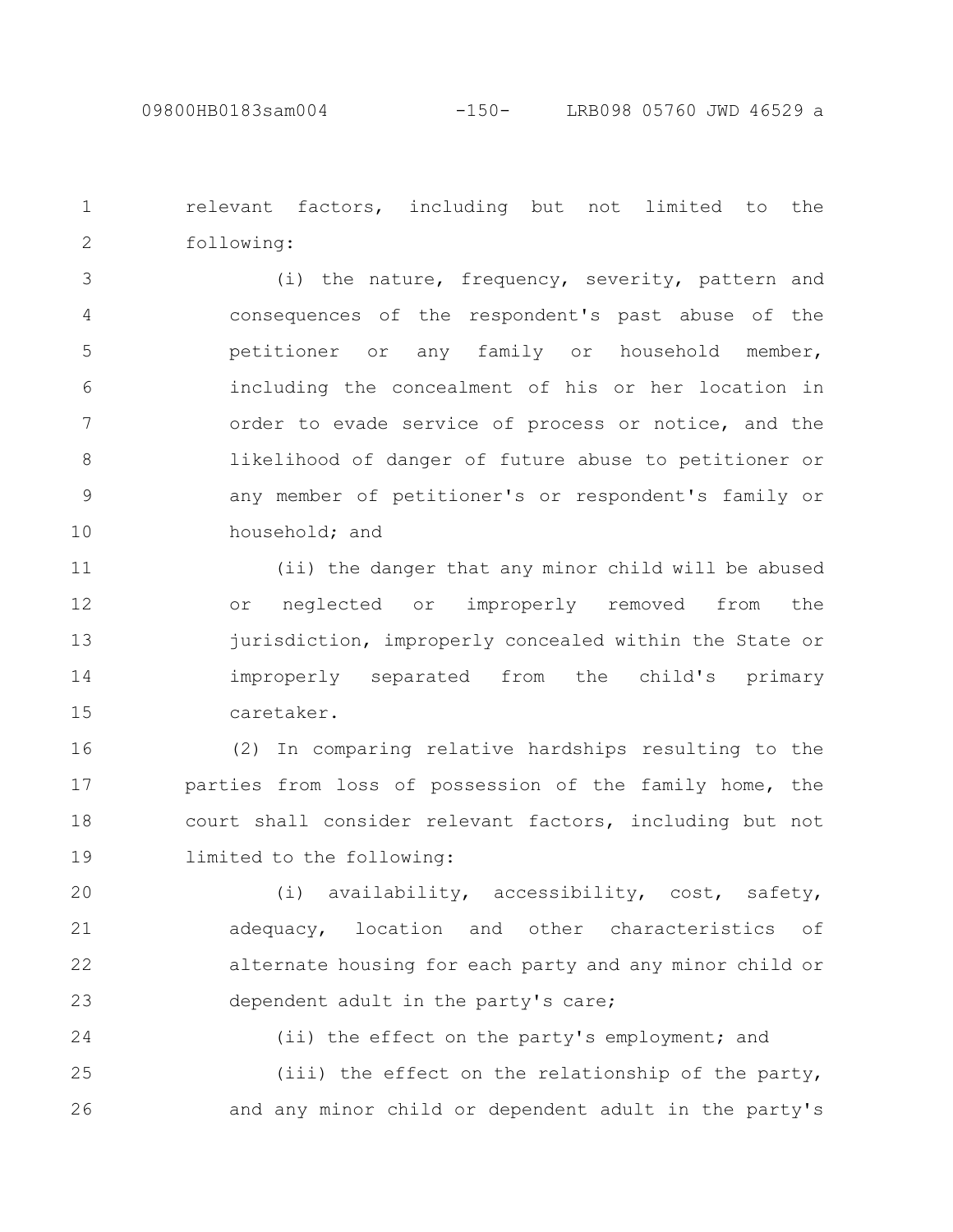relevant factors, including but not limited to the following:

(i) the nature, frequency, severity, pattern and consequences of the respondent's past abuse of the petitioner or any family or household member, including the concealment of his or her location in order to evade service of process or notice, and the likelihood of danger of future abuse to petitioner or any member of petitioner's or respondent's family or household; and

(ii) the danger that any minor child will be abused or neglected or improperly removed from the jurisdiction, improperly concealed within the State or improperly separated from the child's primary caretaker.

(2) In comparing relative hardships resulting to the parties from loss of possession of the family home, the court shall consider relevant factors, including but not limited to the following:

(i) availability, accessibility, cost, safety, adequacy, location and other characteristics of alternate housing for each party and any minor child or dependent adult in the party's care;

(ii) the effect on the party's employment; and

(iii) the effect on the relationship of the party, and any minor child or dependent adult in the party's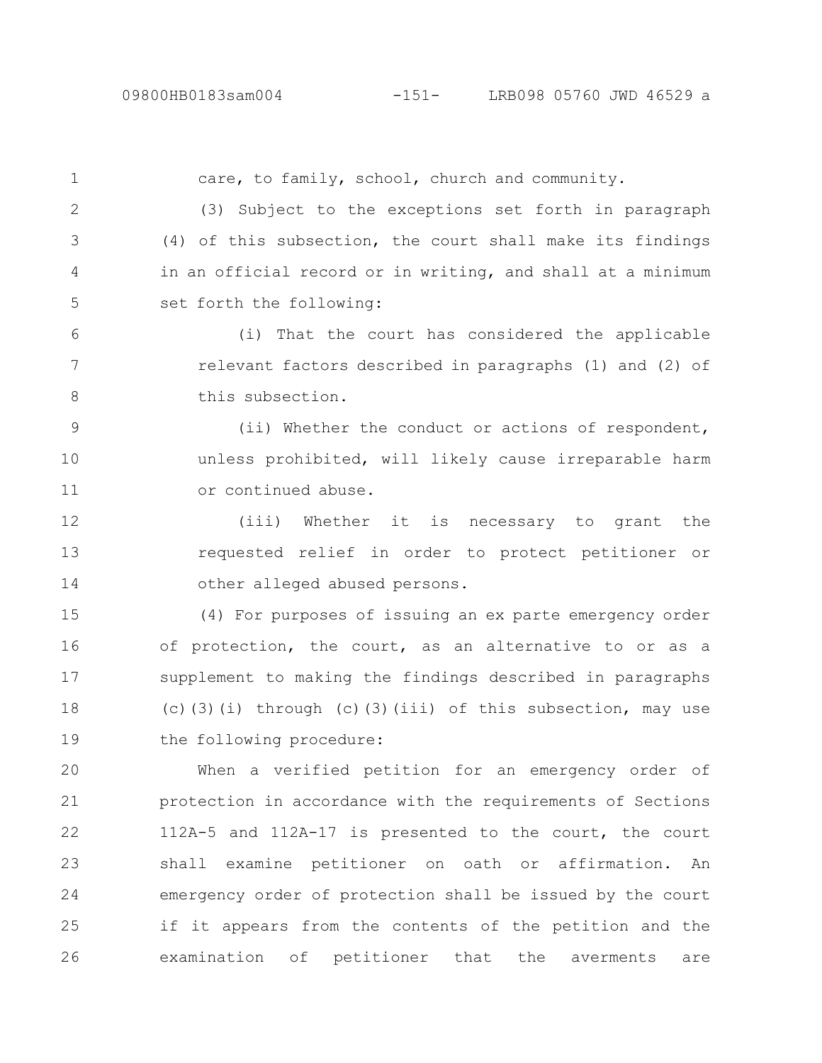care, to family, school, church and community.

(3) Subject to the exceptions set forth in paragraph (4) of this subsection, the court shall make its findings in an official record or in writing, and shall at a minimum set forth the following:

(i) That the court has considered the applicable relevant factors described in paragraphs (1) and (2) of this subsection.

(ii) Whether the conduct or actions of respondent, unless prohibited, will likely cause irreparable harm or continued abuse.

(iii) Whether it is necessary to grant the requested relief in order to protect petitioner or other alleged abused persons.

(4) For purposes of issuing an ex parte emergency order of protection, the court, as an alternative to or as a supplement to making the findings described in paragraphs (c)(3)(i) through (c)(3)(iii) of this subsection, may use the following procedure:

When a verified petition for an emergency order of protection in accordance with the requirements of Sections 112A-5 and 112A-17 is presented to the court, the court shall examine petitioner on oath or affirmation. An emergency order of protection shall be issued by the court if it appears from the contents of the petition and the examination of petitioner that the averments are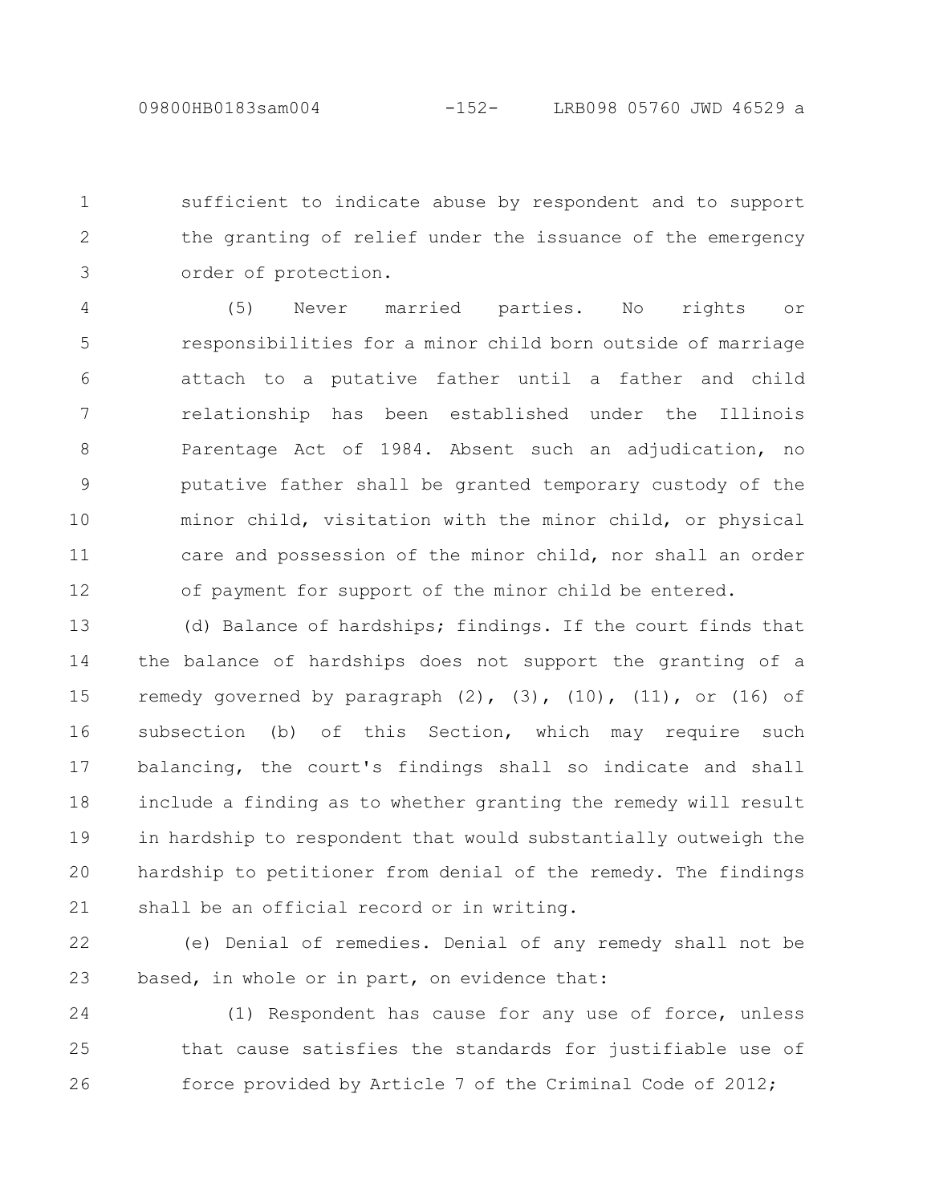sufficient to indicate abuse by respondent and to support the granting of relief under the issuance of the emergency order of protection.

(5) Never married parties. No rights or responsibilities for a minor child born outside of marriage attach to a putative father until a father and child relationship has been established under the Illinois Parentage Act of 1984. Absent such an adjudication, no putative father shall be granted temporary custody of the minor child, visitation with the minor child, or physical care and possession of the minor child, nor shall an order of payment for support of the minor child be entered.

(d) Balance of hardships; findings. If the court finds that the balance of hardships does not support the granting of a remedy governed by paragraph (2), (3), (10), (11), or (16) of subsection (b) of this Section, which may require such balancing, the court's findings shall so indicate and shall include a finding as to whether granting the remedy will result in hardship to respondent that would substantially outweigh the hardship to petitioner from denial of the remedy. The findings shall be an official record or in writing.

(e) Denial of remedies. Denial of any remedy shall not be based, in whole or in part, on evidence that:

(1) Respondent has cause for any use of force, unless that cause satisfies the standards for justifiable use of force provided by Article 7 of the Criminal Code of 2012;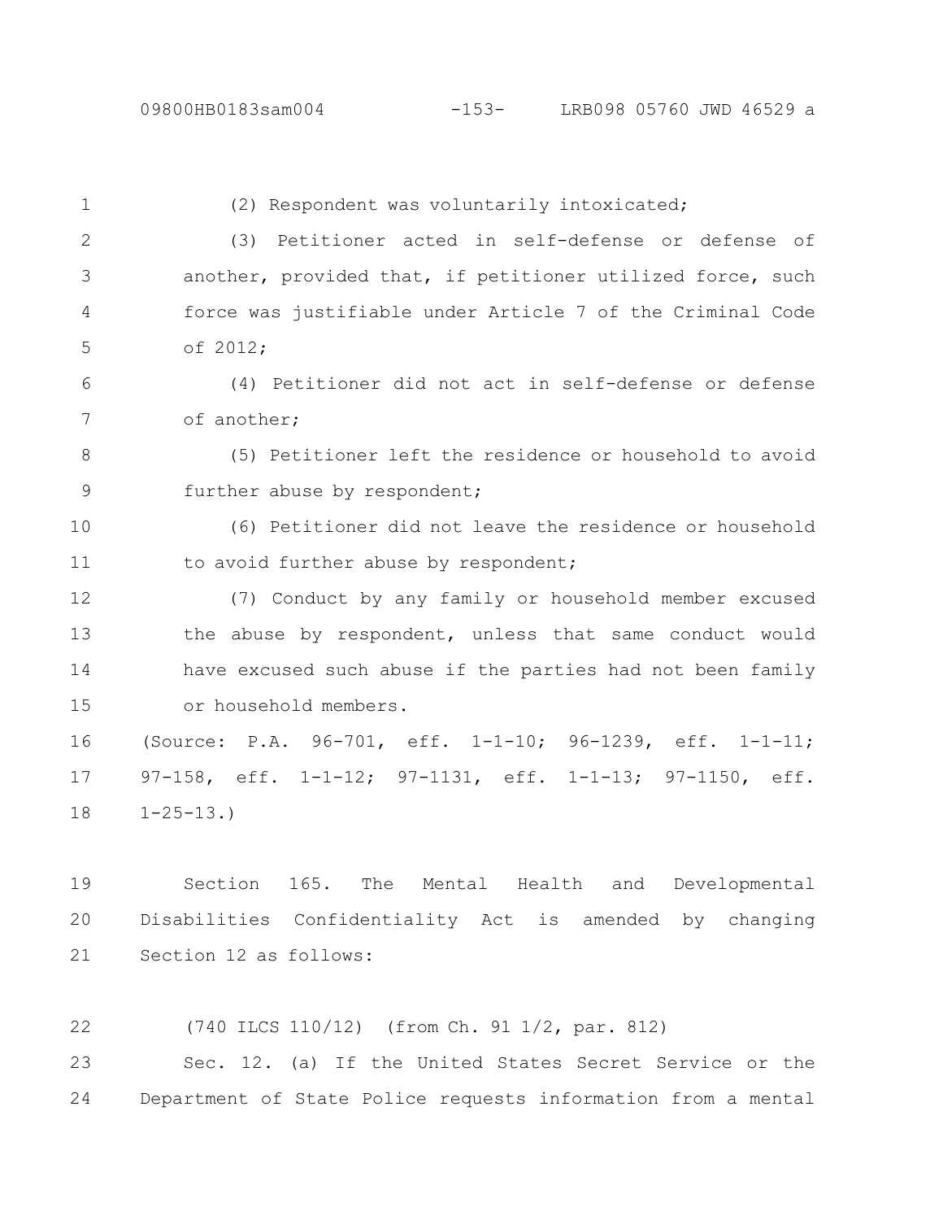(2) Respondent was voluntarily intoxicated;

(3) Petitioner acted in self-defense or defense of another, provided that, if petitioner utilized force, such force was justifiable under Article 7 of the Criminal Code of 2012;

(4) Petitioner did not act in self-defense or defense of another;

(5) Petitioner left the residence or household to avoid further abuse by respondent;

(6) Petitioner did not leave the residence or household to avoid further abuse by respondent;

(7) Conduct by any family or household member excused the abuse by respondent, unless that same conduct would have excused such abuse if the parties had not been family or household members.

(Source: P.A. 96-701, eff. 1-1-10; 96-1239, eff. 1-1-11; 97-158, eff. 1-1-12; 97-1131, eff. 1-1-13; 97-1150, eff. 1-25-13.)

Section 165. The Mental Health and Developmental Disabilities Confidentiality Act is amended by changing Section 12 as follows:

(740 ILCS 110/12) (from Ch. 91 1/2, par. 812)

Sec. 12. (a) If the United States Secret Service or the Department of State Police requests information from a mental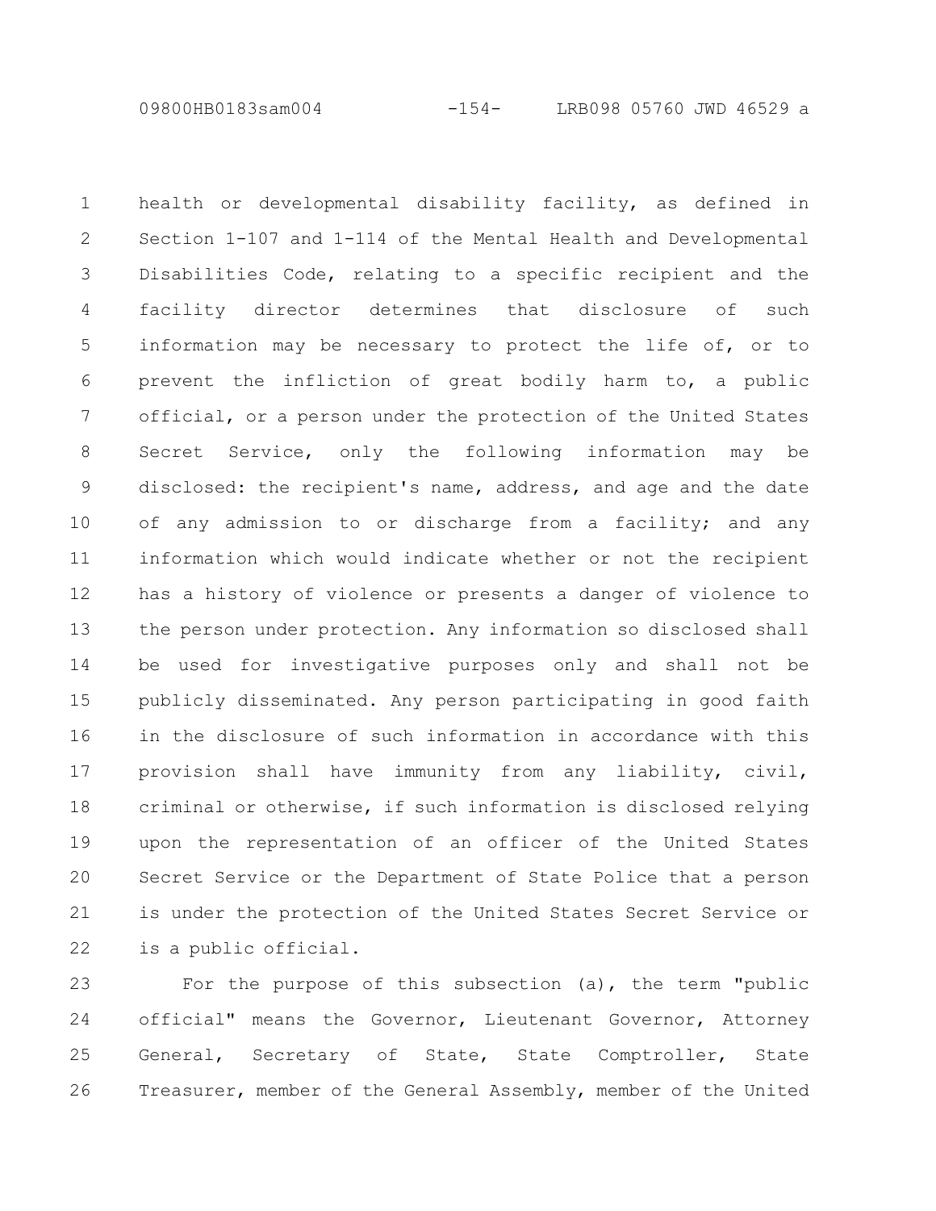health or developmental disability facility, as defined in Section 1-107 and 1-114 of the Mental Health and Developmental Disabilities Code, relating to a specific recipient and the facility director determines that disclosure of such information may be necessary to protect the life of, or to prevent the infliction of great bodily harm to, a public official, or a person under the protection of the United States Secret Service, only the following information may be disclosed: the recipient's name, address, and age and the date of any admission to or discharge from a facility; and any information which would indicate whether or not the recipient has a history of violence or presents a danger of violence to the person under protection. Any information so disclosed shall be used for investigative purposes only and shall not be publicly disseminated. Any person participating in good faith in the disclosure of such information in accordance with this provision shall have immunity from any liability, civil, criminal or otherwise, if such information is disclosed relying upon the representation of an officer of the United States Secret Service or the Department of State Police that a person is under the protection of the United States Secret Service or is a public official.

For the purpose of this subsection (a), the term "public official" means the Governor, Lieutenant Governor, Attorney General, Secretary of State, State Comptroller, State Treasurer, member of the General Assembly, member of the United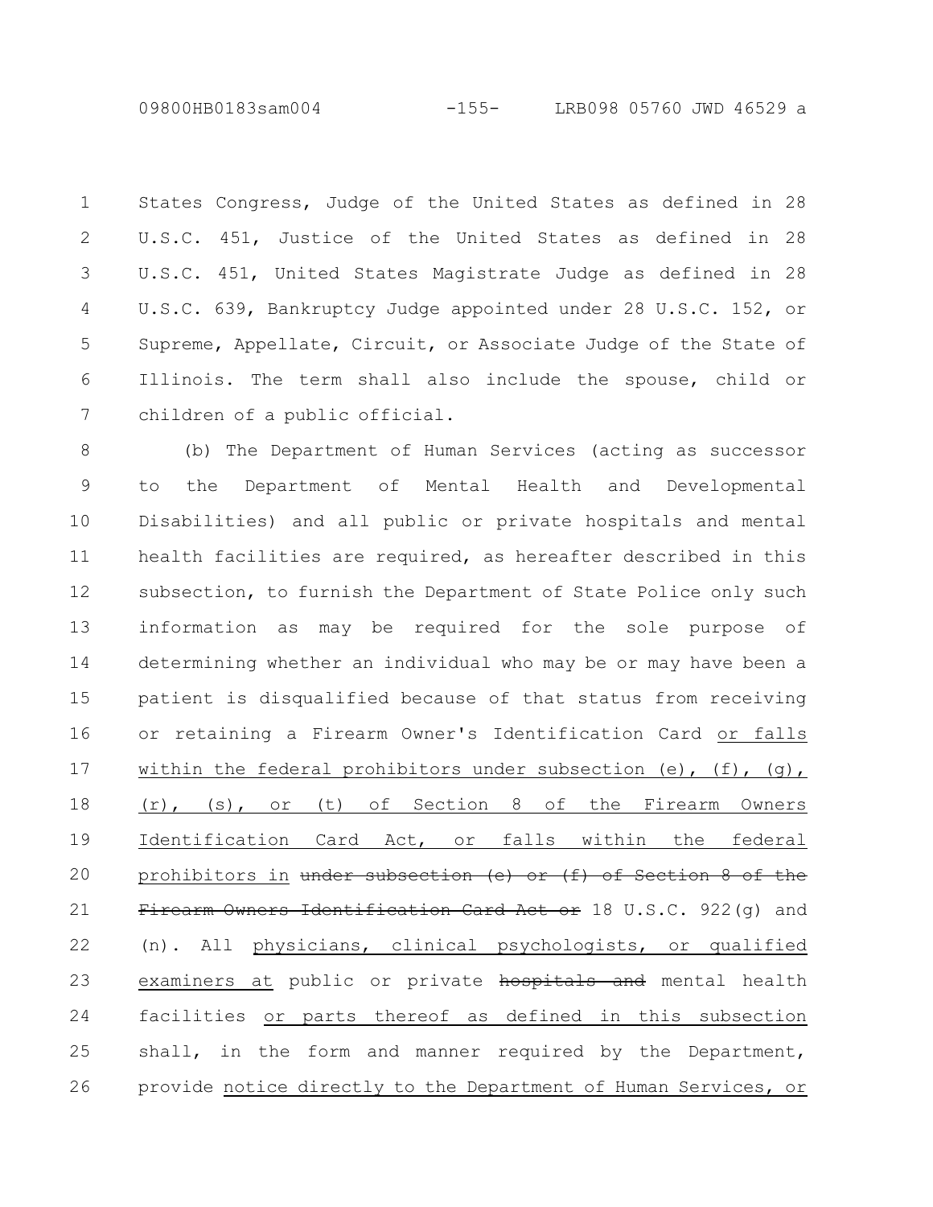States Congress, Judge of the United States as defined in 28 U.S.C. 451, Justice of the United States as defined in 28 U.S.C. 451, United States Magistrate Judge as defined in 28 U.S.C. 639, Bankruptcy Judge appointed under 28 U.S.C. 152, or Supreme, Appellate, Circuit, or Associate Judge of the State of Illinois. The term shall also include the spouse, child or children of a public official.

(b) The Department of Human Services (acting as successor to the Department of Mental Health and Developmental Disabilities) and all public or private hospitals and mental health facilities are required, as hereafter described in this subsection, to furnish the Department of State Police only such information as may be required for the sole purpose of determining whether an individual who may be or may have been a patient is disqualified because of that status from receiving or retaining a Firearm Owner's Identification Card <u>or falls within the federal prohibitors under subsection (e), (f), (g), (r), (s), or (t) of Section 8 of the Firearm Owners Identification Card Act, or falls within the federal prohibitors in</u> ~~under subsection (e) or (f) of Section 8 of the Firearm Owners Identification Card Act or~~ 18 U.S.C. 922(g) and (n). All <u>physicians, clinical psychologists, or qualified examiners at</u> public or private ~~hospitals and~~ mental health facilities <u>or parts thereof as defined in this subsection</u> shall, in the form and manner required by the Department, provide <u>notice directly to the Department of Human Services, or</u>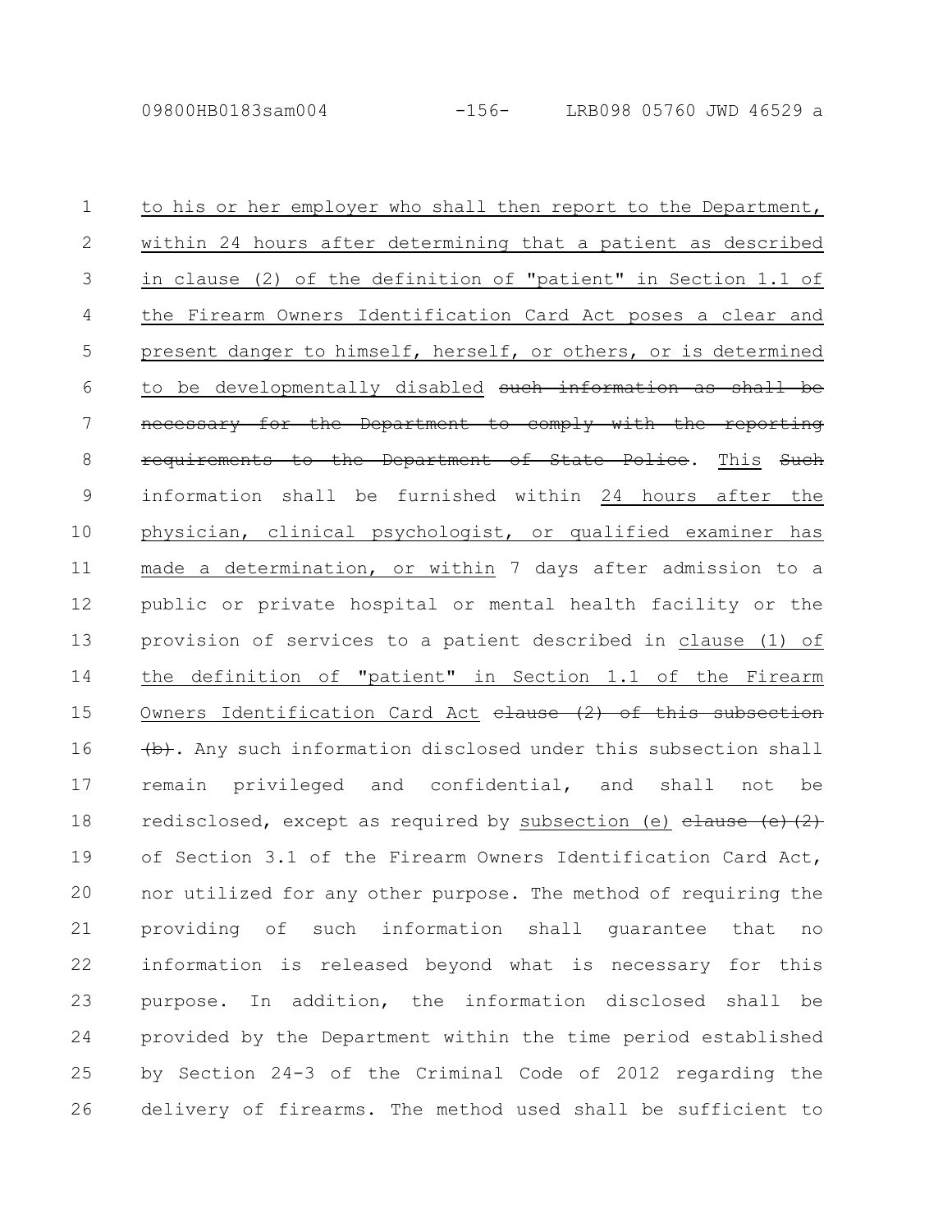to his or her employer who shall then report to the Department, within 24 hours after determining that a patient as described in clause (2) of the definition of "patient" in Section 1.1 of the Firearm Owners Identification Card Act poses a clear and present danger to himself, herself, or others, or is determined to be developmentally disabled ~~such information as shall be necessary for the Department to comply with the reporting requirements to the Department of State Police~~. This ~~Such~~ information shall be furnished within 24 hours after the physician, clinical psychologist, or qualified examiner has made a determination, or within 7 days after admission to a public or private hospital or mental health facility or the provision of services to a patient described in clause (1) of the definition of "patient" in Section 1.1 of the Firearm Owners Identification Card Act ~~clause (2) of this subsection (b)~~. Any such information disclosed under this subsection shall remain privileged and confidential, and shall not be redisclosed, except as required by subsection (e) ~~clause (e)(2)~~ of Section 3.1 of the Firearm Owners Identification Card Act, nor utilized for any other purpose. The method of requiring the providing of such information shall guarantee that no information is released beyond what is necessary for this purpose. In addition, the information disclosed shall be provided by the Department within the time period established by Section 24-3 of the Criminal Code of 2012 regarding the delivery of firearms. The method used shall be sufficient to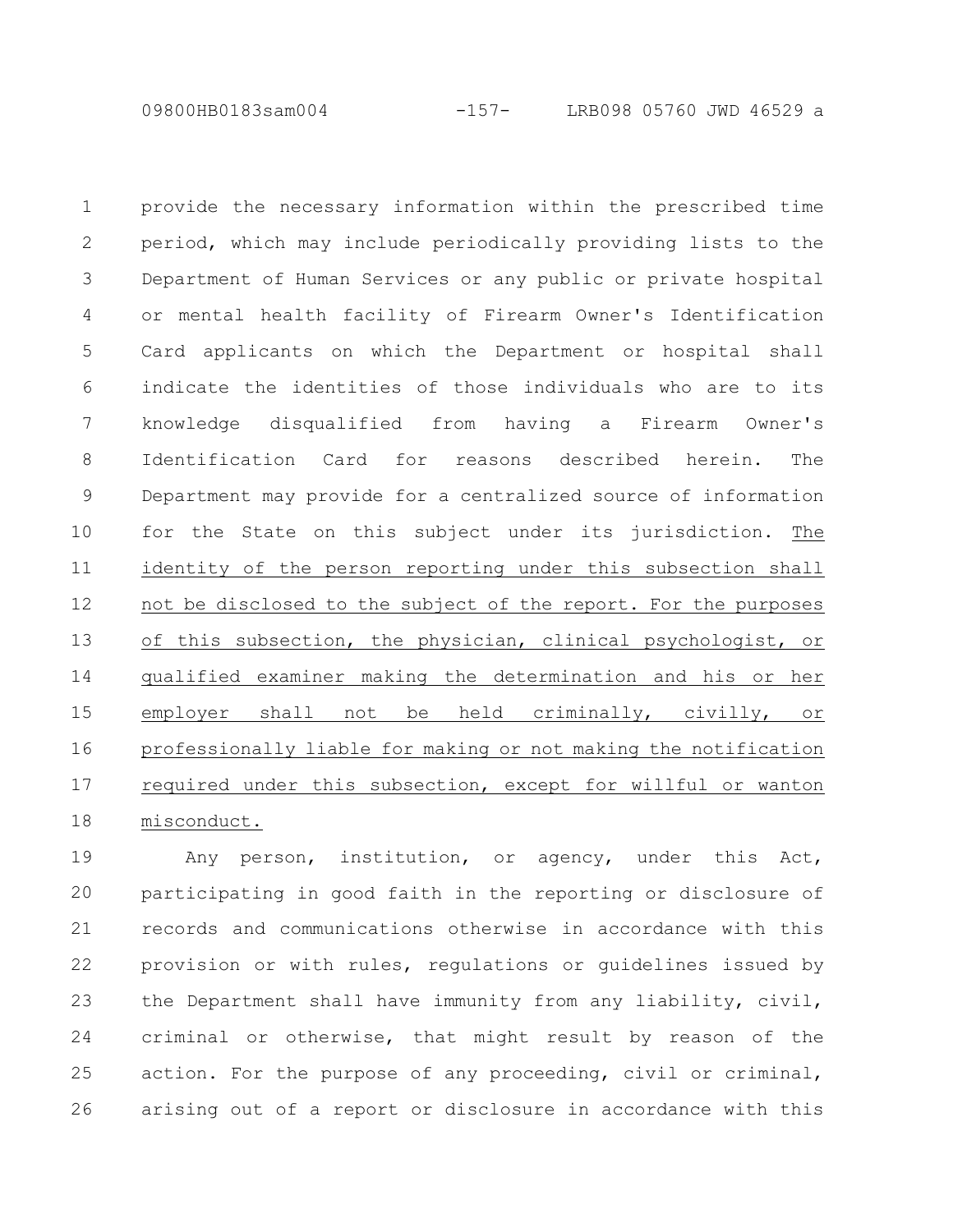provide the necessary information within the prescribed time period, which may include periodically providing lists to the Department of Human Services or any public or private hospital or mental health facility of Firearm Owner's Identification Card applicants on which the Department or hospital shall indicate the identities of those individuals who are to its knowledge disqualified from having a Firearm Owner's Identification Card for reasons described herein. The Department may provide for a centralized source of information for the State on this subject under its jurisdiction. The identity of the person reporting under this subsection shall not be disclosed to the subject of the report. For the purposes of this subsection, the physician, clinical psychologist, or qualified examiner making the determination and his or her employer shall not be held criminally, civilly, or professionally liable for making or not making the notification required under this subsection, except for willful or wanton misconduct.

Any person, institution, or agency, under this Act, participating in good faith in the reporting or disclosure of records and communications otherwise in accordance with this provision or with rules, regulations or guidelines issued by the Department shall have immunity from any liability, civil, criminal or otherwise, that might result by reason of the action. For the purpose of any proceeding, civil or criminal, arising out of a report or disclosure in accordance with this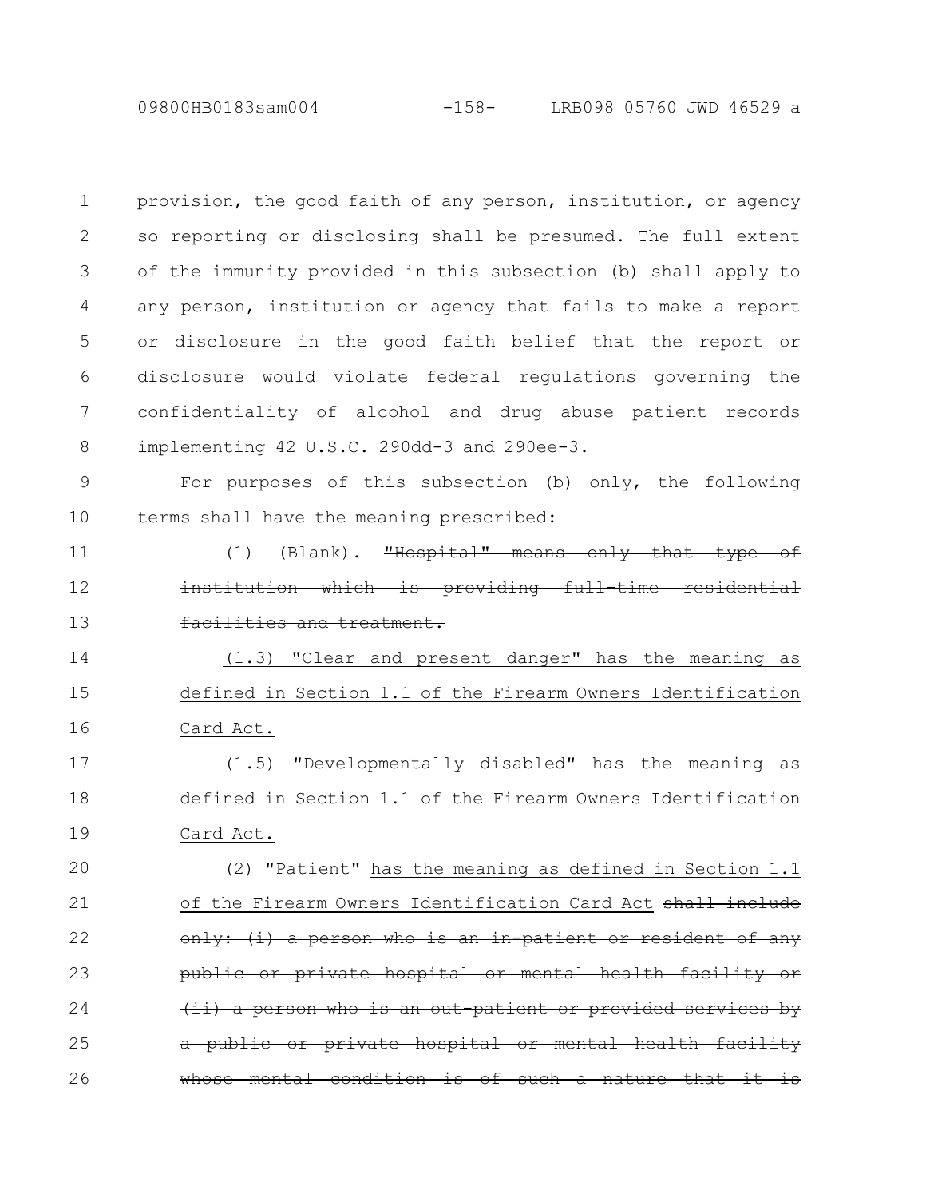provision, the good faith of any person, institution, or agency so reporting or disclosing shall be presumed. The full extent of the immunity provided in this subsection (b) shall apply to any person, institution or agency that fails to make a report or disclosure in the good faith belief that the report or disclosure would violate federal regulations governing the confidentiality of alcohol and drug abuse patient records implementing 42 U.S.C. 290dd-3 and 290ee-3.

For purposes of this subsection (b) only, the following terms shall have the meaning prescribed:

(1) <u>(Blank).</u> ~~"Hospital" means only that type of institution which is providing full-time residential facilities and treatment.~~

<u>(1.3) "Clear and present danger" has the meaning as defined in Section 1.1 of the Firearm Owners Identification Card Act.</u>

<u>(1.5) "Developmentally disabled" has the meaning as defined in Section 1.1 of the Firearm Owners Identification Card Act.</u>

(2) "Patient" <u>has the meaning as defined in Section 1.1 of the Firearm Owners Identification Card Act</u> ~~shall include only: (i) a person who is an in-patient or resident of any public or private hospital or mental health facility or (ii) a person who is an out-patient or provided services by a public or private hospital or mental health facility whose mental condition is of such a nature that it is~~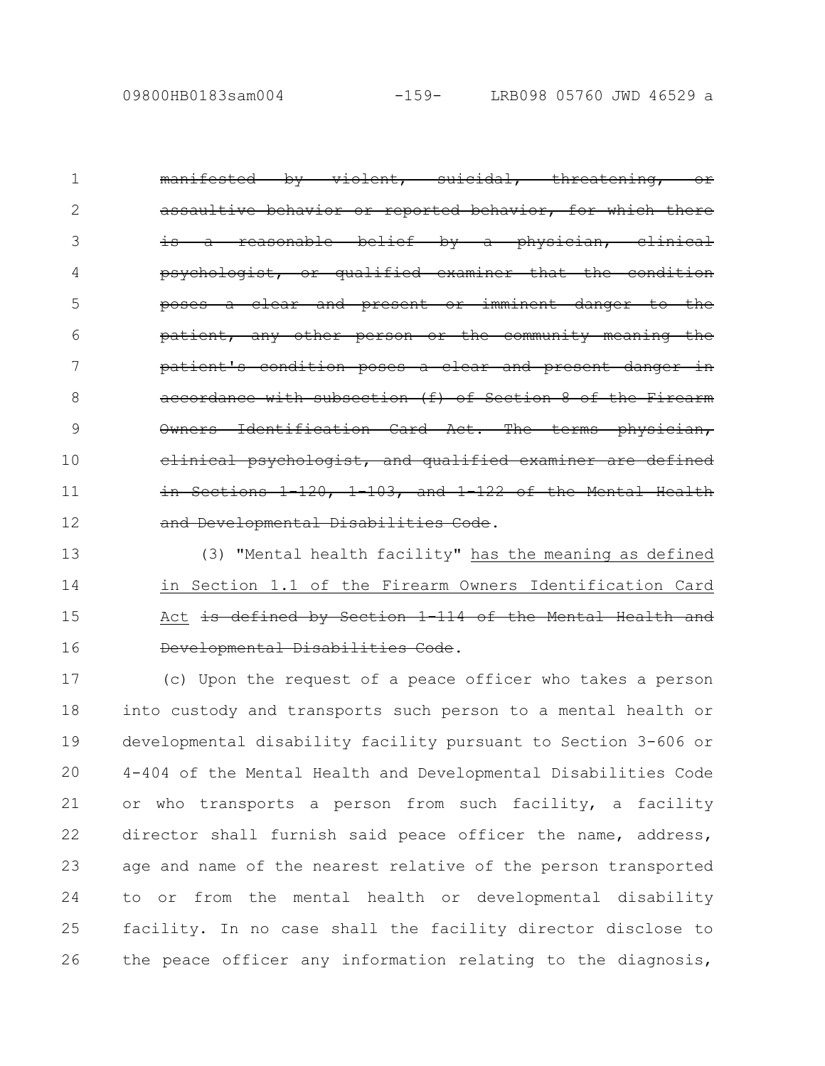~~manifested by violent, suicidal, threatening, or assaultive behavior or reported behavior, for which there is a reasonable belief by a physician, clinical psychologist, or qualified examiner that the condition poses a clear and present or imminent danger to the patient, any other person or the community meaning the patient's condition poses a clear and present danger in accordance with subsection (f) of Section 8 of the Firearm Owners Identification Card Act. The terms physician, clinical psychologist, and qualified examiner are defined in Sections 1-120, 1-103, and 1-122 of the Mental Health and Developmental Disabilities Code~~.

(3) "Mental health facility" <u>has the meaning as defined in Section 1.1 of the Firearm Owners Identification Card Act</u> ~~is defined by Section 1-114 of the Mental Health and Developmental Disabilities Code~~.

(c) Upon the request of a peace officer who takes a person into custody and transports such person to a mental health or developmental disability facility pursuant to Section 3-606 or 4-404 of the Mental Health and Developmental Disabilities Code or who transports a person from such facility, a facility director shall furnish said peace officer the name, address, age and name of the nearest relative of the person transported to or from the mental health or developmental disability facility. In no case shall the facility director disclose to the peace officer any information relating to the diagnosis,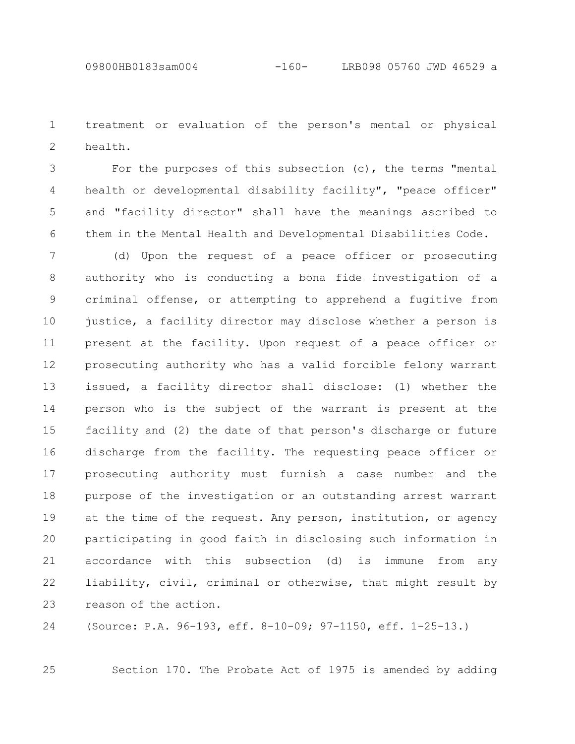treatment or evaluation of the person's mental or physical health.

For the purposes of this subsection (c), the terms "mental health or developmental disability facility", "peace officer" and "facility director" shall have the meanings ascribed to them in the Mental Health and Developmental Disabilities Code.

(d) Upon the request of a peace officer or prosecuting authority who is conducting a bona fide investigation of a criminal offense, or attempting to apprehend a fugitive from justice, a facility director may disclose whether a person is present at the facility. Upon request of a peace officer or prosecuting authority who has a valid forcible felony warrant issued, a facility director shall disclose: (1) whether the person who is the subject of the warrant is present at the facility and (2) the date of that person's discharge or future discharge from the facility. The requesting peace officer or prosecuting authority must furnish a case number and the purpose of the investigation or an outstanding arrest warrant at the time of the request. Any person, institution, or agency participating in good faith in disclosing such information in accordance with this subsection (d) is immune from any liability, civil, criminal or otherwise, that might result by reason of the action.

(Source: P.A. 96-193, eff. 8-10-09; 97-1150, eff. 1-25-13.)

Section 170. The Probate Act of 1975 is amended by adding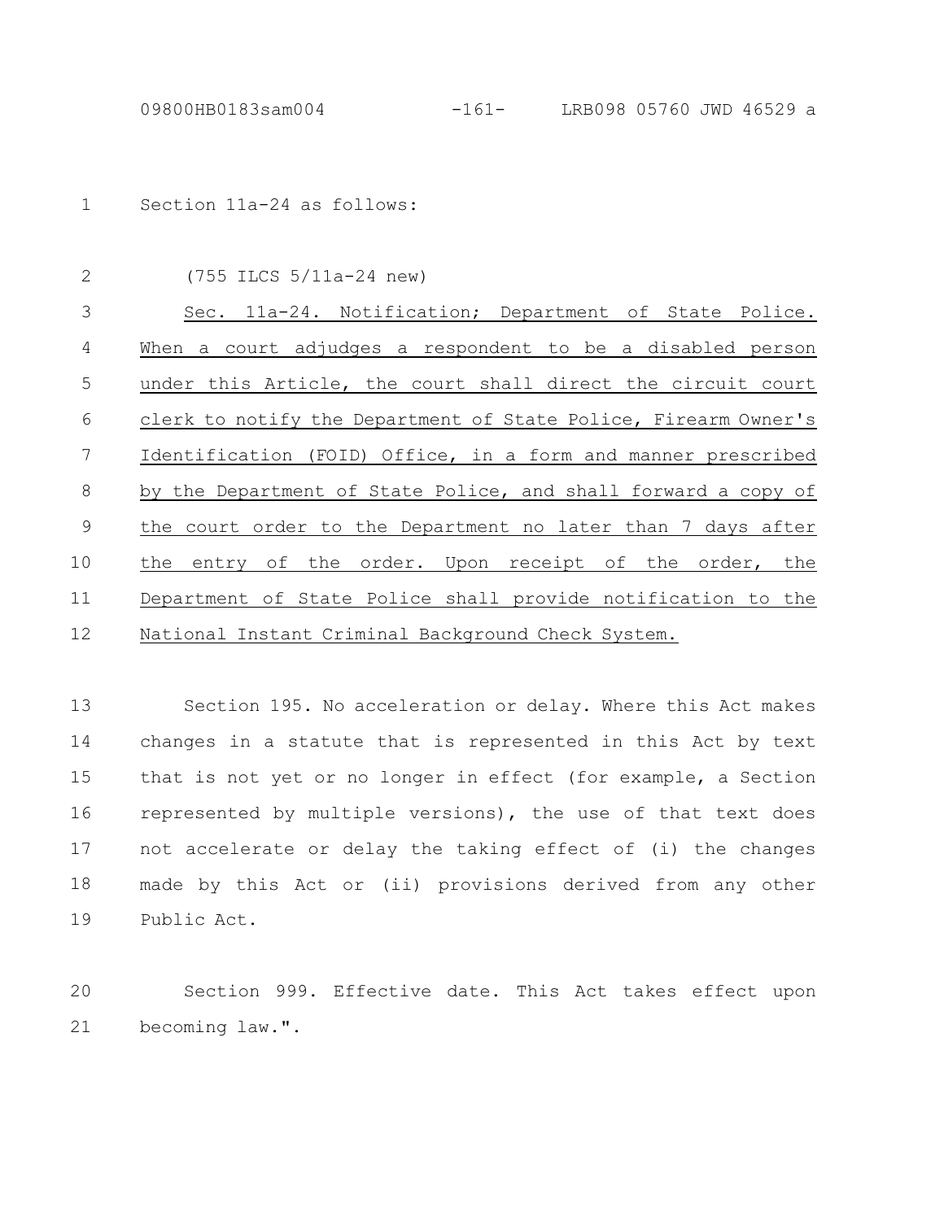Section 11a-24 as follows:

(755 ILCS 5/11a-24 new)

Sec. 11a-24. Notification; Department of State Police. When a court adjudges a respondent to be a disabled person under this Article, the court shall direct the circuit court clerk to notify the Department of State Police, Firearm Owner's Identification (FOID) Office, in a form and manner prescribed by the Department of State Police, and shall forward a copy of the court order to the Department no later than 7 days after the entry of the order. Upon receipt of the order, the Department of State Police shall provide notification to the National Instant Criminal Background Check System.

Section 195. No acceleration or delay. Where this Act makes changes in a statute that is represented in this Act by text that is not yet or no longer in effect (for example, a Section represented by multiple versions), the use of that text does not accelerate or delay the taking effect of (i) the changes made by this Act or (ii) provisions derived from any other Public Act.

Section 999. Effective date. This Act takes effect upon becoming law.".